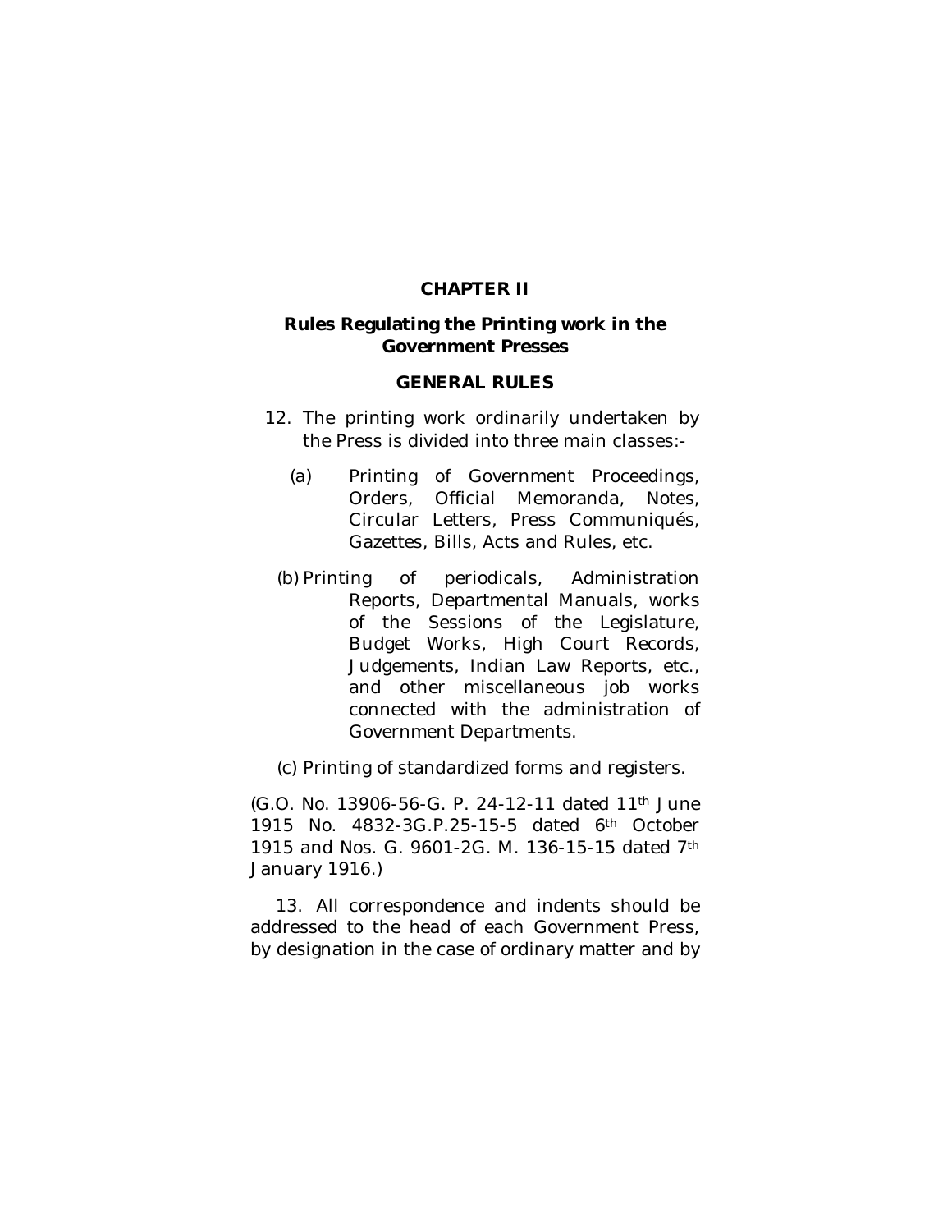# CHAPTER II

## Rules Regulating the Printing work in the Government Presses

### GENERAL RULES

12. The printing work ordinarily undertaken by the Press is divided into three main classes:-

   (a) Printing of Government Proceedings, Orders, Official Memoranda, Notes, Circular Letters, Press Communiqués, Gazettes, Bills, Acts and Rules, etc.

   (b) Printing of periodicals, Administration Reports, Departmental Manuals, works of the Sessions of the Legislature, Budget Works, High Court Records, Judgements, Indian Law Reports, etc., and other miscellaneous job works connected with the administration of Government Departments.

   (c) Printing of standardized forms and registers.

(G.O. No. 13906-56-G. P. 24-12-11 dated 11th June 1915 No. 4832-3G.P.25-15-5 dated 6th October 1915 and Nos. G. 9601-2G. M. 136-15-15 dated 7th January 1916.)

13. All correspondence and indents should be addressed to the head of each Government Press, by designation in the case of ordinary matter and by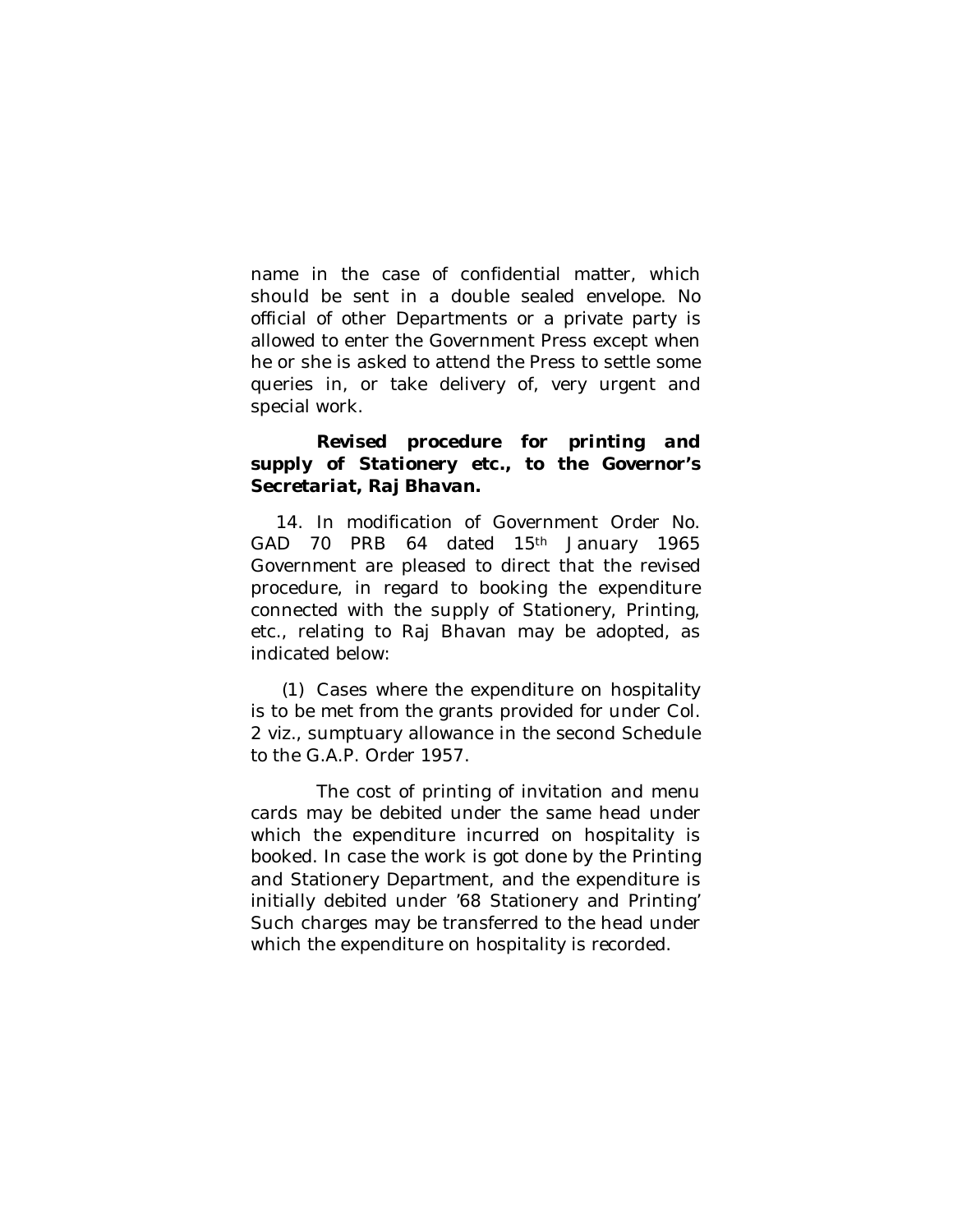name in the case of confidential matter, which should be sent in a double sealed envelope. No official of other Departments or a private party is allowed to enter the Government Press except when he or she is asked to attend the Press to settle some queries in, or take delivery of, very urgent and special work.

***Revised procedure for printing and supply of Stationery etc., to the Governor's Secretariat, Raj Bhavan.***

14. In modification of Government Order No. GAD 70 PRB 64 dated 15th January 1965 Government are pleased to direct that the revised procedure, in regard to booking the expenditure connected with the supply of Stationery, Printing, etc., relating to Raj Bhavan may be adopted, as indicated below:

(1) Cases where the expenditure on hospitality is to be met from the grants provided for under Col. 2 viz., sumptuary allowance in the second Schedule to the G.A.P. Order 1957.

The cost of printing of invitation and menu cards may be debited under the same head under which the expenditure incurred on hospitality is booked. In case the work is got done by the Printing and Stationery Department, and the expenditure is initially debited under '68 Stationery and Printing' Such charges may be transferred to the head under which the expenditure on hospitality is recorded.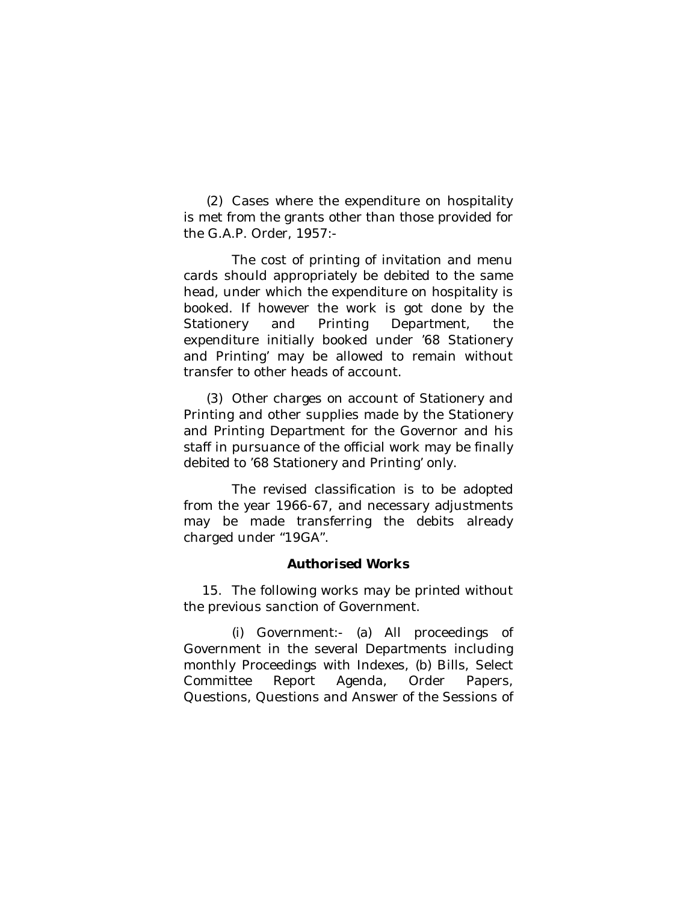(2) Cases where the expenditure on hospitality is met from the grants other than those provided for the G.A.P. Order, 1957:-

The cost of printing of invitation and menu cards should appropriately be debited to the same head, under which the expenditure on hospitality is booked. If however the work is got done by the Stationery and Printing Department, the expenditure initially booked under '68 Stationery and Printing' may be allowed to remain without transfer to other heads of account.

(3) Other charges on account of Stationery and Printing and other supplies made by the Stationery and Printing Department for the Governor and his staff in pursuance of the official work may be finally debited to '68 Stationery and Printing' only.

The revised classification is to be adopted from the year 1966-67, and necessary adjustments may be made transferring the debits already charged under "19GA".

**Authorised Works**

15. The following works may be printed without the previous sanction of Government.

(i) Government:- (a) All proceedings of Government in the several Departments including monthly Proceedings with Indexes, (b) Bills, Select Committee Report Agenda, Order Papers, Questions, Questions and Answer of the Sessions of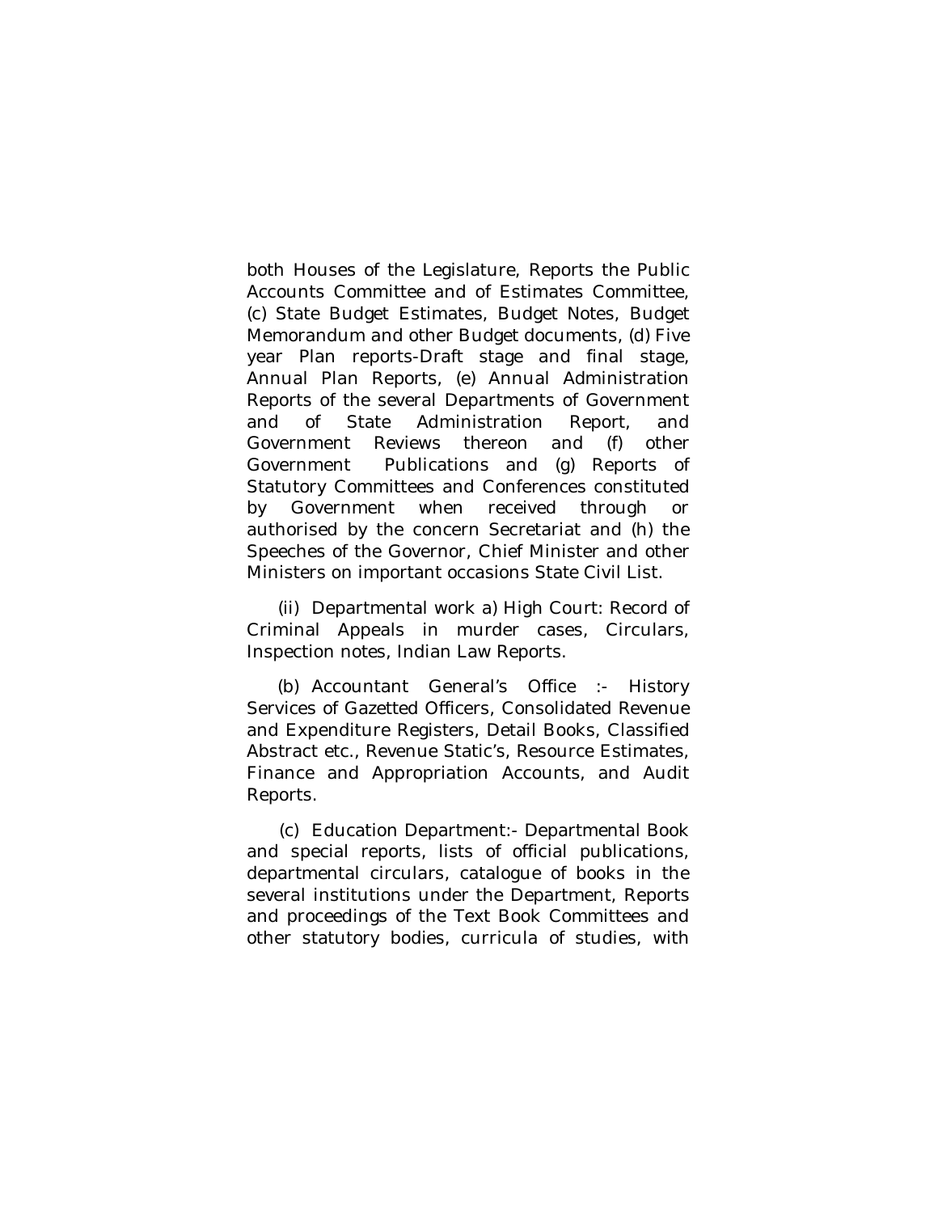both Houses of the Legislature, Reports the Public Accounts Committee and of Estimates Committee, (c) State Budget Estimates, Budget Notes, Budget Memorandum and other Budget documents, (d) Five year Plan reports-Draft stage and final stage, Annual Plan Reports, (e) Annual Administration Reports of the several Departments of Government and of State Administration Report, and Government Reviews thereon and (f) other Government Publications and (g) Reports of Statutory Committees and Conferences constituted by Government when received through or authorised by the concern Secretariat and (h) the Speeches of the Governor, Chief Minister and other Ministers on important occasions State Civil List.

(ii) Departmental work a) High Court: Record of Criminal Appeals in murder cases, Circulars, Inspection notes, Indian Law Reports.

(b) Accountant General's Office :- History Services of Gazetted Officers, Consolidated Revenue and Expenditure Registers, Detail Books, Classified Abstract etc., Revenue Static's, Resource Estimates, Finance and Appropriation Accounts, and Audit Reports.

(c) Education Department:- Departmental Book and special reports, lists of official publications, departmental circulars, catalogue of books in the several institutions under the Department, Reports and proceedings of the Text Book Committees and other statutory bodies, curricula of studies, with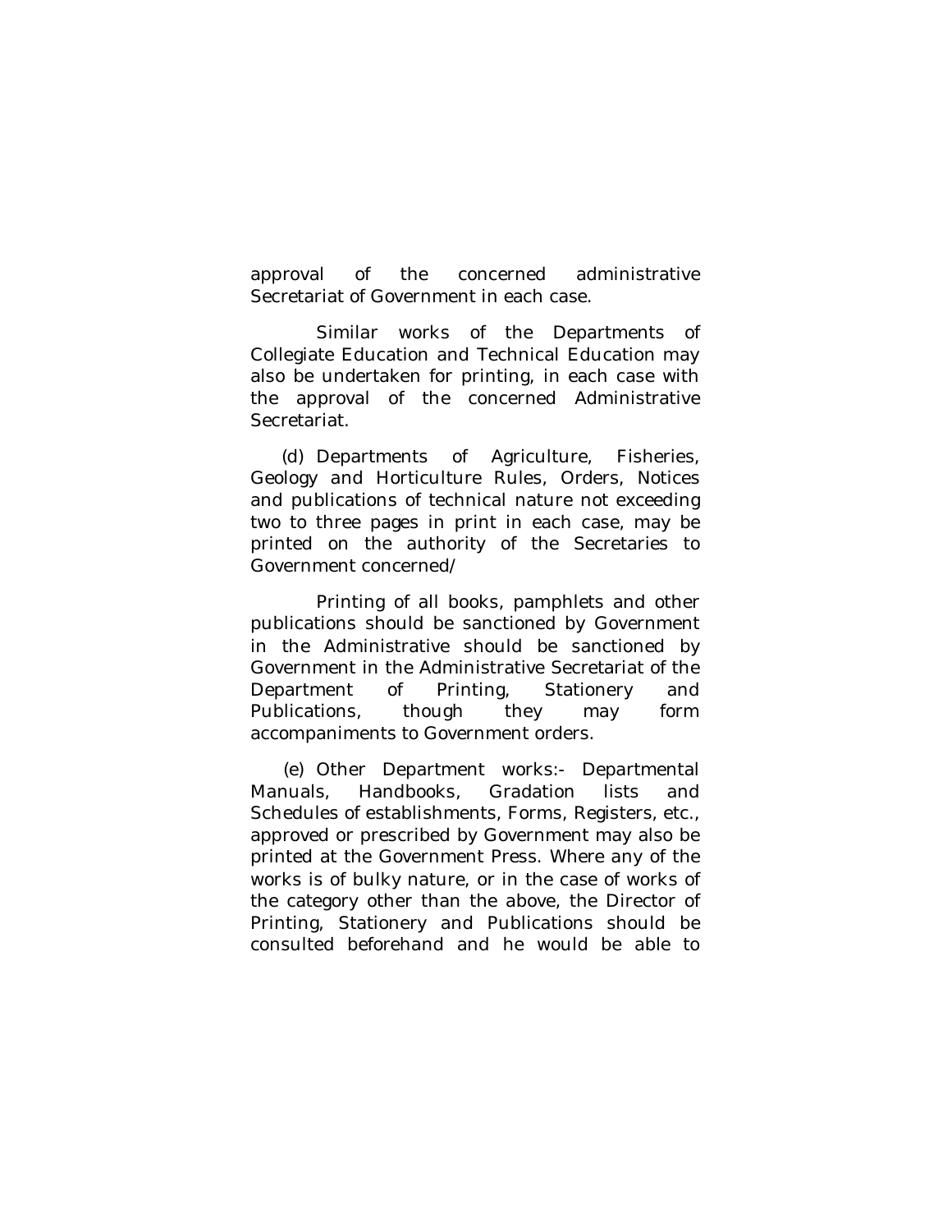approval of the concerned administrative Secretariat of Government in each case.

Similar works of the Departments of Collegiate Education and Technical Education may also be undertaken for printing, in each case with the approval of the concerned Administrative Secretariat.

(d) Departments of Agriculture, Fisheries, Geology and Horticulture Rules, Orders, Notices and publications of technical nature not exceeding two to three pages in print in each case, may be printed on the authority of the Secretaries to Government concerned/

Printing of all books, pamphlets and other publications should be sanctioned by Government in the Administrative should be sanctioned by Government in the Administrative Secretariat of the Department of Printing, Stationery and Publications, though they may form accompaniments to Government orders.

(e) Other Department works:- Departmental Manuals, Handbooks, Gradation lists and Schedules of establishments, Forms, Registers, etc., approved or prescribed by Government may also be printed at the Government Press. Where any of the works is of bulky nature, or in the case of works of the category other than the above, the Director of Printing, Stationery and Publications should be consulted beforehand and he would be able to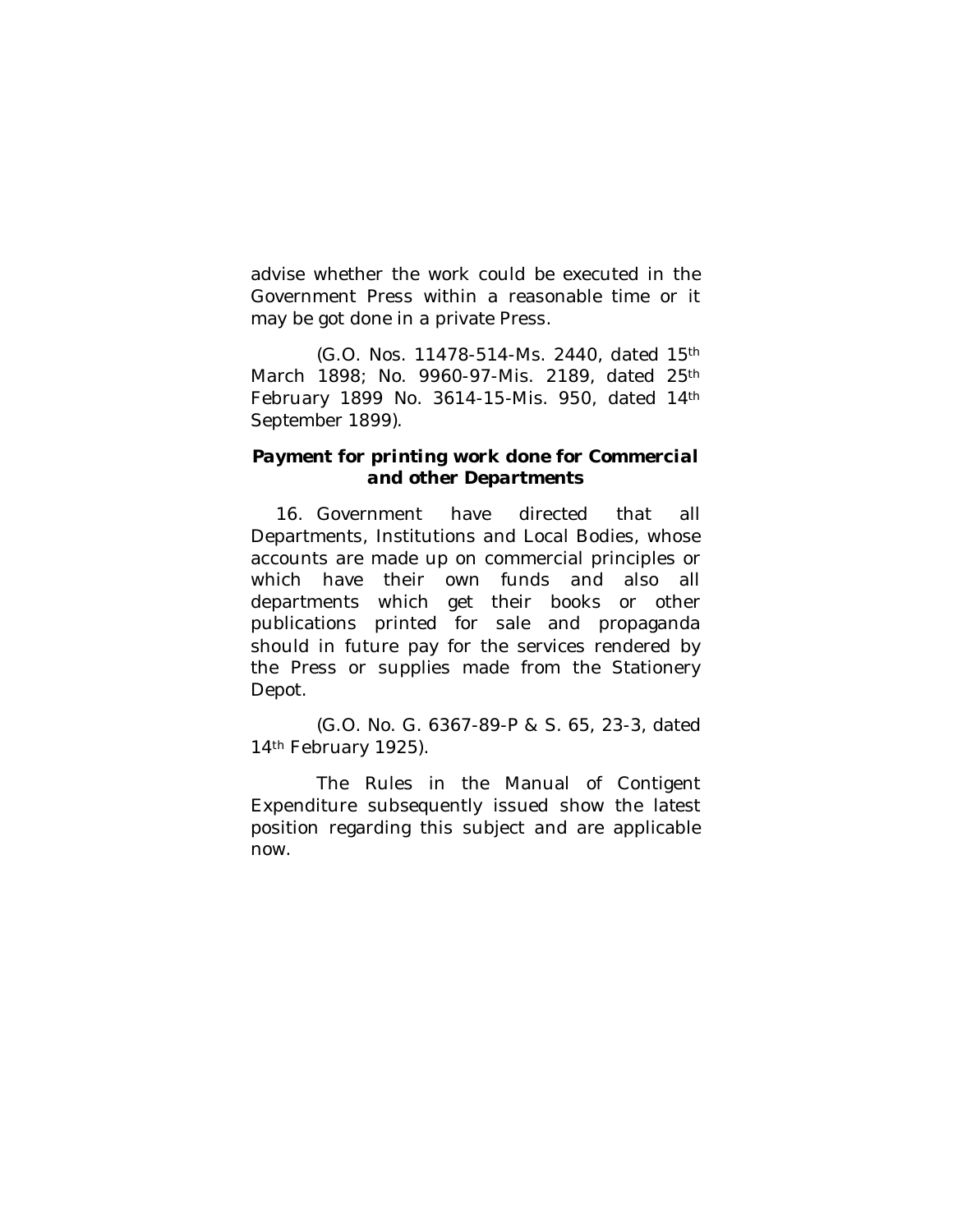advise whether the work could be executed in the Government Press within a reasonable time or it may be got done in a private Press.

(G.O. Nos. 11478-514-Ms. 2440, dated 15th March 1898; No. 9960-97-Mis. 2189, dated 25th February 1899 No. 3614-15-Mis. 950, dated 14th September 1899).

### *Payment for printing work done for Commercial and other Departments*

16. Government have directed that all Departments, Institutions and Local Bodies, whose accounts are made up on commercial principles or which have their own funds and also all departments which get their books or other publications printed for sale and propaganda should in future pay for the services rendered by the Press or supplies made from the Stationery Depot.

(G.O. No. G. 6367-89-P & S. 65, 23-3, dated 14th February 1925).

The Rules in the Manual of Contigent Expenditure subsequently issued show the latest position regarding this subject and are applicable now.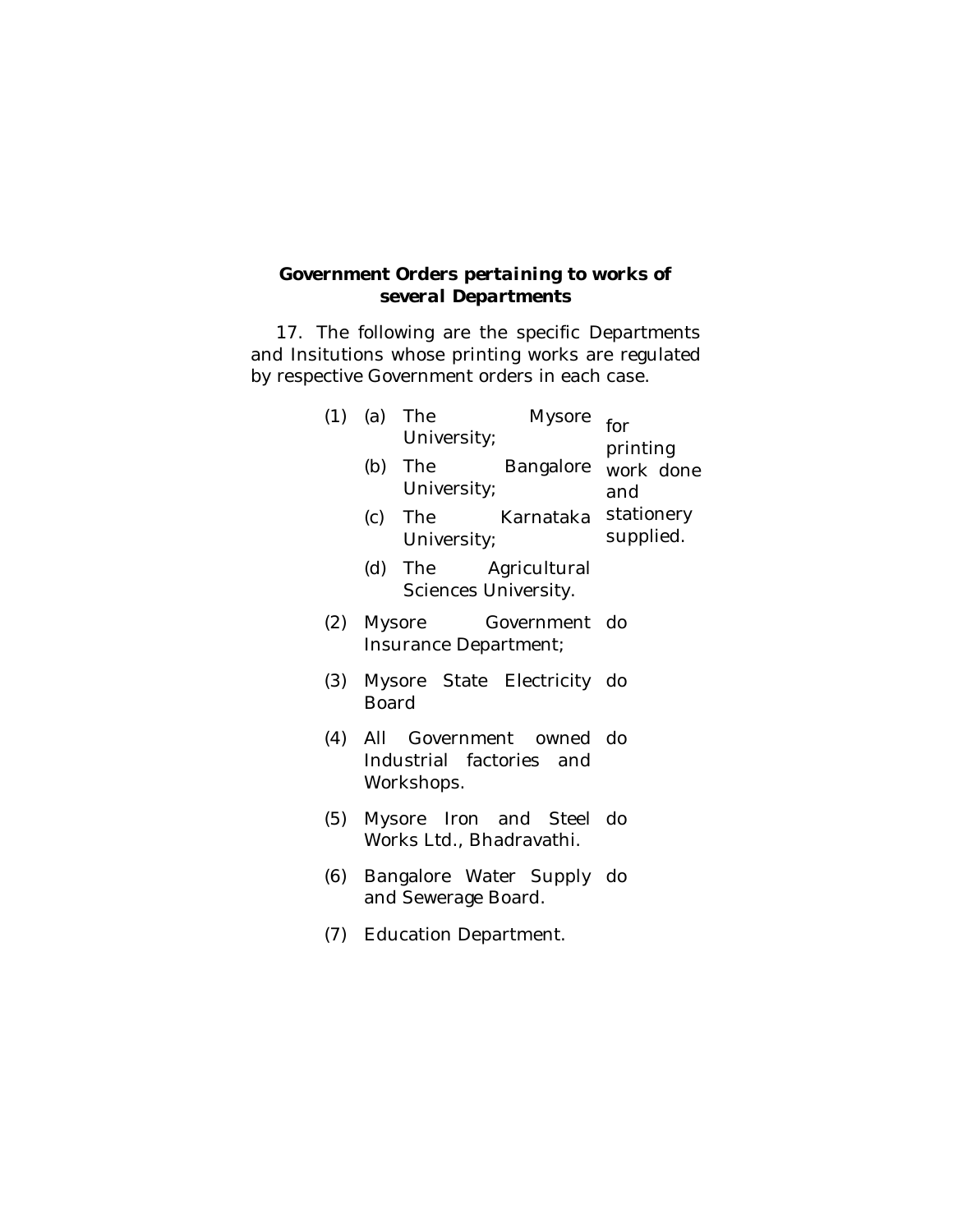## Government Orders pertaining to works of several Departments

17. The following are the specific Departments and Insitutions whose printing works are regulated by respective Government orders in each case.

| | | |
|---|---|---|
| (1) | (a) The Mysore University;<br>(b) The Bangalore University;<br>(c) The Karnataka University;<br>(d) The Agricultural Sciences University. | for printing work done and stationery supplied. |
| (2) | Mysore Government Insurance Department; | do |
| (3) | Mysore State Electricity Board | do |
| (4) | All Government owned Industrial factories and Workshops. | do |
| (5) | Mysore Iron and Steel Works Ltd., Bhadravathi. | do |
| (6) | Bangalore Water Supply and Sewerage Board. | do |
| (7) | Education Department. | |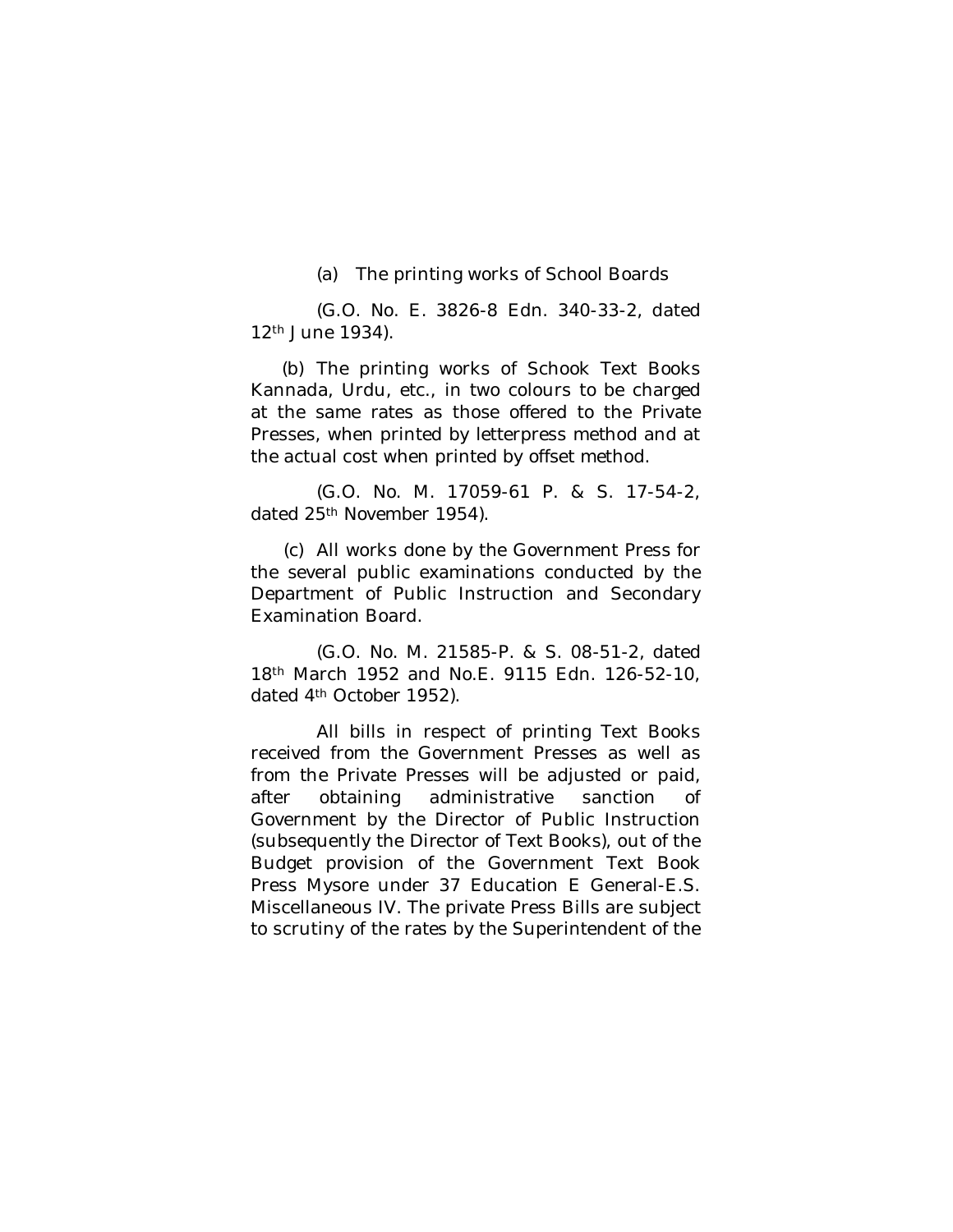(a) The printing works of School Boards

(G.O. No. E. 3826-8 Edn. 340-33-2, dated 12th June 1934).

(b) The printing works of Schook Text Books Kannada, Urdu, etc., in two colours to be charged at the same rates as those offered to the Private Presses, when printed by letterpress method and at the actual cost when printed by offset method.

(G.O. No. M. 17059-61 P. & S. 17-54-2, dated 25th November 1954).

(c) All works done by the Government Press for the several public examinations conducted by the Department of Public Instruction and Secondary Examination Board.

(G.O. No. M. 21585-P. & S. 08-51-2, dated 18th March 1952 and No.E. 9115 Edn. 126-52-10, dated 4th October 1952).

All bills in respect of printing Text Books received from the Government Presses as well as from the Private Presses will be adjusted or paid, after obtaining administrative sanction of Government by the Director of Public Instruction (subsequently the Director of Text Books), out of the Budget provision of the Government Text Book Press Mysore under 37 Education E General-E.S. Miscellaneous IV. The private Press Bills are subject to scrutiny of the rates by the Superintendent of the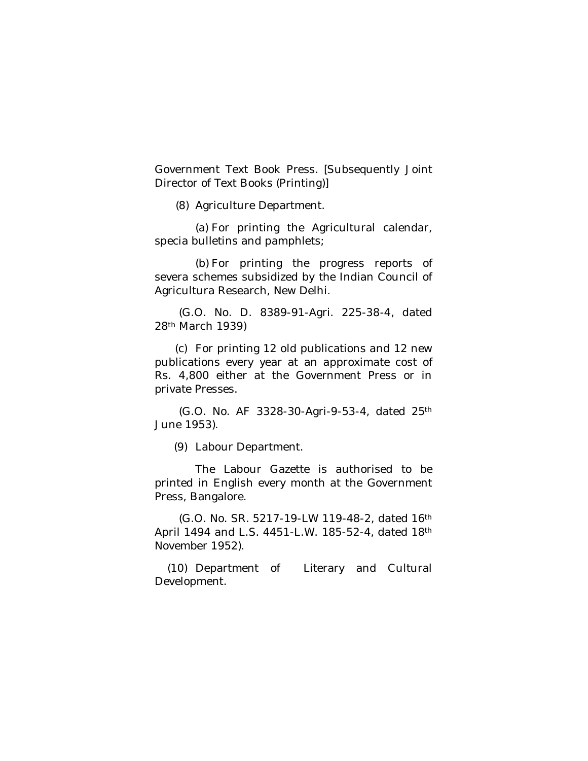Government Text Book Press. [Subsequently Joint Director of Text Books (Printing)]

(8) Agriculture Department.

(a) For printing the Agricultural calendar, specia bulletins and pamphlets;

(b) For printing the progress reports of severa schemes subsidized by the Indian Council of Agricultura Research, New Delhi.

(G.O. No. D. 8389-91-Agri. 225-38-4, dated 28th March 1939)

(c) For printing 12 old publications and 12 new publications every year at an approximate cost of Rs. 4,800 either at the Government Press or in private Presses.

(G.O. No. AF 3328-30-Agri-9-53-4, dated 25th June 1953).

(9) Labour Department.

The Labour Gazette is authorised to be printed in English every month at the Government Press, Bangalore.

(G.O. No. SR. 5217-19-LW 119-48-2, dated 16th April 1494 and L.S. 4451-L.W. 185-52-4, dated 18th November 1952).

(10) Department of Literary and Cultural Development.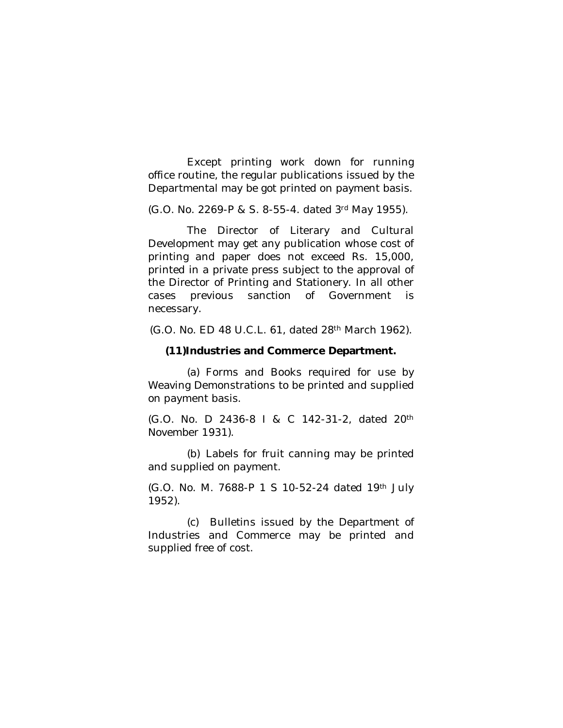Except printing work down for running office routine, the regular publications issued by the Departmental may be got printed on payment basis.

(G.O. No. 2269-P & S. 8-55-4. dated 3rd May 1955).

The Director of Literary and Cultural Development may get any publication whose cost of printing and paper does not exceed Rs. 15,000, printed in a private press subject to the approval of the Director of Printing and Stationery. In all other cases previous sanction of Government is necessary.

(G.O. No. ED 48 U.C.L. 61, dated 28th March 1962).

**(11)Industries and Commerce Department.**

(a) Forms and Books required for use by Weaving Demonstrations to be printed and supplied on payment basis.

(G.O. No. D 2436-8 I & C 142-31-2, dated 20th November 1931).

(b) Labels for fruit canning may be printed and supplied on payment.

(G.O. No. M. 7688-P 1 S 10-52-24 dated 19th July 1952).

(c) Bulletins issued by the Department of Industries and Commerce may be printed and supplied free of cost.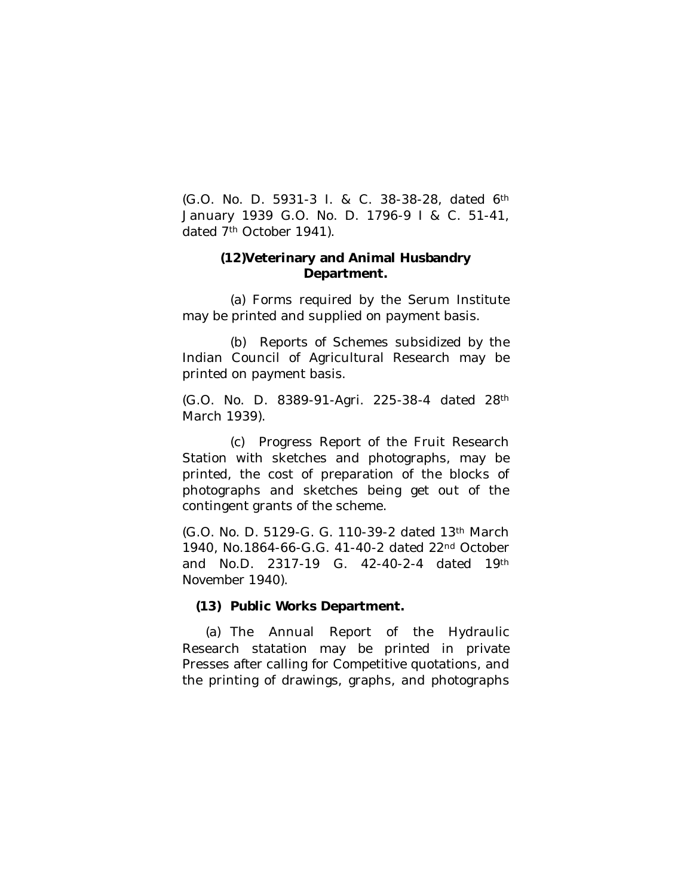(G.O. No. D. 5931-3 I. & C. 38-38-28, dated 6th January 1939 G.O. No. D. 1796-9 I & C. 51-41, dated 7th October 1941).

**(12)Veterinary and Animal Husbandry Department.**

(a) Forms required by the Serum Institute may be printed and supplied on payment basis.

(b) Reports of Schemes subsidized by the Indian Council of Agricultural Research may be printed on payment basis.

(G.O. No. D. 8389-91-Agri. 225-38-4 dated 28th March 1939).

(c) Progress Report of the Fruit Research Station with sketches and photographs, may be printed, the cost of preparation of the blocks of photographs and sketches being get out of the contingent grants of the scheme.

(G.O. No. D. 5129-G. G. 110-39-2 dated 13th March 1940, No.1864-66-G.G. 41-40-2 dated 22nd October and No.D. 2317-19 G. 42-40-2-4 dated 19th November 1940).

**(13) Public Works Department.**

(a) The Annual Report of the Hydraulic Research statation may be printed in private Presses after calling for Competitive quotations, and the printing of drawings, graphs, and photographs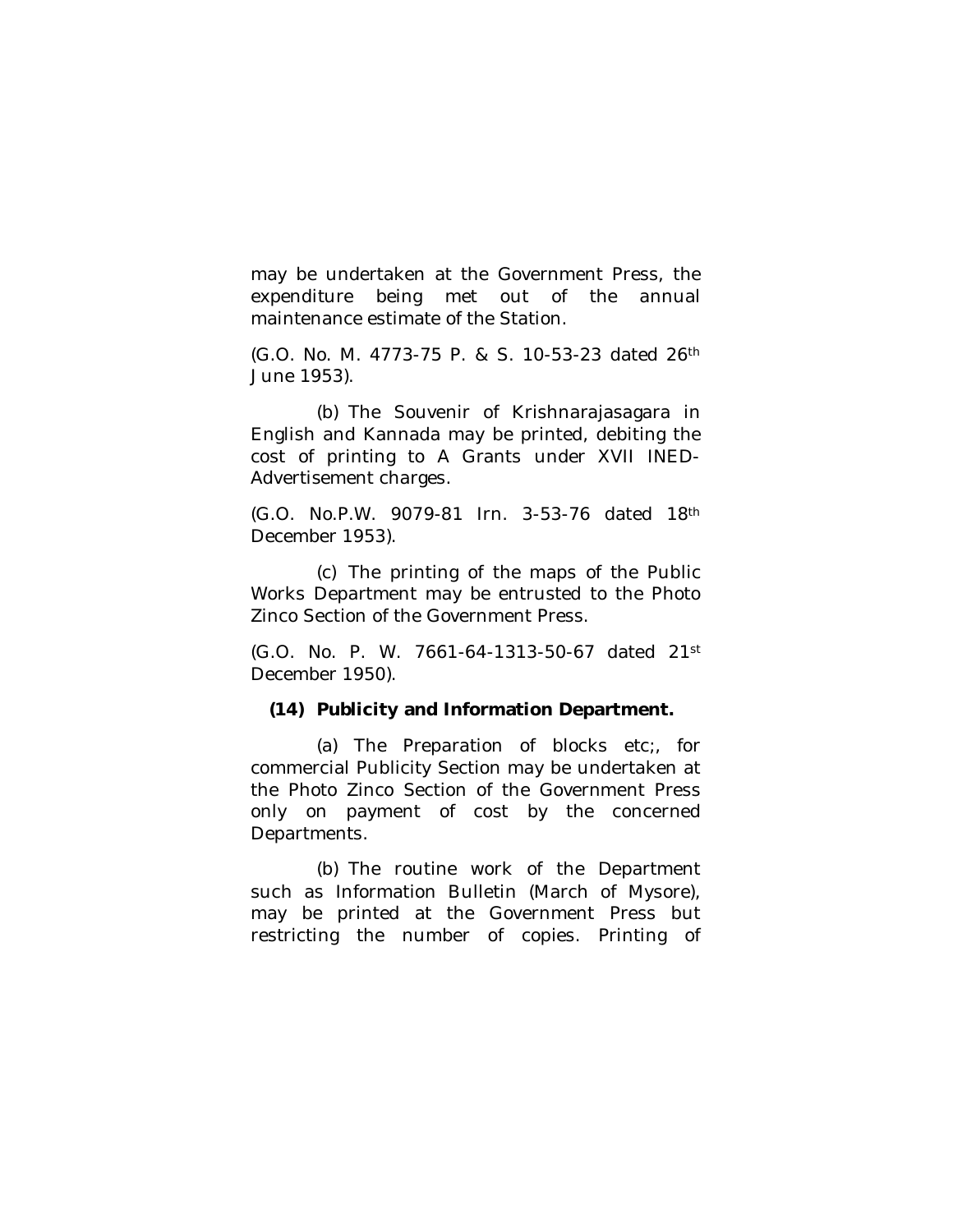may be undertaken at the Government Press, the expenditure being met out of the annual maintenance estimate of the Station.

(G.O. No. M. 4773-75 P. & S. 10-53-23 dated 26th June 1953).

(b) The Souvenir of Krishnarajasagara in English and Kannada may be printed, debiting the cost of printing to A Grants under XVII INED-Advertisement charges.

(G.O. No.P.W. 9079-81 Irn. 3-53-76 dated 18th December 1953).

(c) The printing of the maps of the Public Works Department may be entrusted to the Photo Zinco Section of the Government Press.

(G.O. No. P. W. 7661-64-1313-50-67 dated 21st December 1950).

**(14) Publicity and Information Department.**

(a) The Preparation of blocks etc;, for commercial Publicity Section may be undertaken at the Photo Zinco Section of the Government Press only on payment of cost by the concerned Departments.

(b) The routine work of the Department such as Information Bulletin (March of Mysore), may be printed at the Government Press but restricting the number of copies. Printing of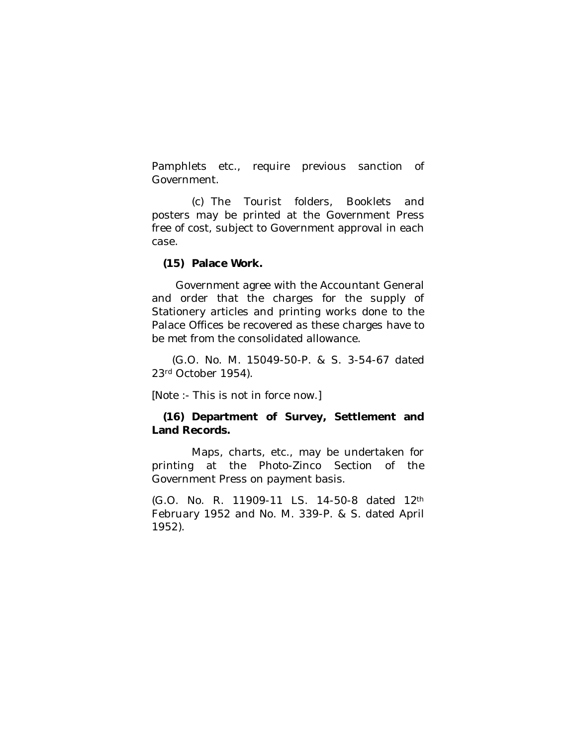Pamphlets etc., require previous sanction of Government.

(c) The Tourist folders, Booklets and posters may be printed at the Government Press free of cost, subject to Government approval in each case.

**(15) Palace Work.**

Government agree with the Accountant General and order that the charges for the supply of Stationery articles and printing works done to the Palace Offices be recovered as these charges have to be met from the consolidated allowance.

(G.O. No. M. 15049-50-P. & S. 3-54-67 dated 23rd October 1954).

[Note :- This is not in force now.]

**(16) Department of Survey, Settlement and Land Records.**

Maps, charts, etc., may be undertaken for printing at the Photo-Zinco Section of the Government Press on payment basis.

(G.O. No. R. 11909-11 LS. 14-50-8 dated 12th February 1952 and No. M. 339-P. & S. dated April 1952).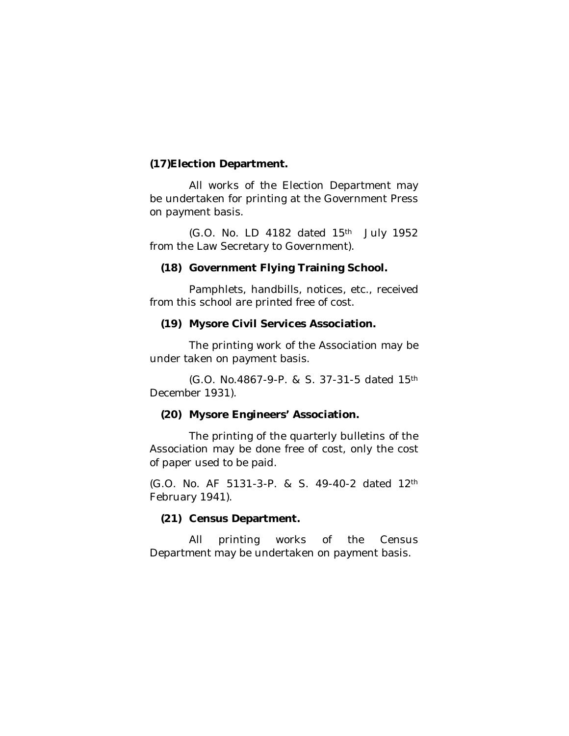**(17) Election Department.**

All works of the Election Department may be undertaken for printing at the Government Press on payment basis.

(G.O. No. LD 4182 dated 15th July 1952 from the Law Secretary to Government).

**(18) Government Flying Training School.**

Pamphlets, handbills, notices, etc., received from this school are printed free of cost.

**(19) Mysore Civil Services Association.**

The printing work of the Association may be under taken on payment basis.

(G.O. No.4867-9-P. & S. 37-31-5 dated 15th December 1931).

**(20) Mysore Engineers' Association.**

The printing of the quarterly bulletins of the Association may be done free of cost, only the cost of paper used to be paid.

(G.O. No. AF 5131-3-P. & S. 49-40-2 dated 12th February 1941).

**(21) Census Department.**

All printing works of the Census Department may be undertaken on payment basis.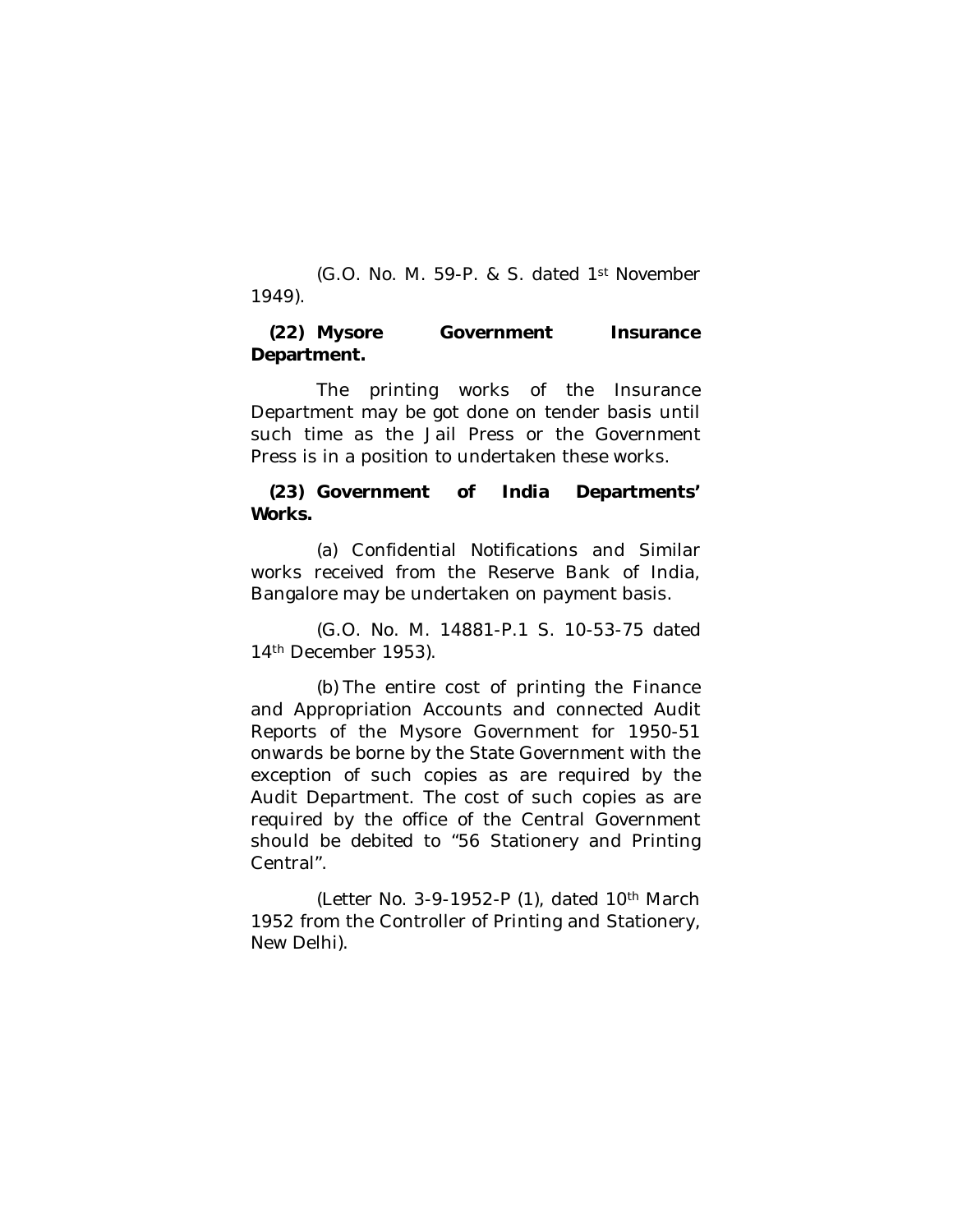(G.O. No. M. 59-P. & S. dated 1st November 1949).

**(22) Mysore Government Insurance Department.**

The printing works of the Insurance Department may be got done on tender basis until such time as the Jail Press or the Government Press is in a position to undertaken these works.

**(23) Government of India Departments' Works.**

(a) Confidential Notifications and Similar works received from the Reserve Bank of India, Bangalore may be undertaken on payment basis.

(G.O. No. M. 14881-P.1 S. 10-53-75 dated 14th December 1953).

(b) The entire cost of printing the Finance and Appropriation Accounts and connected Audit Reports of the Mysore Government for 1950-51 onwards be borne by the State Government with the exception of such copies as are required by the Audit Department. The cost of such copies as are required by the office of the Central Government should be debited to "56 Stationery and Printing Central".

(Letter No. 3-9-1952-P (1), dated 10th March 1952 from the Controller of Printing and Stationery, New Delhi).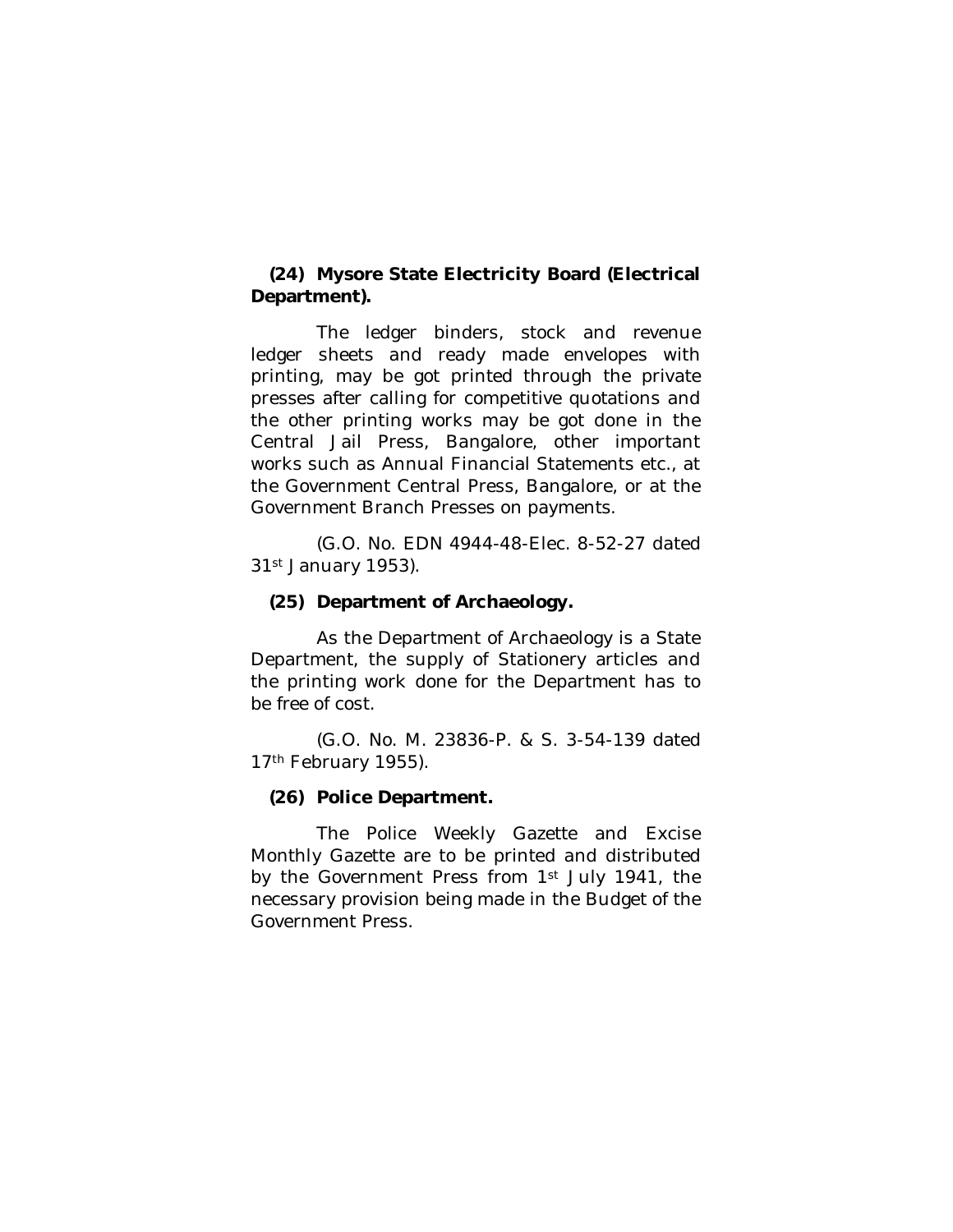**(24) Mysore State Electricity Board (Electrical Department).**

The ledger binders, stock and revenue ledger sheets and ready made envelopes with printing, may be got printed through the private presses after calling for competitive quotations and the other printing works may be got done in the Central Jail Press, Bangalore, other important works such as Annual Financial Statements etc., at the Government Central Press, Bangalore, or at the Government Branch Presses on payments.

(G.O. No. EDN 4944-48-Elec. 8-52-27 dated 31st January 1953).

**(25) Department of Archaeology.**

As the Department of Archaeology is a State Department, the supply of Stationery articles and the printing work done for the Department has to be free of cost.

(G.O. No. M. 23836-P. & S. 3-54-139 dated 17th February 1955).

**(26) Police Department.**

The Police Weekly Gazette and Excise Monthly Gazette are to be printed and distributed by the Government Press from 1st July 1941, the necessary provision being made in the Budget of the Government Press.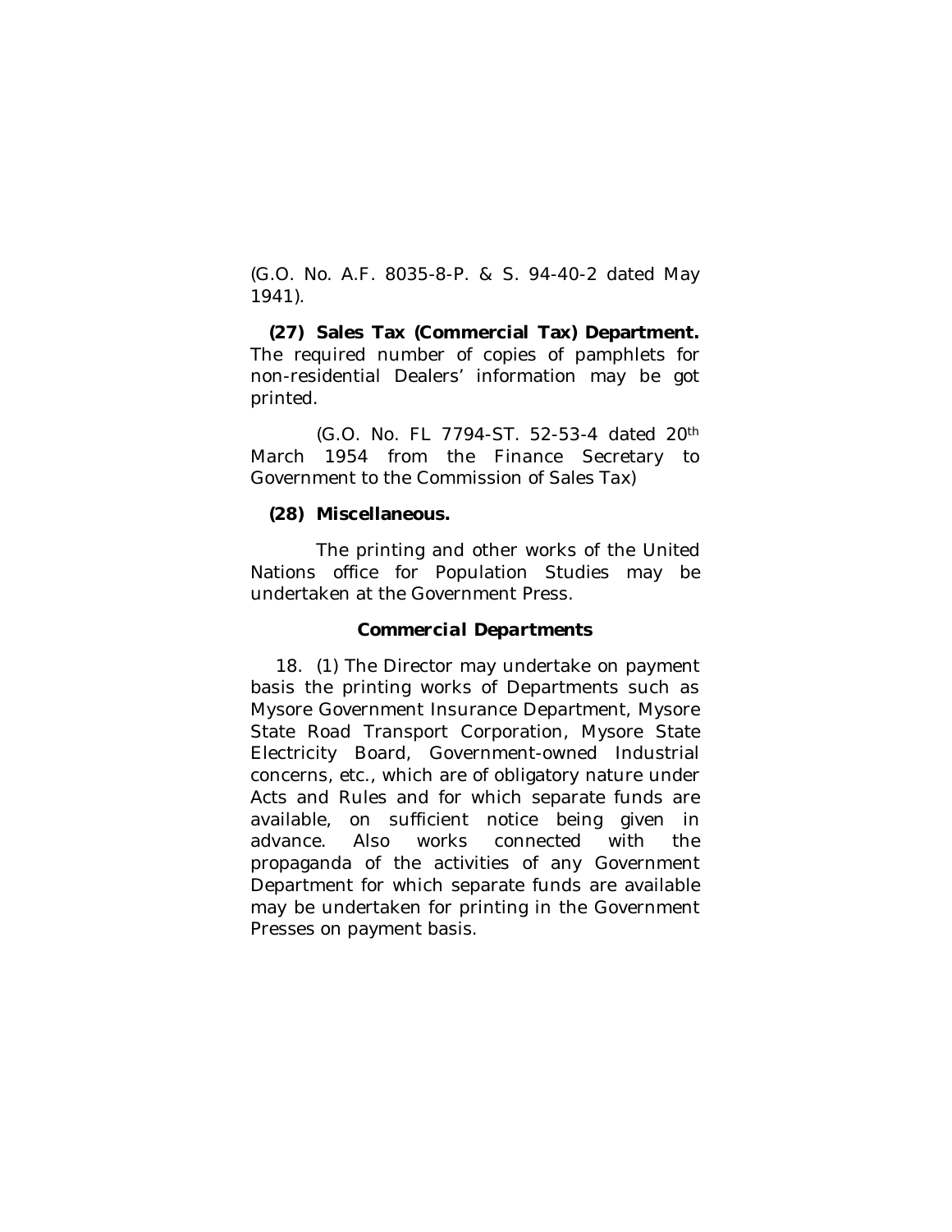(G.O. No. A.F. 8035-8-P. & S. 94-40-2 dated May 1941).

**(27) Sales Tax (Commercial Tax) Department.** The required number of copies of pamphlets for non-residential Dealers' information may be got printed.

(G.O. No. FL 7794-ST. 52-53-4 dated 20th March 1954 from the Finance Secretary to Government to the Commission of Sales Tax)

**(28) Miscellaneous.**

The printing and other works of the United Nations office for Population Studies may be undertaken at the Government Press.

### *Commercial Departments*

18. (1) The Director may undertake on payment basis the printing works of Departments such as Mysore Government Insurance Department, Mysore State Road Transport Corporation, Mysore State Electricity Board, Government-owned Industrial concerns, etc., which are of obligatory nature under Acts and Rules and for which separate funds are available, on sufficient notice being given in advance. Also works connected with the propaganda of the activities of any Government Department for which separate funds are available may be undertaken for printing in the Government Presses on payment basis.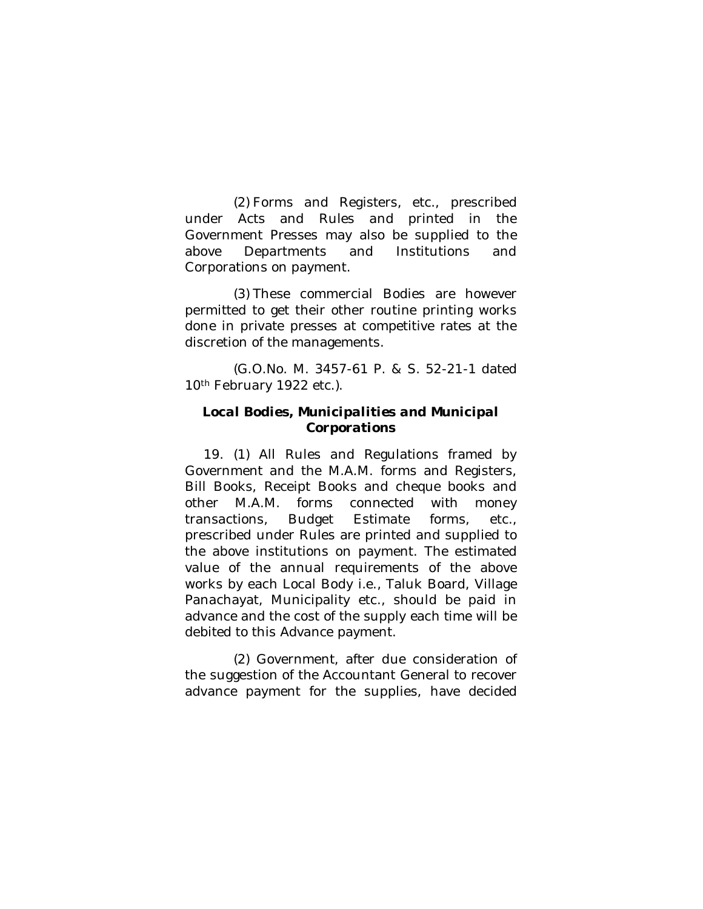(2) Forms and Registers, etc., prescribed under Acts and Rules and printed in the Government Presses may also be supplied to the above Departments and Institutions and Corporations on payment.

(3) These commercial Bodies are however permitted to get their other routine printing works done in private presses at competitive rates at the discretion of the managements.

(G.O.No. M. 3457-61 P. & S. 52-21-1 dated 10th February 1922 etc.).

### Local Bodies, Municipalities and Municipal Corporations

19. (1) All Rules and Regulations framed by Government and the M.A.M. forms and Registers, Bill Books, Receipt Books and cheque books and other M.A.M. forms connected with money transactions, Budget Estimate forms, etc., prescribed under Rules are printed and supplied to the above institutions on payment. The estimated value of the annual requirements of the above works by each Local Body i.e., Taluk Board, Village Panachayat, Municipality etc., should be paid in advance and the cost of the supply each time will be debited to this Advance payment.

(2) Government, after due consideration of the suggestion of the Accountant General to recover advance payment for the supplies, have decided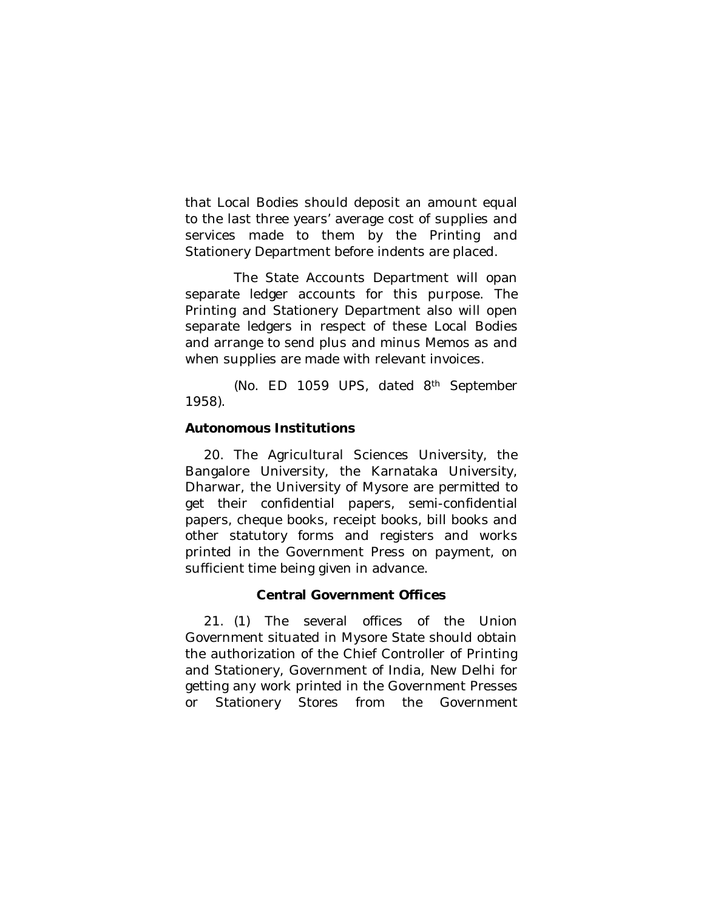that Local Bodies should deposit an amount equal to the last three years' average cost of supplies and services made to them by the Printing and Stationery Department before indents are placed.

The State Accounts Department will opan separate ledger accounts for this purpose. The Printing and Stationery Department also will open separate ledgers in respect of these Local Bodies and arrange to send plus and minus Memos as and when supplies are made with relevant invoices.

(No. ED 1059 UPS, dated 8th September 1958).

**Autonomous Institutions**

20. The Agricultural Sciences University, the Bangalore University, the Karnataka University, Dharwar, the University of Mysore are permitted to get their confidential papers, semi-confidential papers, cheque books, receipt books, bill books and other statutory forms and registers and works printed in the Government Press on payment, on sufficient time being given in advance.

**Central Government Offices**

21. (1) The several offices of the Union Government situated in Mysore State should obtain the authorization of the Chief Controller of Printing and Stationery, Government of India, New Delhi for getting any work printed in the Government Presses or Stationery Stores from the Government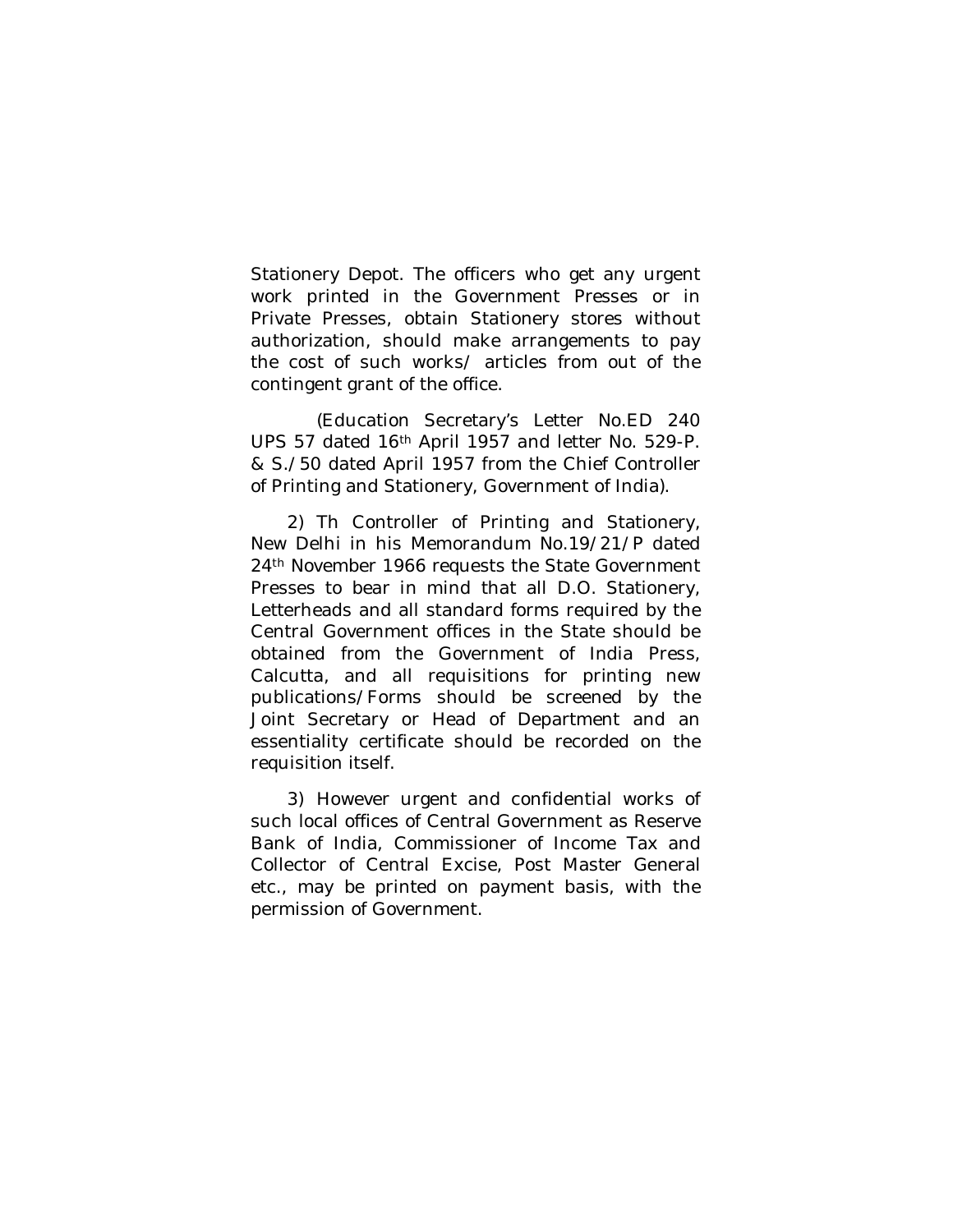Stationery Depot. The officers who get any urgent work printed in the Government Presses or in Private Presses, obtain Stationery stores without authorization, should make arrangements to pay the cost of such works/ articles from out of the contingent grant of the office.

(Education Secretary's Letter No.ED 240 UPS 57 dated 16th April 1957 and letter No. 529-P. & S./50 dated April 1957 from the Chief Controller of Printing and Stationery, Government of India).

2) Th Controller of Printing and Stationery, New Delhi in his Memorandum No.19/21/P dated 24th November 1966 requests the State Government Presses to bear in mind that all D.O. Stationery, Letterheads and all standard forms required by the Central Government offices in the State should be obtained from the Government of India Press, Calcutta, and all requisitions for printing new publications/Forms should be screened by the Joint Secretary or Head of Department and an essentiality certificate should be recorded on the requisition itself.

3) However urgent and confidential works of such local offices of Central Government as Reserve Bank of India, Commissioner of Income Tax and Collector of Central Excise, Post Master General etc., may be printed on payment basis, with the permission of Government.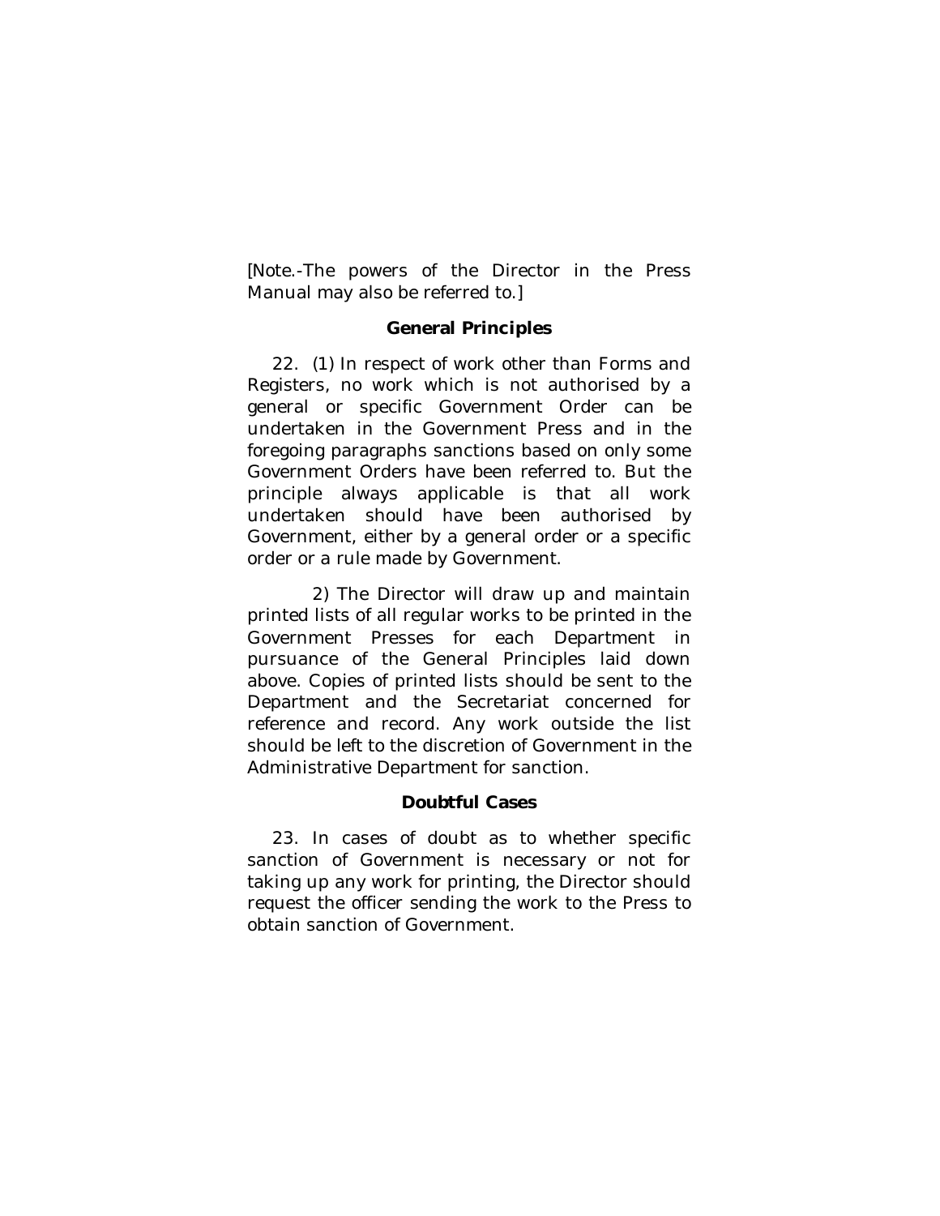[Note.-The powers of the Director in the Press Manual may also be referred to.]

### General Principles

22. (1) In respect of work other than Forms and Registers, no work which is not authorised by a general or specific Government Order can be undertaken in the Government Press and in the foregoing paragraphs sanctions based on only some Government Orders have been referred to. But the principle always applicable is that all work undertaken should have been authorised by Government, either by a general order or a specific order or a rule made by Government.

2) The Director will draw up and maintain printed lists of all regular works to be printed in the Government Presses for each Department in pursuance of the General Principles laid down above. Copies of printed lists should be sent to the Department and the Secretariat concerned for reference and record. Any work outside the list should be left to the discretion of Government in the Administrative Department for sanction.

### Doubtful Cases

23. In cases of doubt as to whether specific sanction of Government is necessary or not for taking up any work for printing, the Director should request the officer sending the work to the Press to obtain sanction of Government.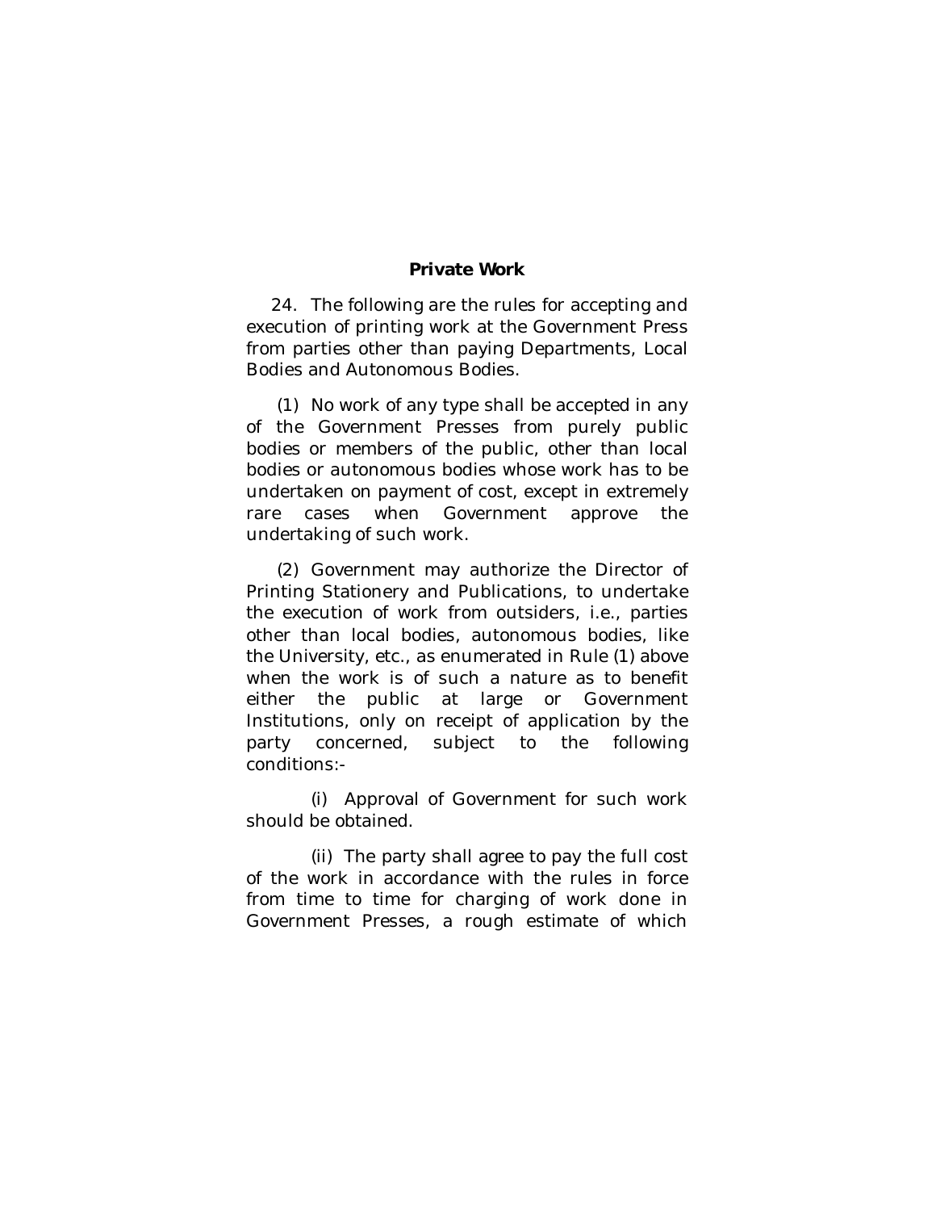## Private Work

24. The following are the rules for accepting and execution of printing work at the Government Press from parties other than paying Departments, Local Bodies and Autonomous Bodies.

(1) No work of any type shall be accepted in any of the Government Presses from purely public bodies or members of the public, other than local bodies or autonomous bodies whose work has to be undertaken on payment of cost, except in extremely rare cases when Government approve the undertaking of such work.

(2) Government may authorize the Director of Printing Stationery and Publications, to undertake the execution of work from outsiders, i.e., parties other than local bodies, autonomous bodies, like the University, etc., as enumerated in Rule (1) above when the work is of such a nature as to benefit either the public at large or Government Institutions, only on receipt of application by the party concerned, subject to the following conditions:-

(i) Approval of Government for such work should be obtained.

(ii) The party shall agree to pay the full cost of the work in accordance with the rules in force from time to time for charging of work done in Government Presses, a rough estimate of which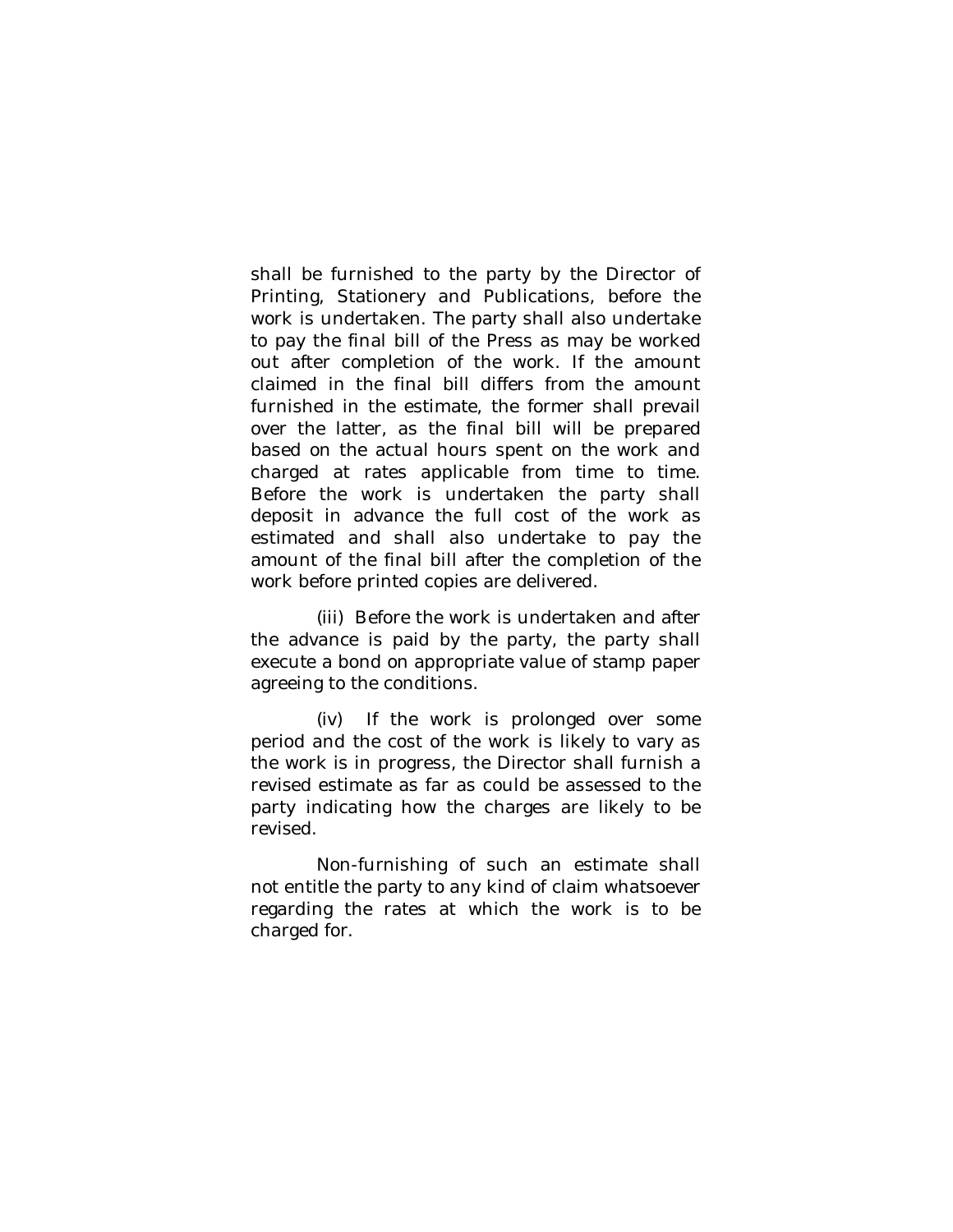shall be furnished to the party by the Director of Printing, Stationery and Publications, before the work is undertaken. The party shall also undertake to pay the final bill of the Press as may be worked out after completion of the work. If the amount claimed in the final bill differs from the amount furnished in the estimate, the former shall prevail over the latter, as the final bill will be prepared based on the actual hours spent on the work and charged at rates applicable from time to time. Before the work is undertaken the party shall deposit in advance the full cost of the work as estimated and shall also undertake to pay the amount of the final bill after the completion of the work before printed copies are delivered.

(iii) Before the work is undertaken and after the advance is paid by the party, the party shall execute a bond on appropriate value of stamp paper agreeing to the conditions.

(iv) If the work is prolonged over some period and the cost of the work is likely to vary as the work is in progress, the Director shall furnish a revised estimate as far as could be assessed to the party indicating how the charges are likely to be revised.

Non-furnishing of such an estimate shall not entitle the party to any kind of claim whatsoever regarding the rates at which the work is to be charged for.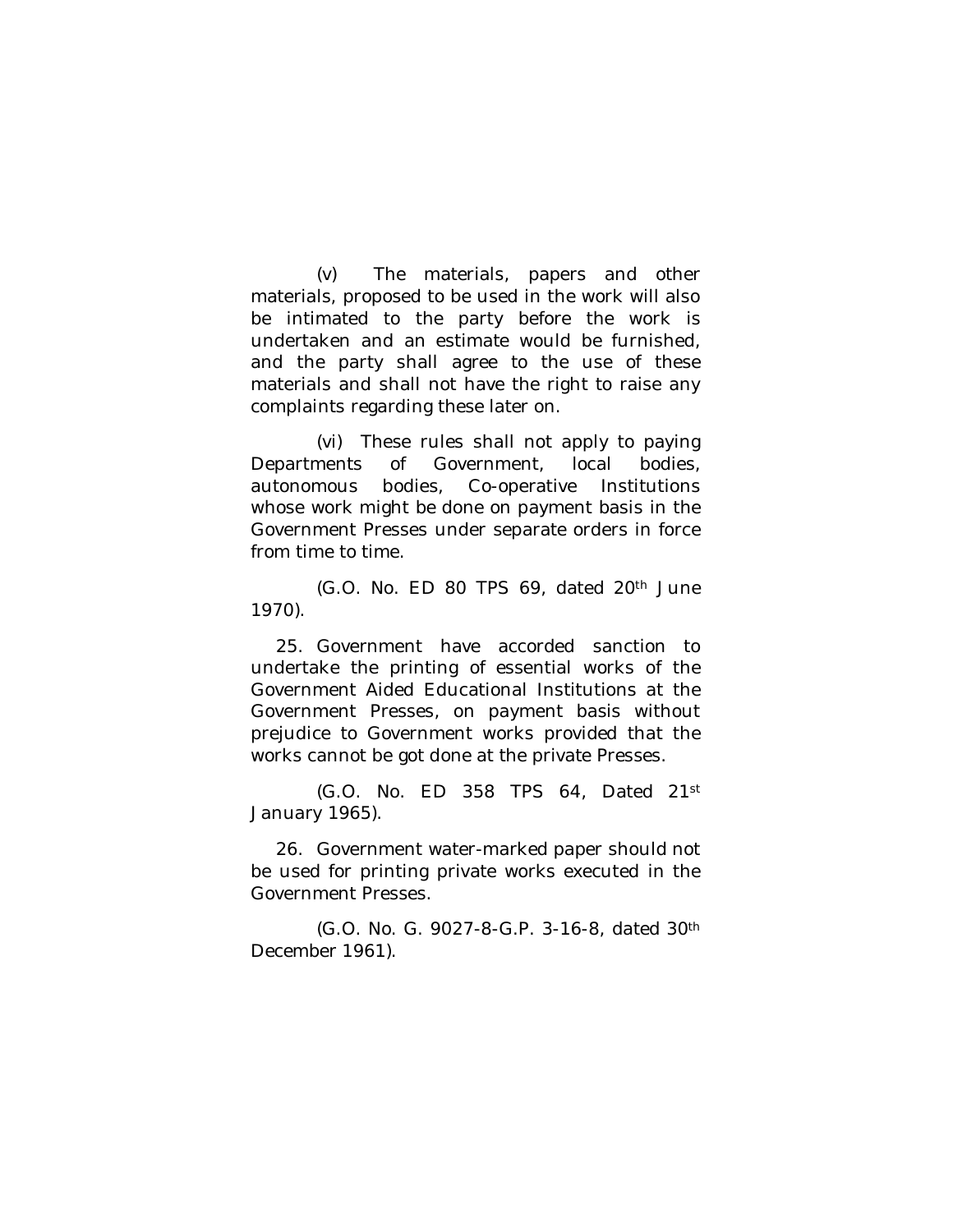(v) The materials, papers and other materials, proposed to be used in the work will also be intimated to the party before the work is undertaken and an estimate would be furnished, and the party shall agree to the use of these materials and shall not have the right to raise any complaints regarding these later on.

(vi) These rules shall not apply to paying Departments of Government, local bodies, autonomous bodies, Co-operative Institutions whose work might be done on payment basis in the Government Presses under separate orders in force from time to time.

(G.O. No. ED 80 TPS 69, dated 20th June 1970).

25. Government have accorded sanction to undertake the printing of essential works of the Government Aided Educational Institutions at the Government Presses, on payment basis without prejudice to Government works provided that the works cannot be got done at the private Presses.

(G.O. No. ED 358 TPS 64, Dated 21st January 1965).

26. Government water-marked paper should not be used for printing private works executed in the Government Presses.

(G.O. No. G. 9027-8-G.P. 3-16-8, dated 30th December 1961).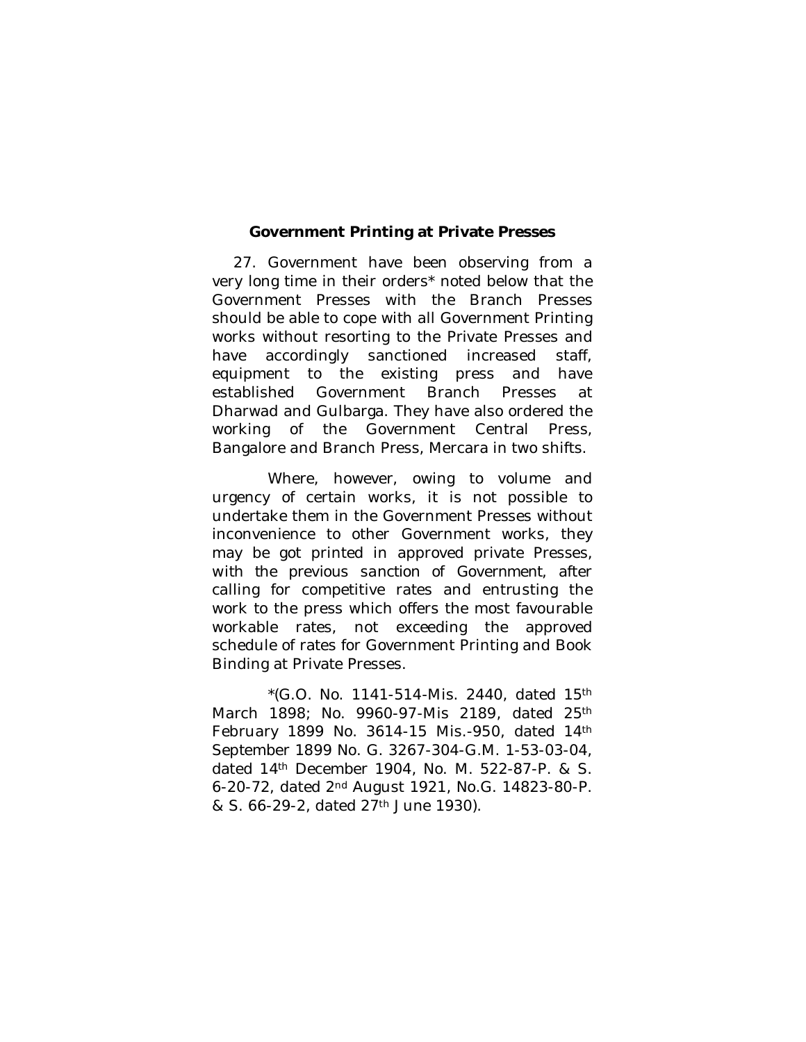**Government Printing at Private Presses**

27. Government have been observing from a very long time in their orders* noted below that the Government Presses with the Branch Presses should be able to cope with all Government Printing works without resorting to the Private Presses and have accordingly sanctioned increased staff, equipment to the existing press and have established Government Branch Presses at Dharwad and Gulbarga. They have also ordered the working of the Government Central Press, Bangalore and Branch Press, Mercara in two shifts.

Where, however, owing to volume and urgency of certain works, it is not possible to undertake them in the Government Presses without inconvenience to other Government works, they may be got printed in approved private Presses, with the previous sanction of Government, after calling for competitive rates and entrusting the work to the press which offers the most favourable workable rates, not exceeding the approved schedule of rates for Government Printing and Book Binding at Private Presses.

*(G.O. No. 1141-514-Mis. 2440, dated 15th March 1898; No. 9960-97-Mis 2189, dated 25th February 1899 No. 3614-15 Mis.-950, dated 14th September 1899 No. G. 3267-304-G.M. 1-53-03-04, dated 14th December 1904, No. M. 522-87-P. & S. 6-20-72, dated 2nd August 1921, No.G. 14823-80-P. & S. 66-29-2, dated 27th June 1930).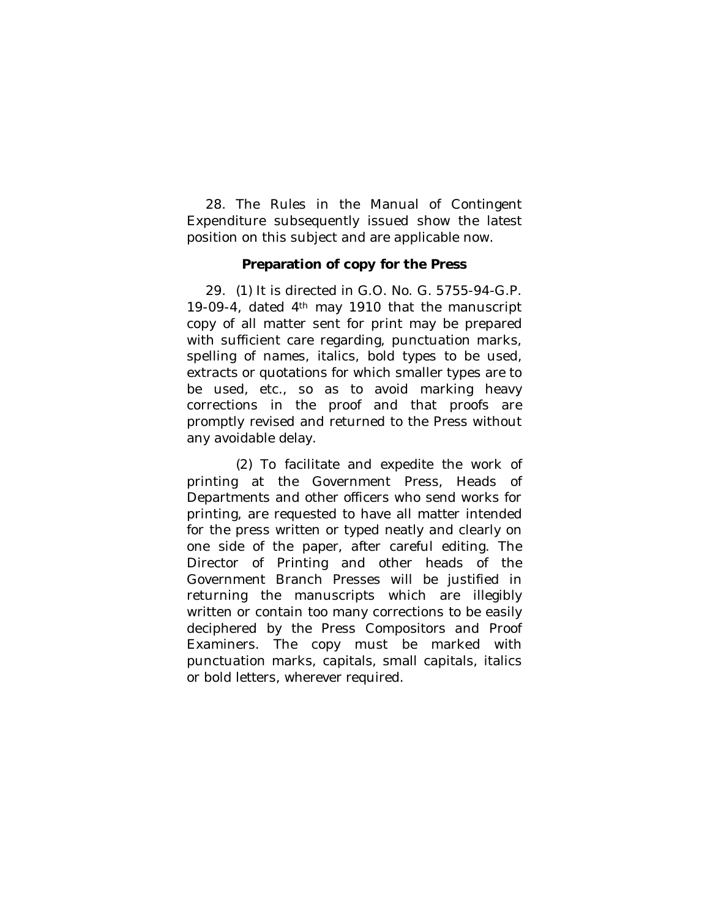28. The Rules in the Manual of Contingent Expenditure subsequently issued show the latest position on this subject and are applicable now.

**Preparation of copy for the Press**

29. (1) It is directed in G.O. No. G. 5755-94-G.P. 19-09-4, dated 4th may 1910 that the manuscript copy of all matter sent for print may be prepared with sufficient care regarding, punctuation marks, spelling of names, italics, bold types to be used, extracts or quotations for which smaller types are to be used, etc., so as to avoid marking heavy corrections in the proof and that proofs are promptly revised and returned to the Press without any avoidable delay.

(2) To facilitate and expedite the work of printing at the Government Press, Heads of Departments and other officers who send works for printing, are requested to have all matter intended for the press written or typed neatly and clearly on one side of the paper, after careful editing. The Director of Printing and other heads of the Government Branch Presses will be justified in returning the manuscripts which are illegibly written or contain too many corrections to be easily deciphered by the Press Compositors and Proof Examiners. The copy must be marked with punctuation marks, capitals, small capitals, italics or bold letters, wherever required.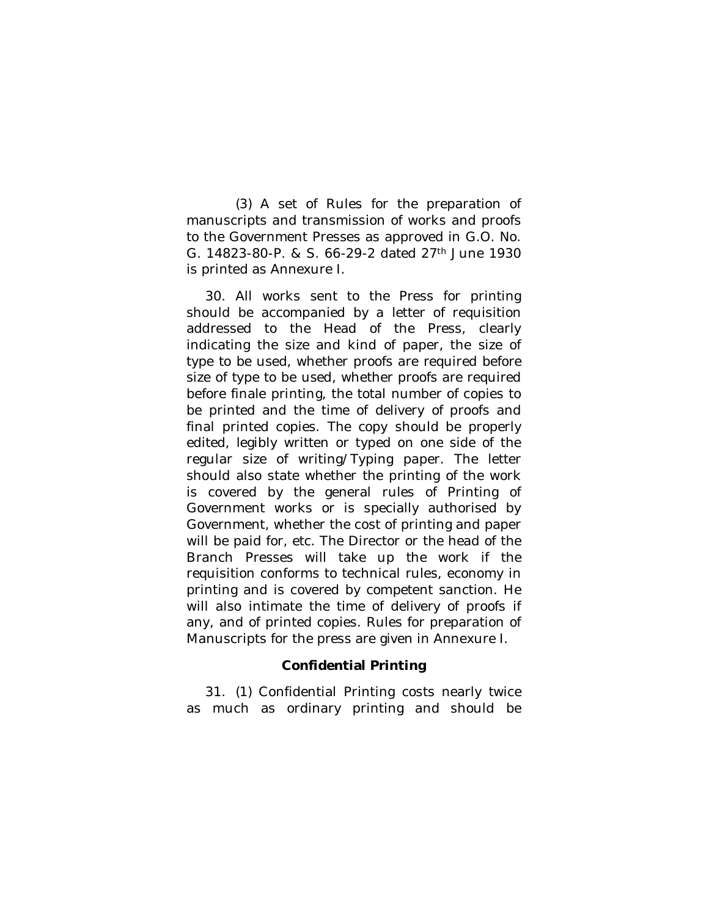(3) A set of Rules for the preparation of manuscripts and transmission of works and proofs to the Government Presses as approved in G.O. No. G. 14823-80-P. & S. 66-29-2 dated 27th June 1930 is printed as Annexure I.

30. All works sent to the Press for printing should be accompanied by a letter of requisition addressed to the Head of the Press, clearly indicating the size and kind of paper, the size of type to be used, whether proofs are required before size of type to be used, whether proofs are required before finale printing, the total number of copies to be printed and the time of delivery of proofs and final printed copies. The copy should be properly edited, legibly written or typed on one side of the regular size of writing/Typing paper. The letter should also state whether the printing of the work is covered by the general rules of Printing of Government works or is specially authorised by Government, whether the cost of printing and paper will be paid for, etc. The Director or the head of the Branch Presses will take up the work if the requisition conforms to technical rules, economy in printing and is covered by competent sanction. He will also intimate the time of delivery of proofs if any, and of printed copies. Rules for preparation of Manuscripts for the press are given in Annexure I.

### Confidential Printing

31. (1) Confidential Printing costs nearly twice as much as ordinary printing and should be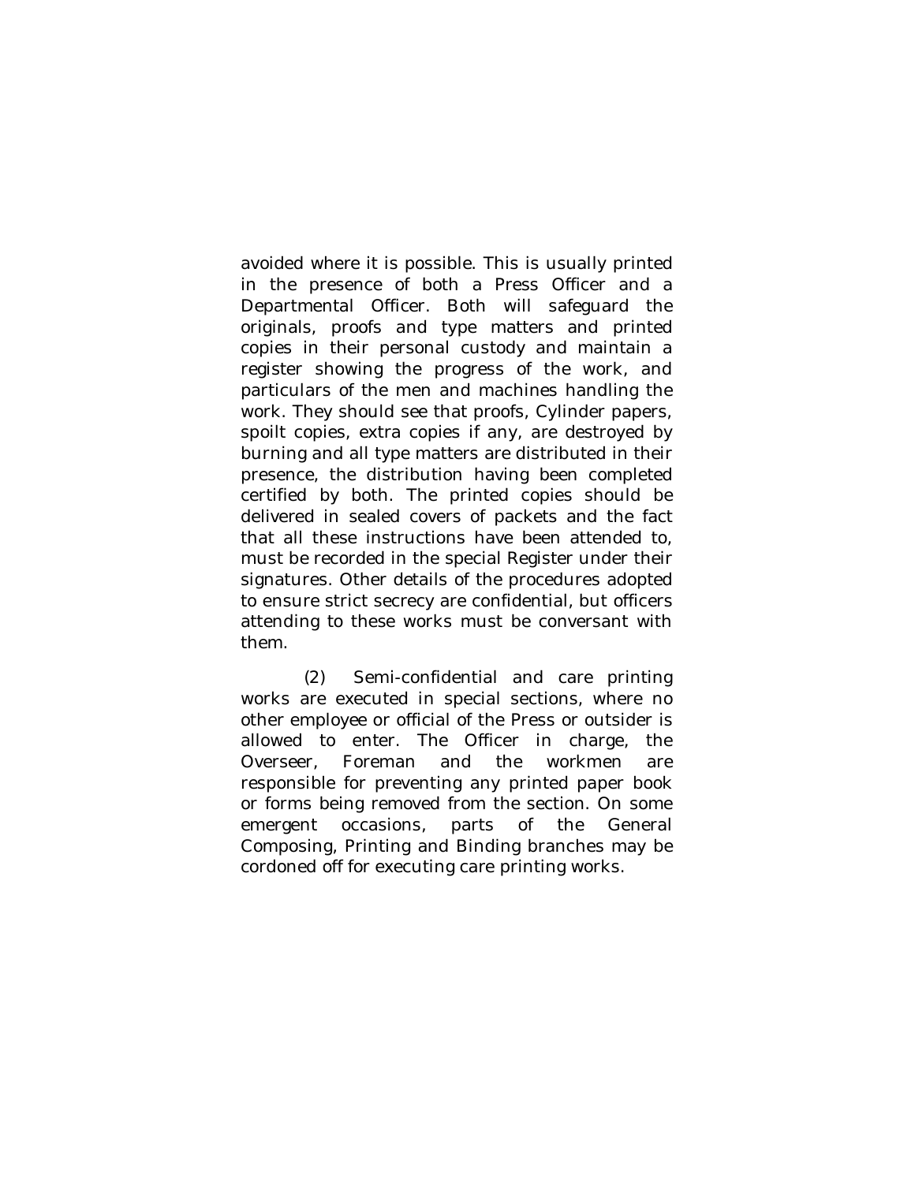avoided where it is possible. This is usually printed in the presence of both a Press Officer and a Departmental Officer. Both will safeguard the originals, proofs and type matters and printed copies in their personal custody and maintain a register showing the progress of the work, and particulars of the men and machines handling the work. They should see that proofs, Cylinder papers, spoilt copies, extra copies if any, are destroyed by burning and all type matters are distributed in their presence, the distribution having been completed certified by both. The printed copies should be delivered in sealed covers of packets and the fact that all these instructions have been attended to, must be recorded in the special Register under their signatures. Other details of the procedures adopted to ensure strict secrecy are confidential, but officers attending to these works must be conversant with them.

(2) Semi-confidential and care printing works are executed in special sections, where no other employee or official of the Press or outsider is allowed to enter. The Officer in charge, the Overseer, Foreman and the workmen are responsible for preventing any printed paper book or forms being removed from the section. On some emergent occasions, parts of the General Composing, Printing and Binding branches may be cordoned off for executing care printing works.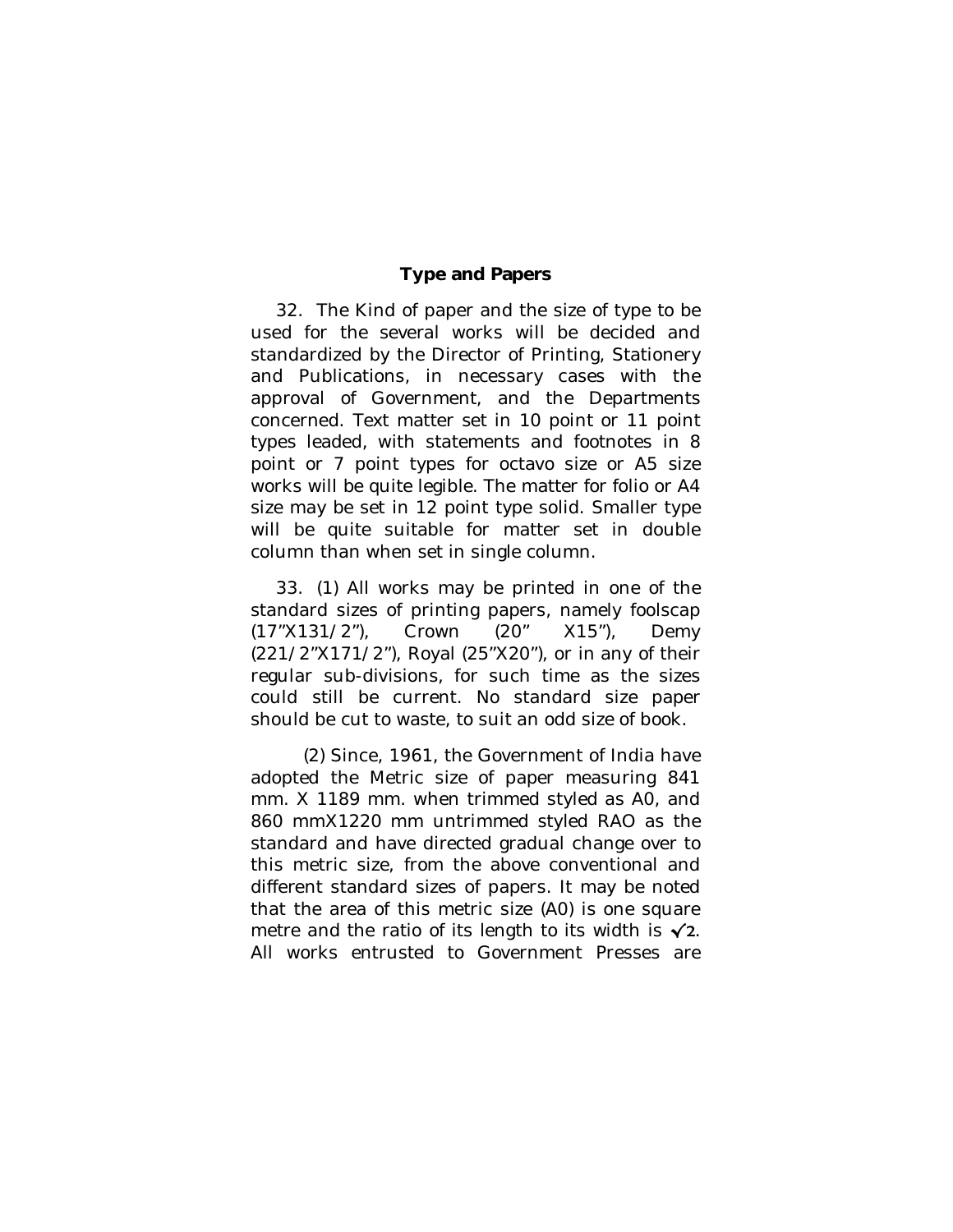## Type and Papers

32. The Kind of paper and the size of type to be used for the several works will be decided and standardized by the Director of Printing, Stationery and Publications, in necessary cases with the approval of Government, and the Departments concerned. Text matter set in 10 point or 11 point types leaded, with statements and footnotes in 8 point or 7 point types for octavo size or A5 size works will be quite legible. The matter for folio or A4 size may be set in 12 point type solid. Smaller type will be quite suitable for matter set in double column than when set in single column.

33. (1) All works may be printed in one of the standard sizes of printing papers, namely foolscap (17"X131/2"), Crown (20" X15"), Demy (221/2"X171/2"), Royal (25"X20"), or in any of their regular sub-divisions, for such time as the sizes could still be current. No standard size paper should be cut to waste, to suit an odd size of book.

(2) Since, 1961, the Government of India have adopted the Metric size of paper measuring 841 mm. X 1189 mm. when trimmed styled as A0, and 860 mmX1220 mm untrimmed styled RAO as the standard and have directed gradual change over to this metric size, from the above conventional and different standard sizes of papers. It may be noted that the area of this metric size (A0) is one square metre and the ratio of its length to its width is $\sqrt{2}$. All works entrusted to Government Presses are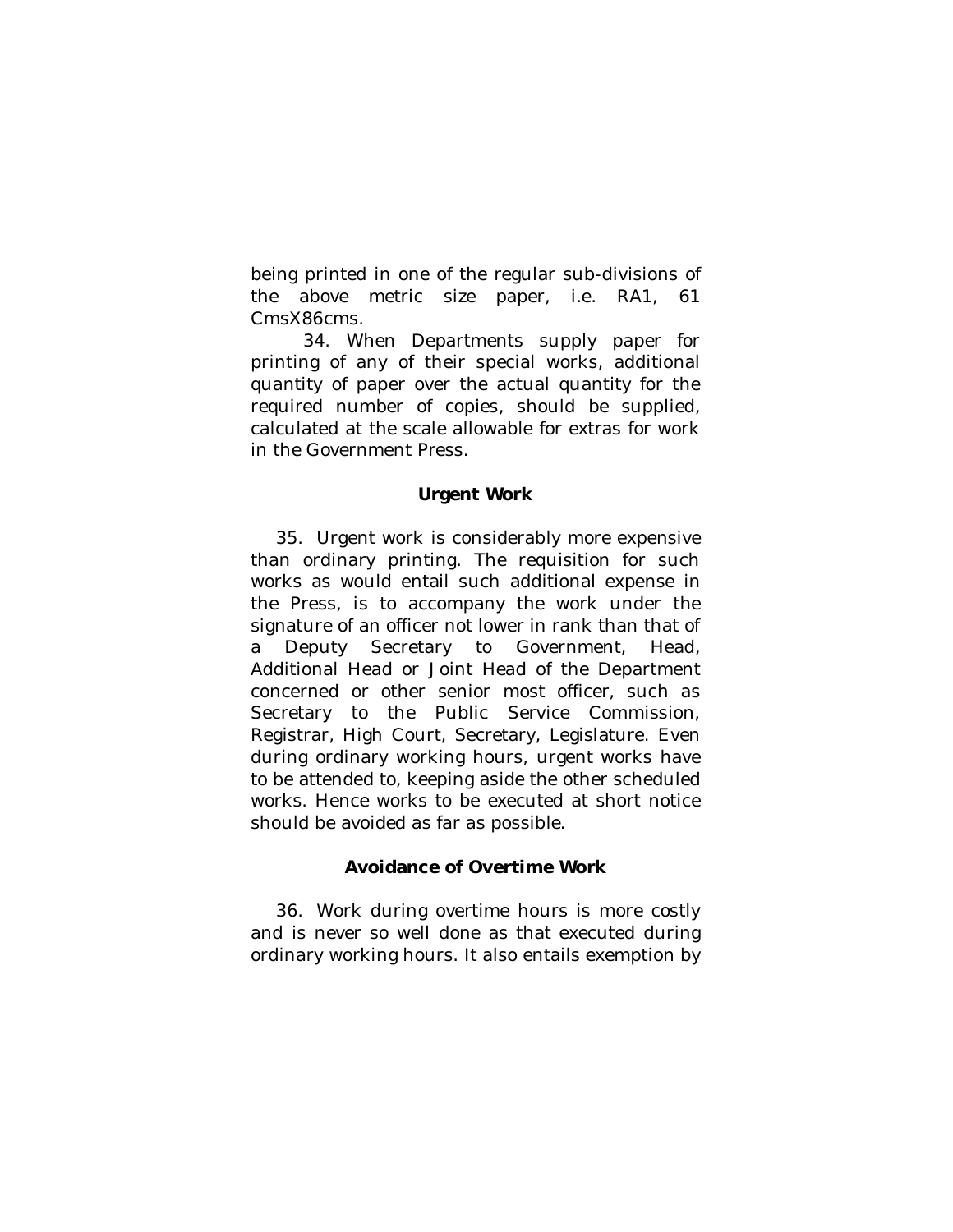being printed in one of the regular sub-divisions of the above metric size paper, i.e. RA1, 61 CmsX86cms.

34. When Departments supply paper for printing of any of their special works, additional quantity of paper over the actual quantity for the required number of copies, should be supplied, calculated at the scale allowable for extras for work in the Government Press.

### Urgent Work

35. Urgent work is considerably more expensive than ordinary printing. The requisition for such works as would entail such additional expense in the Press, is to accompany the work under the signature of an officer not lower in rank than that of a Deputy Secretary to Government, Head, Additional Head or Joint Head of the Department concerned or other senior most officer, such as Secretary to the Public Service Commission, Registrar, High Court, Secretary, Legislature. Even during ordinary working hours, urgent works have to be attended to, keeping aside the other scheduled works. Hence works to be executed at short notice should be avoided as far as possible.

### Avoidance of Overtime Work

36. Work during overtime hours is more costly and is never so well done as that executed during ordinary working hours. It also entails exemption by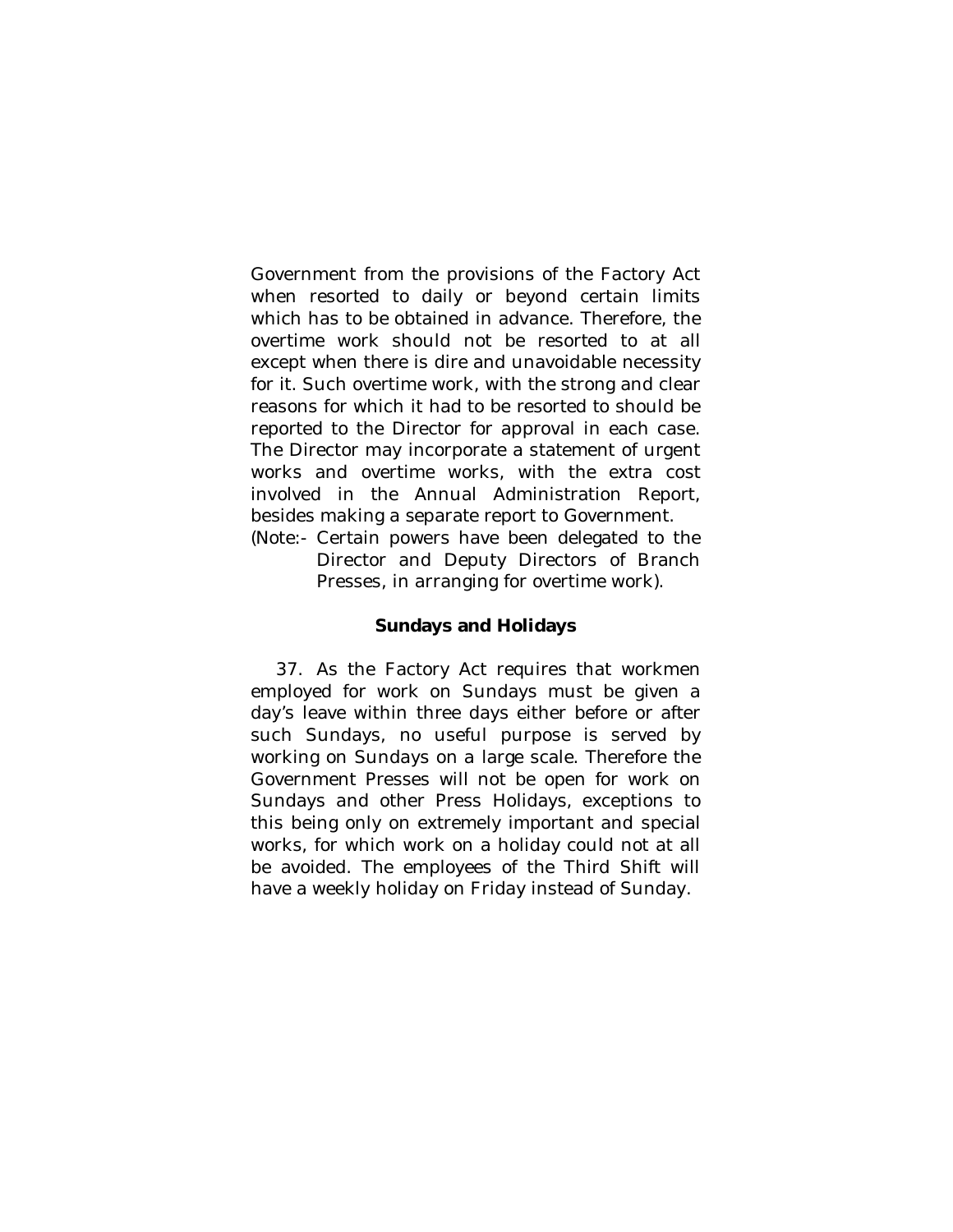Government from the provisions of the Factory Act when resorted to daily or beyond certain limits which has to be obtained in advance. Therefore, the overtime work should not be resorted to at all except when there is dire and unavoidable necessity for it. Such overtime work, with the strong and clear reasons for which it had to be resorted to should be reported to the Director for approval in each case. The Director may incorporate a statement of urgent works and overtime works, with the extra cost involved in the Annual Administration Report, besides making a separate report to Government.

(Note:- Certain powers have been delegated to the Director and Deputy Directors of Branch Presses, in arranging for overtime work).

### Sundays and Holidays

37. As the Factory Act requires that workmen employed for work on Sundays must be given a day's leave within three days either before or after such Sundays, no useful purpose is served by working on Sundays on a large scale. Therefore the Government Presses will not be open for work on Sundays and other Press Holidays, exceptions to this being only on extremely important and special works, for which work on a holiday could not at all be avoided. The employees of the Third Shift will have a weekly holiday on Friday instead of Sunday.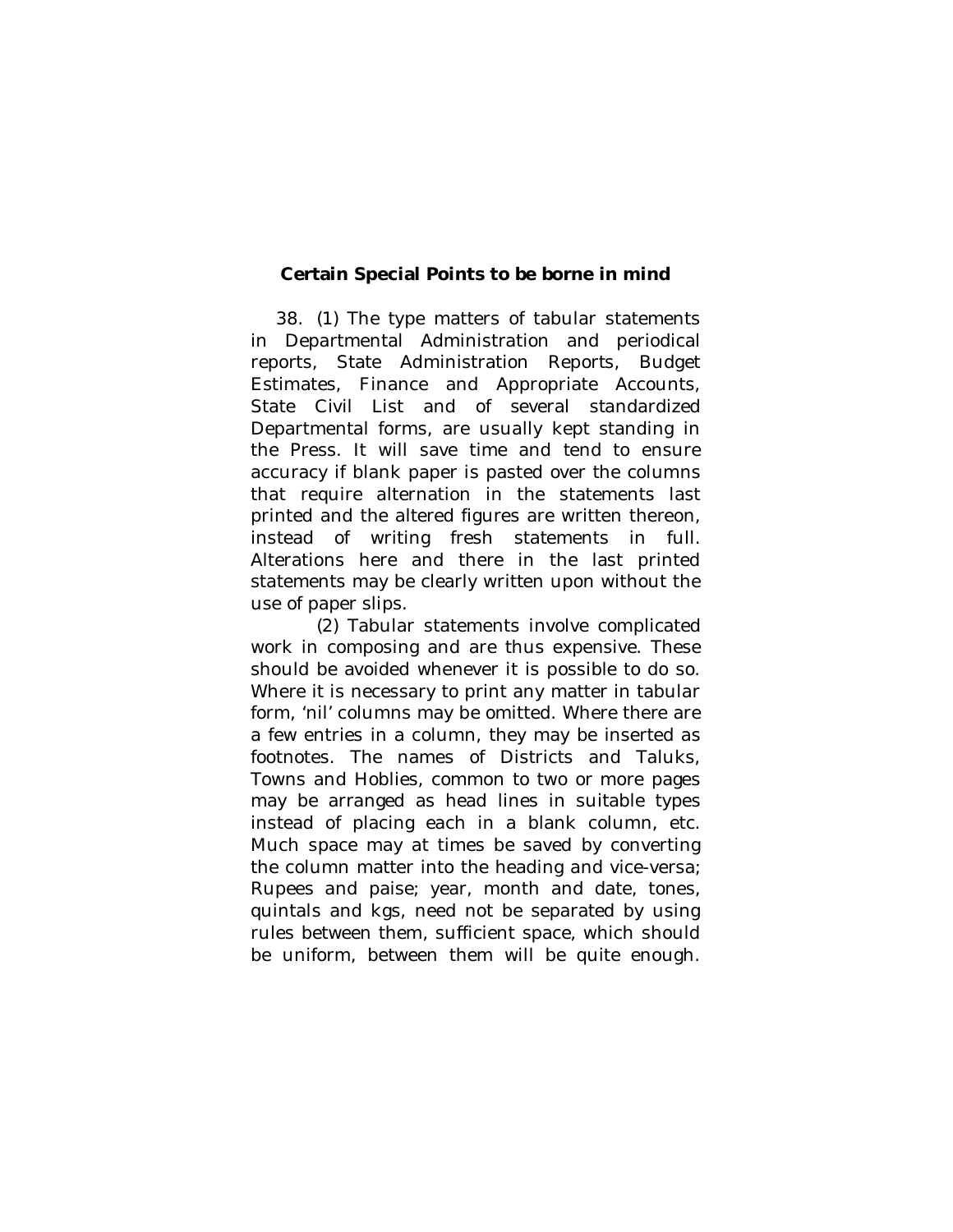**Certain Special Points to be borne in mind**

38. (1) The type matters of tabular statements in Departmental Administration and periodical reports, State Administration Reports, Budget Estimates, Finance and Appropriate Accounts, State Civil List and of several standardized Departmental forms, are usually kept standing in the Press. It will save time and tend to ensure accuracy if blank paper is pasted over the columns that require alternation in the statements last printed and the altered figures are written thereon, instead of writing fresh statements in full. Alterations here and there in the last printed statements may be clearly written upon without the use of paper slips.

(2) Tabular statements involve complicated work in composing and are thus expensive. These should be avoided whenever it is possible to do so. Where it is necessary to print any matter in tabular form, 'nil' columns may be omitted. Where there are a few entries in a column, they may be inserted as footnotes. The names of Districts and Taluks, Towns and Hoblies, common to two or more pages may be arranged as head lines in suitable types instead of placing each in a blank column, etc. Much space may at times be saved by converting the column matter into the heading and vice-versa; Rupees and paise; year, month and date, tones, quintals and kgs, need not be separated by using rules between them, sufficient space, which should be uniform, between them will be quite enough.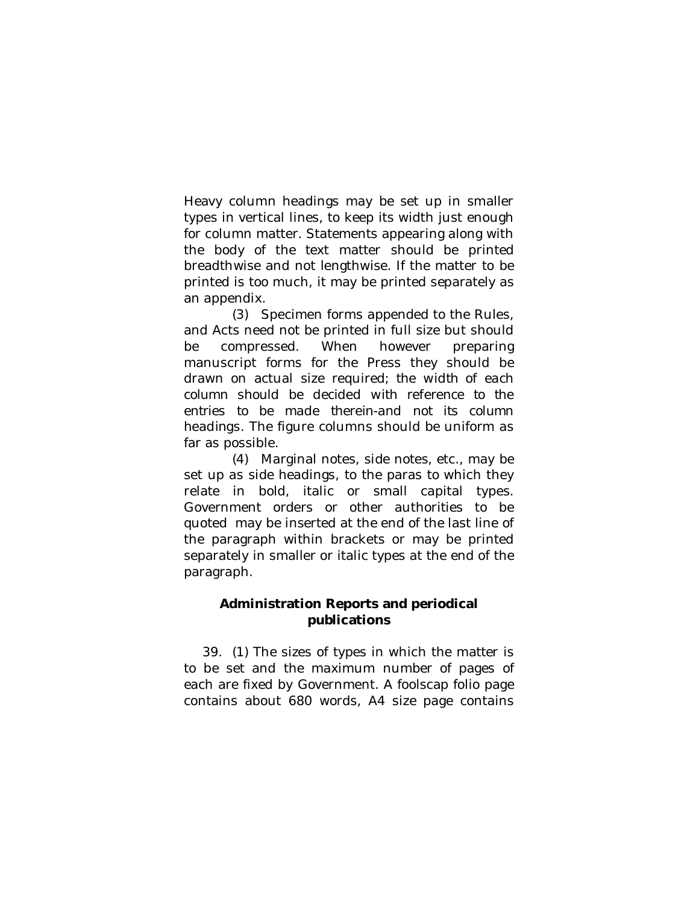Heavy column headings may be set up in smaller types in vertical lines, to keep its width just enough for column matter. Statements appearing along with the body of the text matter should be printed breadthwise and not lengthwise. If the matter to be printed is too much, it may be printed separately as an appendix.

(3) Specimen forms appended to the Rules, and Acts need not be printed in full size but should be compressed. When however preparing manuscript forms for the Press they should be drawn on actual size required; the width of each column should be decided with reference to the entries to be made therein-and not its column headings. The figure columns should be uniform as far as possible.

(4) Marginal notes, side notes, etc., may be set up as side headings, to the paras to which they relate in bold, italic or small capital types. Government orders or other authorities to be quoted may be inserted at the end of the last line of the paragraph within brackets or may be printed separately in smaller or italic types at the end of the paragraph.

**Administration Reports and periodical publications**

39. (1) The sizes of types in which the matter is to be set and the maximum number of pages of each are fixed by Government. A foolscap folio page contains about 680 words, A4 size page contains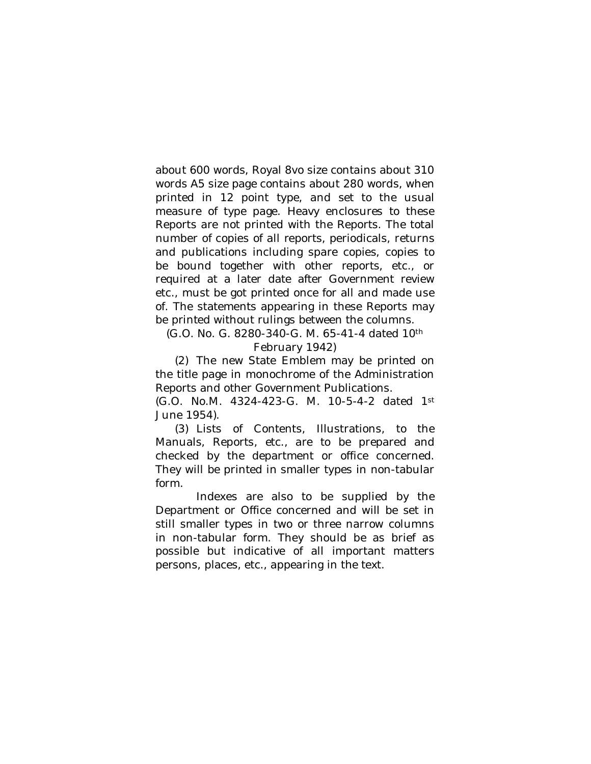about 600 words, Royal 8vo size contains about 310 words A5 size page contains about 280 words, when printed in 12 point type, and set to the usual measure of type page. Heavy enclosures to these Reports are not printed with the Reports. The total number of copies of all reports, periodicals, returns and publications including spare copies, copies to be bound together with other reports, etc., or required at a later date after Government review etc., must be got printed once for all and made use of. The statements appearing in these Reports may be printed without rulings between the columns.

(G.O. No. G. 8280-340-G. M. 65-41-4 dated 10th February 1942)

(2) The new State Emblem may be printed on the title page in monochrome of the Administration Reports and other Government Publications.

(G.O. No.M. 4324-423-G. M. 10-5-4-2 dated 1st June 1954).

(3) Lists of Contents, Illustrations, to the Manuals, Reports, etc., are to be prepared and checked by the department or office concerned. They will be printed in smaller types in non-tabular form.

Indexes are also to be supplied by the Department or Office concerned and will be set in still smaller types in two or three narrow columns in non-tabular form. They should be as brief as possible but indicative of all important matters persons, places, etc., appearing in the text.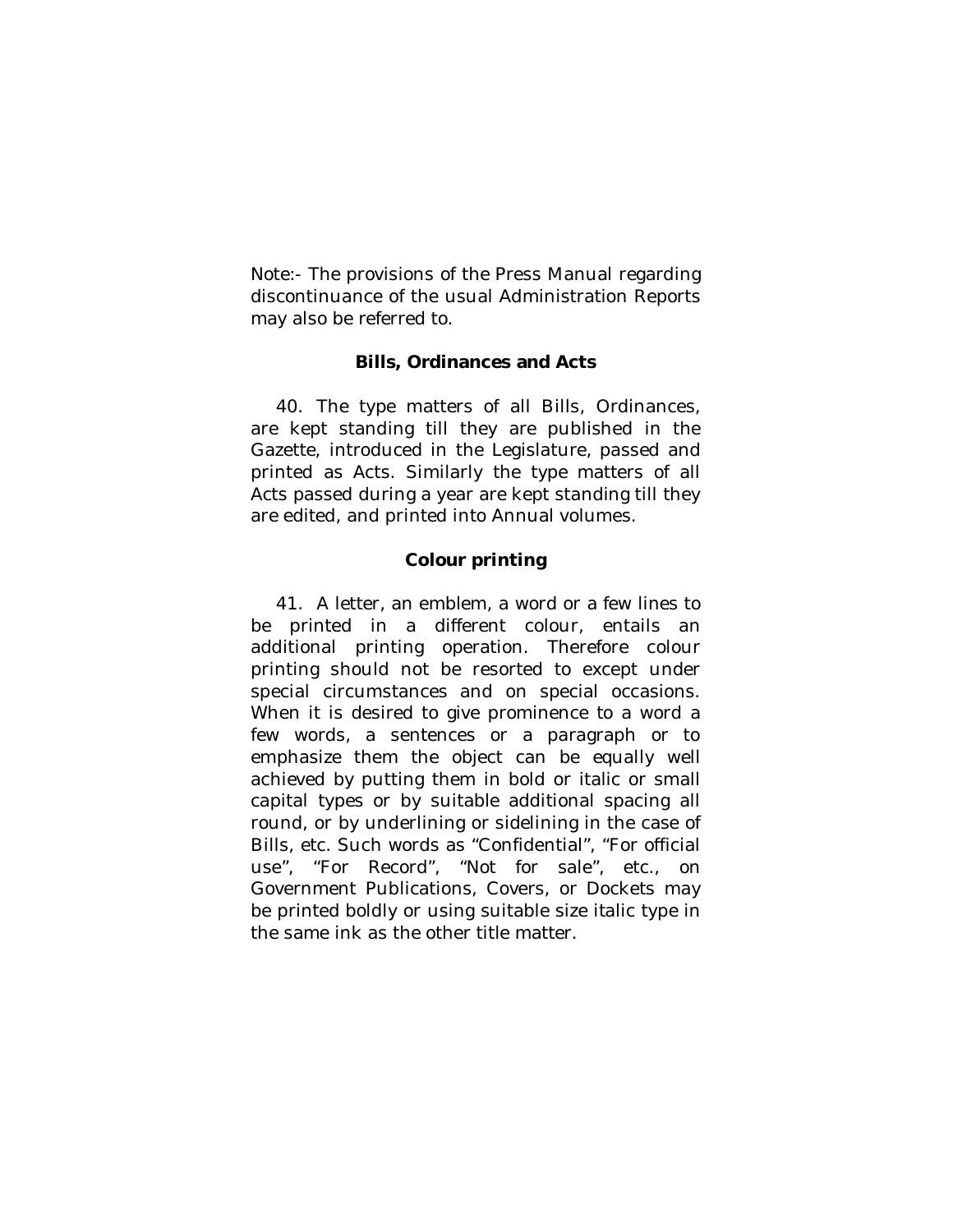Note:- The provisions of the Press Manual regarding discontinuance of the usual Administration Reports may also be referred to.

### Bills, Ordinances and Acts

40. The type matters of all Bills, Ordinances, are kept standing till they are published in the Gazette, introduced in the Legislature, passed and printed as Acts. Similarly the type matters of all Acts passed during a year are kept standing till they are edited, and printed into Annual volumes.

### Colour printing

41. A letter, an emblem, a word or a few lines to be printed in a different colour, entails an additional printing operation. Therefore colour printing should not be resorted to except under special circumstances and on special occasions. When it is desired to give prominence to a word a few words, a sentences or a paragraph or to emphasize them the object can be equally well achieved by putting them in bold or italic or small capital types or by suitable additional spacing all round, or by underlining or sidelining in the case of Bills, etc. Such words as "Confidential", "For official use", "For Record", "Not for sale", etc., on Government Publications, Covers, or Dockets may be printed boldly or using suitable size italic type in the same ink as the other title matter.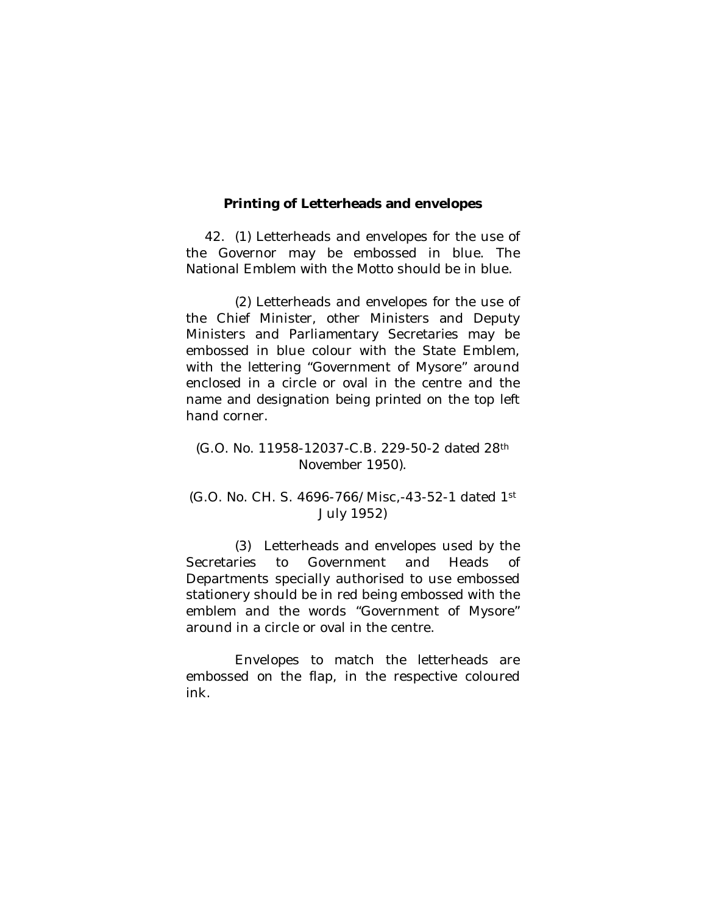**Printing of Letterheads and envelopes**

42. (1) Letterheads and envelopes for the use of the Governor may be embossed in blue. The National Emblem with the Motto should be in blue.

(2) Letterheads and envelopes for the use of the Chief Minister, other Ministers and Deputy Ministers and Parliamentary Secretaries may be embossed in blue colour with the State Emblem, with the lettering "Government of Mysore" around enclosed in a circle or oval in the centre and the name and designation being printed on the top left hand corner.

(G.O. No. 11958-12037-C.B. 229-50-2 dated 28th November 1950).

(G.O. No. CH. S. 4696-766/Misc,-43-52-1 dated 1st July 1952)

(3) Letterheads and envelopes used by the Secretaries to Government and Heads of Departments specially authorised to use embossed stationery should be in red being embossed with the emblem and the words "Government of Mysore" around in a circle or oval in the centre.

Envelopes to match the letterheads are embossed on the flap, in the respective coloured ink.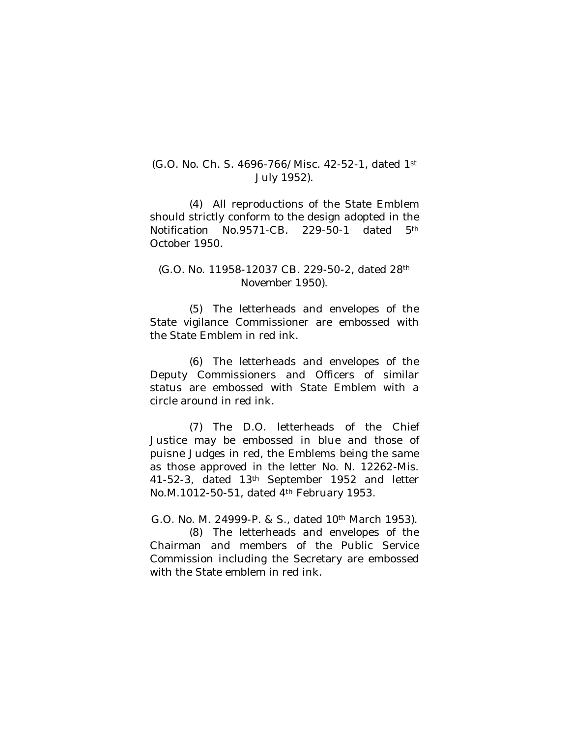(G.O. No. Ch. S. 4696-766/Misc. 42-52-1, dated 1st July 1952).

(4) All reproductions of the State Emblem should strictly conform to the design adopted in the Notification No.9571-CB. 229-50-1 dated 5th October 1950.

(G.O. No. 11958-12037 CB. 229-50-2, dated 28th November 1950).

(5) The letterheads and envelopes of the State vigilance Commissioner are embossed with the State Emblem in red ink.

(6) The letterheads and envelopes of the Deputy Commissioners and Officers of similar status are embossed with State Emblem with a circle around in red ink.

(7) The D.O. letterheads of the Chief Justice may be embossed in blue and those of puisne Judges in red, the Emblems being the same as those approved in the letter No. N. 12262-Mis. 41-52-3, dated 13th September 1952 and letter No.M.1012-50-51, dated 4th February 1953.

G.O. No. M. 24999-P. & S., dated 10th March 1953).

(8) The letterheads and envelopes of the Chairman and members of the Public Service Commission including the Secretary are embossed with the State emblem in red ink.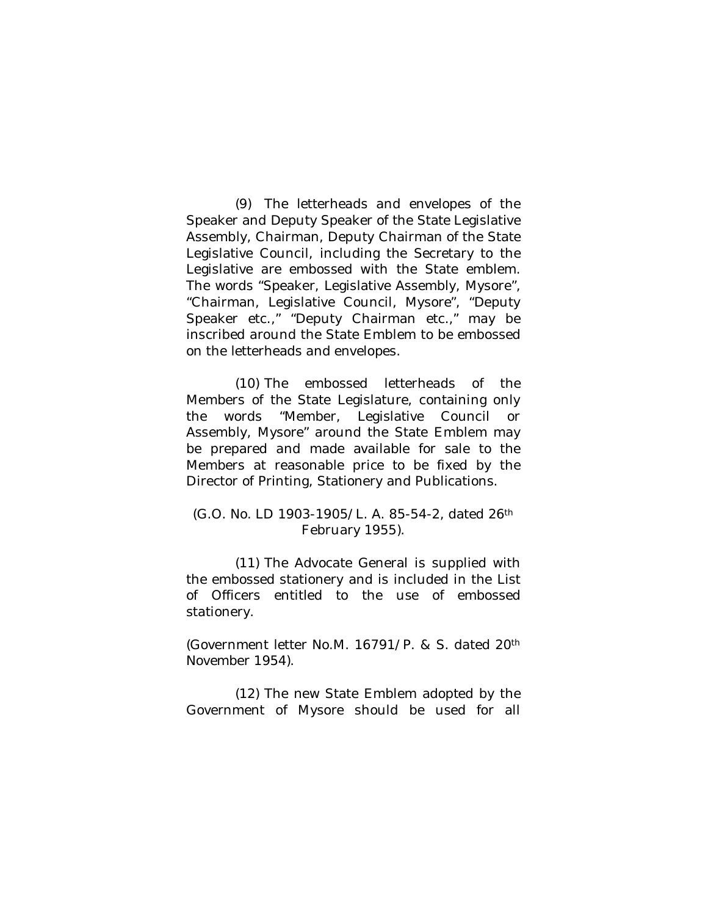(9) The letterheads and envelopes of the Speaker and Deputy Speaker of the State Legislative Assembly, Chairman, Deputy Chairman of the State Legislative Council, including the Secretary to the Legislative are embossed with the State emblem. The words "Speaker, Legislative Assembly, Mysore", "Chairman, Legislative Council, Mysore", "Deputy Speaker etc.," "Deputy Chairman etc.," may be inscribed around the State Emblem to be embossed on the letterheads and envelopes.

(10) The embossed letterheads of the Members of the State Legislature, containing only the words "Member, Legislative Council or Assembly, Mysore" around the State Emblem may be prepared and made available for sale to the Members at reasonable price to be fixed by the Director of Printing, Stationery and Publications.

(G.O. No. LD 1903-1905/L. A. 85-54-2, dated 26th February 1955).

(11) The Advocate General is supplied with the embossed stationery and is included in the List of Officers entitled to the use of embossed stationery.

(Government letter No.M. 16791/P. & S. dated 20th November 1954).

(12) The new State Emblem adopted by the Government of Mysore should be used for all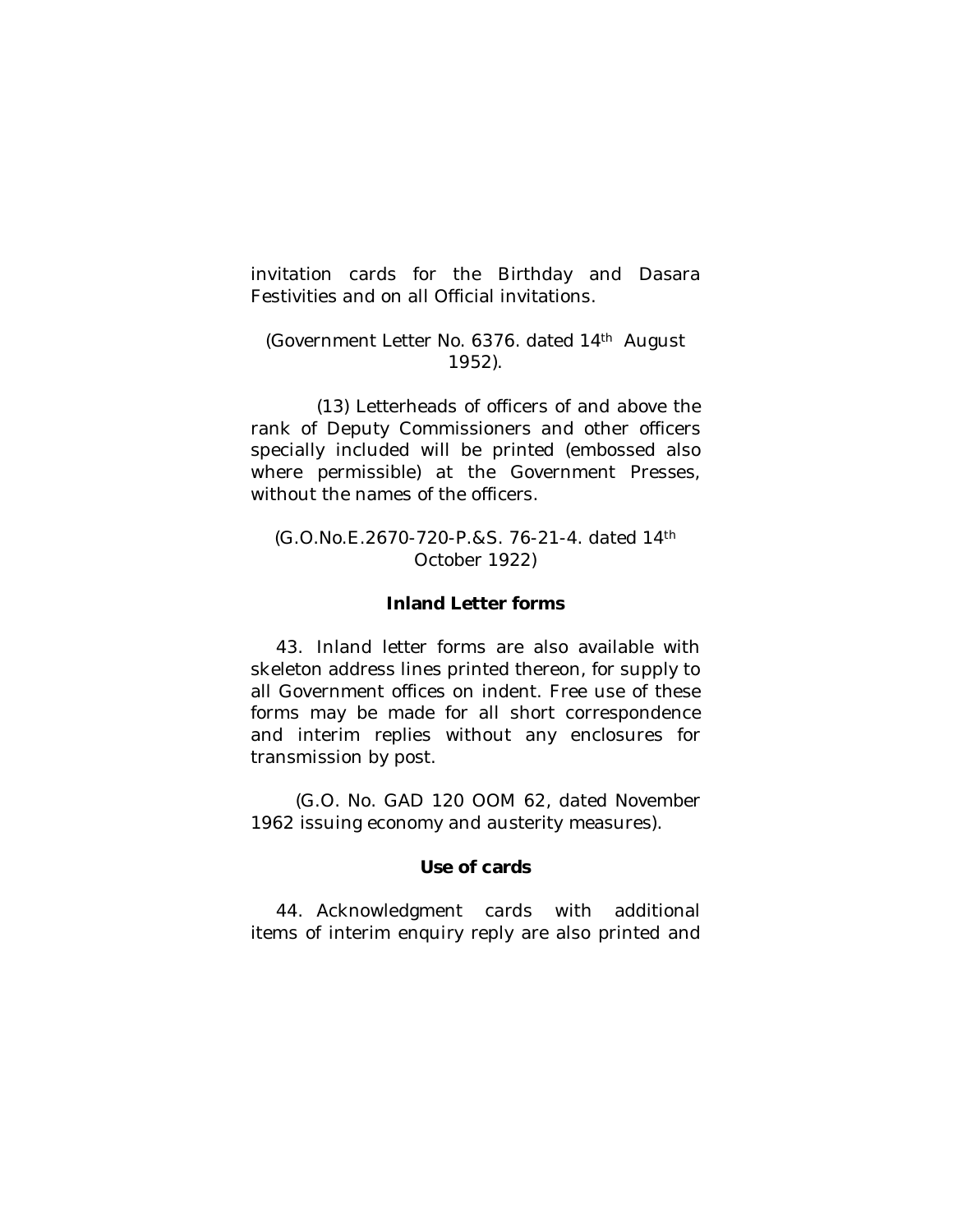invitation cards for the Birthday and Dasara Festivities and on all Official invitations.

(Government Letter No. 6376. dated 14th August 1952).

(13) Letterheads of officers of and above the rank of Deputy Commissioners and other officers specially included will be printed (embossed also where permissible) at the Government Presses, without the names of the officers.

(G.O.No.E.2670-720-P.&S. 76-21-4. dated 14th October 1922)

**Inland Letter forms**

43. Inland letter forms are also available with skeleton address lines printed thereon, for supply to all Government offices on indent. Free use of these forms may be made for all short correspondence and interim replies without any enclosures for transmission by post.

(G.O. No. GAD 120 OOM 62, dated November 1962 issuing economy and austerity measures).

**Use of cards**

44. Acknowledgment cards with additional items of interim enquiry reply are also printed and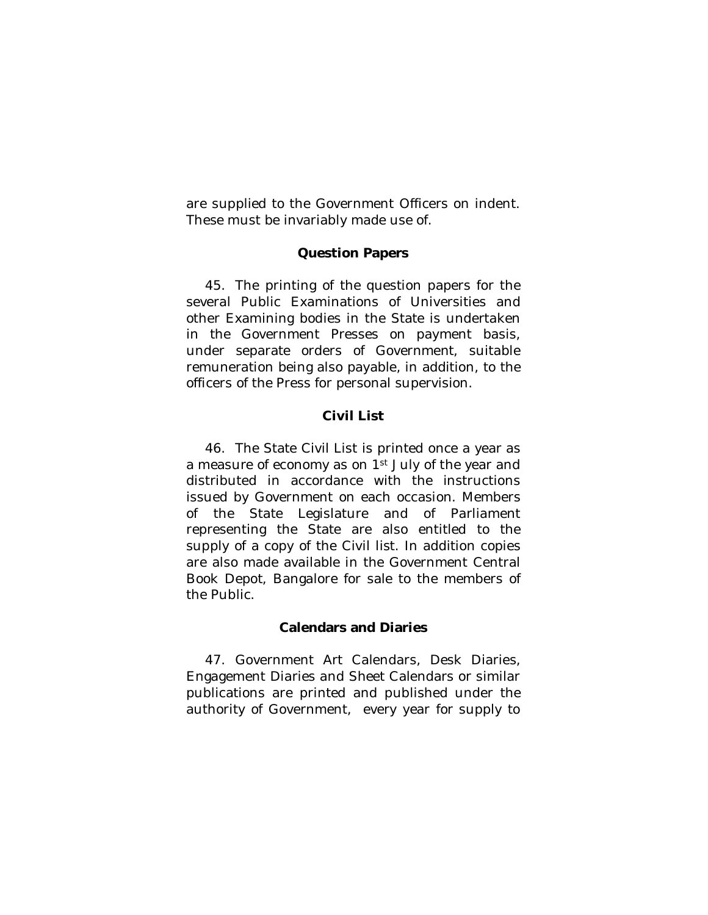are supplied to the Government Officers on indent. These must be invariably made use of.

### Question Papers

45. The printing of the question papers for the several Public Examinations of Universities and other Examining bodies in the State is undertaken in the Government Presses on payment basis, under separate orders of Government, suitable remuneration being also payable, in addition, to the officers of the Press for personal supervision.

### Civil List

46. The State Civil List is printed once a year as a measure of economy as on 1st July of the year and distributed in accordance with the instructions issued by Government on each occasion. Members of the State Legislature and of Parliament representing the State are also entitled to the supply of a copy of the Civil list. In addition copies are also made available in the Government Central Book Depot, Bangalore for sale to the members of the Public.

### Calendars and Diaries

47. Government Art Calendars, Desk Diaries, Engagement Diaries and Sheet Calendars or similar publications are printed and published under the authority of Government, every year for supply to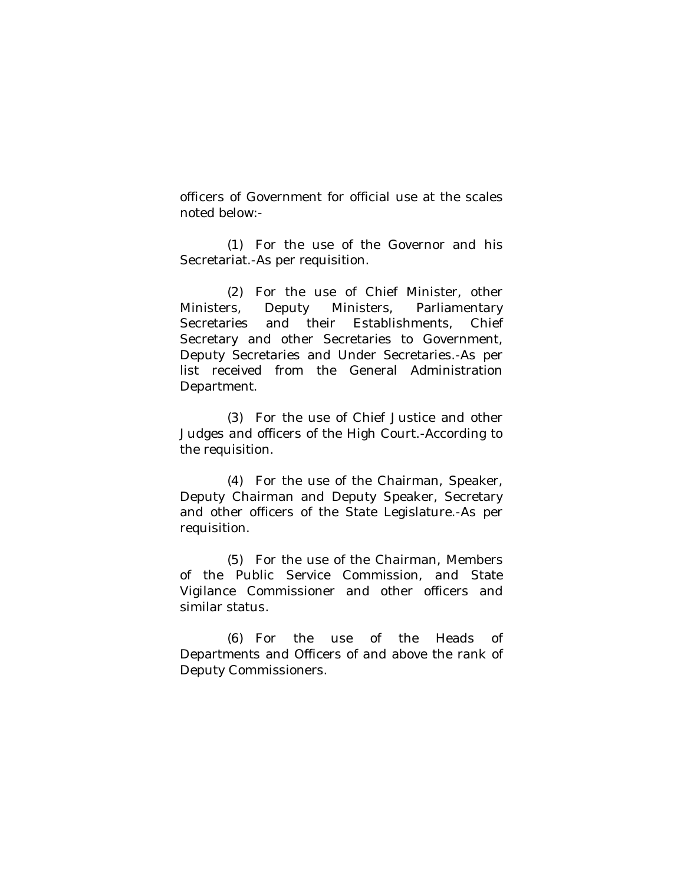officers of Government for official use at the scales noted below:-

(1) For the use of the Governor and his Secretariat.-As per requisition.

(2) For the use of Chief Minister, other Ministers, Deputy Ministers, Parliamentary Secretaries and their Establishments, Chief Secretary and other Secretaries to Government, Deputy Secretaries and Under Secretaries.-As per list received from the General Administration Department.

(3) For the use of Chief Justice and other Judges and officers of the High Court.-According to the requisition.

(4) For the use of the Chairman, Speaker, Deputy Chairman and Deputy Speaker, Secretary and other officers of the State Legislature.-As per requisition.

(5) For the use of the Chairman, Members of the Public Service Commission, and State Vigilance Commissioner and other officers and similar status.

(6) For the use of the Heads of Departments and Officers of and above the rank of Deputy Commissioners.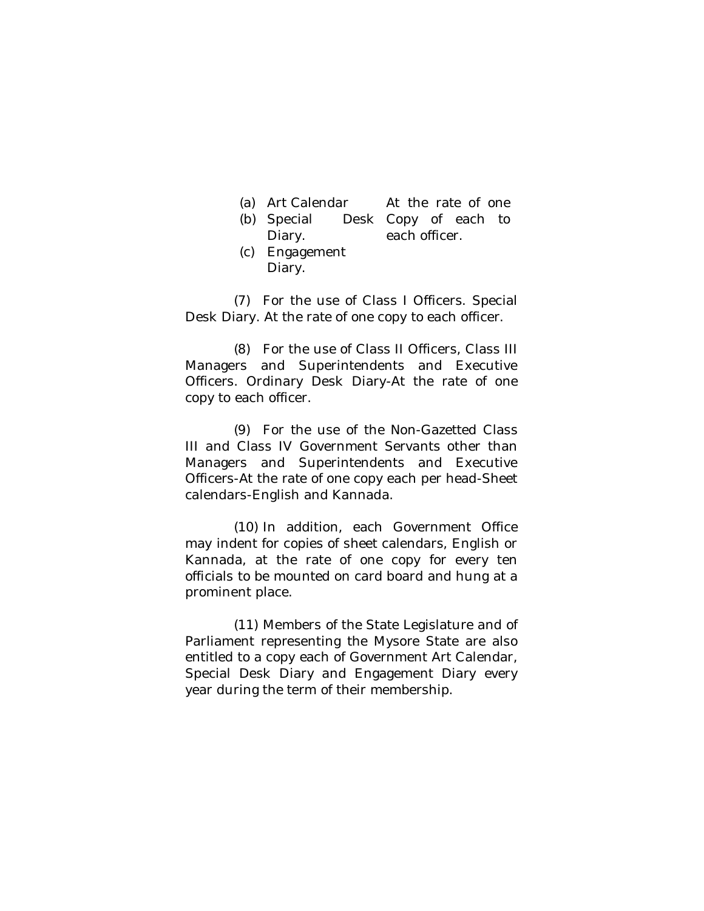|  |  |
|---|---|
| (a) Art Calendar | At the rate of one |
| (b) Special Desk Diary. | Copy of each to each officer. |
| (c) Engagement Diary. |  |

(7) For the use of Class I Officers. Special Desk Diary. At the rate of one copy to each officer.

(8) For the use of Class II Officers, Class III Managers and Superintendents and Executive Officers. Ordinary Desk Diary-At the rate of one copy to each officer.

(9) For the use of the Non-Gazetted Class III and Class IV Government Servants other than Managers and Superintendents and Executive Officers-At the rate of one copy each per head-Sheet calendars-English and Kannada.

(10) In addition, each Government Office may indent for copies of sheet calendars, English or Kannada, at the rate of one copy for every ten officials to be mounted on card board and hung at a prominent place.

(11) Members of the State Legislature and of Parliament representing the Mysore State are also entitled to a copy each of Government Art Calendar, Special Desk Diary and Engagement Diary every year during the term of their membership.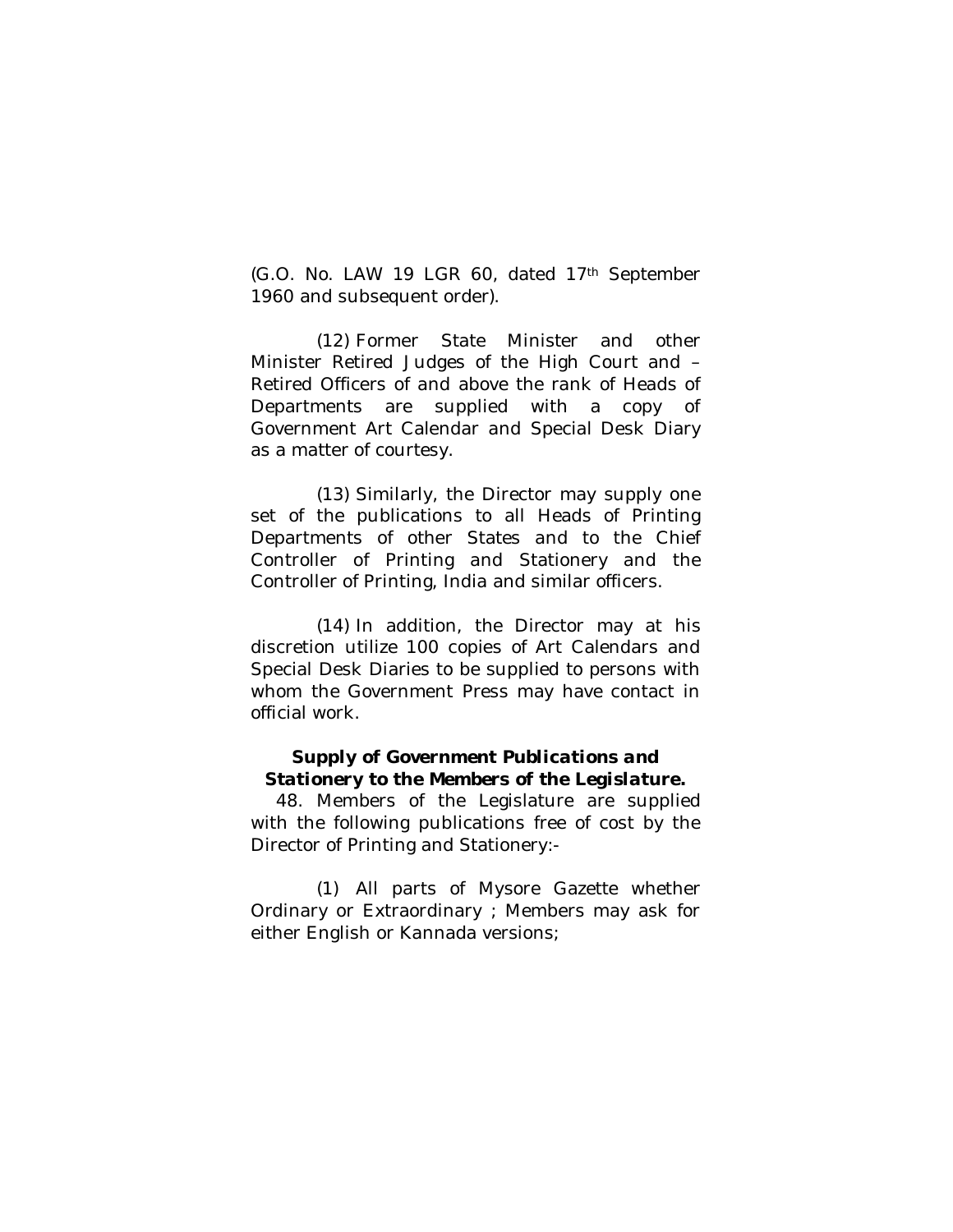(G.O. No. LAW 19 LGR 60, dated 17th September 1960 and subsequent order).

(12) Former State Minister and other Minister Retired Judges of the High Court and – Retired Officers of and above the rank of Heads of Departments are supplied with a copy of Government Art Calendar and Special Desk Diary as a matter of courtesy.

(13) Similarly, the Director may supply one set of the publications to all Heads of Printing Departments of other States and to the Chief Controller of Printing and Stationery and the Controller of Printing, India and similar officers.

(14) In addition, the Director may at his discretion utilize 100 copies of Art Calendars and Special Desk Diaries to be supplied to persons with whom the Government Press may have contact in official work.

**Supply of Government Publications and Stationery to the Members of the Legislature.**

48. Members of the Legislature are supplied with the following publications free of cost by the Director of Printing and Stationery:-

(1) All parts of Mysore Gazette whether Ordinary or Extraordinary ; Members may ask for either English or Kannada versions;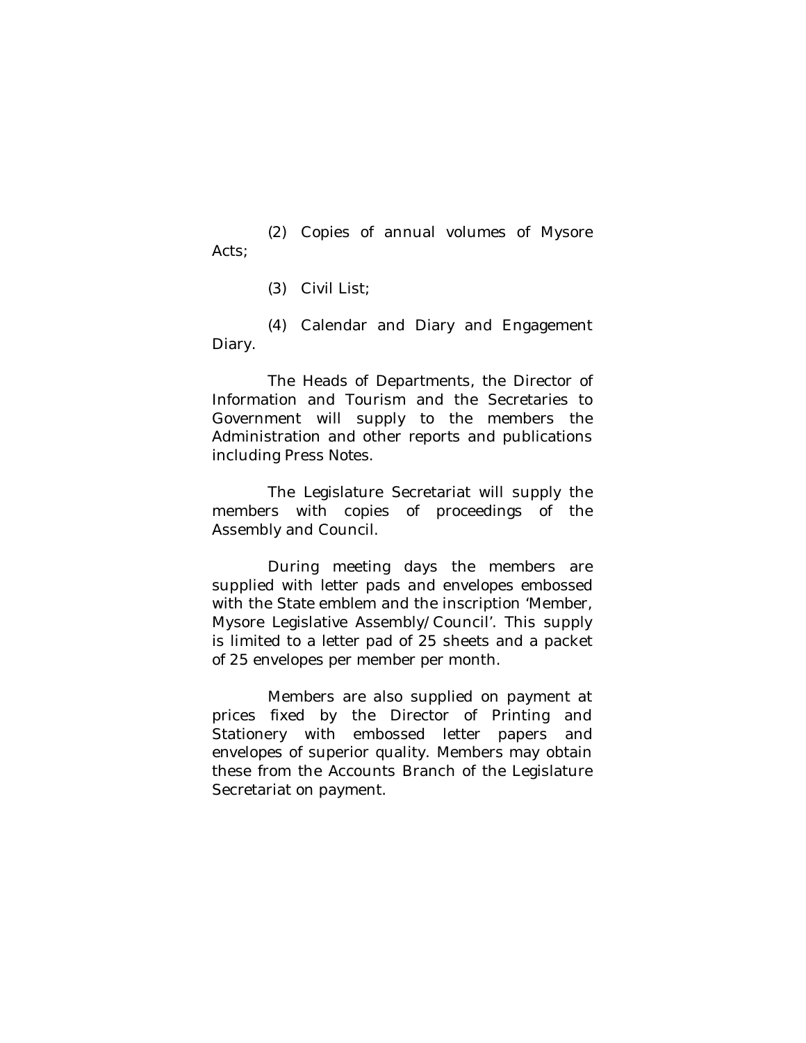(2) Copies of annual volumes of Mysore Acts;

(3) Civil List;

(4) Calendar and Diary and Engagement Diary.

The Heads of Departments, the Director of Information and Tourism and the Secretaries to Government will supply to the members the Administration and other reports and publications including Press Notes.

The Legislature Secretariat will supply the members with copies of proceedings of the Assembly and Council.

During meeting days the members are supplied with letter pads and envelopes embossed with the State emblem and the inscription 'Member, Mysore Legislative Assembly/Council'. This supply is limited to a letter pad of 25 sheets and a packet of 25 envelopes per member per month.

Members are also supplied on payment at prices fixed by the Director of Printing and Stationery with embossed letter papers and envelopes of superior quality. Members may obtain these from the Accounts Branch of the Legislature Secretariat on payment.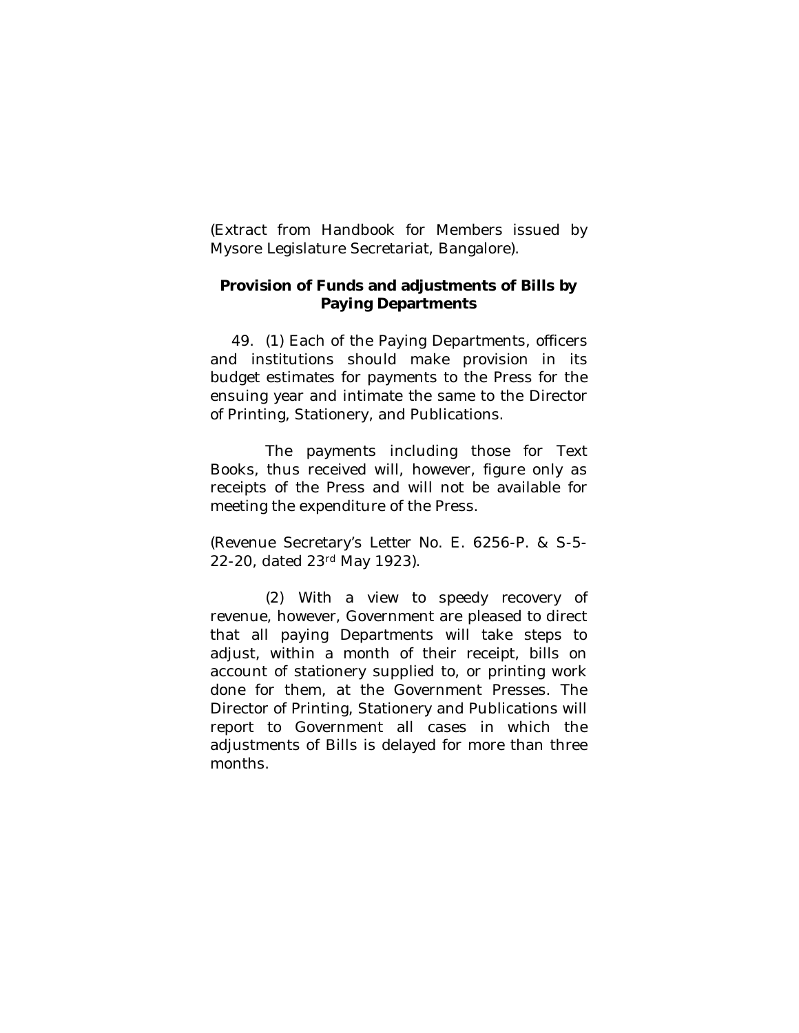(Extract from Handbook for Members issued by Mysore Legislature Secretariat, Bangalore).

**Provision of Funds and adjustments of Bills by Paying Departments**

49. (1) Each of the Paying Departments, officers and institutions should make provision in its budget estimates for payments to the Press for the ensuing year and intimate the same to the Director of Printing, Stationery, and Publications.

The payments including those for Text Books, thus received will, however, figure only as receipts of the Press and will not be available for meeting the expenditure of the Press.

(Revenue Secretary's Letter No. E. 6256-P. & S-5-22-20, dated 23rd May 1923).

(2) With a view to speedy recovery of revenue, however, Government are pleased to direct that all paying Departments will take steps to adjust, within a month of their receipt, bills on account of stationery supplied to, or printing work done for them, at the Government Presses. The Director of Printing, Stationery and Publications will report to Government all cases in which the adjustments of Bills is delayed for more than three months.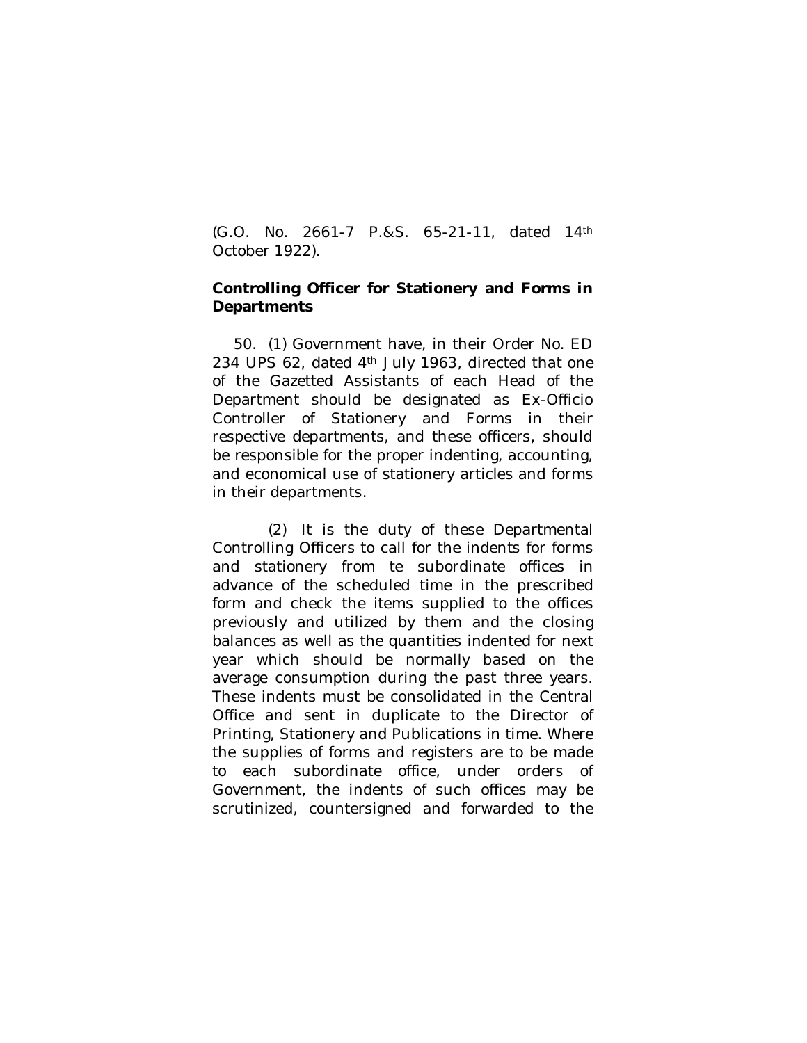(G.O. No. 2661-7 P.&S. 65-21-11, dated 14th October 1922).

**Controlling Officer for Stationery and Forms in Departments**

50. (1) Government have, in their Order No. ED 234 UPS 62, dated 4th July 1963, directed that one of the Gazetted Assistants of each Head of the Department should be designated as Ex-Officio Controller of Stationery and Forms in their respective departments, and these officers, should be responsible for the proper indenting, accounting, and economical use of stationery articles and forms in their departments.

(2) It is the duty of these Departmental Controlling Officers to call for the indents for forms and stationery from te subordinate offices in advance of the scheduled time in the prescribed form and check the items supplied to the offices previously and utilized by them and the closing balances as well as the quantities indented for next year which should be normally based on the average consumption during the past three years. These indents must be consolidated in the Central Office and sent in duplicate to the Director of Printing, Stationery and Publications in time. Where the supplies of forms and registers are to be made to each subordinate office, under orders of Government, the indents of such offices may be scrutinized, countersigned and forwarded to the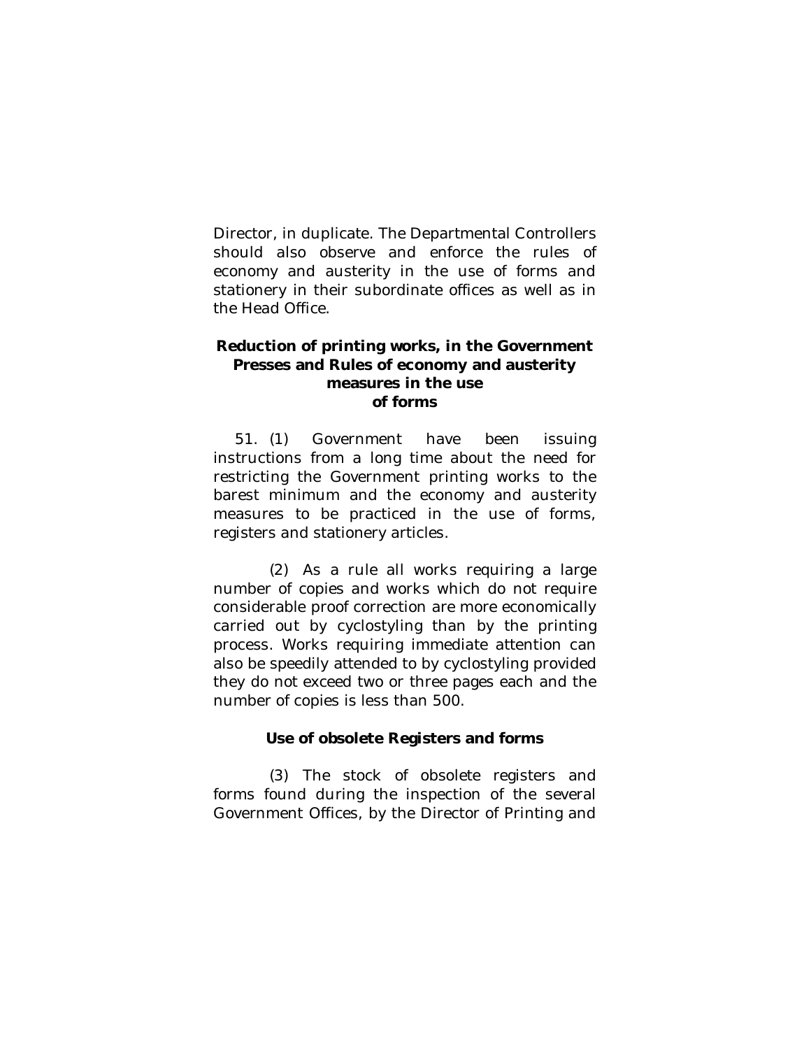Director, in duplicate. The Departmental Controllers should also observe and enforce the rules of economy and austerity in the use of forms and stationery in their subordinate offices as well as in the Head Office.

**Reduction of printing works, in the Government Presses and Rules of economy and austerity measures in the use of forms**

51. (1) Government have been issuing instructions from a long time about the need for restricting the Government printing works to the barest minimum and the economy and austerity measures to be practiced in the use of forms, registers and stationery articles.

(2) As a rule all works requiring a large number of copies and works which do not require considerable proof correction are more economically carried out by cyclostyling than by the printing process. Works requiring immediate attention can also be speedily attended to by cyclostyling provided they do not exceed two or three pages each and the number of copies is less than 500.

**Use of obsolete Registers and forms**

(3) The stock of obsolete registers and forms found during the inspection of the several Government Offices, by the Director of Printing and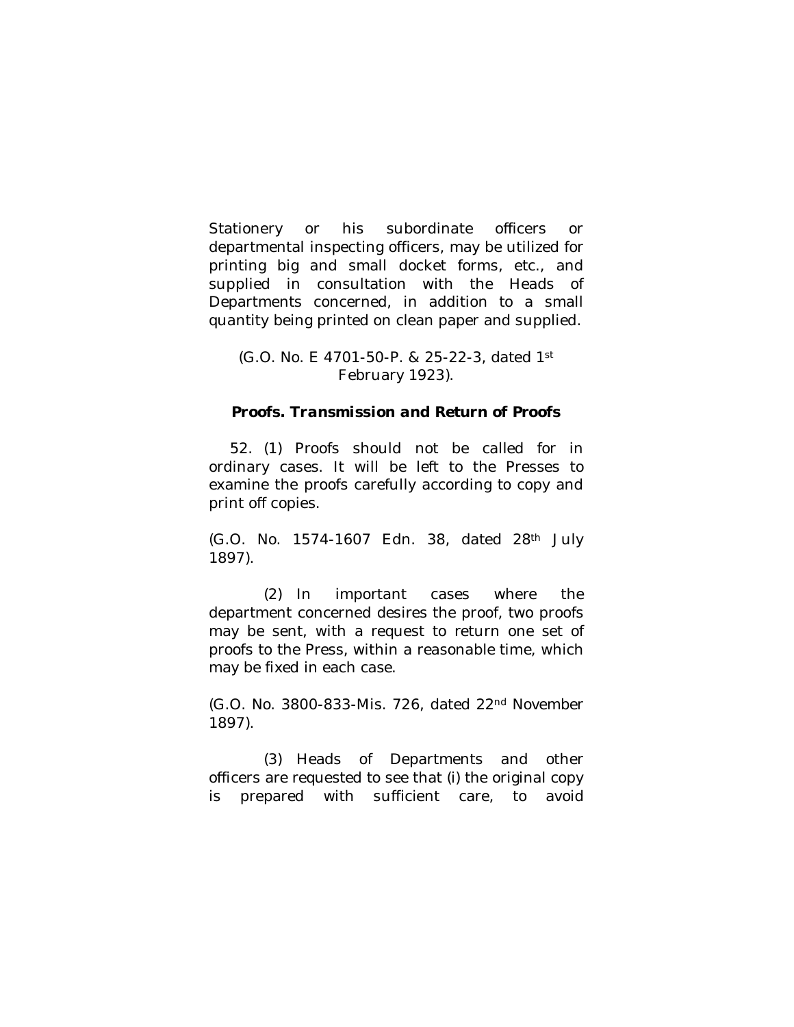Stationery or his subordinate officers or departmental inspecting officers, may be utilized for printing big and small docket forms, etc., and supplied in consultation with the Heads of Departments concerned, in addition to a small quantity being printed on clean paper and supplied.

(G.O. No. E 4701-50-P. & 25-22-3, dated 1st February 1923).

### Proofs. *Transmission and Return of Proofs*

52. (1) Proofs should not be called for in ordinary cases. It will be left to the Presses to examine the proofs carefully according to copy and print off copies.

(G.O. No. 1574-1607 Edn. 38, dated 28th July 1897).

(2) In important cases where the department concerned desires the proof, two proofs may be sent, with a request to return one set of proofs to the Press, within a reasonable time, which may be fixed in each case.

(G.O. No. 3800-833-Mis. 726, dated 22nd November 1897).

(3) Heads of Departments and other officers are requested to see that (i) the original copy is prepared with sufficient care, to avoid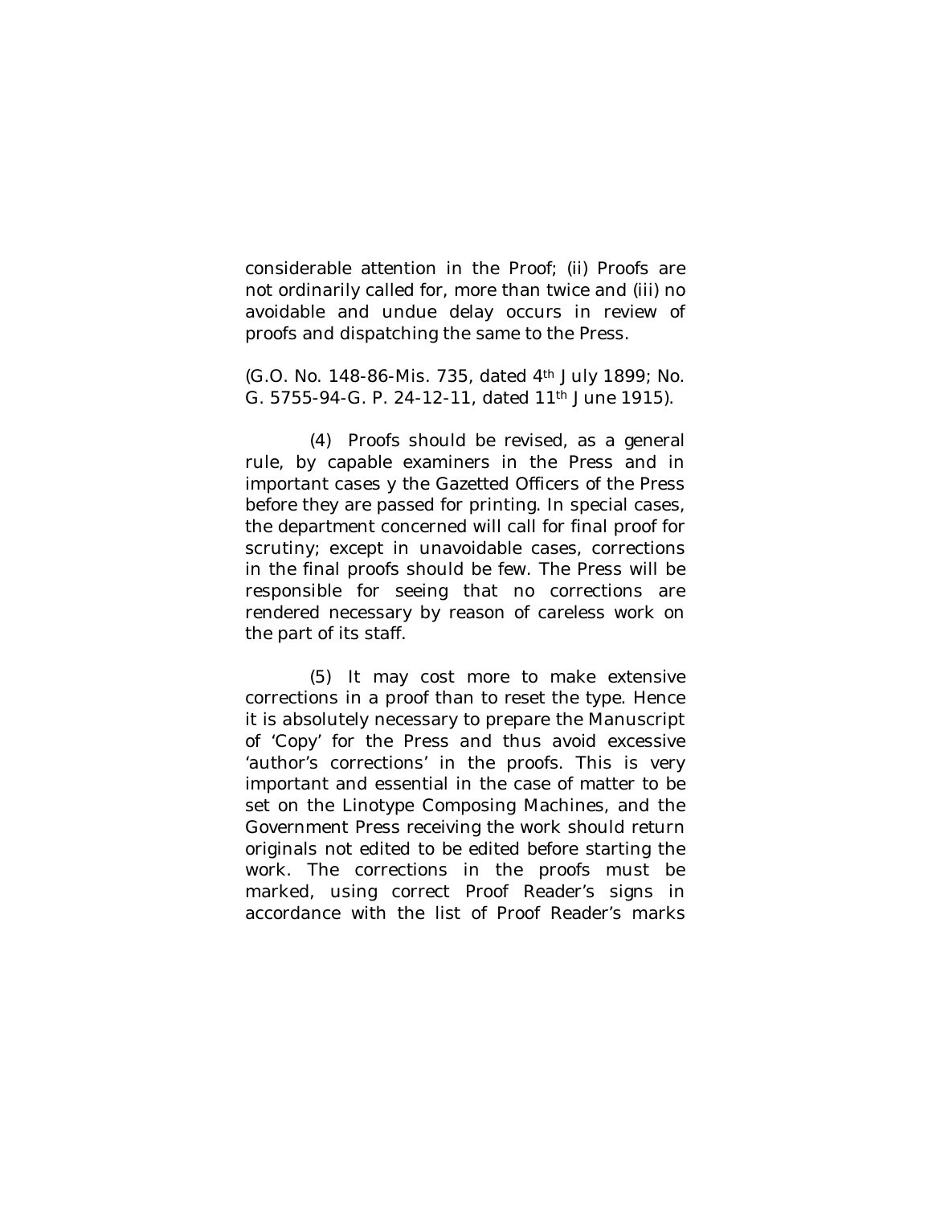considerable attention in the Proof; (ii) Proofs are not ordinarily called for, more than twice and (iii) no avoidable and undue delay occurs in review of proofs and dispatching the same to the Press.

(G.O. No. 148-86-Mis. 735, dated 4th July 1899; No. G. 5755-94-G. P. 24-12-11, dated 11th June 1915).

(4) Proofs should be revised, as a general rule, by capable examiners in the Press and in important cases y the Gazetted Officers of the Press before they are passed for printing. In special cases, the department concerned will call for final proof for scrutiny; except in unavoidable cases, corrections in the final proofs should be few. The Press will be responsible for seeing that no corrections are rendered necessary by reason of careless work on the part of its staff.

(5) It may cost more to make extensive corrections in a proof than to reset the type. Hence it is absolutely necessary to prepare the Manuscript of 'Copy' for the Press and thus avoid excessive 'author's corrections' in the proofs. This is very important and essential in the case of matter to be set on the Linotype Composing Machines, and the Government Press receiving the work should return originals not edited to be edited before starting the work. The corrections in the proofs must be marked, using correct Proof Reader's signs in accordance with the list of Proof Reader's marks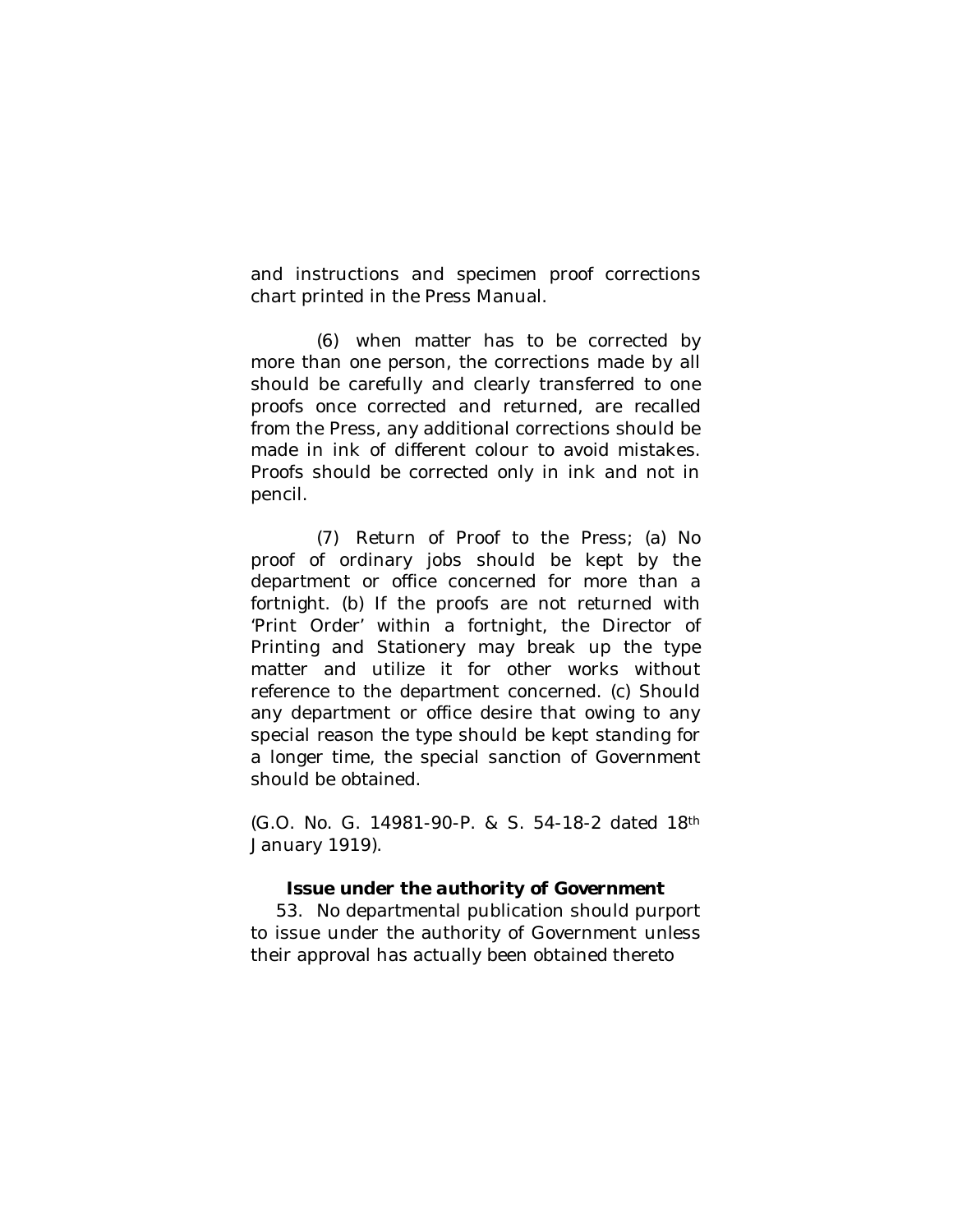and instructions and specimen proof corrections chart printed in the Press Manual.

(6) when matter has to be corrected by more than one person, the corrections made by all should be carefully and clearly transferred to one proofs once corrected and returned, are recalled from the Press, any additional corrections should be made in ink of different colour to avoid mistakes. Proofs should be corrected only in ink and not in pencil.

(7) Return of Proof to the Press; (a) No proof of ordinary jobs should be kept by the department or office concerned for more than a fortnight. (b) If the proofs are not returned with 'Print Order' within a fortnight, the Director of Printing and Stationery may break up the type matter and utilize it for other works without reference to the department concerned. (c) Should any department or office desire that owing to any special reason the type should be kept standing for a longer time, the special sanction of Government should be obtained.

(G.O. No. G. 14981-90-P. & S. 54-18-2 dated 18th January 1919).

**Issue under the authority of Government**

53. No departmental publication should purport to issue under the authority of Government unless their approval has actually been obtained thereto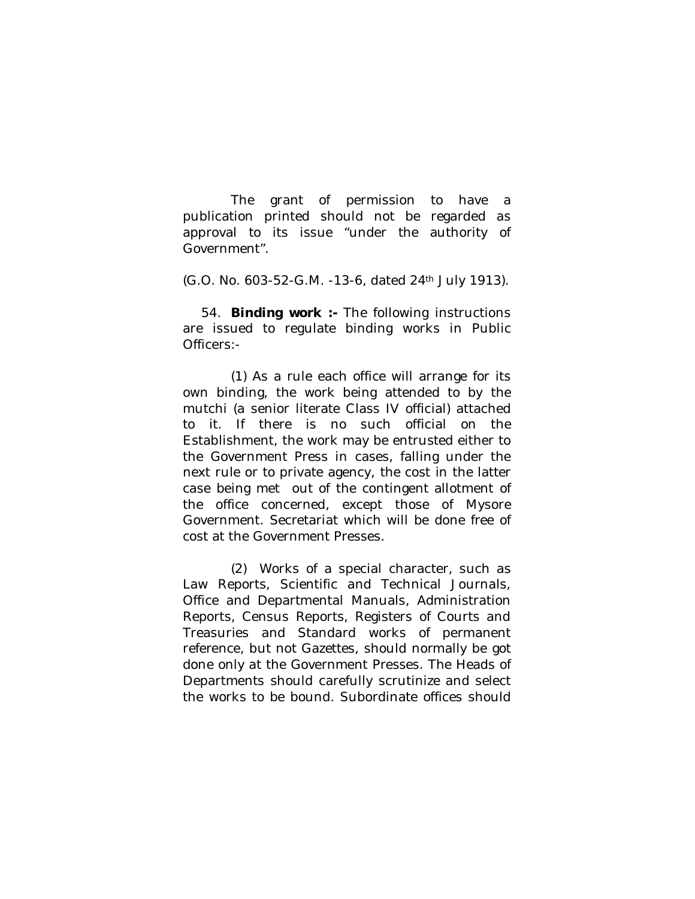The grant of permission to have a publication printed should not be regarded as approval to its issue "under the authority of Government".

(G.O. No. 603-52-G.M. -13-6, dated 24th July 1913).

54. **Binding work :-** The following instructions are issued to regulate binding works in Public Officers:-

(1) As a rule each office will arrange for its own binding, the work being attended to by the mutchi (a senior literate Class IV official) attached to it. If there is no such official on the Establishment, the work may be entrusted either to the Government Press in cases, falling under the next rule or to private agency, the cost in the latter case being met out of the contingent allotment of the office concerned, except those of Mysore Government. Secretariat which will be done free of cost at the Government Presses.

(2) Works of a special character, such as Law Reports, Scientific and Technical Journals, Office and Departmental Manuals, Administration Reports, Census Reports, Registers of Courts and Treasuries and Standard works of permanent reference, but not Gazettes, should normally be got done only at the Government Presses. The Heads of Departments should carefully scrutinize and select the works to be bound. Subordinate offices should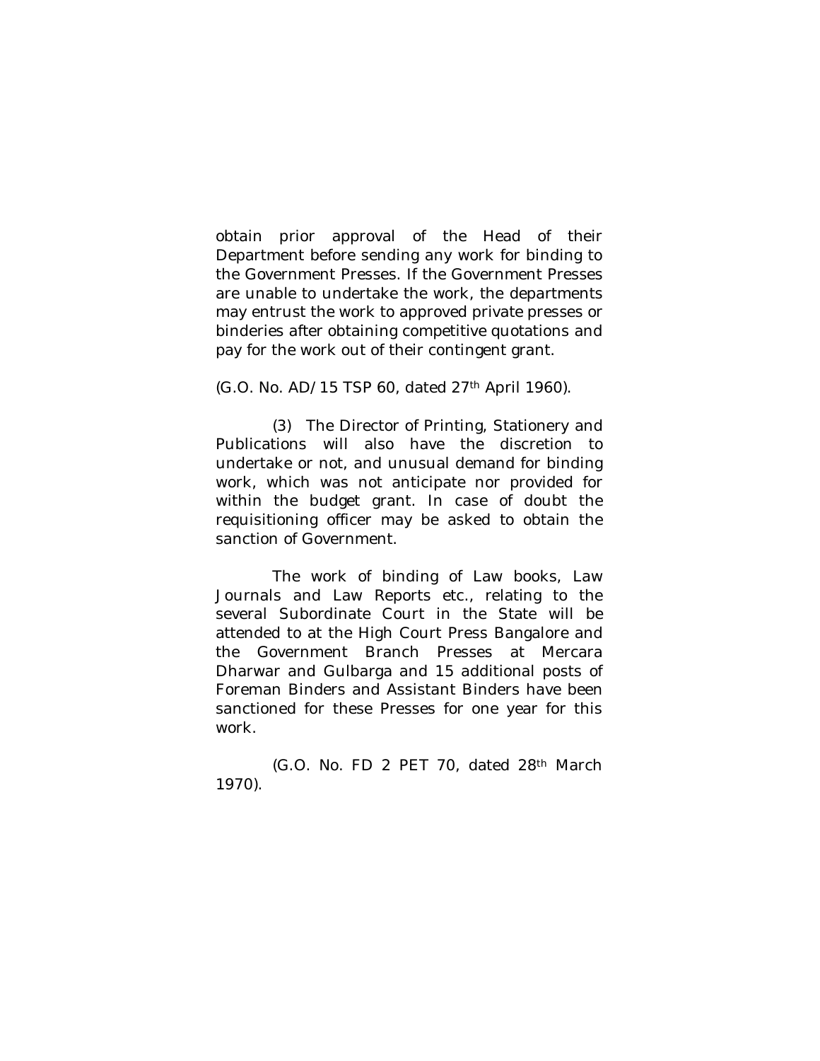obtain prior approval of the Head of their Department before sending any work for binding to the Government Presses. If the Government Presses are unable to undertake the work, the departments may entrust the work to approved private presses or binderies after obtaining competitive quotations and pay for the work out of their contingent grant.

(G.O. No. AD/15 TSP 60, dated 27th April 1960).

(3) The Director of Printing, Stationery and Publications will also have the discretion to undertake or not, and unusual demand for binding work, which was not anticipate nor provided for within the budget grant. In case of doubt the requisitioning officer may be asked to obtain the sanction of Government.

The work of binding of Law books, Law Journals and Law Reports etc., relating to the several Subordinate Court in the State will be attended to at the High Court Press Bangalore and the Government Branch Presses at Mercara Dharwar and Gulbarga and 15 additional posts of Foreman Binders and Assistant Binders have been sanctioned for these Presses for one year for this work.

(G.O. No. FD 2 PET 70, dated 28th March 1970).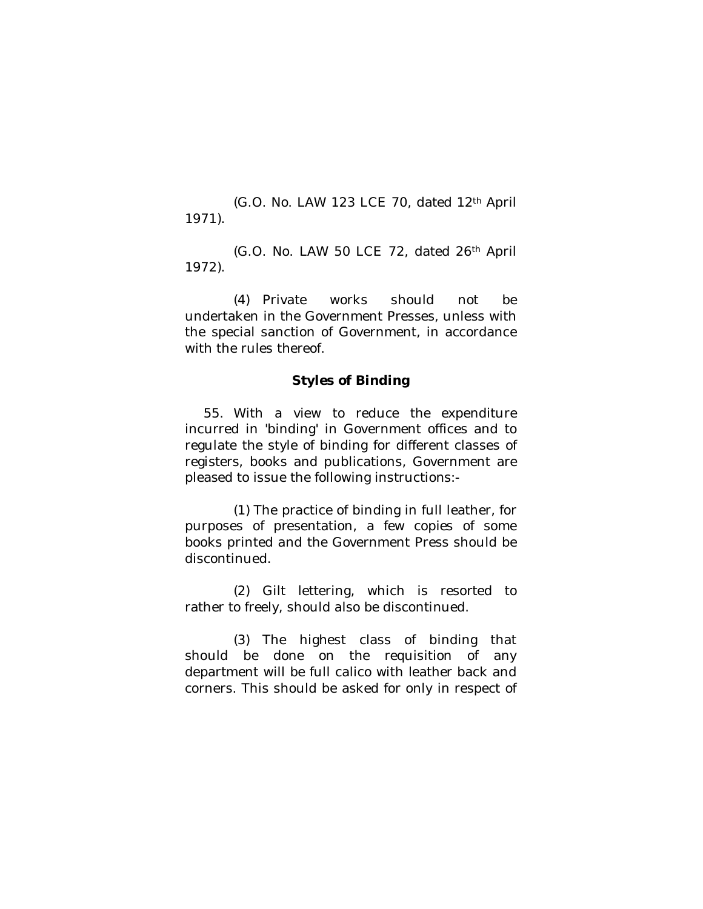(G.O. No. LAW 123 LCE 70, dated 12th April 1971).

(G.O. No. LAW 50 LCE 72, dated 26th April 1972).

(4) Private works should not be undertaken in the Government Presses, unless with the special sanction of Government, in accordance with the rules thereof.

**Styles of Binding**

55. With a view to reduce the expenditure incurred in 'binding' in Government offices and to regulate the style of binding for different classes of registers, books and publications, Government are pleased to issue the following instructions:-

(1) The practice of binding in full leather, for purposes of presentation, a few copies of some books printed and the Government Press should be discontinued.

(2) Gilt lettering, which is resorted to rather to freely, should also be discontinued.

(3) The highest class of binding that should be done on the requisition of any department will be full calico with leather back and corners. This should be asked for only in respect of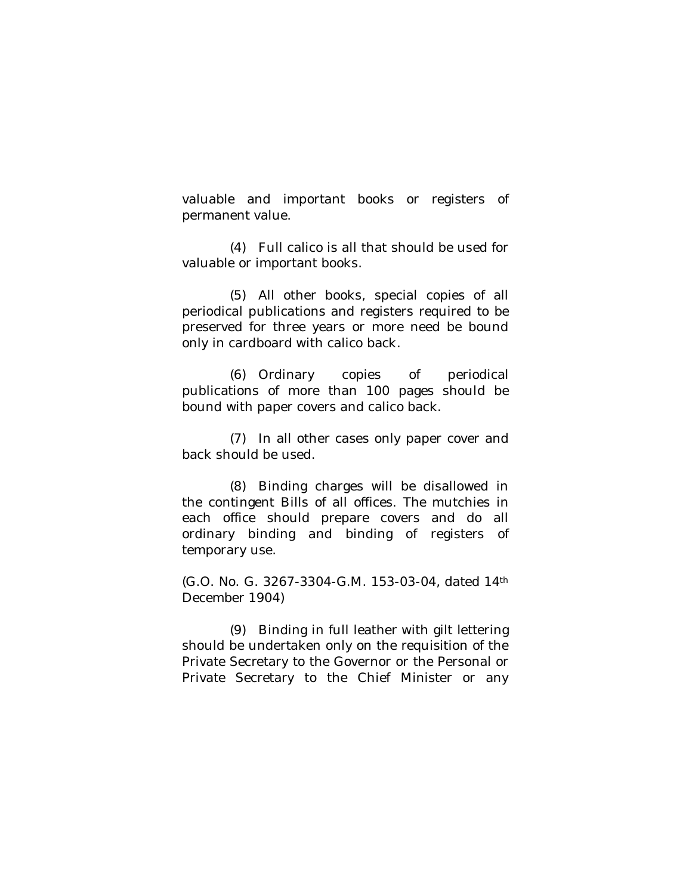valuable and important books or registers of permanent value.

(4) Full calico is all that should be used for valuable or important books.

(5) All other books, special copies of all periodical publications and registers required to be preserved for three years or more need be bound only in cardboard with calico back.

(6) Ordinary copies of periodical publications of more than 100 pages should be bound with paper covers and calico back.

(7) In all other cases only paper cover and back should be used.

(8) Binding charges will be disallowed in the contingent Bills of all offices. The mutchies in each office should prepare covers and do all ordinary binding and binding of registers of temporary use.

(G.O. No. G. 3267-3304-G.M. 153-03-04, dated 14th December 1904)

(9) Binding in full leather with gilt lettering should be undertaken only on the requisition of the Private Secretary to the Governor or the Personal or Private Secretary to the Chief Minister or any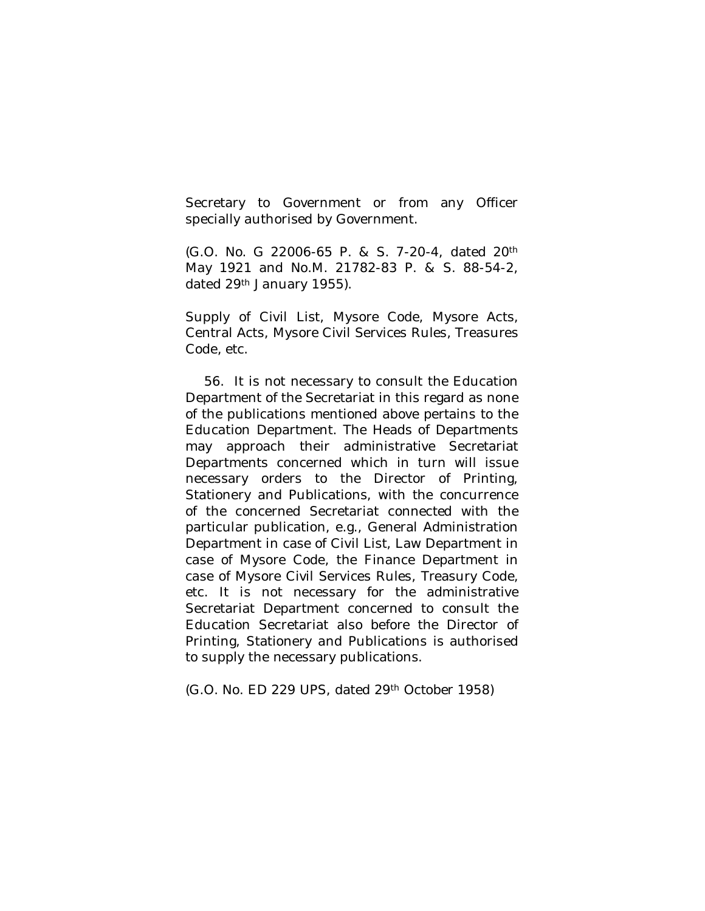Secretary to Government or from any Officer specially authorised by Government.

(G.O. No. G 22006-65 P. & S. 7-20-4, dated 20th May 1921 and No.M. 21782-83 P. & S. 88-54-2, dated 29th January 1955).

Supply of Civil List, Mysore Code, Mysore Acts, Central Acts, Mysore Civil Services Rules, Treasures Code, etc.

56. It is not necessary to consult the Education Department of the Secretariat in this regard as none of the publications mentioned above pertains to the Education Department. The Heads of Departments may approach their administrative Secretariat Departments concerned which in turn will issue necessary orders to the Director of Printing, Stationery and Publications, with the concurrence of the concerned Secretariat connected with the particular publication, e.g., General Administration Department in case of Civil List, Law Department in case of Mysore Code, the Finance Department in case of Mysore Civil Services Rules, Treasury Code, etc. It is not necessary for the administrative Secretariat Department concerned to consult the Education Secretariat also before the Director of Printing, Stationery and Publications is authorised to supply the necessary publications.

(G.O. No. ED 229 UPS, dated 29th October 1958)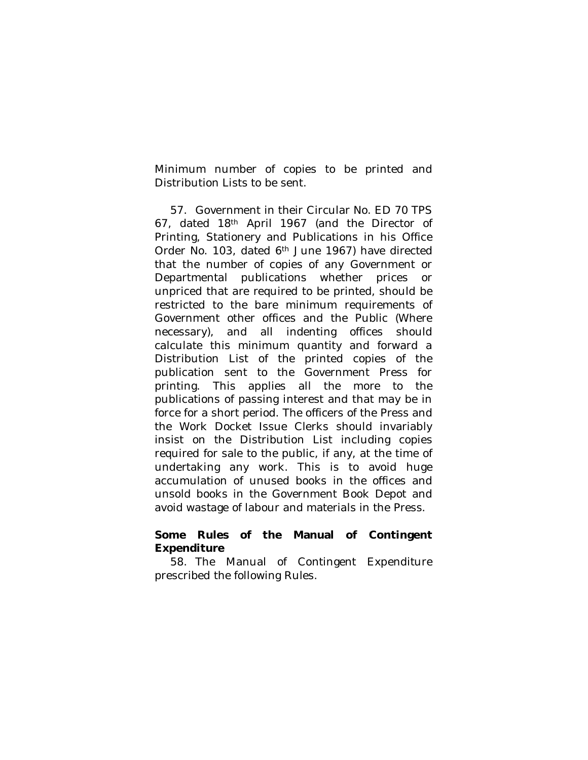Minimum number of copies to be printed and Distribution Lists to be sent.

57. Government in their Circular No. ED 70 TPS 67, dated 18th April 1967 (and the Director of Printing, Stationery and Publications in his Office Order No. 103, dated 6th June 1967) have directed that the number of copies of any Government or Departmental publications whether prices or unpriced that are required to be printed, should be restricted to the bare minimum requirements of Government other offices and the Public (Where necessary), and all indenting offices should calculate this minimum quantity and forward a Distribution List of the printed copies of the publication sent to the Government Press for printing. This applies all the more to the publications of passing interest and that may be in force for a short period. The officers of the Press and the Work Docket Issue Clerks should invariably insist on the Distribution List including copies required for sale to the public, if any, at the time of undertaking any work. This is to avoid huge accumulation of unused books in the offices and unsold books in the Government Book Depot and avoid wastage of labour and materials in the Press.

**Some Rules of the Manual of Contingent Expenditure**

58. The Manual of Contingent Expenditure prescribed the following Rules.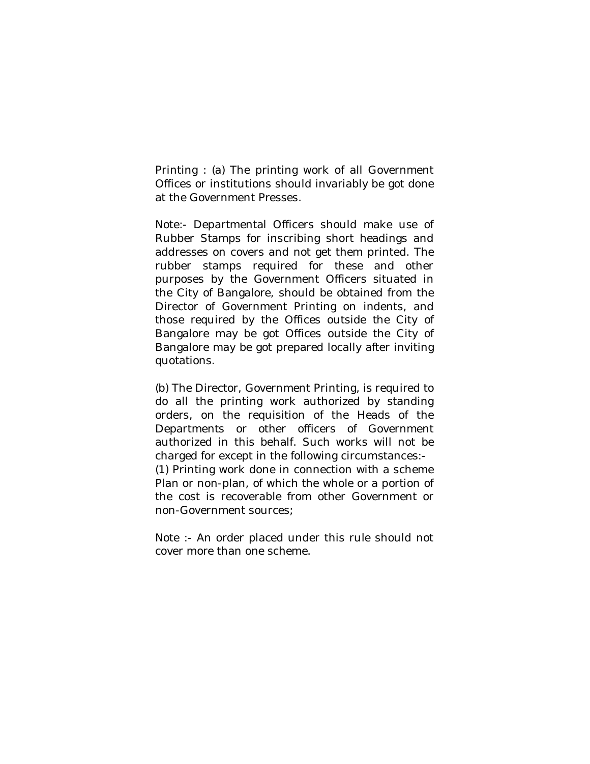Printing : (a) The printing work of all Government Offices or institutions should invariably be got done at the Government Presses.

Note:- Departmental Officers should make use of Rubber Stamps for inscribing short headings and addresses on covers and not get them printed. The rubber stamps required for these and other purposes by the Government Officers situated in the City of Bangalore, should be obtained from the Director of Government Printing on indents, and those required by the Offices outside the City of Bangalore may be got Offices outside the City of Bangalore may be got prepared locally after inviting quotations.

(b) The Director, Government Printing, is required to do all the printing work authorized by standing orders, on the requisition of the Heads of the Departments or other officers of Government authorized in this behalf. Such works will not be charged for except in the following circumstances:-

(1) Printing work done in connection with a scheme Plan or non-plan, of which the whole or a portion of the cost is recoverable from other Government or non-Government sources;

Note :- An order placed under this rule should not cover more than one scheme.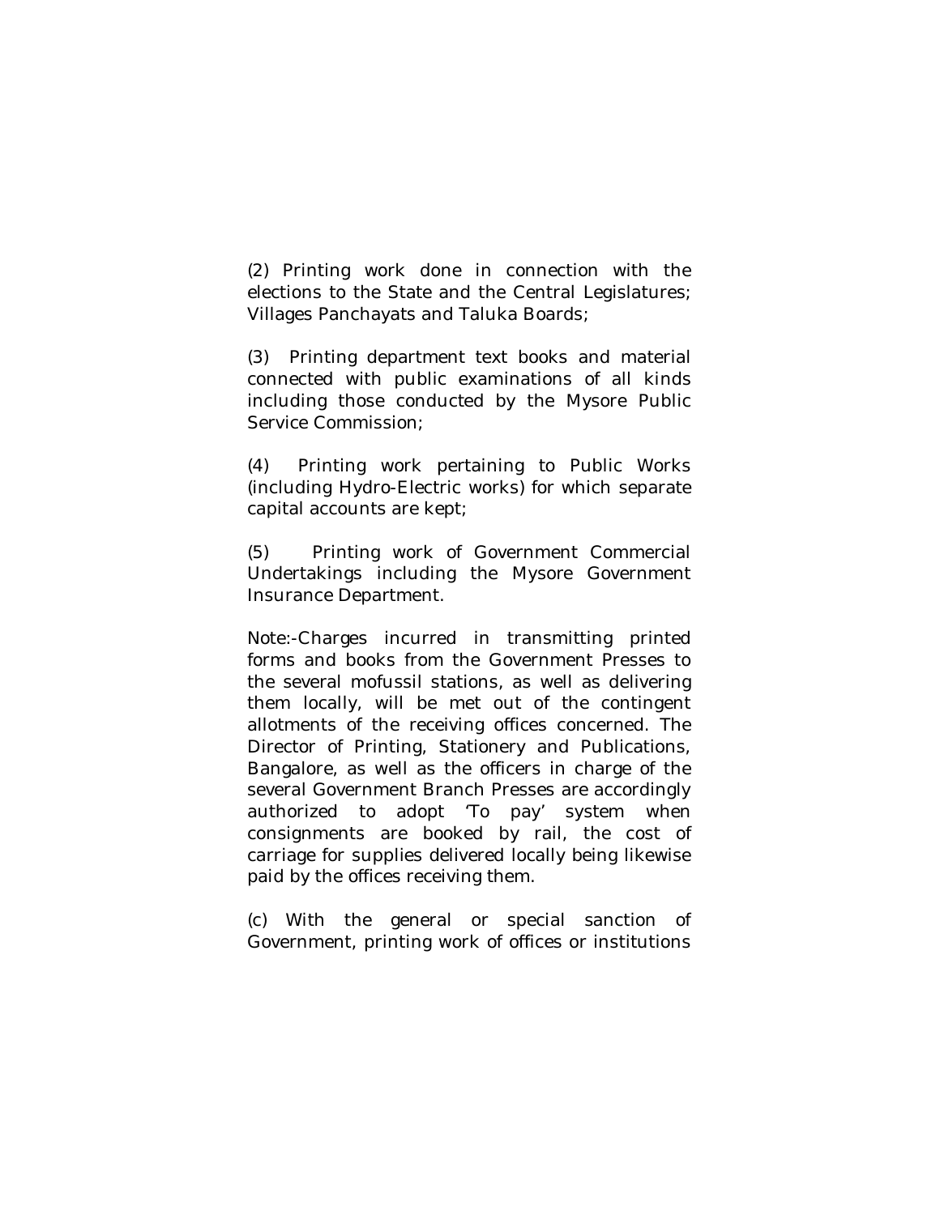(2) Printing work done in connection with the elections to the State and the Central Legislatures; Villages Panchayats and Taluka Boards;

(3) Printing department text books and material connected with public examinations of all kinds including those conducted by the Mysore Public Service Commission;

(4) Printing work pertaining to Public Works (including Hydro-Electric works) for which separate capital accounts are kept;

(5) Printing work of Government Commercial Undertakings including the Mysore Government Insurance Department.

Note:-Charges incurred in transmitting printed forms and books from the Government Presses to the several mofussil stations, as well as delivering them locally, will be met out of the contingent allotments of the receiving offices concerned. The Director of Printing, Stationery and Publications, Bangalore, as well as the officers in charge of the several Government Branch Presses are accordingly authorized to adopt 'To pay' system when consignments are booked by rail, the cost of carriage for supplies delivered locally being likewise paid by the offices receiving them.

(c) With the general or special sanction of Government, printing work of offices or institutions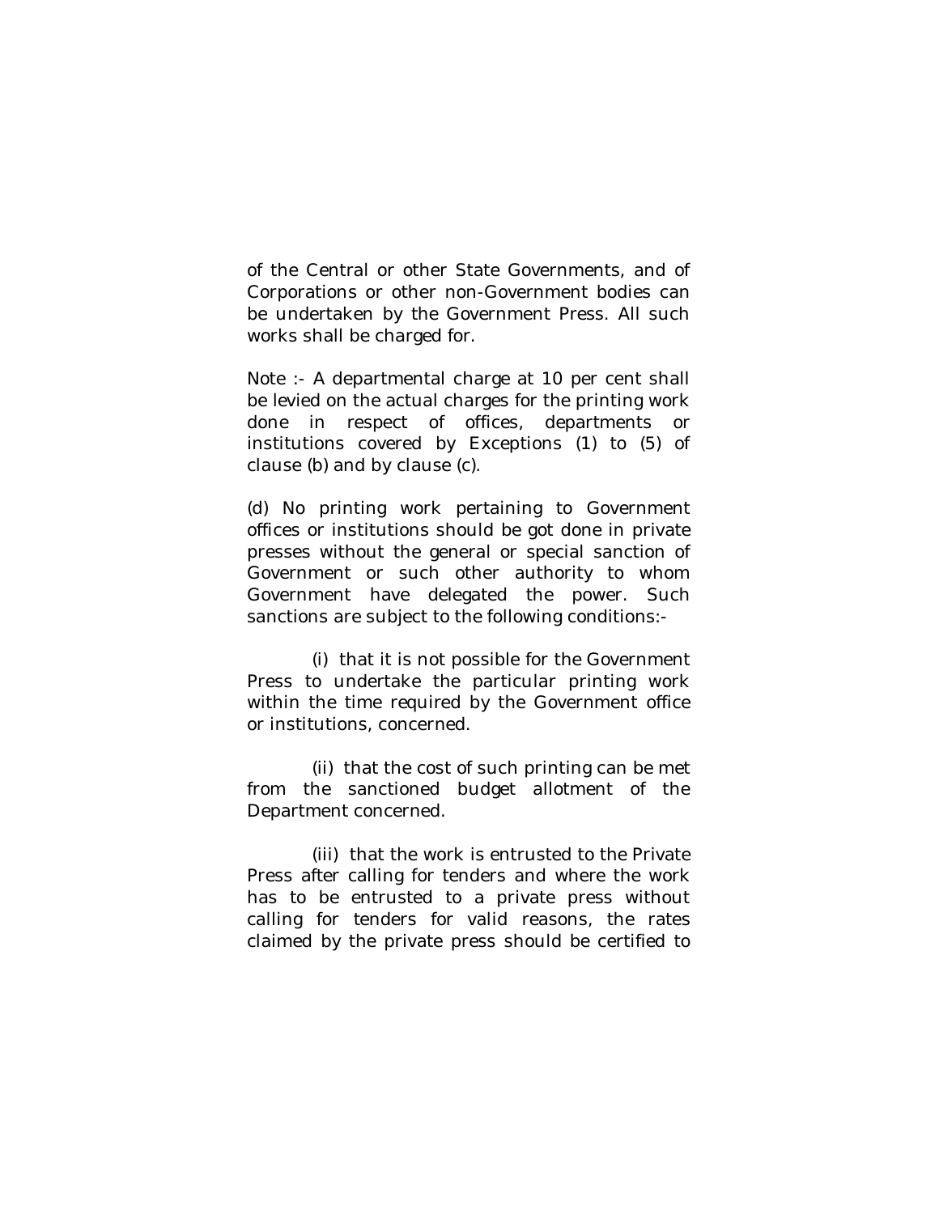of the Central or other State Governments, and of Corporations or other non-Government bodies can be undertaken by the Government Press. All such works shall be charged for.

Note :- A departmental charge at 10 per cent shall be levied on the actual charges for the printing work done in respect of offices, departments or institutions covered by Exceptions (1) to (5) of clause (b) and by clause (c).

(d) No printing work pertaining to Government offices or institutions should be got done in private presses without the general or special sanction of Government or such other authority to whom Government have delegated the power. Such sanctions are subject to the following conditions:-

(i) that it is not possible for the Government Press to undertake the particular printing work within the time required by the Government office or institutions, concerned.

(ii) that the cost of such printing can be met from the sanctioned budget allotment of the Department concerned.

(iii) that the work is entrusted to the Private Press after calling for tenders and where the work has to be entrusted to a private press without calling for tenders for valid reasons, the rates claimed by the private press should be certified to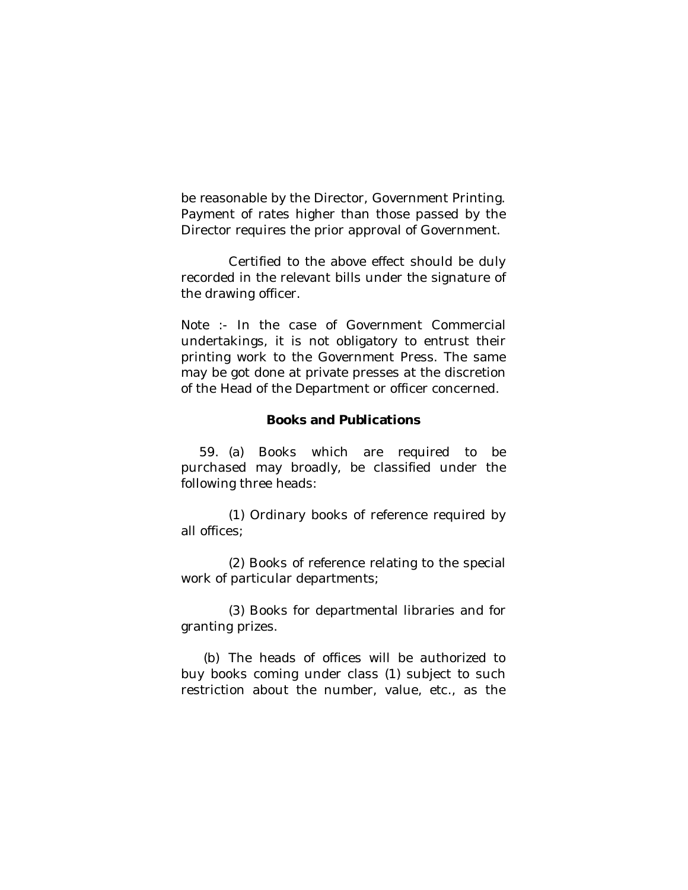be reasonable by the Director, Government Printing. Payment of rates higher than those passed by the Director requires the prior approval of Government.

Certified to the above effect should be duly recorded in the relevant bills under the signature of the drawing officer.

Note :- In the case of Government Commercial undertakings, it is not obligatory to entrust their printing work to the Government Press. The same may be got done at private presses at the discretion of the Head of the Department or officer concerned.

**Books and Publications**

59. (a) Books which are required to be purchased may broadly, be classified under the following three heads:

(1) Ordinary books of reference required by all offices;

(2) Books of reference relating to the special work of particular departments;

(3) Books for departmental libraries and for granting prizes.

(b) The heads of offices will be authorized to buy books coming under class (1) subject to such restriction about the number, value, etc., as the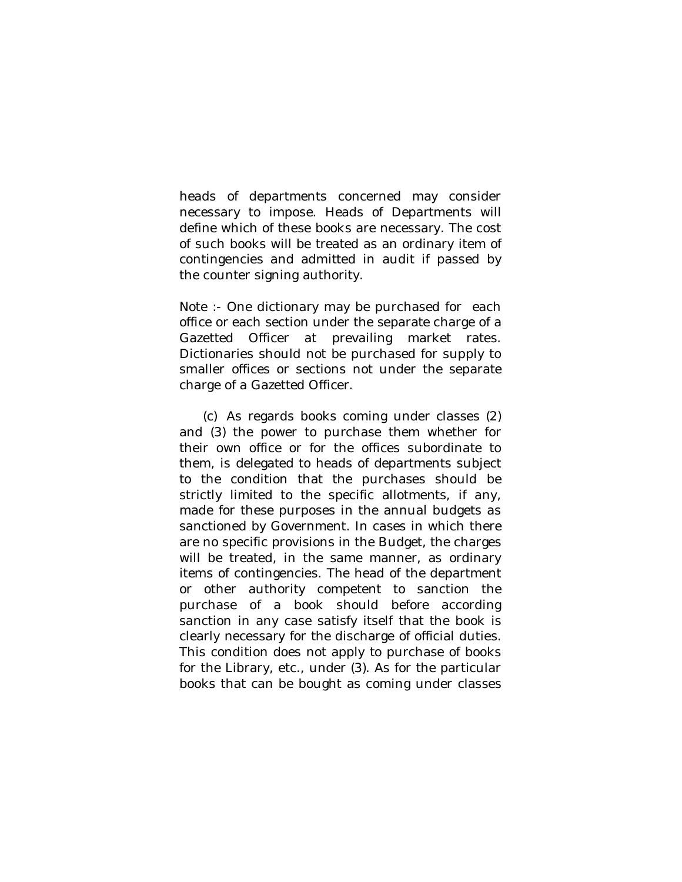heads of departments concerned may consider necessary to impose. Heads of Departments will define which of these books are necessary. The cost of such books will be treated as an ordinary item of contingencies and admitted in audit if passed by the counter signing authority.

Note :- One dictionary may be purchased for each office or each section under the separate charge of a Gazetted Officer at prevailing market rates. Dictionaries should not be purchased for supply to smaller offices or sections not under the separate charge of a Gazetted Officer.

(c) As regards books coming under classes (2) and (3) the power to purchase them whether for their own office or for the offices subordinate to them, is delegated to heads of departments subject to the condition that the purchases should be strictly limited to the specific allotments, if any, made for these purposes in the annual budgets as sanctioned by Government. In cases in which there are no specific provisions in the Budget, the charges will be treated, in the same manner, as ordinary items of contingencies. The head of the department or other authority competent to sanction the purchase of a book should before according sanction in any case satisfy itself that the book is clearly necessary for the discharge of official duties. This condition does not apply to purchase of books for the Library, etc., under (3). As for the particular books that can be bought as coming under classes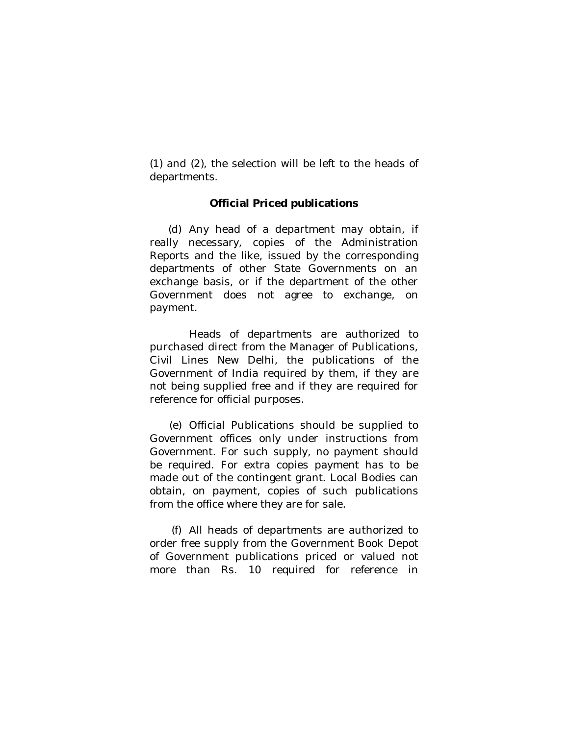(1) and (2), the selection will be left to the heads of departments.

**Official Priced publications**

(d) Any head of a department may obtain, if really necessary, copies of the Administration Reports and the like, issued by the corresponding departments of other State Governments on an exchange basis, or if the department of the other Government does not agree to exchange, on payment.

Heads of departments are authorized to purchased direct from the Manager of Publications, Civil Lines New Delhi, the publications of the Government of India required by them, if they are not being supplied free and if they are required for reference for official purposes.

(e) Official Publications should be supplied to Government offices only under instructions from Government. For such supply, no payment should be required. For extra copies payment has to be made out of the contingent grant. Local Bodies can obtain, on payment, copies of such publications from the office where they are for sale.

(f) All heads of departments are authorized to order free supply from the Government Book Depot of Government publications priced or valued not more than Rs. 10 required for reference in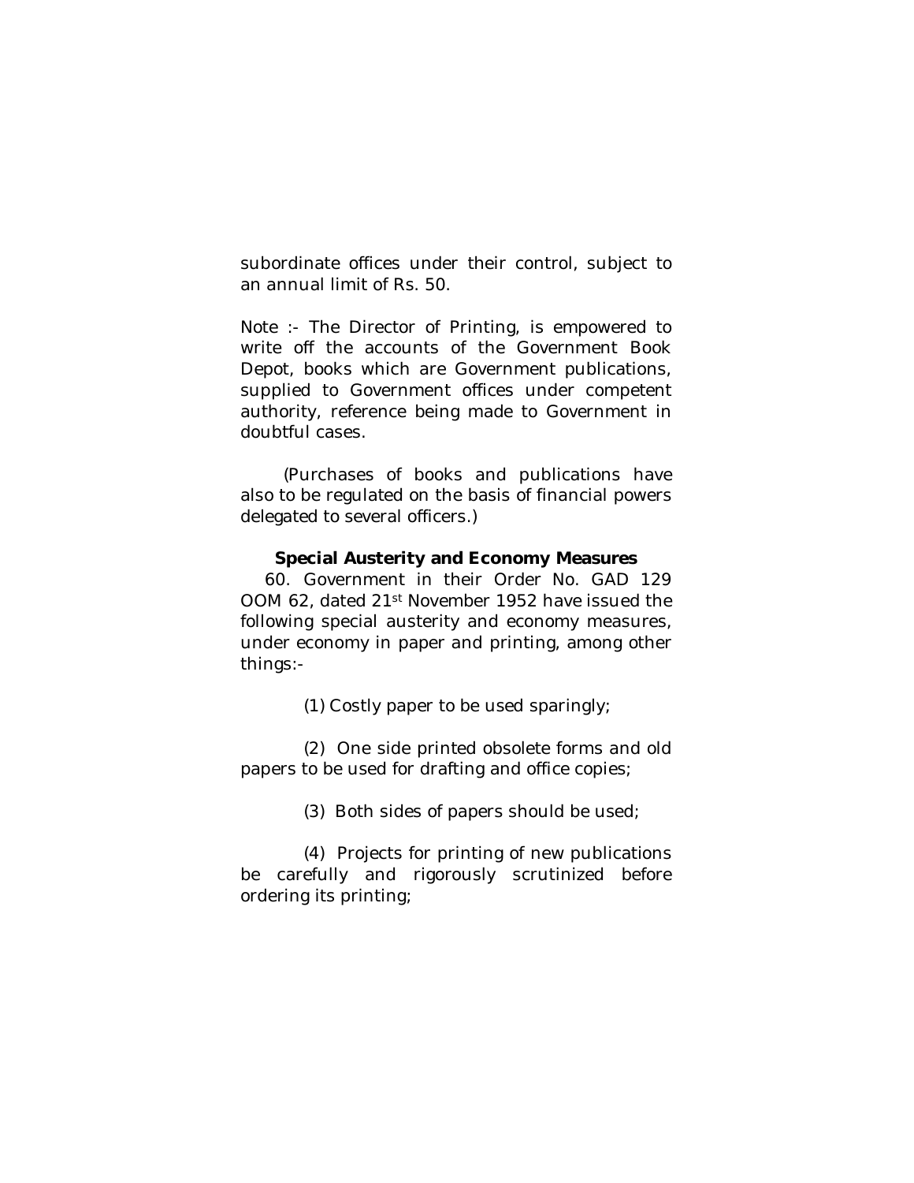subordinate offices under their control, subject to an annual limit of Rs. 50.

Note :- The Director of Printing, is empowered to write off the accounts of the Government Book Depot, books which are Government publications, supplied to Government offices under competent authority, reference being made to Government in doubtful cases.

(Purchases of books and publications have also to be regulated on the basis of financial powers delegated to several officers.)

### Special Austerity and Economy Measures

60. Government in their Order No. GAD 129 OOM 62, dated 21st November 1952 have issued the following special austerity and economy measures, under economy in paper and printing, among other things:-

(1) Costly paper to be used sparingly;

(2) One side printed obsolete forms and old papers to be used for drafting and office copies;

(3) Both sides of papers should be used;

(4) Projects for printing of new publications be carefully and rigorously scrutinized before ordering its printing;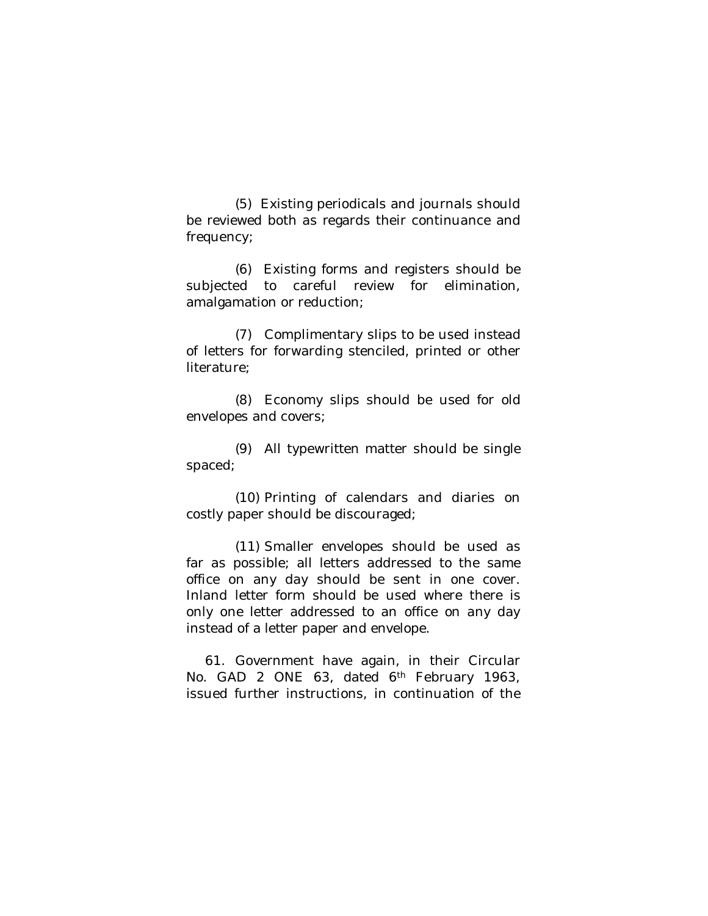(5) Existing periodicals and journals should be reviewed both as regards their continuance and frequency;

(6) Existing forms and registers should be subjected to careful review for elimination, amalgamation or reduction;

(7) Complimentary slips to be used instead of letters for forwarding stenciled, printed or other literature;

(8) Economy slips should be used for old envelopes and covers;

(9) All typewritten matter should be single spaced;

(10) Printing of calendars and diaries on costly paper should be discouraged;

(11) Smaller envelopes should be used as far as possible; all letters addressed to the same office on any day should be sent in one cover. Inland letter form should be used where there is only one letter addressed to an office on any day instead of a letter paper and envelope.

61. Government have again, in their Circular No. GAD 2 ONE 63, dated 6th February 1963, issued further instructions, in continuation of the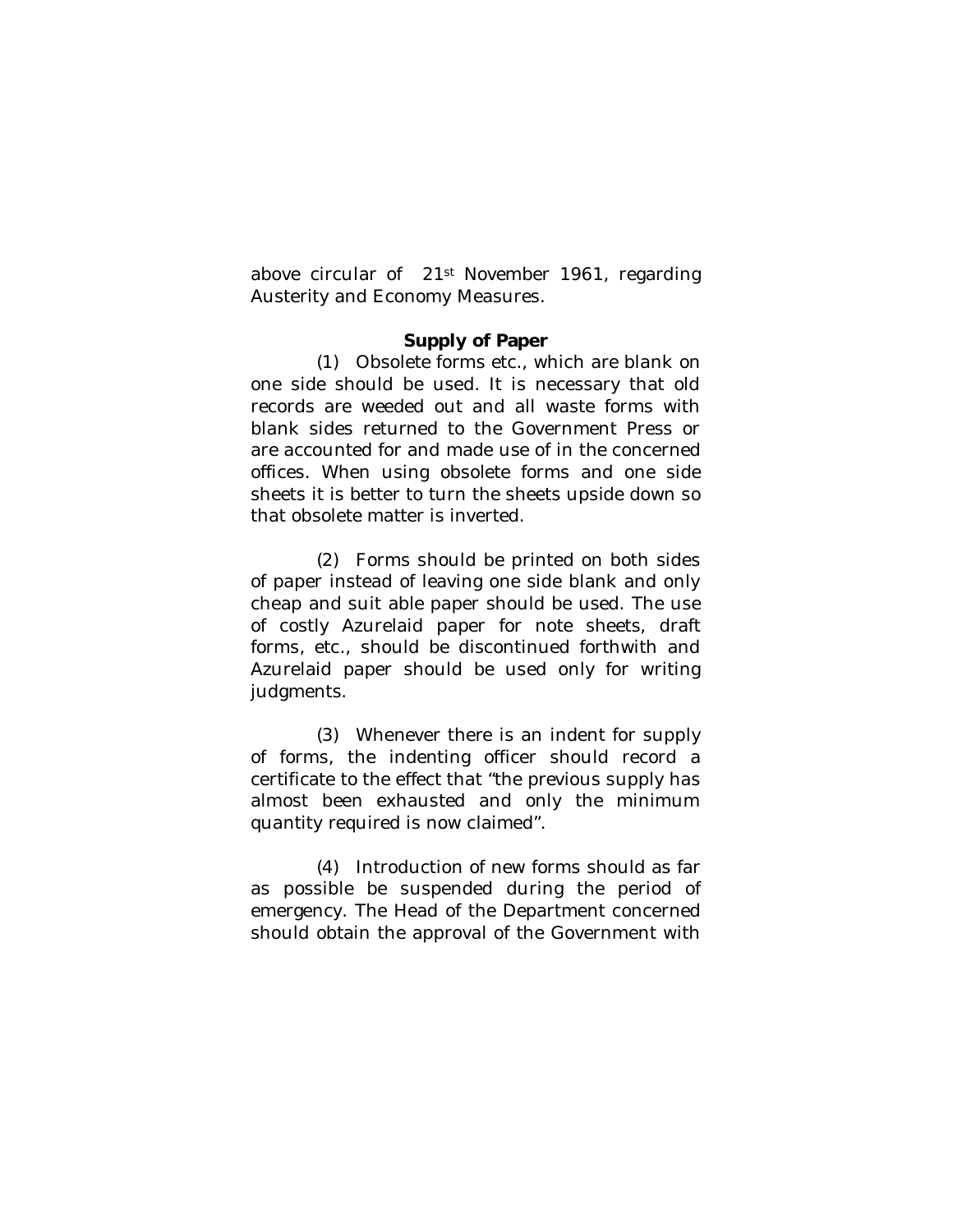above circular of 21st November 1961, regarding Austerity and Economy Measures.

**Supply of Paper**

(1) Obsolete forms etc., which are blank on one side should be used. It is necessary that old records are weeded out and all waste forms with blank sides returned to the Government Press or are accounted for and made use of in the concerned offices. When using obsolete forms and one side sheets it is better to turn the sheets upside down so that obsolete matter is inverted.

(2) Forms should be printed on both sides of paper instead of leaving one side blank and only cheap and suit able paper should be used. The use of costly Azurelaid paper for note sheets, draft forms, etc., should be discontinued forthwith and Azurelaid paper should be used only for writing judgments.

(3) Whenever there is an indent for supply of forms, the indenting officer should record a certificate to the effect that "the previous supply has almost been exhausted and only the minimum quantity required is now claimed".

(4) Introduction of new forms should as far as possible be suspended during the period of emergency. The Head of the Department concerned should obtain the approval of the Government with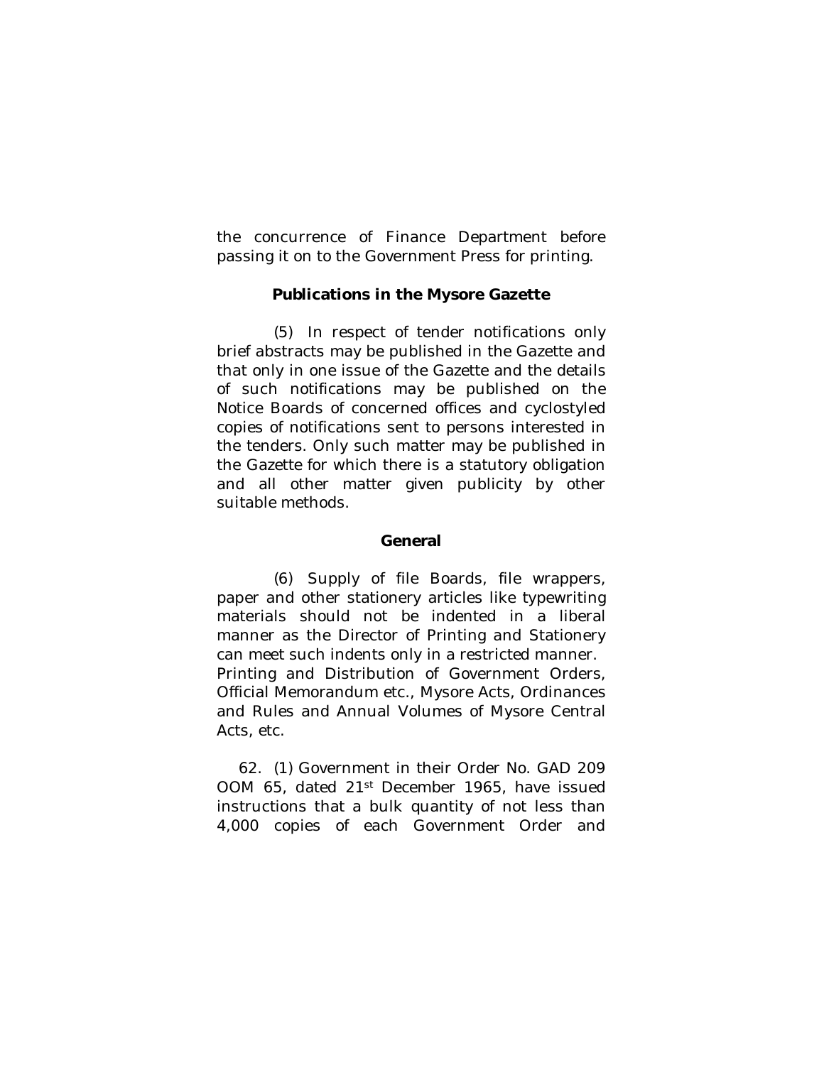the concurrence of Finance Department before passing it on to the Government Press for printing.

### Publications in the Mysore Gazette

(5) In respect of tender notifications only brief abstracts may be published in the Gazette and that only in one issue of the Gazette and the details of such notifications may be published on the Notice Boards of concerned offices and cyclostyled copies of notifications sent to persons interested in the tenders. Only such matter may be published in the Gazette for which there is a statutory obligation and all other matter given publicity by other suitable methods.

### General

(6) Supply of file Boards, file wrappers, paper and other stationery articles like typewriting materials should not be indented in a liberal manner as the Director of Printing and Stationery can meet such indents only in a restricted manner.

Printing and Distribution of Government Orders, Official Memorandum etc., Mysore Acts, Ordinances and Rules and Annual Volumes of Mysore Central Acts, etc.

62. (1) Government in their Order No. GAD 209 OOM 65, dated 21st December 1965, have issued instructions that a bulk quantity of not less than 4,000 copies of each Government Order and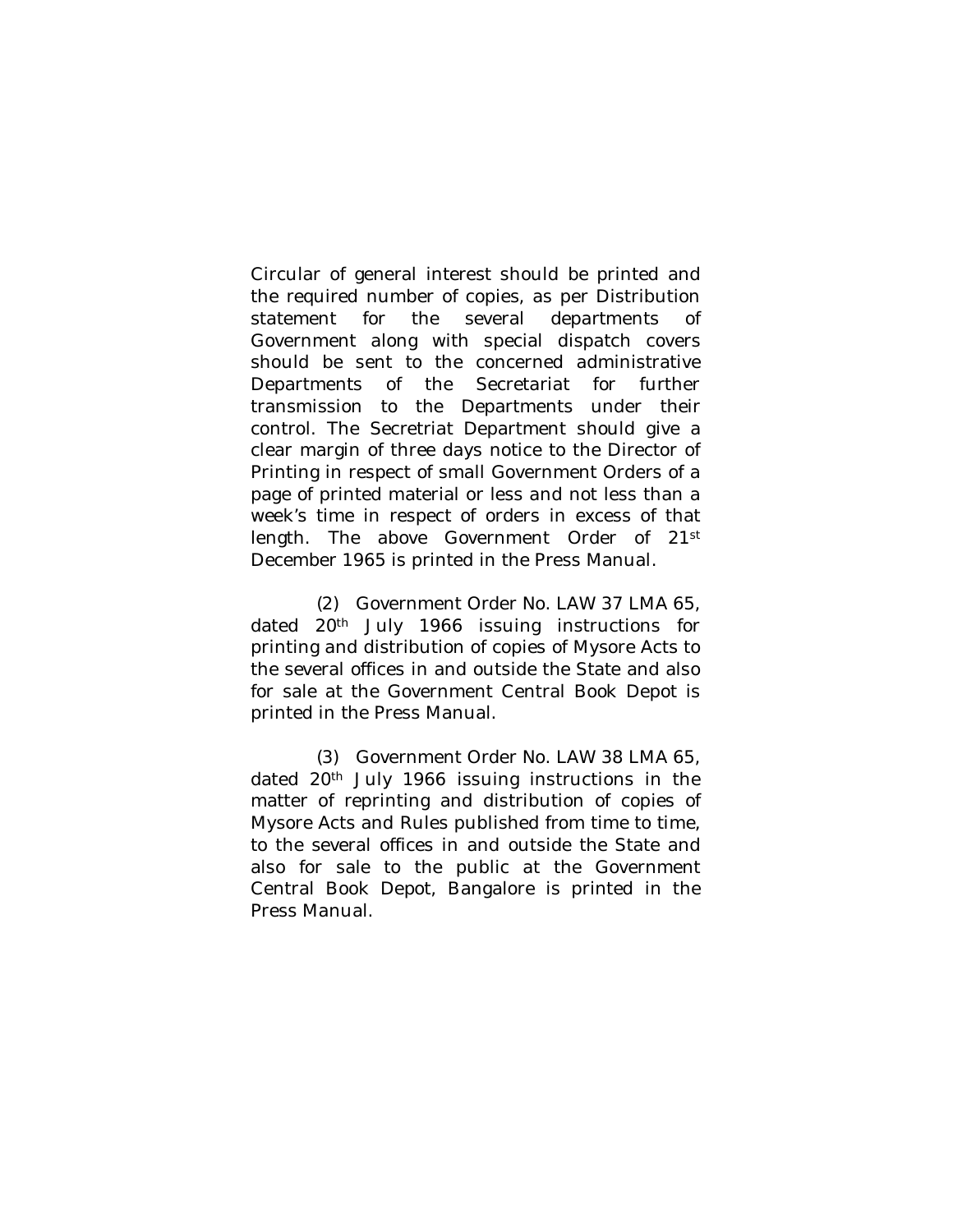Circular of general interest should be printed and the required number of copies, as per Distribution statement for the several departments of Government along with special dispatch covers should be sent to the concerned administrative Departments of the Secretariat for further transmission to the Departments under their control. The Secretriat Department should give a clear margin of three days notice to the Director of Printing in respect of small Government Orders of a page of printed material or less and not less than a week's time in respect of orders in excess of that length. The above Government Order of 21st December 1965 is printed in the Press Manual.

(2) Government Order No. LAW 37 LMA 65, dated 20th July 1966 issuing instructions for printing and distribution of copies of Mysore Acts to the several offices in and outside the State and also for sale at the Government Central Book Depot is printed in the Press Manual.

(3) Government Order No. LAW 38 LMA 65, dated 20th July 1966 issuing instructions in the matter of reprinting and distribution of copies of Mysore Acts and Rules published from time to time, to the several offices in and outside the State and also for sale to the public at the Government Central Book Depot, Bangalore is printed in the Press Manual.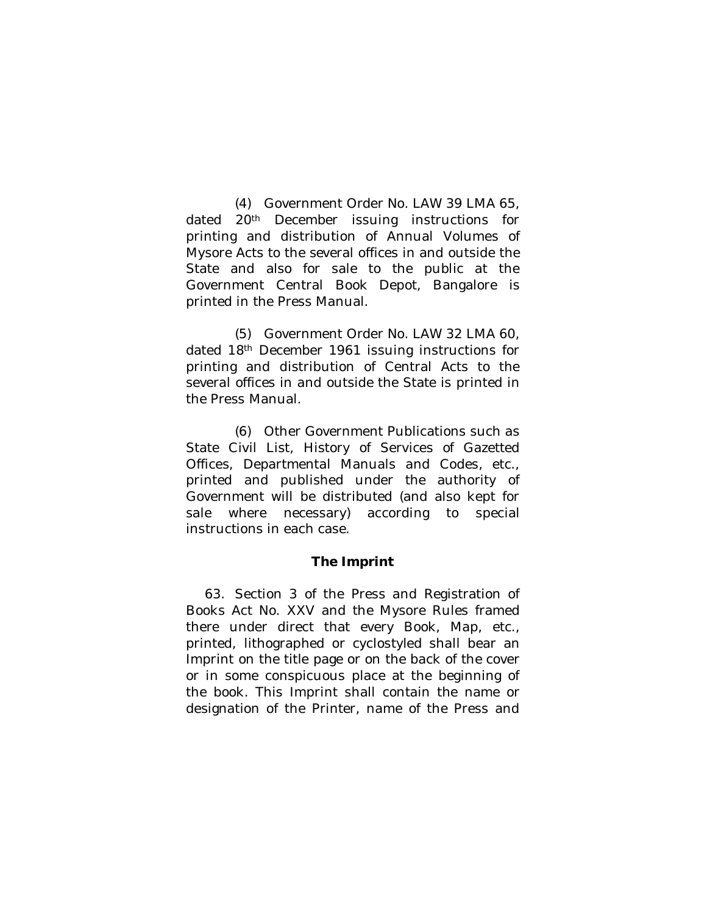(4) Government Order No. LAW 39 LMA 65, dated 20th December issuing instructions for printing and distribution of Annual Volumes of Mysore Acts to the several offices in and outside the State and also for sale to the public at the Government Central Book Depot, Bangalore is printed in the Press Manual.

(5) Government Order No. LAW 32 LMA 60, dated 18th December 1961 issuing instructions for printing and distribution of Central Acts to the several offices in and outside the State is printed in the Press Manual.

(6) Other Government Publications such as State Civil List, History of Services of Gazetted Offices, Departmental Manuals and Codes, etc., printed and published under the authority of Government will be distributed (and also kept for sale where necessary) according to special instructions in each case.

### The Imprint

63. Section 3 of the Press and Registration of Books Act No. XXV and the Mysore Rules framed there under direct that every Book, Map, etc., printed, lithographed or cyclostyled shall bear an Imprint on the title page or on the back of the cover or in some conspicuous place at the beginning of the book. This Imprint shall contain the name or designation of the Printer, name of the Press and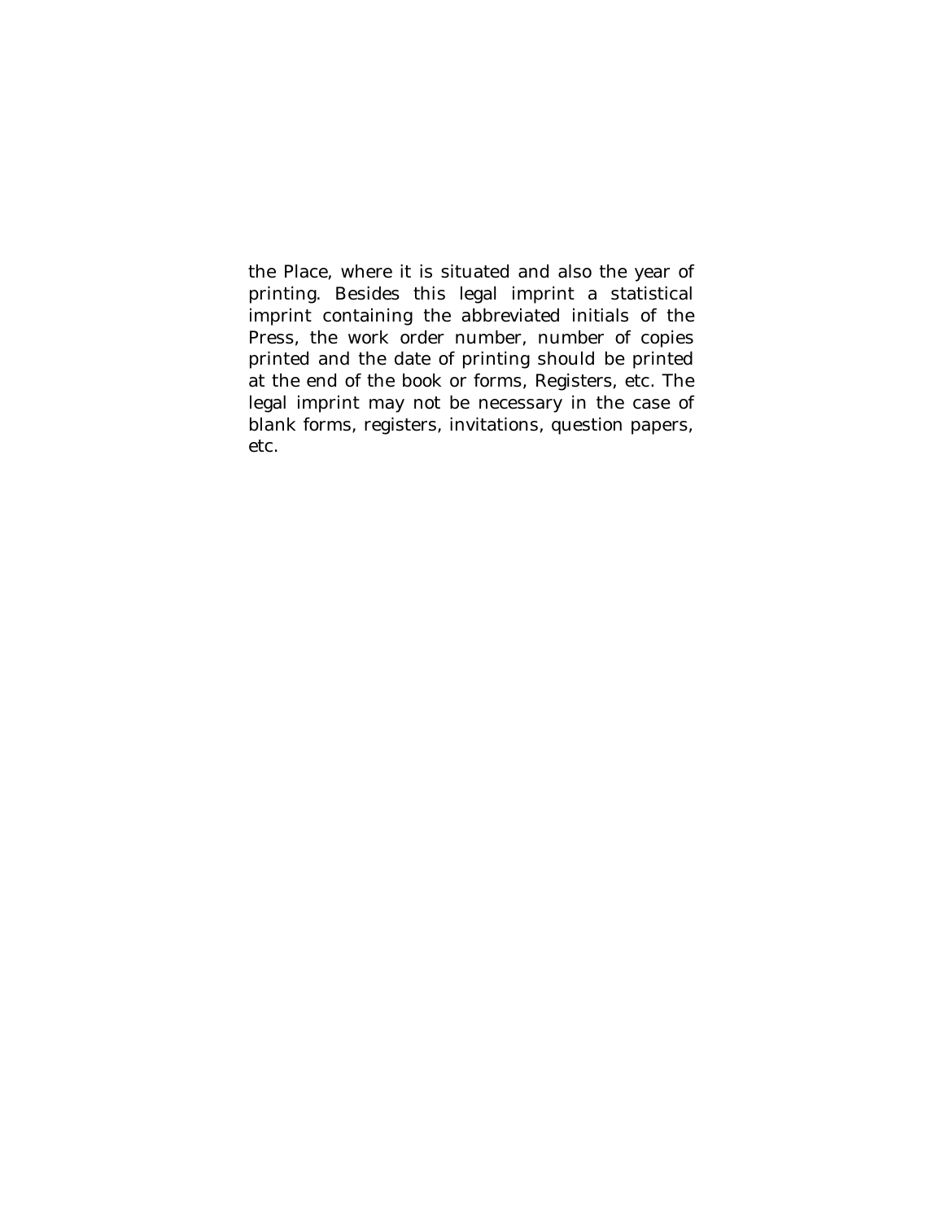the Place, where it is situated and also the year of printing. Besides this legal imprint a statistical imprint containing the abbreviated initials of the Press, the work order number, number of copies printed and the date of printing should be printed at the end of the book or forms, Registers, etc. The legal imprint may not be necessary in the case of blank forms, registers, invitations, question papers, etc.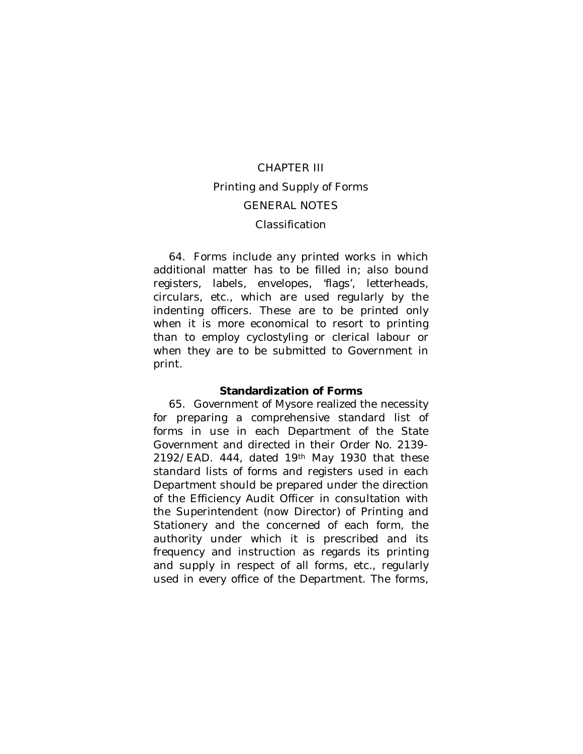# CHAPTER III

## Printing and Supply of Forms

### GENERAL NOTES

#### Classification

64. Forms include any printed works in which additional matter has to be filled in; also bound registers, labels, envelopes, 'flags', letterheads, circulars, etc., which are used regularly by the indenting officers. These are to be printed only when it is more economical to resort to printing than to employ cyclostyling or clerical labour or when they are to be submitted to Government in print.

**Standardization of Forms**

65. Government of Mysore realized the necessity for preparing a comprehensive standard list of forms in use in each Department of the State Government and directed in their Order No. 2139-2192/EAD. 444, dated 19th May 1930 that these standard lists of forms and registers used in each Department should be prepared under the direction of the Efficiency Audit Officer in consultation with the Superintendent (now Director) of Printing and Stationery and the concerned of each form, the authority under which it is prescribed and its frequency and instruction as regards its printing and supply in respect of all forms, etc., regularly used in every office of the Department. The forms,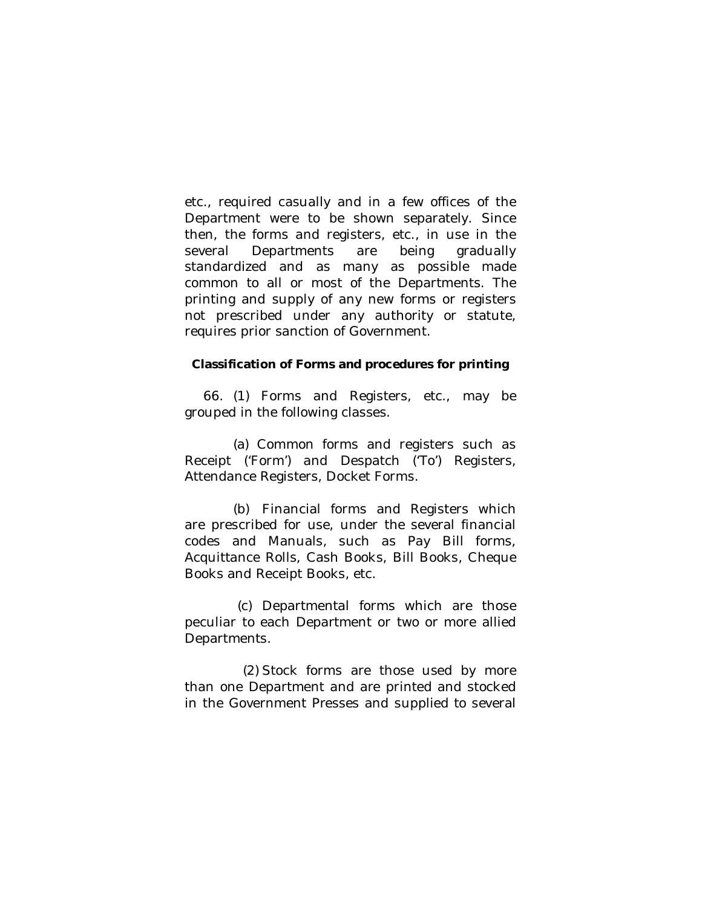etc., required casually and in a few offices of the Department were to be shown separately. Since then, the forms and registers, etc., in use in the several Departments are being gradually standardized and as many as possible made common to all or most of the Departments. The printing and supply of any new forms or registers not prescribed under any authority or statute, requires prior sanction of Government.

**Classification of Forms and procedures for printing**

66. (1) Forms and Registers, etc., may be grouped in the following classes.

(a) Common forms and registers such as Receipt ('Form') and Despatch ('To') Registers, Attendance Registers, Docket Forms.

(b) Financial forms and Registers which are prescribed for use, under the several financial codes and Manuals, such as Pay Bill forms, Acquittance Rolls, Cash Books, Bill Books, Cheque Books and Receipt Books, etc.

(c) Departmental forms which are those peculiar to each Department or two or more allied Departments.

(2) Stock forms are those used by more than one Department and are printed and stocked in the Government Presses and supplied to several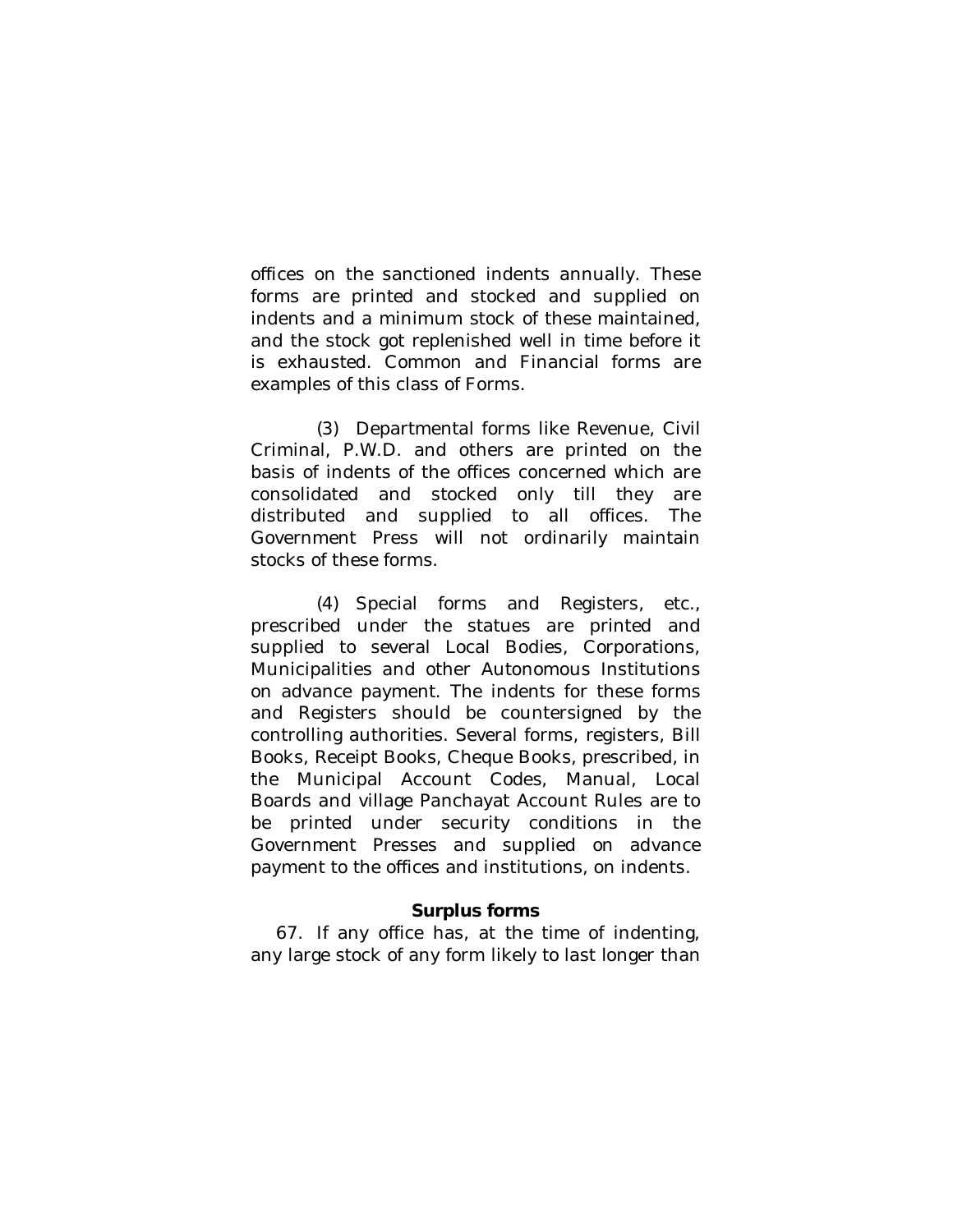offices on the sanctioned indents annually. These forms are printed and stocked and supplied on indents and a minimum stock of these maintained, and the stock got replenished well in time before it is exhausted. Common and Financial forms are examples of this class of Forms.

(3) Departmental forms like Revenue, Civil Criminal, P.W.D. and others are printed on the basis of indents of the offices concerned which are consolidated and stocked only till they are distributed and supplied to all offices. The Government Press will not ordinarily maintain stocks of these forms.

(4) Special forms and Registers, etc., prescribed under the statues are printed and supplied to several Local Bodies, Corporations, Municipalities and other Autonomous Institutions on advance payment. The indents for these forms and Registers should be countersigned by the controlling authorities. Several forms, registers, Bill Books, Receipt Books, Cheque Books, prescribed, in the Municipal Account Codes, Manual, Local Boards and village Panchayat Account Rules are to be printed under security conditions in the Government Presses and supplied on advance payment to the offices and institutions, on indents.

**Surplus forms**

67. If any office has, at the time of indenting, any large stock of any form likely to last longer than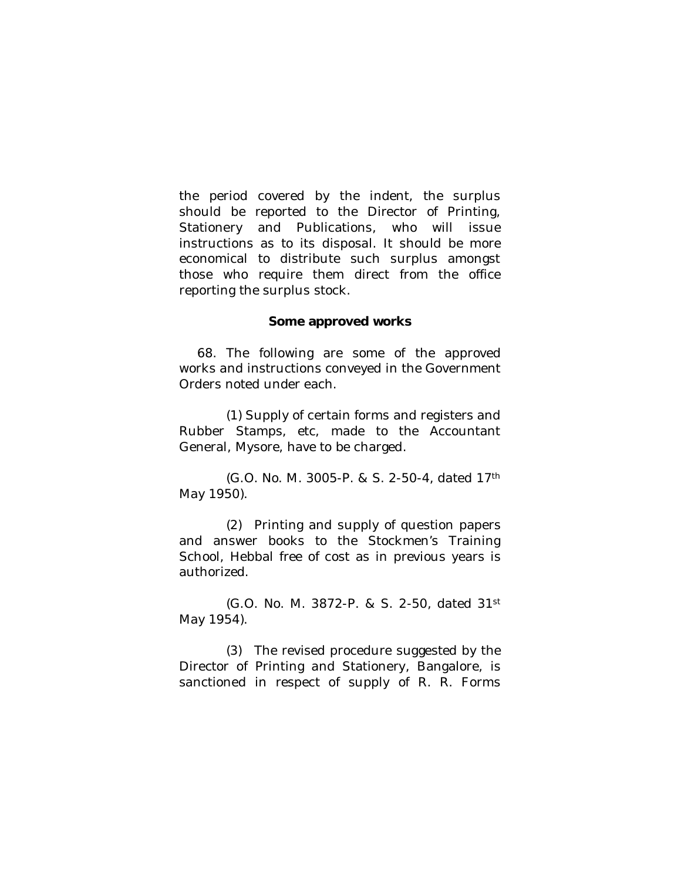the period covered by the indent, the surplus should be reported to the Director of Printing, Stationery and Publications, who will issue instructions as to its disposal. It should be more economical to distribute such surplus amongst those who require them direct from the office reporting the surplus stock.

### Some approved works

68. The following are some of the approved works and instructions conveyed in the Government Orders noted under each.

(1) Supply of certain forms and registers and Rubber Stamps, etc, made to the Accountant General, Mysore, have to be charged.

(G.O. No. M. 3005-P. & S. 2-50-4, dated 17th May 1950).

(2) Printing and supply of question papers and answer books to the Stockmen's Training School, Hebbal free of cost as in previous years is authorized.

(G.O. No. M. 3872-P. & S. 2-50, dated 31st May 1954).

(3) The revised procedure suggested by the Director of Printing and Stationery, Bangalore, is sanctioned in respect of supply of R. R. Forms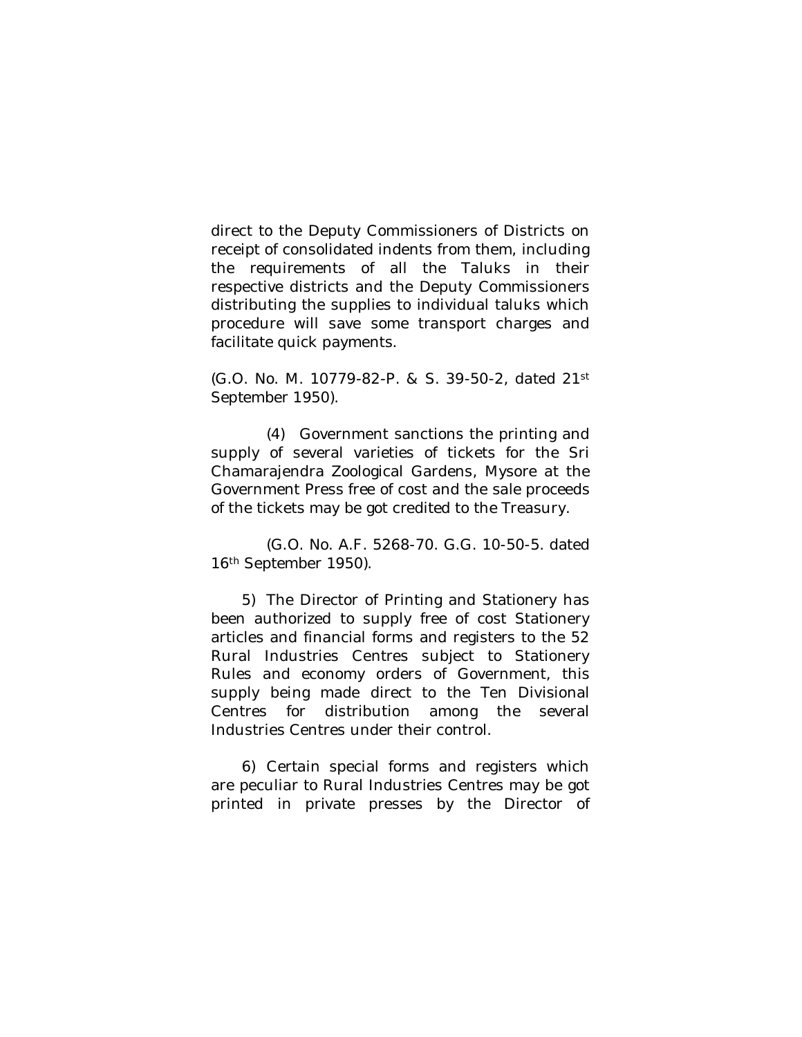direct to the Deputy Commissioners of Districts on receipt of consolidated indents from them, including the requirements of all the Taluks in their respective districts and the Deputy Commissioners distributing the supplies to individual taluks which procedure will save some transport charges and facilitate quick payments.

(G.O. No. M. 10779-82-P. & S. 39-50-2, dated 21st September 1950).

(4) Government sanctions the printing and supply of several varieties of tickets for the Sri Chamarajendra Zoological Gardens, Mysore at the Government Press free of cost and the sale proceeds of the tickets may be got credited to the Treasury.

(G.O. No. A.F. 5268-70. G.G. 10-50-5. dated 16th September 1950).

5) The Director of Printing and Stationery has been authorized to supply free of cost Stationery articles and financial forms and registers to the 52 Rural Industries Centres subject to Stationery Rules and economy orders of Government, this supply being made direct to the Ten Divisional Centres for distribution among the several Industries Centres under their control.

6) Certain special forms and registers which are peculiar to Rural Industries Centres may be got printed in private presses by the Director of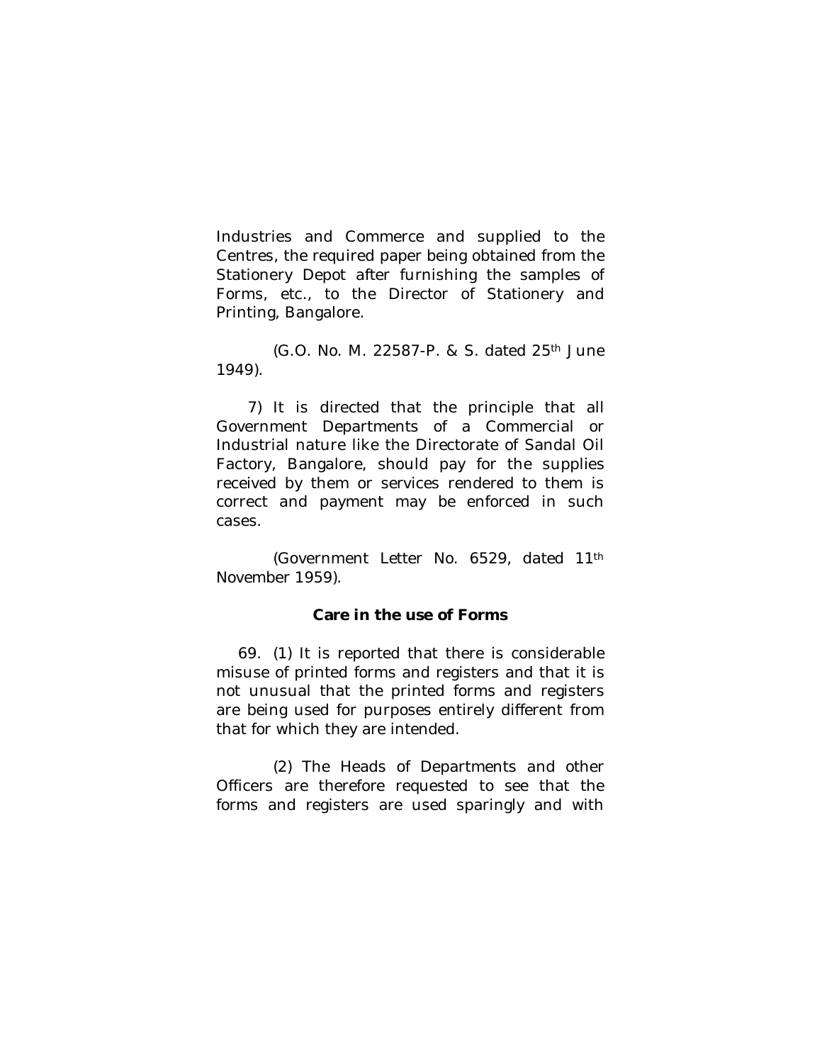Industries and Commerce and supplied to the Centres, the required paper being obtained from the Stationery Depot after furnishing the samples of Forms, etc., to the Director of Stationery and Printing, Bangalore.

(G.O. No. M. 22587-P. & S. dated 25th June 1949).

7) It is directed that the principle that all Government Departments of a Commercial or Industrial nature like the Directorate of Sandal Oil Factory, Bangalore, should pay for the supplies received by them or services rendered to them is correct and payment may be enforced in such cases.

(Government Letter No. 6529, dated 11th November 1959).

**Care in the use of Forms**

69. (1) It is reported that there is considerable misuse of printed forms and registers and that it is not unusual that the printed forms and registers are being used for purposes entirely different from that for which they are intended.

(2) The Heads of Departments and other Officers are therefore requested to see that the forms and registers are used sparingly and with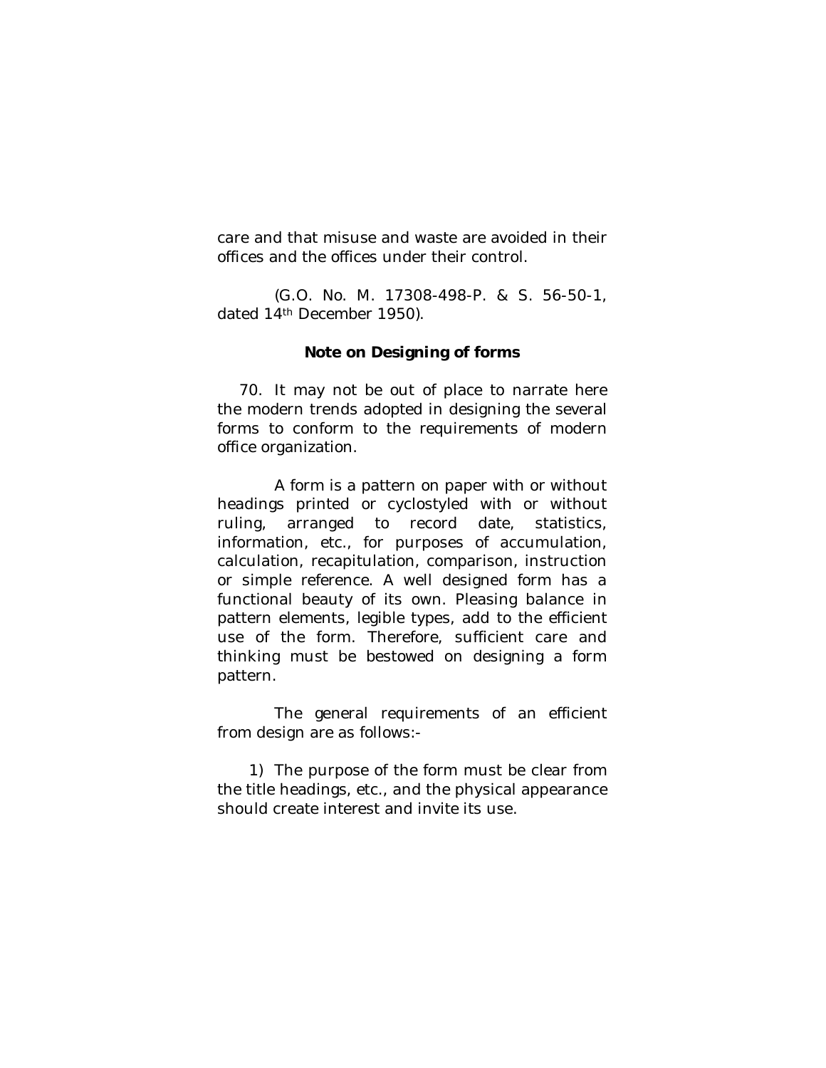care and that misuse and waste are avoided in their offices and the offices under their control.

(G.O. No. M. 17308-498-P. & S. 56-50-1, dated 14th December 1950).

**Note on Designing of forms**

70. It may not be out of place to narrate here the modern trends adopted in designing the several forms to conform to the requirements of modern office organization.

A form is a pattern on paper with or without headings printed or cyclostyled with or without ruling, arranged to record date, statistics, information, etc., for purposes of accumulation, calculation, recapitulation, comparison, instruction or simple reference. A well designed form has a functional beauty of its own. Pleasing balance in pattern elements, legible types, add to the efficient use of the form. Therefore, sufficient care and thinking must be bestowed on designing a form pattern.

The general requirements of an efficient from design are as follows:-

1) The purpose of the form must be clear from the title headings, etc., and the physical appearance should create interest and invite its use.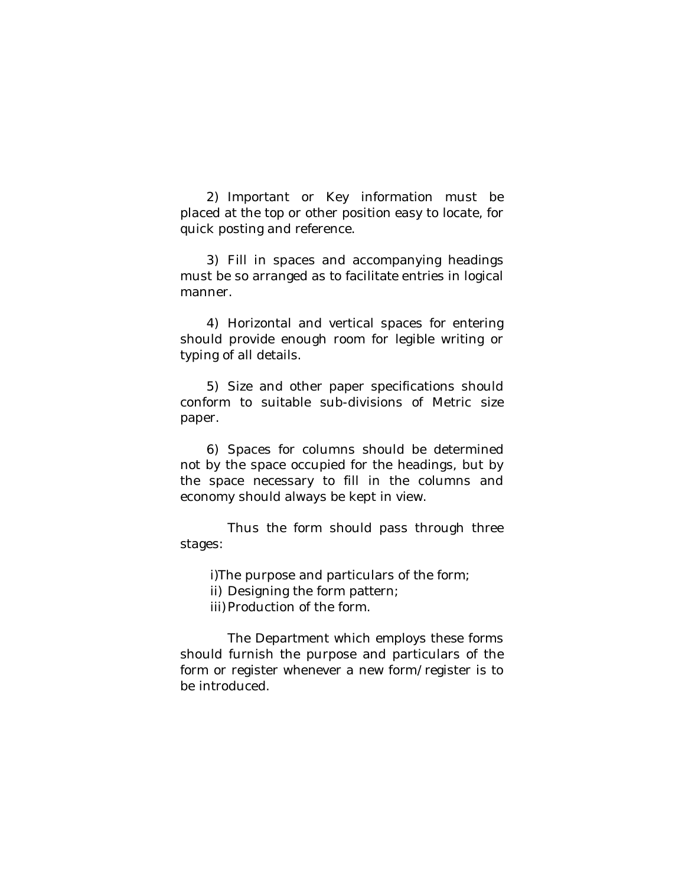2) Important or Key information must be placed at the top or other position easy to locate, for quick posting and reference.

3) Fill in spaces and accompanying headings must be so arranged as to facilitate entries in logical manner.

4) Horizontal and vertical spaces for entering should provide enough room for legible writing or typing of all details.

5) Size and other paper specifications should conform to suitable sub-divisions of Metric size paper.

6) Spaces for columns should be determined not by the space occupied for the headings, but by the space necessary to fill in the columns and economy should always be kept in view.

Thus the form should pass through three stages:

i) The purpose and particulars of the form;
ii) Designing the form pattern;
iii) Production of the form.

The Department which employs these forms should furnish the purpose and particulars of the form or register whenever a new form/register is to be introduced.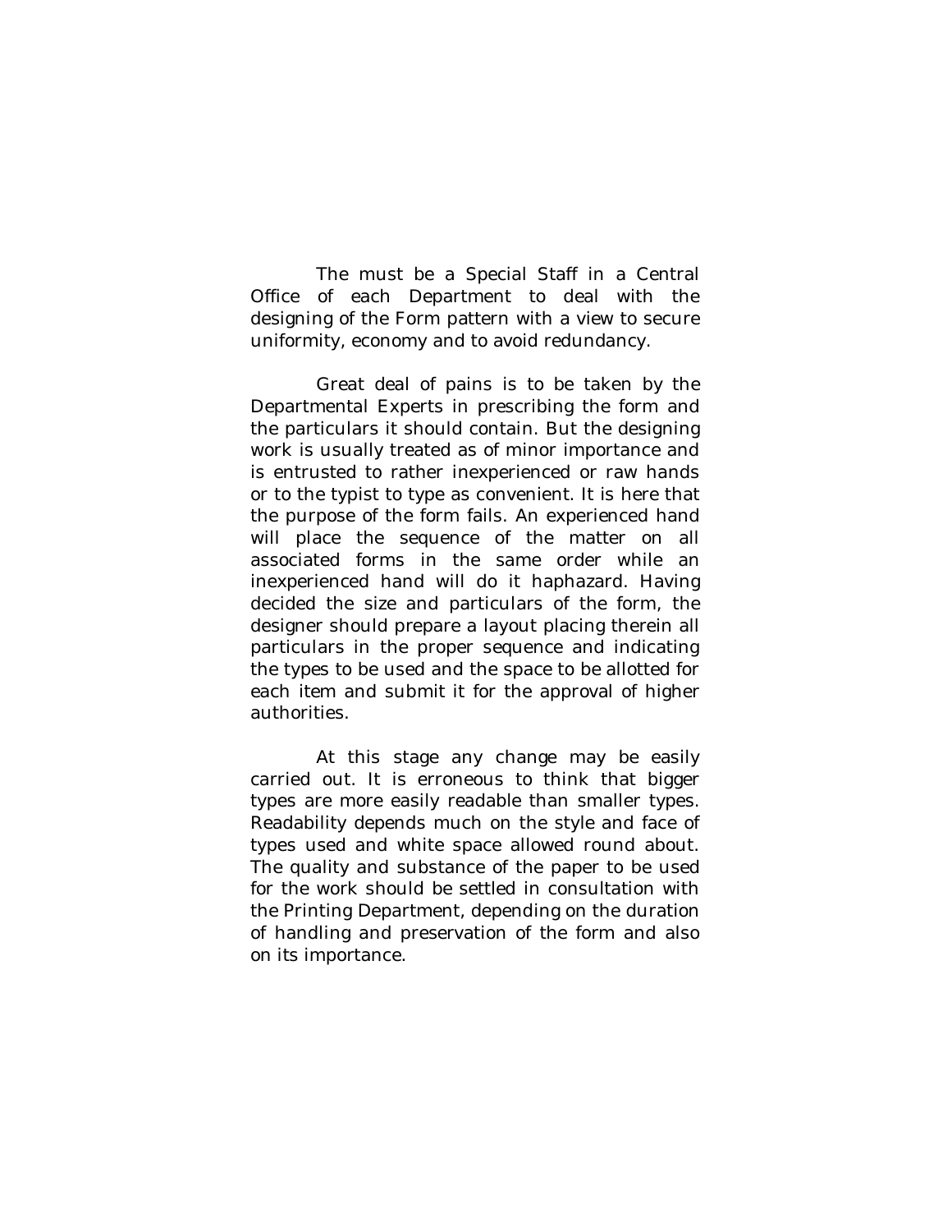The must be a Special Staff in a Central Office of each Department to deal with the designing of the Form pattern with a view to secure uniformity, economy and to avoid redundancy.

Great deal of pains is to be taken by the Departmental Experts in prescribing the form and the particulars it should contain. But the designing work is usually treated as of minor importance and is entrusted to rather inexperienced or raw hands or to the typist to type as convenient. It is here that the purpose of the form fails. An experienced hand will place the sequence of the matter on all associated forms in the same order while an inexperienced hand will do it haphazard. Having decided the size and particulars of the form, the designer should prepare a layout placing therein all particulars in the proper sequence and indicating the types to be used and the space to be allotted for each item and submit it for the approval of higher authorities.

At this stage any change may be easily carried out. It is erroneous to think that bigger types are more easily readable than smaller types. Readability depends much on the style and face of types used and white space allowed round about. The quality and substance of the paper to be used for the work should be settled in consultation with the Printing Department, depending on the duration of handling and preservation of the form and also on its importance.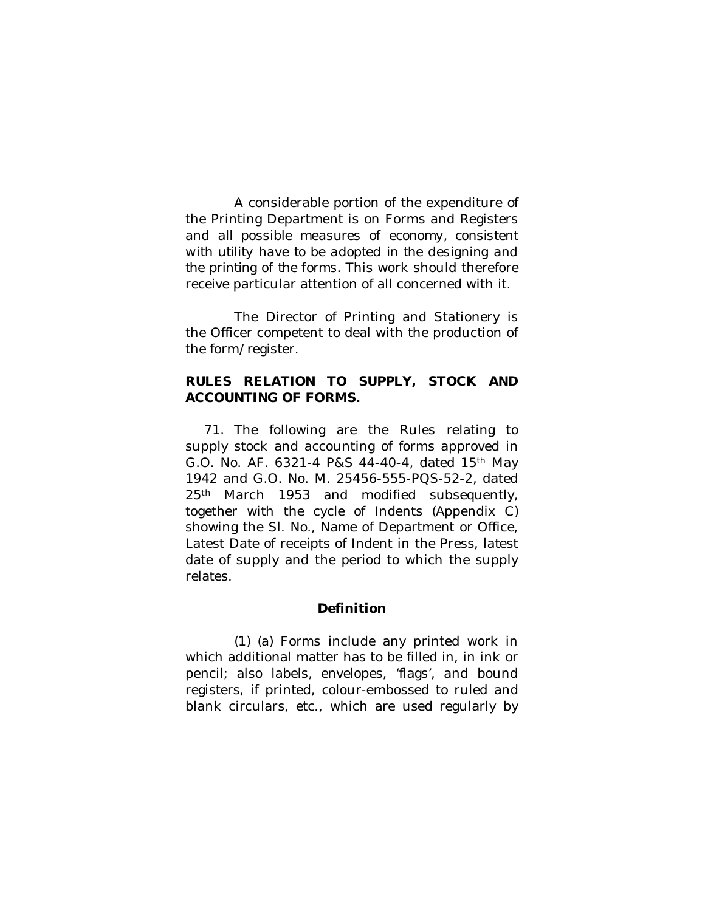A considerable portion of the expenditure of the Printing Department is on Forms and Registers and all possible measures of economy, consistent with utility have to be adopted in the designing and the printing of the forms. This work should therefore receive particular attention of all concerned with it.

The Director of Printing and Stationery is the Officer competent to deal with the production of the form/register.

**RULES RELATION TO SUPPLY, STOCK AND ACCOUNTING OF FORMS.**

71. The following are the Rules relating to supply stock and accounting of forms approved in G.O. No. AF. 6321-4 P&S 44-40-4, dated 15th May 1942 and G.O. No. M. 25456-555-PQS-52-2, dated 25th March 1953 and modified subsequently, together with the cycle of Indents (Appendix C) showing the Sl. No., Name of Department or Office, Latest Date of receipts of Indent in the Press, latest date of supply and the period to which the supply relates.

**Definition**

(1) (a) Forms include any printed work in which additional matter has to be filled in, in ink or pencil; also labels, envelopes, 'flags', and bound registers, if printed, colour-embossed to ruled and blank circulars, etc., which are used regularly by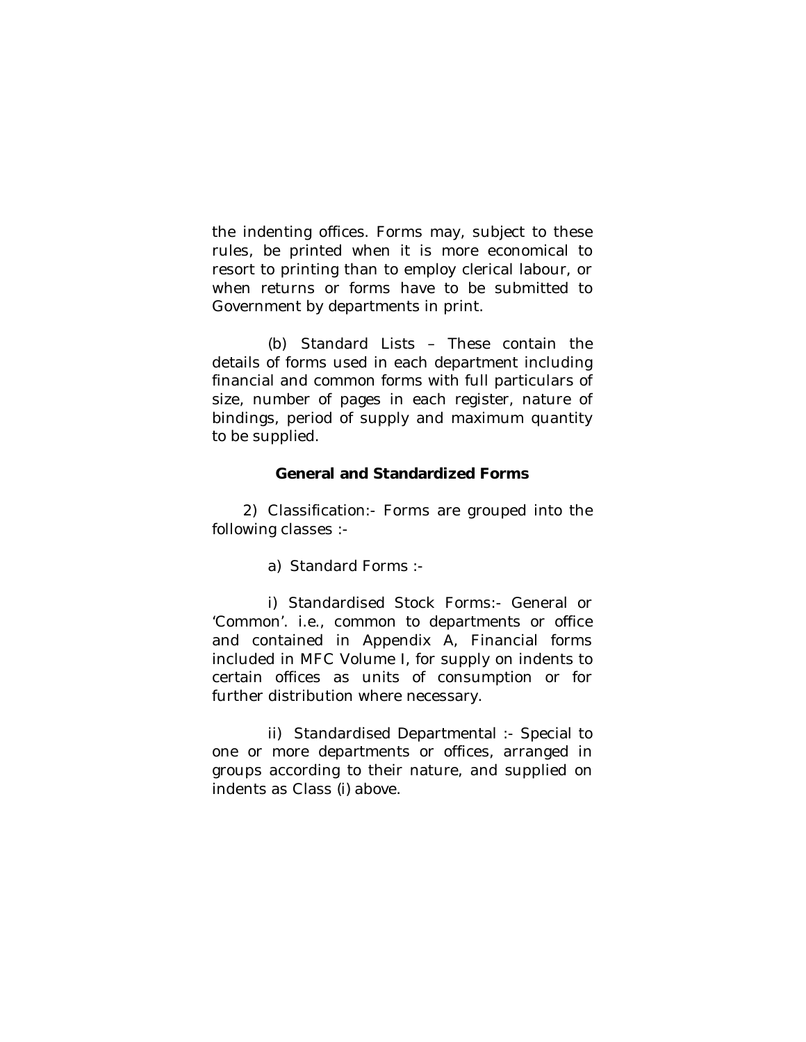the indenting offices. Forms may, subject to these rules, be printed when it is more economical to resort to printing than to employ clerical labour, or when returns or forms have to be submitted to Government by departments in print.

(b) Standard Lists – These contain the details of forms used in each department including financial and common forms with full particulars of size, number of pages in each register, nature of bindings, period of supply and maximum quantity to be supplied.

### General and Standardized Forms

2) Classification:- Forms are grouped into the following classes :-

a) Standard Forms :-

i) Standardised Stock Forms:- General or 'Common'. i.e., common to departments or office and contained in Appendix A, Financial forms included in MFC Volume I, for supply on indents to certain offices as units of consumption or for further distribution where necessary.

ii) Standardised Departmental :- Special to one or more departments or offices, arranged in groups according to their nature, and supplied on indents as Class (i) above.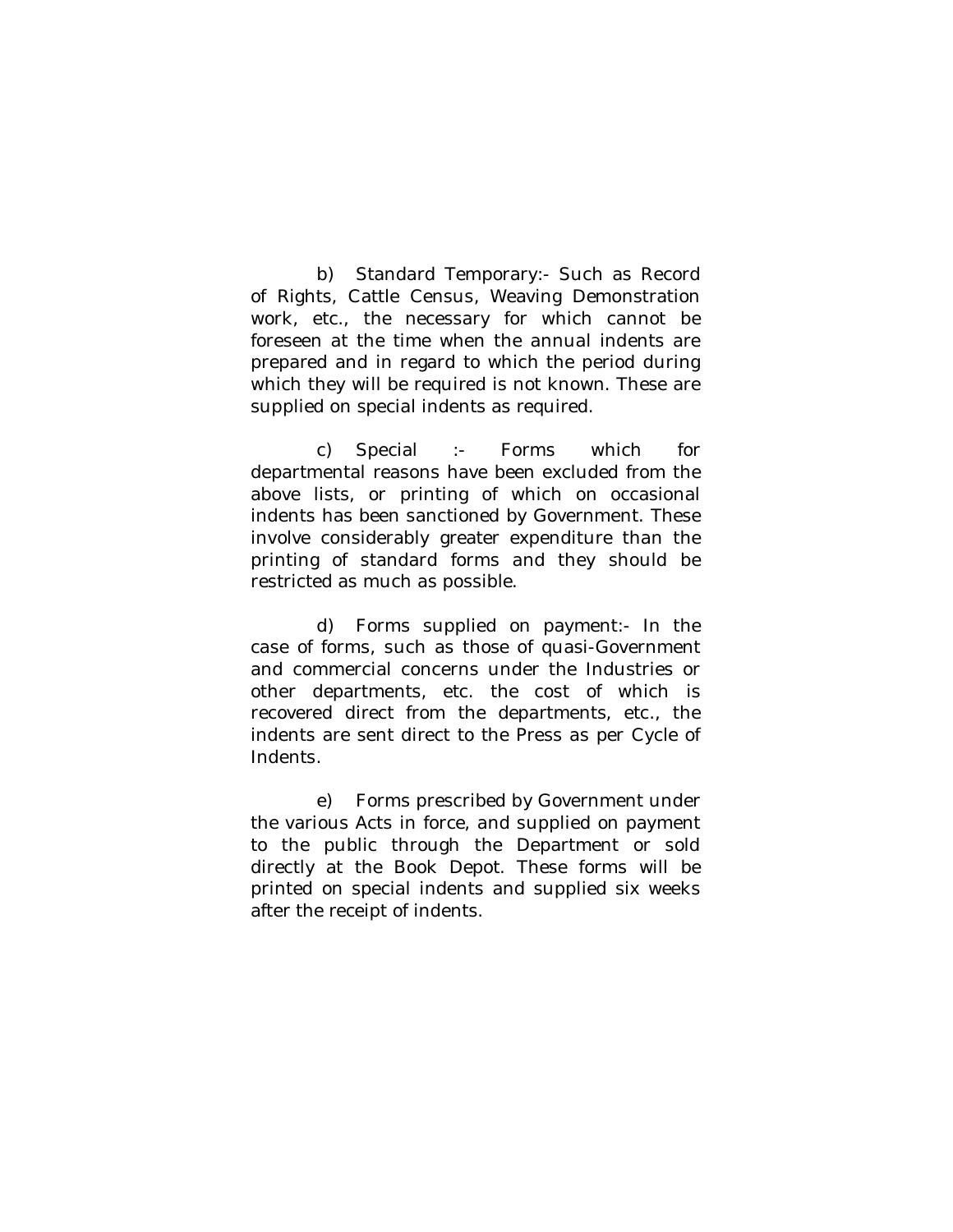b) Standard Temporary:- Such as Record of Rights, Cattle Census, Weaving Demonstration work, etc., the necessary for which cannot be foreseen at the time when the annual indents are prepared and in regard to which the period during which they will be required is not known. These are supplied on special indents as required.

c) Special :- Forms which for departmental reasons have been excluded from the above lists, or printing of which on occasional indents has been sanctioned by Government. These involve considerably greater expenditure than the printing of standard forms and they should be restricted as much as possible.

d) Forms supplied on payment:- In the case of forms, such as those of quasi-Government and commercial concerns under the Industries or other departments, etc. the cost of which is recovered direct from the departments, etc., the indents are sent direct to the Press as per Cycle of Indents.

e) Forms prescribed by Government under the various Acts in force, and supplied on payment to the public through the Department or sold directly at the Book Depot. These forms will be printed on special indents and supplied six weeks after the receipt of indents.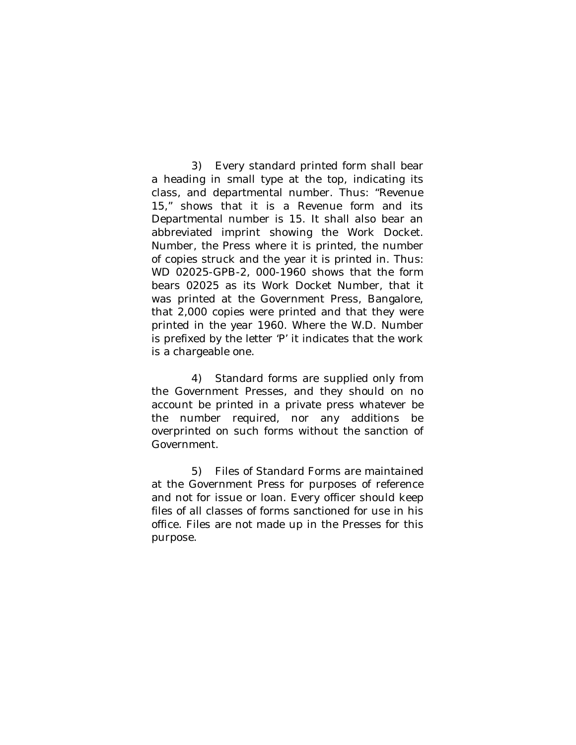3) Every standard printed form shall bear a heading in small type at the top, indicating its class, and departmental number. Thus: "Revenue 15," shows that it is a Revenue form and its Departmental number is 15. It shall also bear an abbreviated imprint showing the Work Docket. Number, the Press where it is printed, the number of copies struck and the year it is printed in. Thus: WD 02025-GPB-2, 000-1960 shows that the form bears 02025 as its Work Docket Number, that it was printed at the Government Press, Bangalore, that 2,000 copies were printed and that they were printed in the year 1960. Where the W.D. Number is prefixed by the letter 'P' it indicates that the work is a chargeable one.

4) Standard forms are supplied only from the Government Presses, and they should on no account be printed in a private press whatever be the number required, nor any additions be overprinted on such forms without the sanction of Government.

5) Files of Standard Forms are maintained at the Government Press for purposes of reference and not for issue or loan. Every officer should keep files of all classes of forms sanctioned for use in his office. Files are not made up in the Presses for this purpose.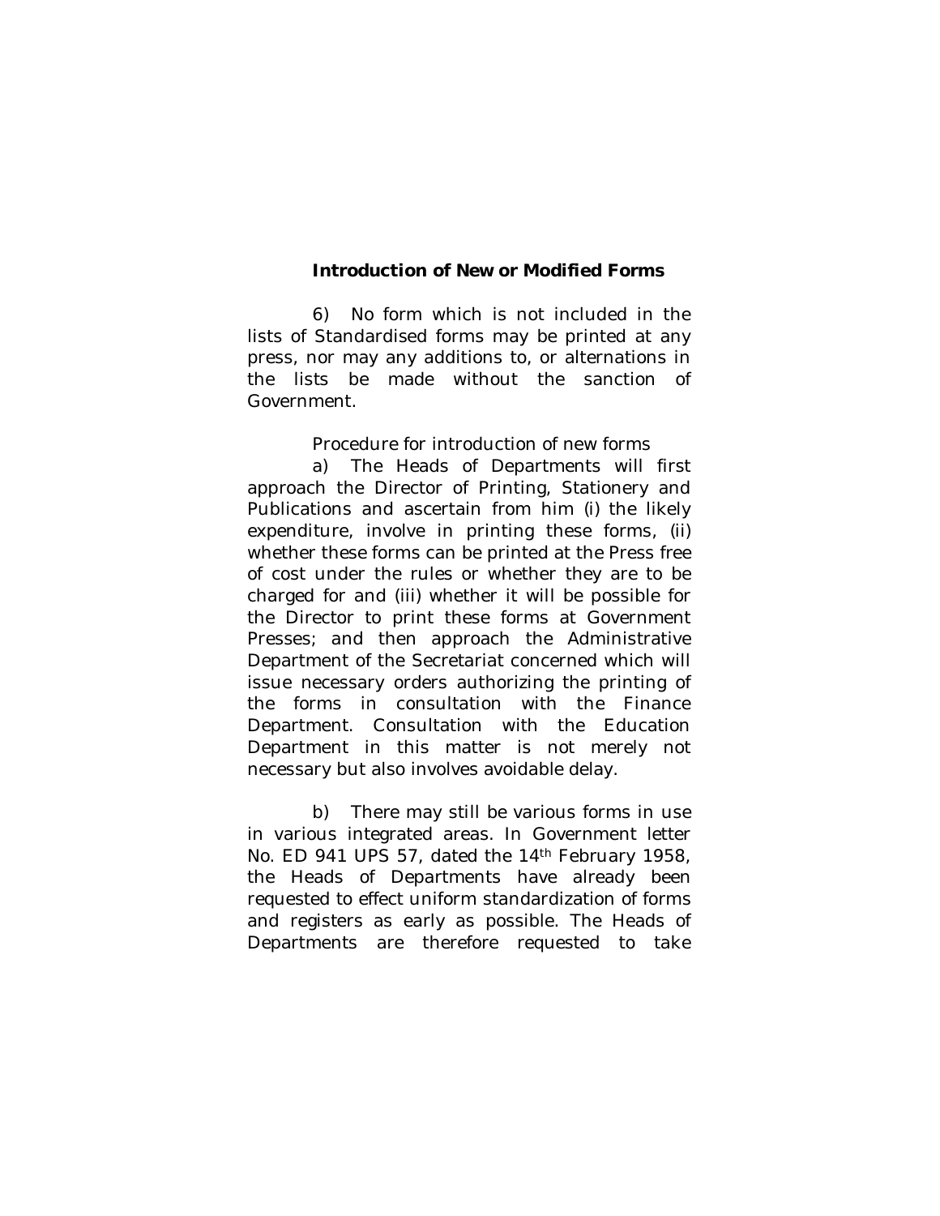**Introduction of New or Modified Forms**

6) No form which is not included in the lists of Standardised forms may be printed at any press, nor may any additions to, or alternations in the lists be made without the sanction of Government.

Procedure for introduction of new forms

a) The Heads of Departments will first approach the Director of Printing, Stationery and Publications and ascertain from him (i) the likely expenditure, involve in printing these forms, (ii) whether these forms can be printed at the Press free of cost under the rules or whether they are to be charged for and (iii) whether it will be possible for the Director to print these forms at Government Presses; and then approach the Administrative Department of the Secretariat concerned which will issue necessary orders authorizing the printing of the forms in consultation with the Finance Department. Consultation with the Education Department in this matter is not merely not necessary but also involves avoidable delay.

b) There may still be various forms in use in various integrated areas. In Government letter No. ED 941 UPS 57, dated the 14th February 1958, the Heads of Departments have already been requested to effect uniform standardization of forms and registers as early as possible. The Heads of Departments are therefore requested to take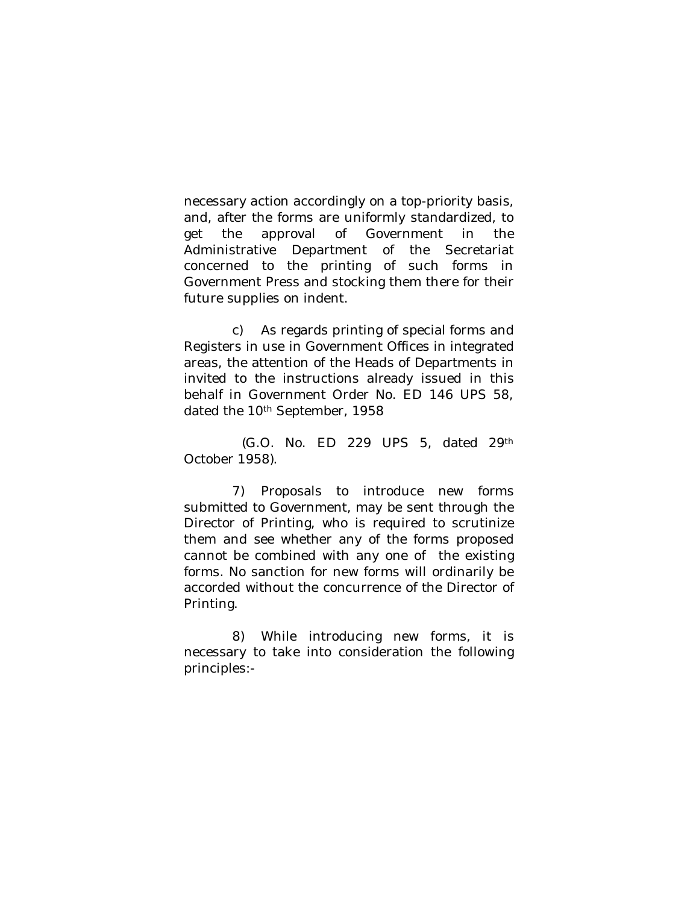necessary action accordingly on a top-priority basis, and, after the forms are uniformly standardized, to get the approval of Government in the Administrative Department of the Secretariat concerned to the printing of such forms in Government Press and stocking them there for their future supplies on indent.

c) As regards printing of special forms and Registers in use in Government Offices in integrated areas, the attention of the Heads of Departments in invited to the instructions already issued in this behalf in Government Order No. ED 146 UPS 58, dated the 10th September, 1958

(G.O. No. ED 229 UPS 5, dated 29th October 1958).

7) Proposals to introduce new forms submitted to Government, may be sent through the Director of Printing, who is required to scrutinize them and see whether any of the forms proposed cannot be combined with any one of the existing forms. No sanction for new forms will ordinarily be accorded without the concurrence of the Director of Printing.

8) While introducing new forms, it is necessary to take into consideration the following principles:-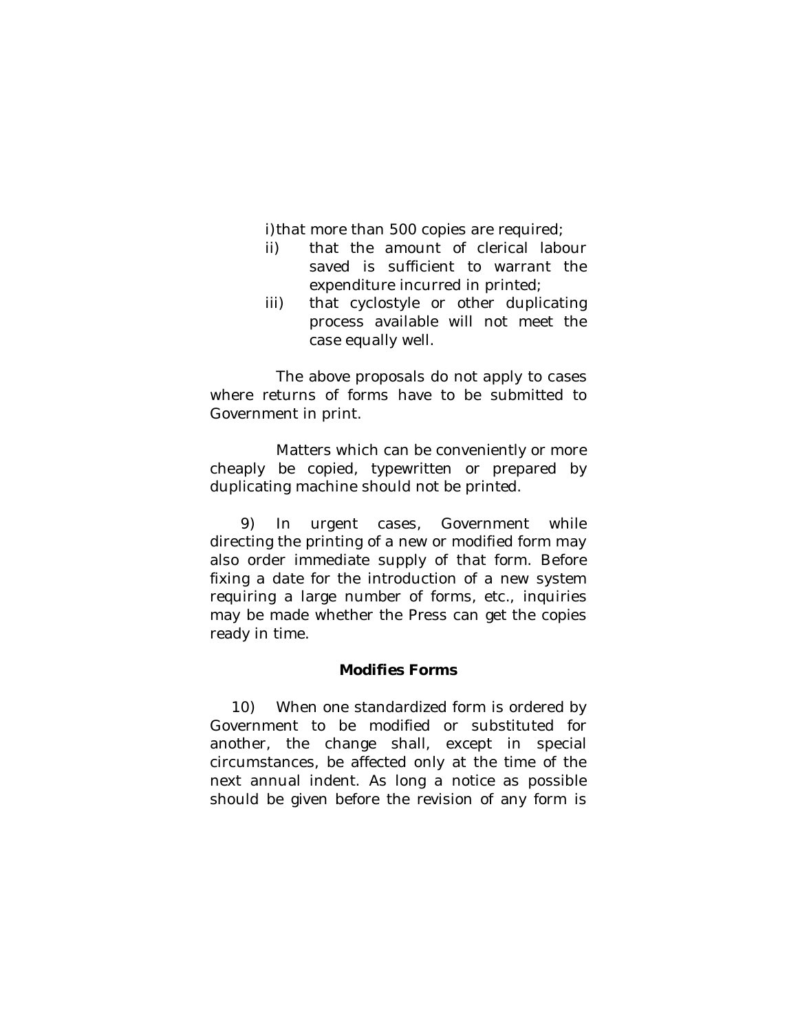i) that more than 500 copies are required;

ii) that the amount of clerical labour saved is sufficient to warrant the expenditure incurred in printed;

iii) that cyclostyle or other duplicating process available will not meet the case equally well.

The above proposals do not apply to cases where returns of forms have to be submitted to Government in print.

Matters which can be conveniently or more cheaply be copied, typewritten or prepared by duplicating machine should not be printed.

9) In urgent cases, Government while directing the printing of a new or modified form may also order immediate supply of that form. Before fixing a date for the introduction of a new system requiring a large number of forms, etc., inquiries may be made whether the Press can get the copies ready in time.

**Modifies Forms**

10) When one standardized form is ordered by Government to be modified or substituted for another, the change shall, except in special circumstances, be affected only at the time of the next annual indent. As long a notice as possible should be given before the revision of any form is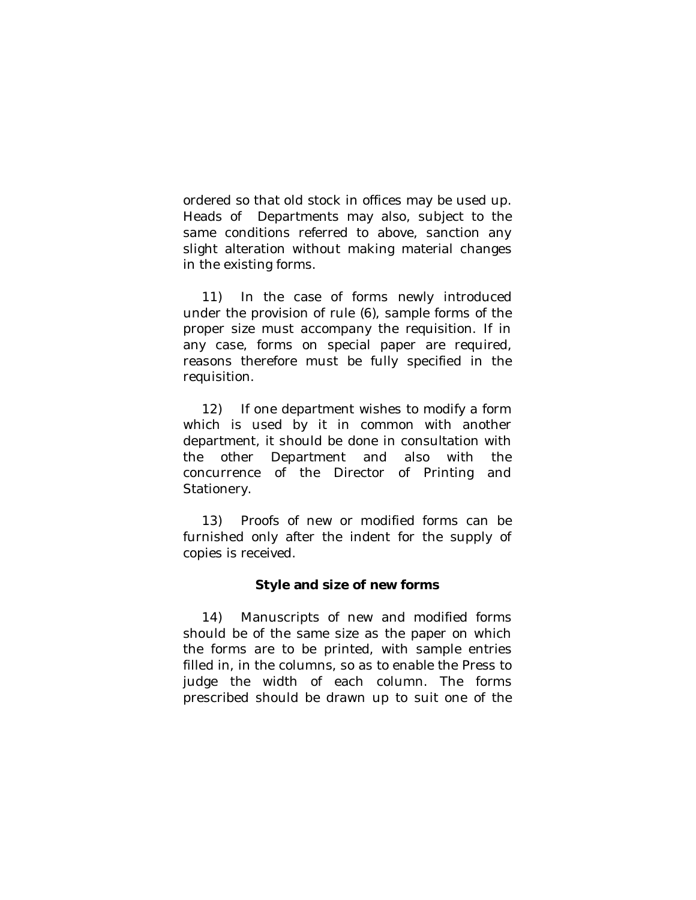ordered so that old stock in offices may be used up. Heads of Departments may also, subject to the same conditions referred to above, sanction any slight alteration without making material changes in the existing forms.

11) In the case of forms newly introduced under the provision of rule (6), sample forms of the proper size must accompany the requisition. If in any case, forms on special paper are required, reasons therefore must be fully specified in the requisition.

12) If one department wishes to modify a form which is used by it in common with another department, it should be done in consultation with the other Department and also with the concurrence of the Director of Printing and Stationery.

13) Proofs of new or modified forms can be furnished only after the indent for the supply of copies is received.

**Style and size of new forms**

14) Manuscripts of new and modified forms should be of the same size as the paper on which the forms are to be printed, with sample entries filled in, in the columns, so as to enable the Press to judge the width of each column. The forms prescribed should be drawn up to suit one of the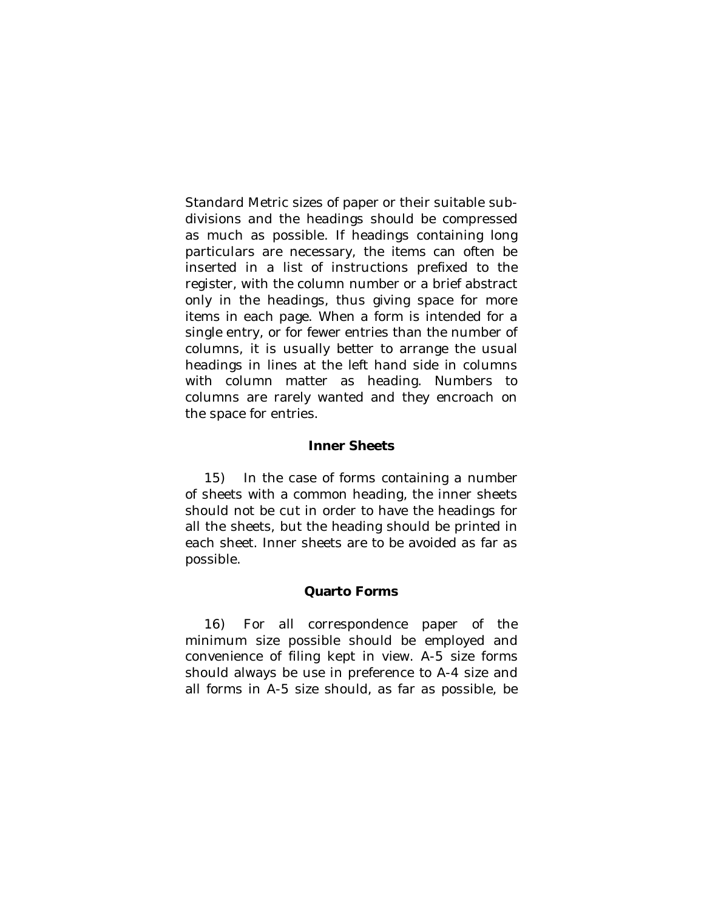Standard Metric sizes of paper or their suitable sub-divisions and the headings should be compressed as much as possible. If headings containing long particulars are necessary, the items can often be inserted in a list of instructions prefixed to the register, with the column number or a brief abstract only in the headings, thus giving space for more items in each page. When a form is intended for a single entry, or for fewer entries than the number of columns, it is usually better to arrange the usual headings in lines at the left hand side in columns with column matter as heading. Numbers to columns are rarely wanted and they encroach on the space for entries.

### Inner Sheets

15) In the case of forms containing a number of sheets with a common heading, the inner sheets should not be cut in order to have the headings for all the sheets, but the heading should be printed in each sheet. Inner sheets are to be avoided as far as possible.

### Quarto Forms

16) For all correspondence paper of the minimum size possible should be employed and convenience of filing kept in view. A-5 size forms should always be use in preference to A-4 size and all forms in A-5 size should, as far as possible, be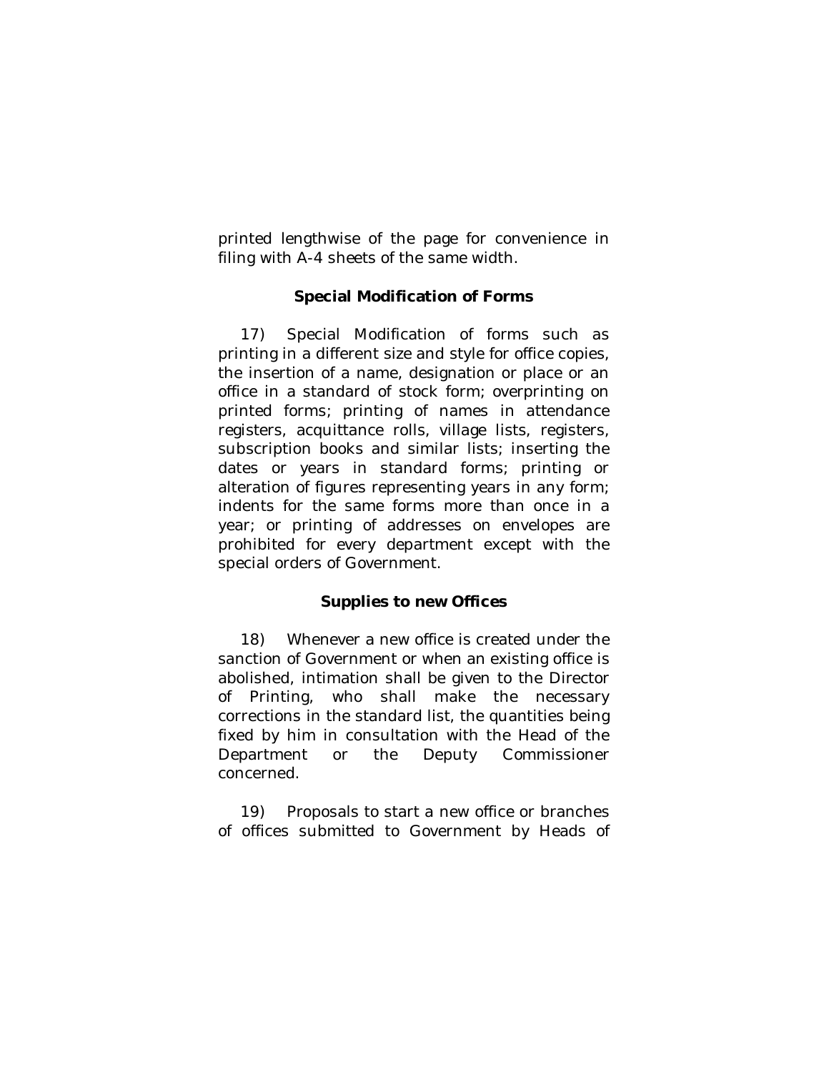printed lengthwise of the page for convenience in filing with A-4 sheets of the same width.

### Special Modification of Forms

17) Special Modification of forms such as printing in a different size and style for office copies, the insertion of a name, designation or place or an office in a standard of stock form; overprinting on printed forms; printing of names in attendance registers, acquittance rolls, village lists, registers, subscription books and similar lists; inserting the dates or years in standard forms; printing or alteration of figures representing years in any form; indents for the same forms more than once in a year; or printing of addresses on envelopes are prohibited for every department except with the special orders of Government.

### Supplies to new Offices

18) Whenever a new office is created under the sanction of Government or when an existing office is abolished, intimation shall be given to the Director of Printing, who shall make the necessary corrections in the standard list, the quantities being fixed by him in consultation with the Head of the Department or the Deputy Commissioner concerned.

19) Proposals to start a new office or branches of offices submitted to Government by Heads of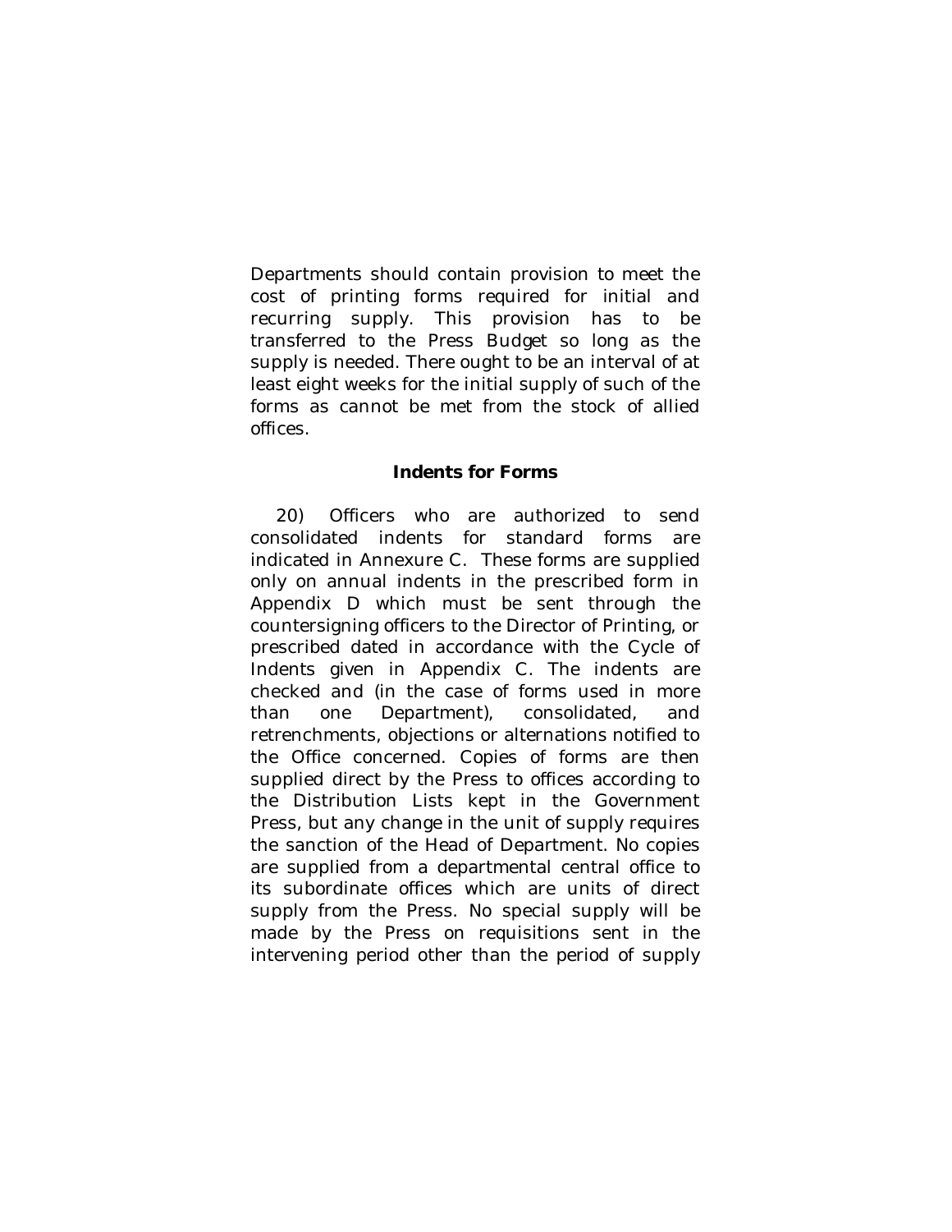Departments should contain provision to meet the cost of printing forms required for initial and recurring supply. This provision has to be transferred to the Press Budget so long as the supply is needed. There ought to be an interval of at least eight weeks for the initial supply of such of the forms as cannot be met from the stock of allied offices.

### Indents for Forms

20) Officers who are authorized to send consolidated indents for standard forms are indicated in Annexure C. These forms are supplied only on annual indents in the prescribed form in Appendix D which must be sent through the countersigning officers to the Director of Printing, or prescribed dated in accordance with the Cycle of Indents given in Appendix C. The indents are checked and (in the case of forms used in more than one Department), consolidated, and retrenchments, objections or alternations notified to the Office concerned. Copies of forms are then supplied direct by the Press to offices according to the Distribution Lists kept in the Government Press, but any change in the unit of supply requires the sanction of the Head of Department. No copies are supplied from a departmental central office to its subordinate offices which are units of direct supply from the Press. No special supply will be made by the Press on requisitions sent in the intervening period other than the period of supply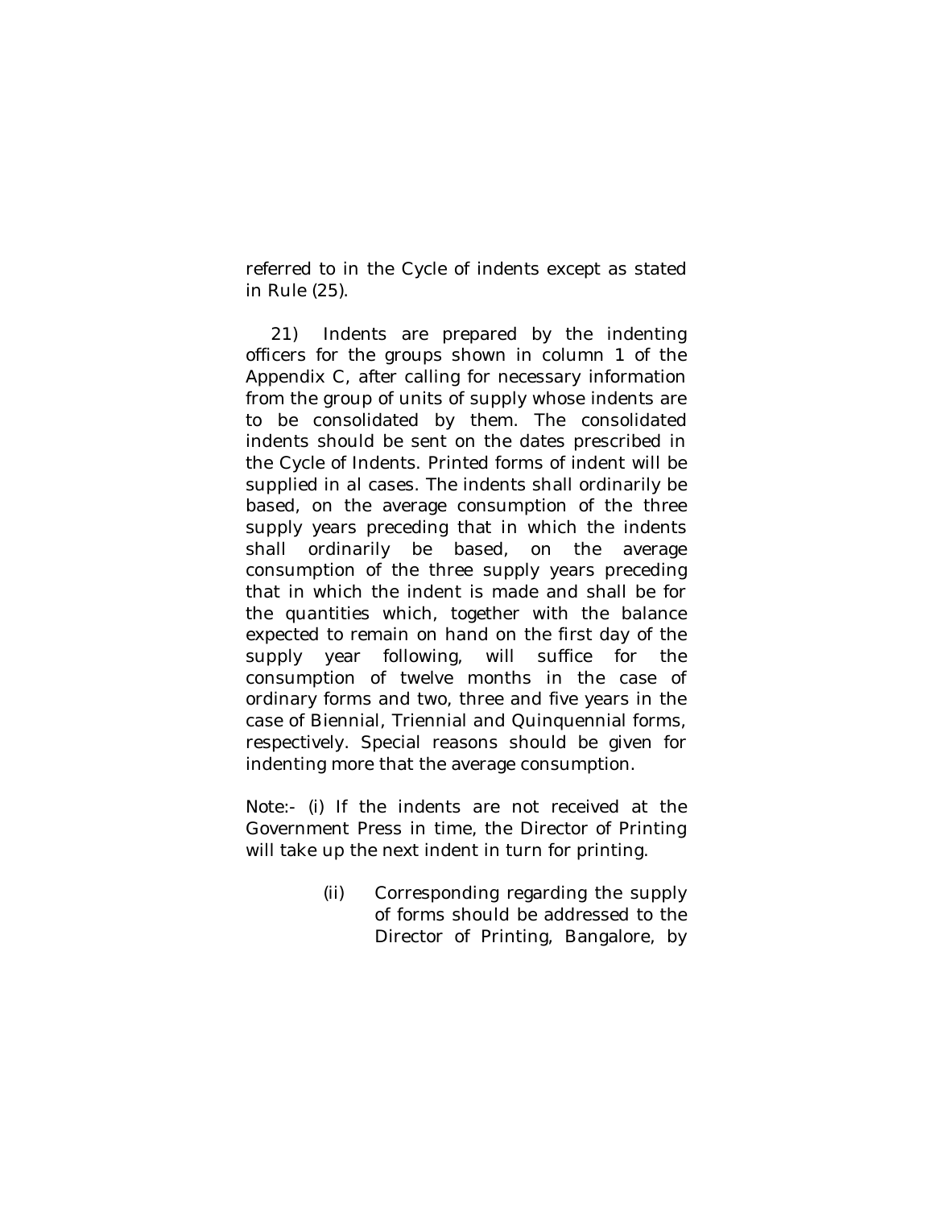referred to in the Cycle of indents except as stated in Rule (25).

21) Indents are prepared by the indenting officers for the groups shown in column 1 of the Appendix C, after calling for necessary information from the group of units of supply whose indents are to be consolidated by them. The consolidated indents should be sent on the dates prescribed in the Cycle of Indents. Printed forms of indent will be supplied in al cases. The indents shall ordinarily be based, on the average consumption of the three supply years preceding that in which the indents shall ordinarily be based, on the average consumption of the three supply years preceding that in which the indent is made and shall be for the quantities which, together with the balance expected to remain on hand on the first day of the supply year following, will suffice for the consumption of twelve months in the case of ordinary forms and two, three and five years in the case of Biennial, Triennial and Quinquennial forms, respectively. Special reasons should be given for indenting more that the average consumption.

Note:- (i) If the indents are not received at the Government Press in time, the Director of Printing will take up the next indent in turn for printing.

(ii) Corresponding regarding the supply of forms should be addressed to the Director of Printing, Bangalore, by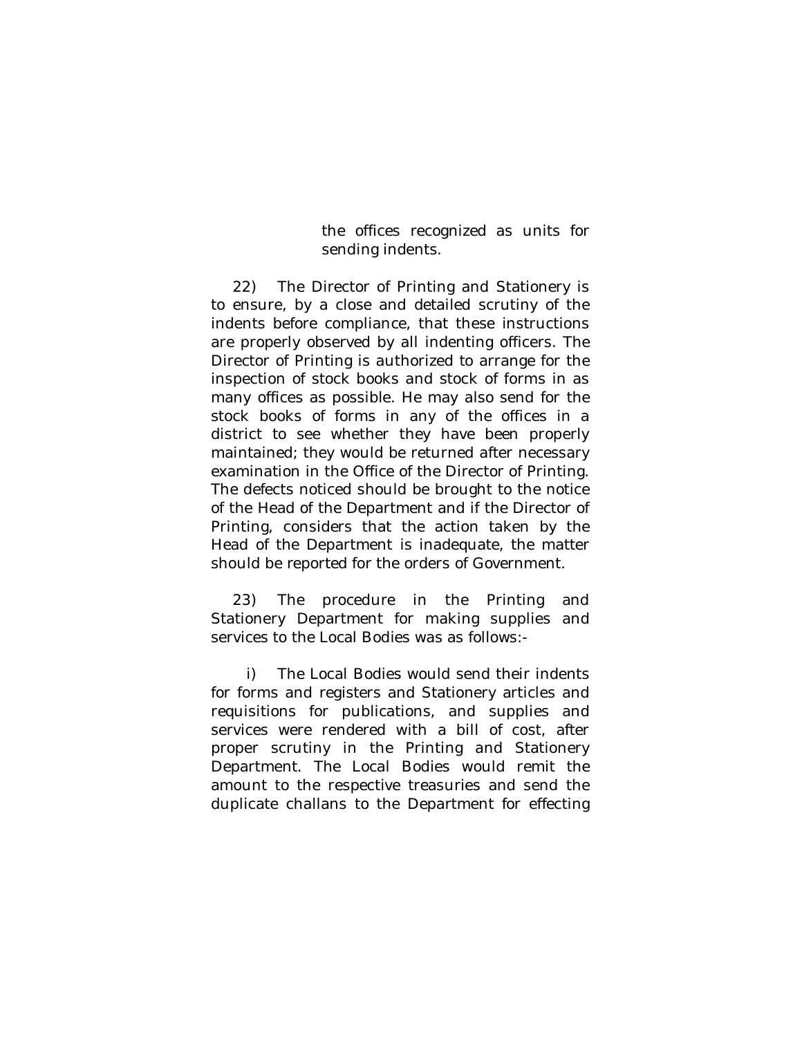the offices recognized as units for sending indents.

22) The Director of Printing and Stationery is to ensure, by a close and detailed scrutiny of the indents before compliance, that these instructions are properly observed by all indenting officers. The Director of Printing is authorized to arrange for the inspection of stock books and stock of forms in as many offices as possible. He may also send for the stock books of forms in any of the offices in a district to see whether they have been properly maintained; they would be returned after necessary examination in the Office of the Director of Printing. The defects noticed should be brought to the notice of the Head of the Department and if the Director of Printing, considers that the action taken by the Head of the Department is inadequate, the matter should be reported for the orders of Government.

23) The procedure in the Printing and Stationery Department for making supplies and services to the Local Bodies was as follows:-

i) The Local Bodies would send their indents for forms and registers and Stationery articles and requisitions for publications, and supplies and services were rendered with a bill of cost, after proper scrutiny in the Printing and Stationery Department. The Local Bodies would remit the amount to the respective treasuries and send the duplicate challans to the Department for effecting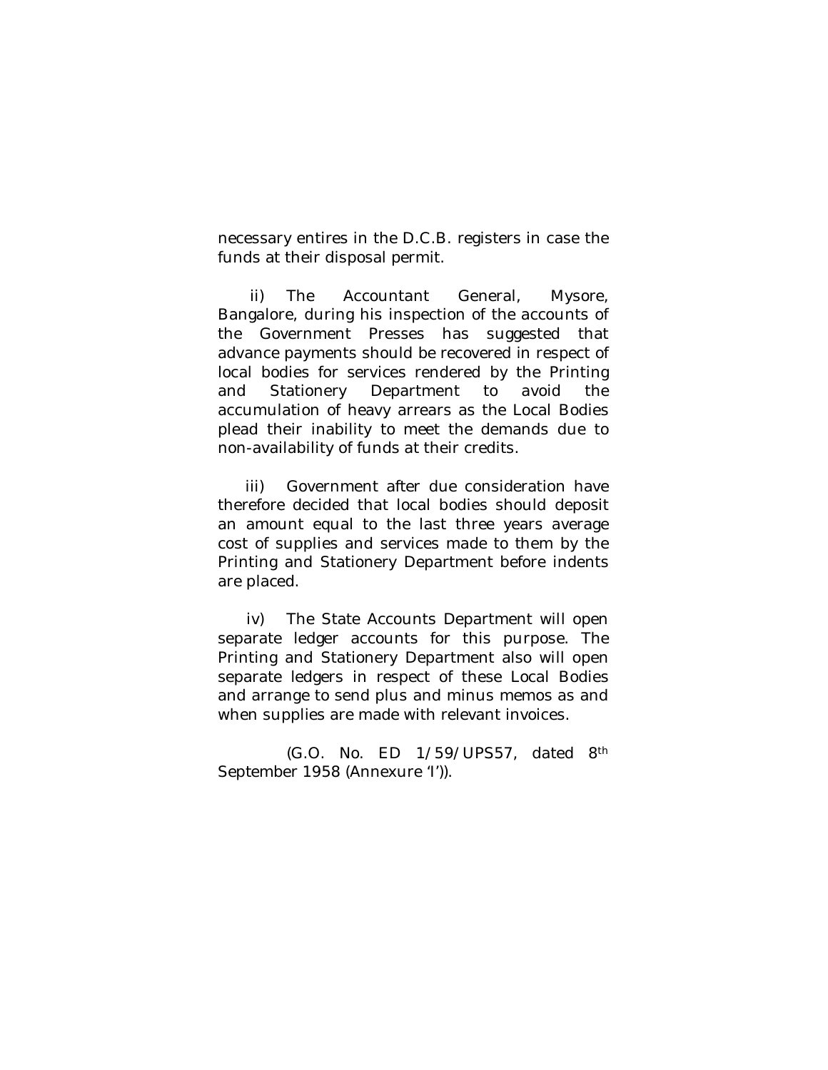necessary entires in the D.C.B. registers in case the funds at their disposal permit.

ii) The Accountant General, Mysore, Bangalore, during his inspection of the accounts of the Government Presses has suggested that advance payments should be recovered in respect of local bodies for services rendered by the Printing and Stationery Department to avoid the accumulation of heavy arrears as the Local Bodies plead their inability to meet the demands due to non-availability of funds at their credits.

iii) Government after due consideration have therefore decided that local bodies should deposit an amount equal to the last three years average cost of supplies and services made to them by the Printing and Stationery Department before indents are placed.

iv) The State Accounts Department will open separate ledger accounts for this purpose. The Printing and Stationery Department also will open separate ledgers in respect of these Local Bodies and arrange to send plus and minus memos as and when supplies are made with relevant invoices.

(G.O. No. ED 1/59/UPS57, dated 8th September 1958 (Annexure 'I')).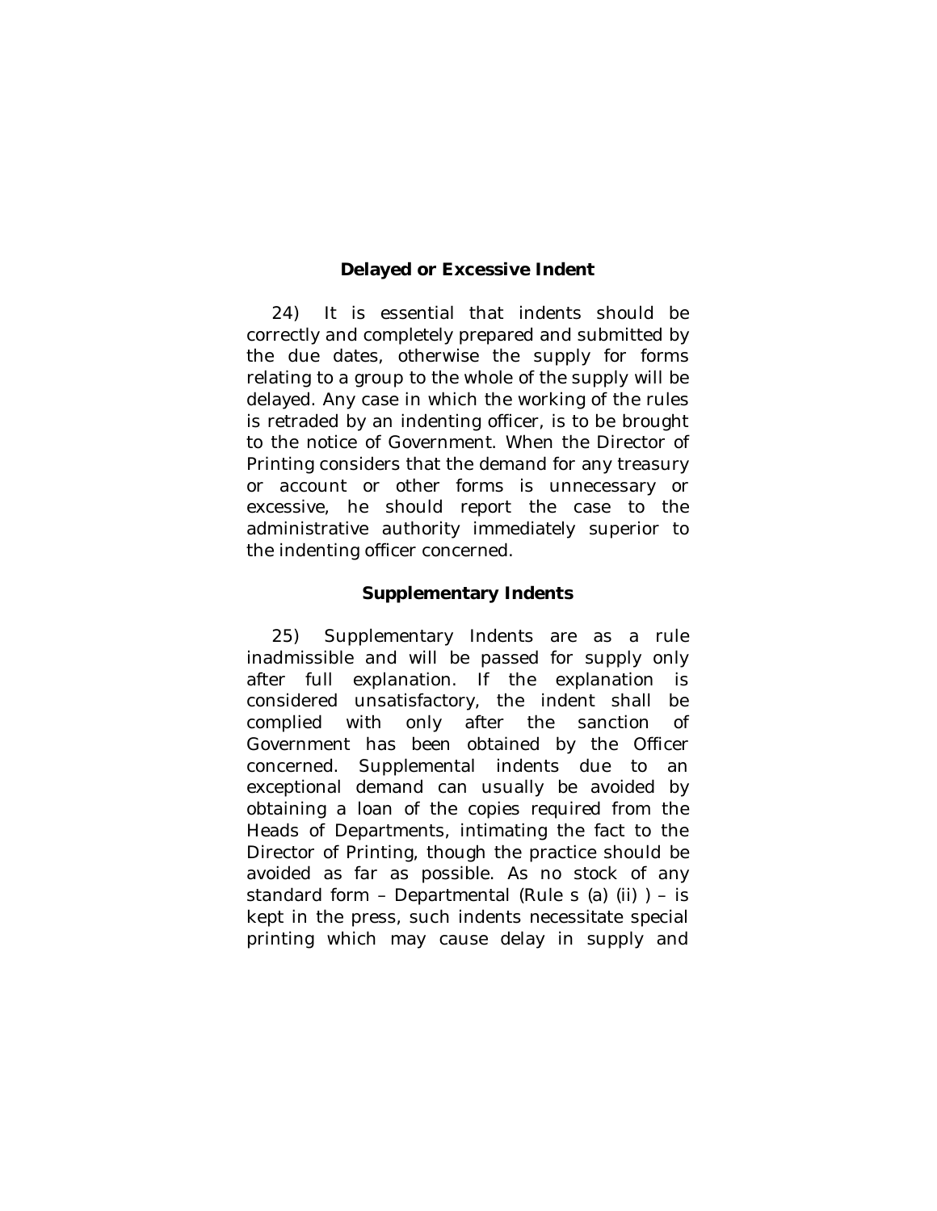### Delayed or Excessive Indent

24) It is essential that indents should be correctly and completely prepared and submitted by the due dates, otherwise the supply for forms relating to a group to the whole of the supply will be delayed. Any case in which the working of the rules is retraded by an indenting officer, is to be brought to the notice of Government. When the Director of Printing considers that the demand for any treasury or account or other forms is unnecessary or excessive, he should report the case to the administrative authority immediately superior to the indenting officer concerned.

### Supplementary Indents

25) Supplementary Indents are as a rule inadmissible and will be passed for supply only after full explanation. If the explanation is considered unsatisfactory, the indent shall be complied with only after the sanction of Government has been obtained by the Officer concerned. Supplemental indents due to an exceptional demand can usually be avoided by obtaining a loan of the copies required from the Heads of Departments, intimating the fact to the Director of Printing, though the practice should be avoided as far as possible. As no stock of any standard form – Departmental (Rule s (a) (ii) ) – is kept in the press, such indents necessitate special printing which may cause delay in supply and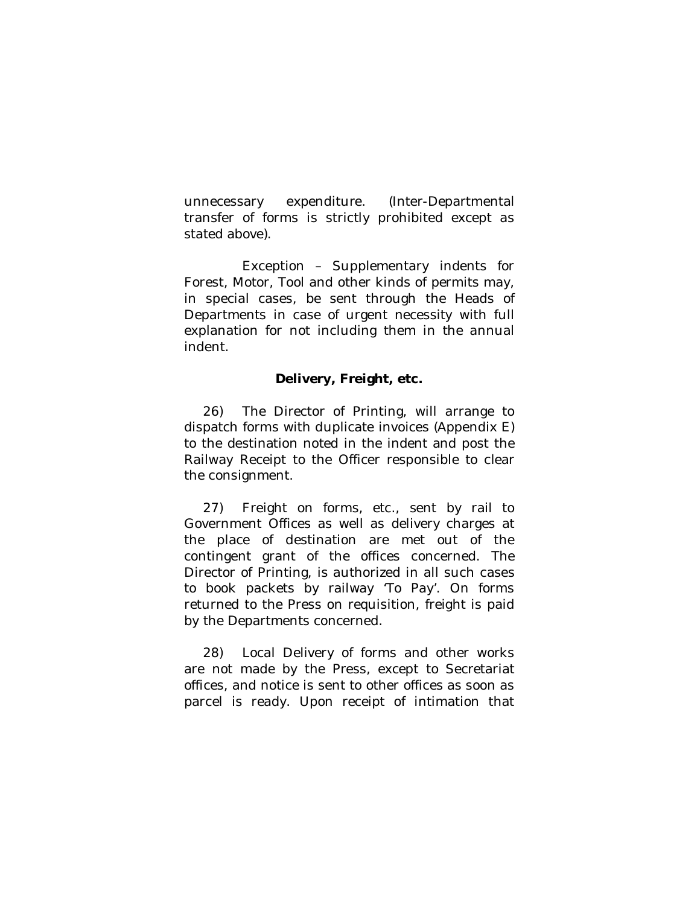unnecessary expenditure. (Inter-Departmental transfer of forms is strictly prohibited except as stated above).

Exception – Supplementary indents for Forest, Motor, Tool and other kinds of permits may, in special cases, be sent through the Heads of Departments in case of urgent necessity with full explanation for not including them in the annual indent.

**Delivery, Freight, etc.**

26) The Director of Printing, will arrange to dispatch forms with duplicate invoices (Appendix E) to the destination noted in the indent and post the Railway Receipt to the Officer responsible to clear the consignment.

27) Freight on forms, etc., sent by rail to Government Offices as well as delivery charges at the place of destination are met out of the contingent grant of the offices concerned. The Director of Printing, is authorized in all such cases to book packets by railway 'To Pay'. On forms returned to the Press on requisition, freight is paid by the Departments concerned.

28) Local Delivery of forms and other works are not made by the Press, except to Secretariat offices, and notice is sent to other offices as soon as parcel is ready. Upon receipt of intimation that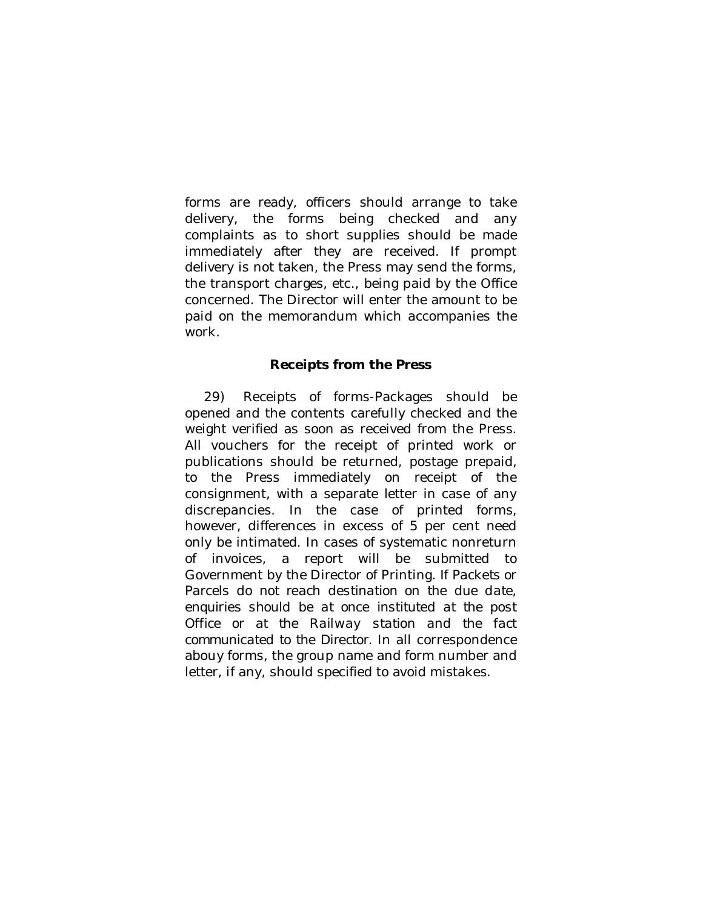forms are ready, officers should arrange to take delivery, the forms being checked and any complaints as to short supplies should be made immediately after they are received. If prompt delivery is not taken, the Press may send the forms, the transport charges, etc., being paid by the Office concerned. The Director will enter the amount to be paid on the memorandum which accompanies the work.

### Receipts from the Press

29) Receipts of forms-Packages should be opened and the contents carefully checked and the weight verified as soon as received from the Press. All vouchers for the receipt of printed work or publications should be returned, postage prepaid, to the Press immediately on receipt of the consignment, with a separate letter in case of any discrepancies. In the case of printed forms, however, differences in excess of 5 per cent need only be intimated. In cases of systematic nonreturn of invoices, a report will be submitted to Government by the Director of Printing. If Packets or Parcels do not reach destination on the due date, enquiries should be at once instituted at the post Office or at the Railway station and the fact communicated to the Director. In all correspondence abouy forms, the group name and form number and letter, if any, should specified to avoid mistakes.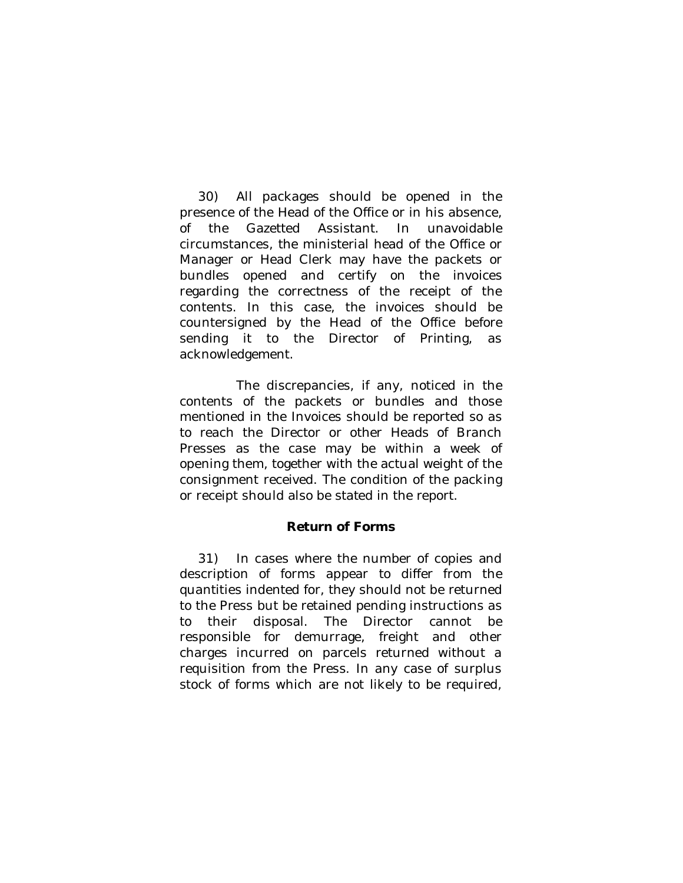30) All packages should be opened in the presence of the Head of the Office or in his absence, of the Gazetted Assistant. In unavoidable circumstances, the ministerial head of the Office or Manager or Head Clerk may have the packets or bundles opened and certify on the invoices regarding the correctness of the receipt of the contents. In this case, the invoices should be countersigned by the Head of the Office before sending it to the Director of Printing, as acknowledgement.

The discrepancies, if any, noticed in the contents of the packets or bundles and those mentioned in the Invoices should be reported so as to reach the Director or other Heads of Branch Presses as the case may be within a week of opening them, together with the actual weight of the consignment received. The condition of the packing or receipt should also be stated in the report.

**Return of Forms**

31) In cases where the number of copies and description of forms appear to differ from the quantities indented for, they should not be returned to the Press but be retained pending instructions as to their disposal. The Director cannot be responsible for demurrage, freight and other charges incurred on parcels returned without a requisition from the Press. In any case of surplus stock of forms which are not likely to be required,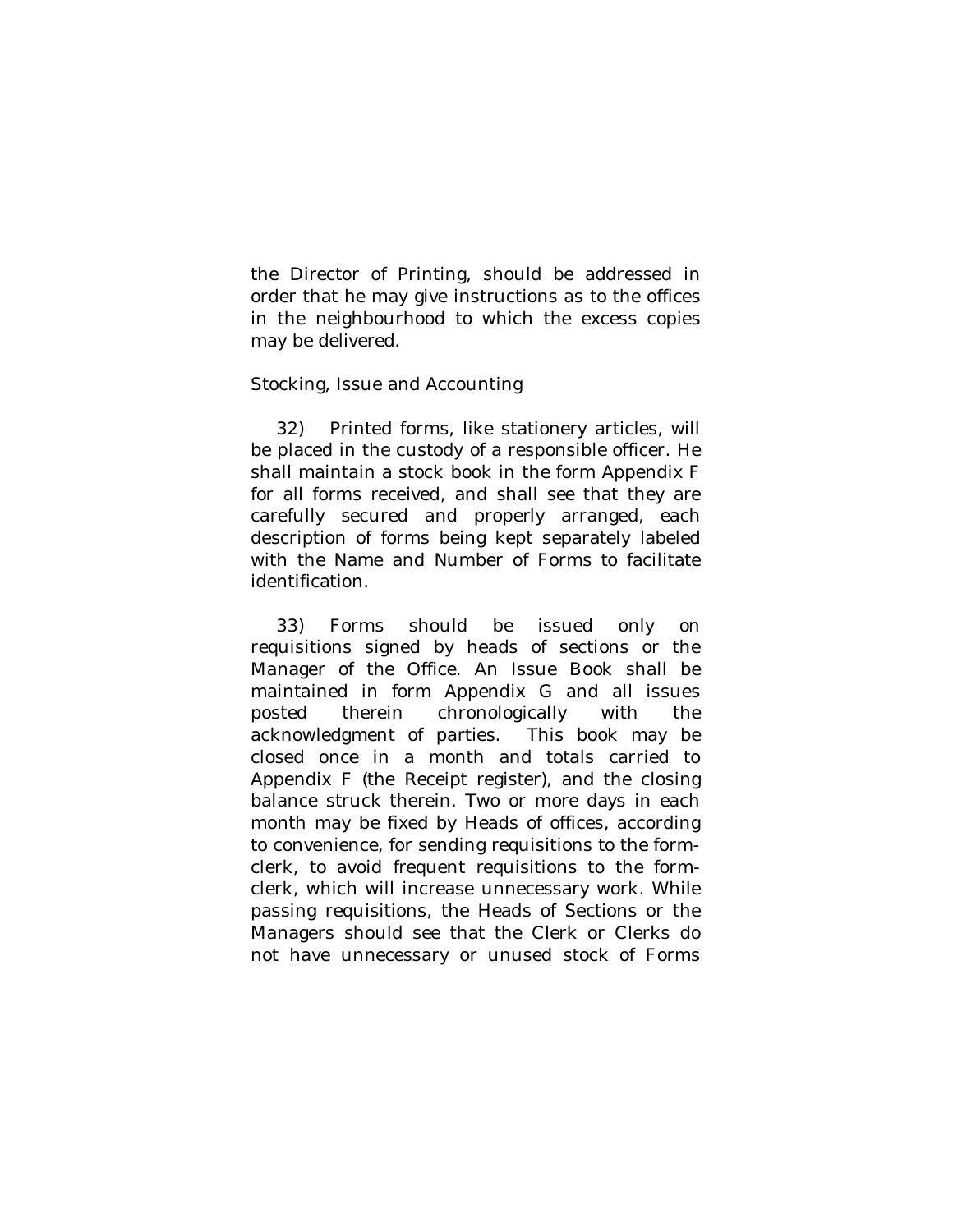the Director of Printing, should be addressed in order that he may give instructions as to the offices in the neighbourhood to which the excess copies may be delivered.

Stocking, Issue and Accounting

32) Printed forms, like stationery articles, will be placed in the custody of a responsible officer. He shall maintain a stock book in the form Appendix F for all forms received, and shall see that they are carefully secured and properly arranged, each description of forms being kept separately labeled with the Name and Number of Forms to facilitate identification.

33) Forms should be issued only on requisitions signed by heads of sections or the Manager of the Office. An Issue Book shall be maintained in form Appendix G and all issues posted therein chronologically with the acknowledgment of parties. This book may be closed once in a month and totals carried to Appendix F (the Receipt register), and the closing balance struck therein. Two or more days in each month may be fixed by Heads of offices, according to convenience, for sending requisitions to the form-clerk, to avoid frequent requisitions to the form-clerk, which will increase unnecessary work. While passing requisitions, the Heads of Sections or the Managers should see that the Clerk or Clerks do not have unnecessary or unused stock of Forms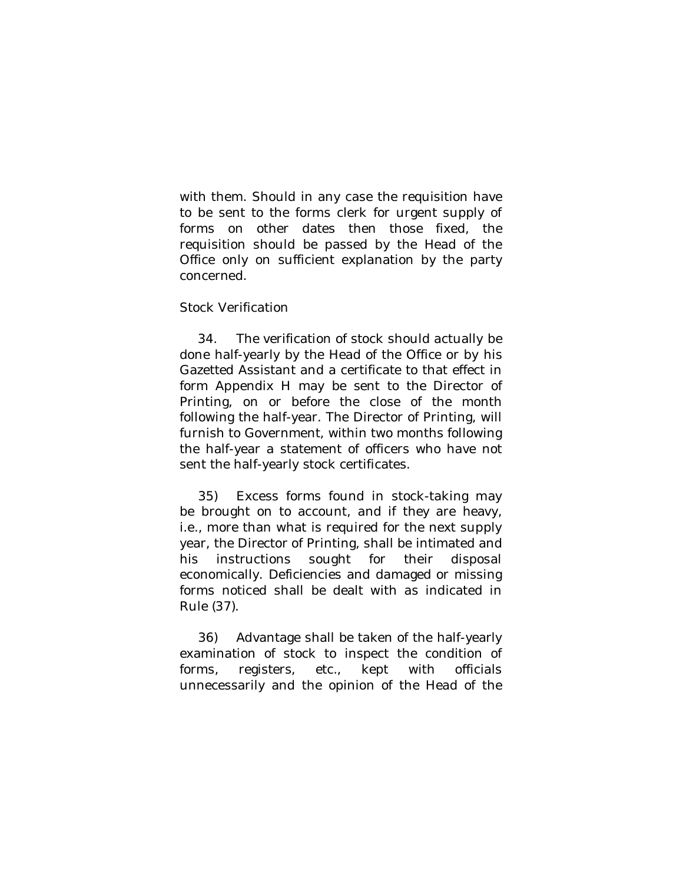with them. Should in any case the requisition have to be sent to the forms clerk for urgent supply of forms on other dates then those fixed, the requisition should be passed by the Head of the Office only on sufficient explanation by the party concerned.

Stock Verification

34. The verification of stock should actually be done half-yearly by the Head of the Office or by his Gazetted Assistant and a certificate to that effect in form Appendix H may be sent to the Director of Printing, on or before the close of the month following the half-year. The Director of Printing, will furnish to Government, within two months following the half-year a statement of officers who have not sent the half-yearly stock certificates.

35) Excess forms found in stock-taking may be brought on to account, and if they are heavy, i.e., more than what is required for the next supply year, the Director of Printing, shall be intimated and his instructions sought for their disposal economically. Deficiencies and damaged or missing forms noticed shall be dealt with as indicated in Rule (37).

36) Advantage shall be taken of the half-yearly examination of stock to inspect the condition of forms, registers, etc., kept with officials unnecessarily and the opinion of the Head of the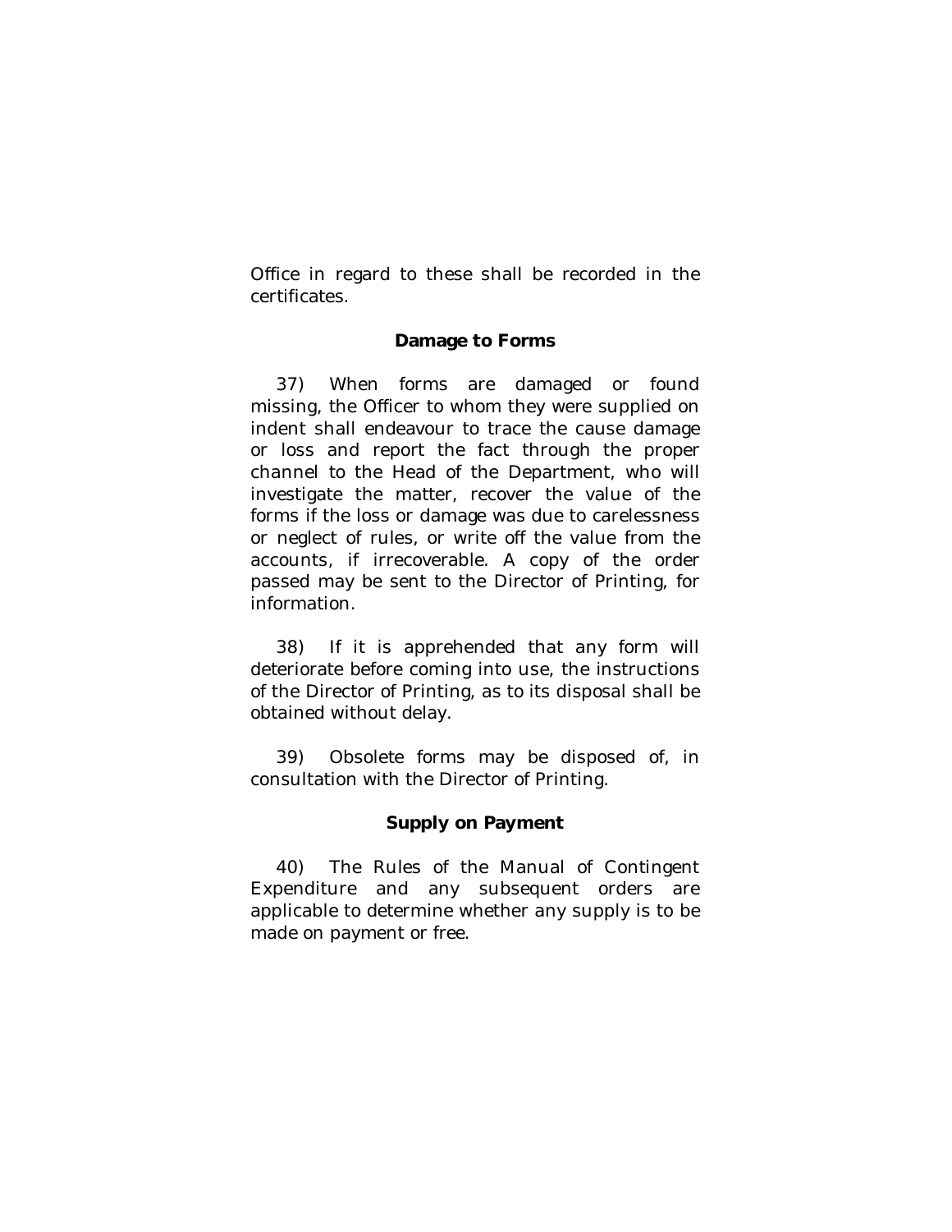Office in regard to these shall be recorded in the certificates.

### Damage to Forms

37) When forms are damaged or found missing, the Officer to whom they were supplied on indent shall endeavour to trace the cause damage or loss and report the fact through the proper channel to the Head of the Department, who will investigate the matter, recover the value of the forms if the loss or damage was due to carelessness or neglect of rules, or write off the value from the accounts, if irrecoverable. A copy of the order passed may be sent to the Director of Printing, for information.

38) If it is apprehended that any form will deteriorate before coming into use, the instructions of the Director of Printing, as to its disposal shall be obtained without delay.

39) Obsolete forms may be disposed of, in consultation with the Director of Printing.

### Supply on Payment

40) The Rules of the Manual of Contingent Expenditure and any subsequent orders are applicable to determine whether any supply is to be made on payment or free.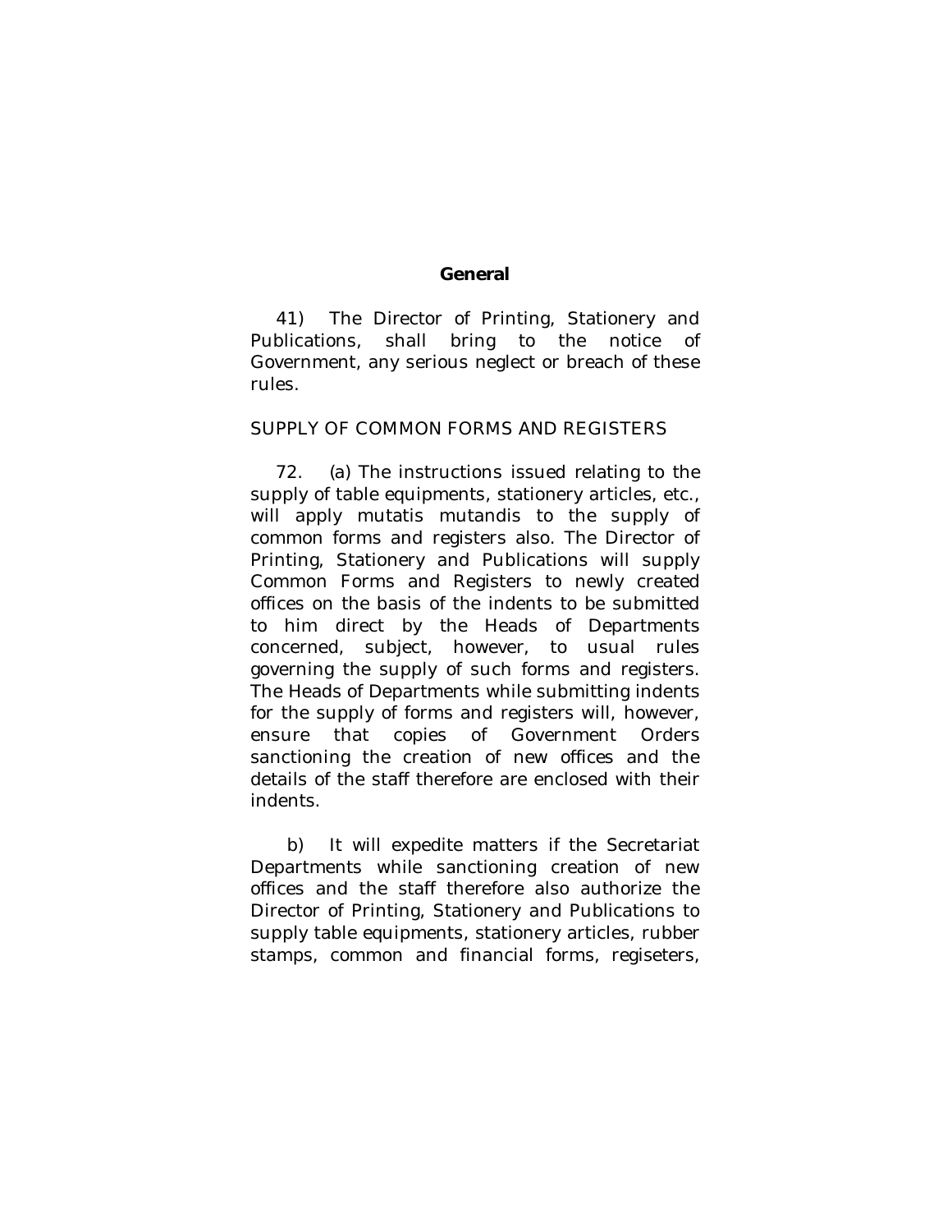## General

41) The Director of Printing, Stationery and Publications, shall bring to the notice of Government, any serious neglect or breach of these rules.

SUPPLY OF COMMON FORMS AND REGISTERS

72. (a) The instructions issued relating to the supply of table equipments, stationery articles, etc., will apply mutatis mutandis to the supply of common forms and registers also. The Director of Printing, Stationery and Publications will supply Common Forms and Registers to newly created offices on the basis of the indents to be submitted to him direct by the Heads of Departments concerned, subject, however, to usual rules governing the supply of such forms and registers. The Heads of Departments while submitting indents for the supply of forms and registers will, however, ensure that copies of Government Orders sanctioning the creation of new offices and the details of the staff therefore are enclosed with their indents.

b) It will expedite matters if the Secretariat Departments while sanctioning creation of new offices and the staff therefore also authorize the Director of Printing, Stationery and Publications to supply table equipments, stationery articles, rubber stamps, common and financial forms, regiseters,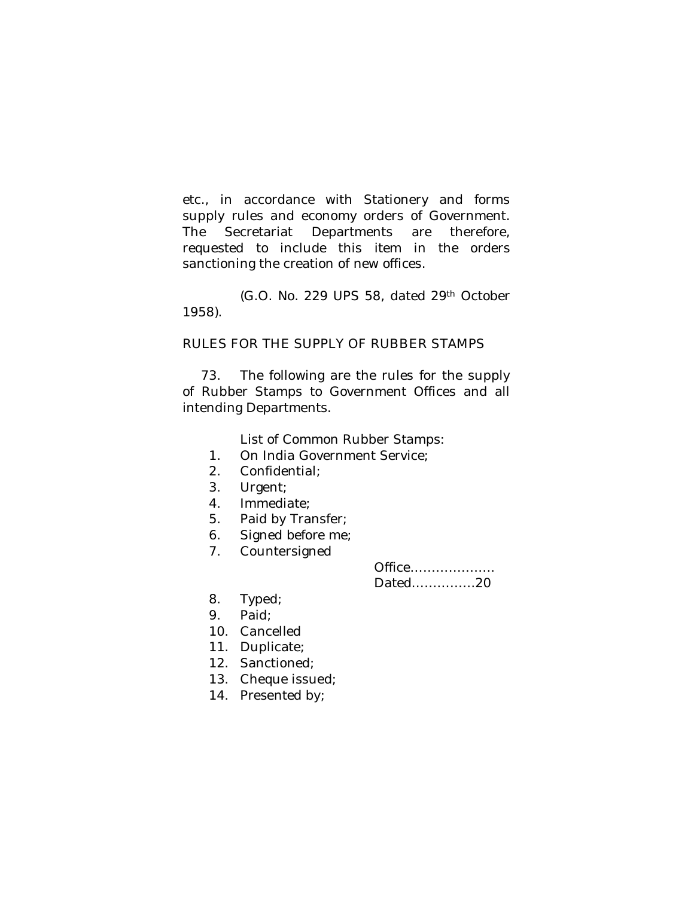etc., in accordance with Stationery and forms supply rules and economy orders of Government. The Secretariat Departments are therefore, requested to include this item in the orders sanctioning the creation of new offices.

(G.O. No. 229 UPS 58, dated 29th October 1958).

## RULES FOR THE SUPPLY OF RUBBER STAMPS

73. The following are the rules for the supply of Rubber Stamps to Government Offices and all intending Departments.

List of Common Rubber Stamps:

1. On India Government Service;
2. Confidential;
3. Urgent;
4. Immediate;
5. Paid by Transfer;
6. Signed before me;
7. Countersigned

   Office....................
   Dated...............20

8. Typed;
9. Paid;
10. Cancelled
11. Duplicate;
12. Sanctioned;
13. Cheque issued;
14. Presented by;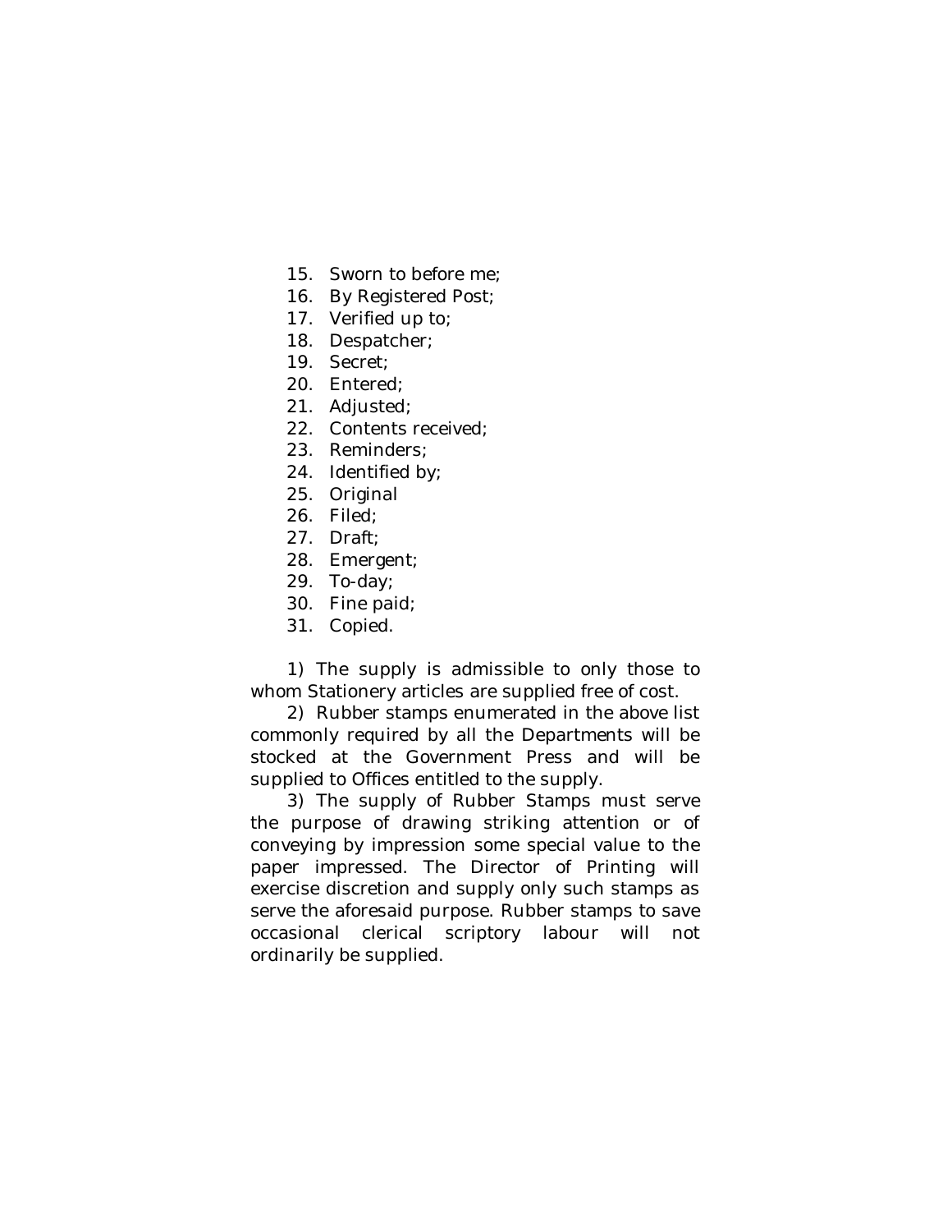15. Sworn to before me;
16. By Registered Post;
17. Verified up to;
18. Despatcher;
19. Secret;
20. Entered;
21. Adjusted;
22. Contents received;
23. Reminders;
24. Identified by;
25. Original
26. Filed;
27. Draft;
28. Emergent;
29. To-day;
30. Fine paid;
31. Copied.

1) The supply is admissible to only those to whom Stationery articles are supplied free of cost.

2) Rubber stamps enumerated in the above list commonly required by all the Departments will be stocked at the Government Press and will be supplied to Offices entitled to the supply.

3) The supply of Rubber Stamps must serve the purpose of drawing striking attention or of conveying by impression some special value to the paper impressed. The Director of Printing will exercise discretion and supply only such stamps as serve the aforesaid purpose. Rubber stamps to save occasional clerical scriptory labour will not ordinarily be supplied.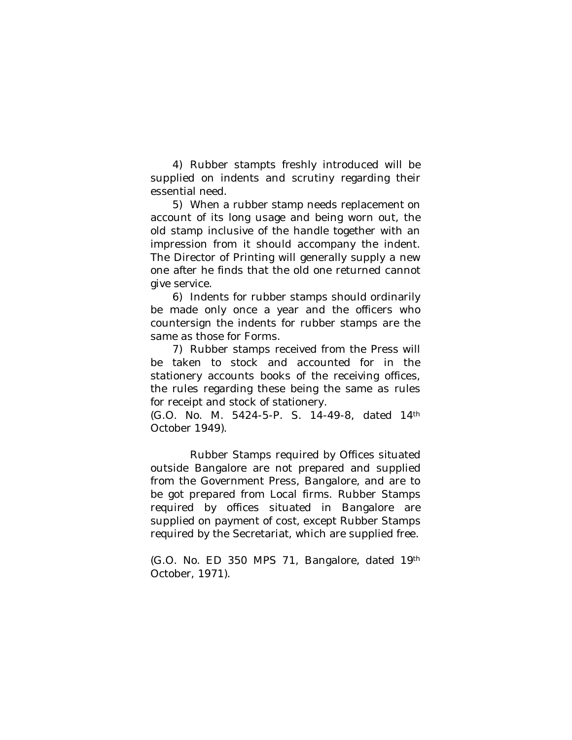4) Rubber stampts freshly introduced will be supplied on indents and scrutiny regarding their essential need.

5) When a rubber stamp needs replacement on account of its long usage and being worn out, the old stamp inclusive of the handle together with an impression from it should accompany the indent. The Director of Printing will generally supply a new one after he finds that the old one returned cannot give service.

6) Indents for rubber stamps should ordinarily be made only once a year and the officers who countersign the indents for rubber stamps are the same as those for Forms.

7) Rubber stamps received from the Press will be taken to stock and accounted for in the stationery accounts books of the receiving offices, the rules regarding these being the same as rules for receipt and stock of stationery.

(G.O. No. M. 5424-5-P. S. 14-49-8, dated 14th October 1949).

Rubber Stamps required by Offices situated outside Bangalore are not prepared and supplied from the Government Press, Bangalore, and are to be got prepared from Local firms. Rubber Stamps required by offices situated in Bangalore are supplied on payment of cost, except Rubber Stamps required by the Secretariat, which are supplied free.

(G.O. No. ED 350 MPS 71, Bangalore, dated 19th October, 1971).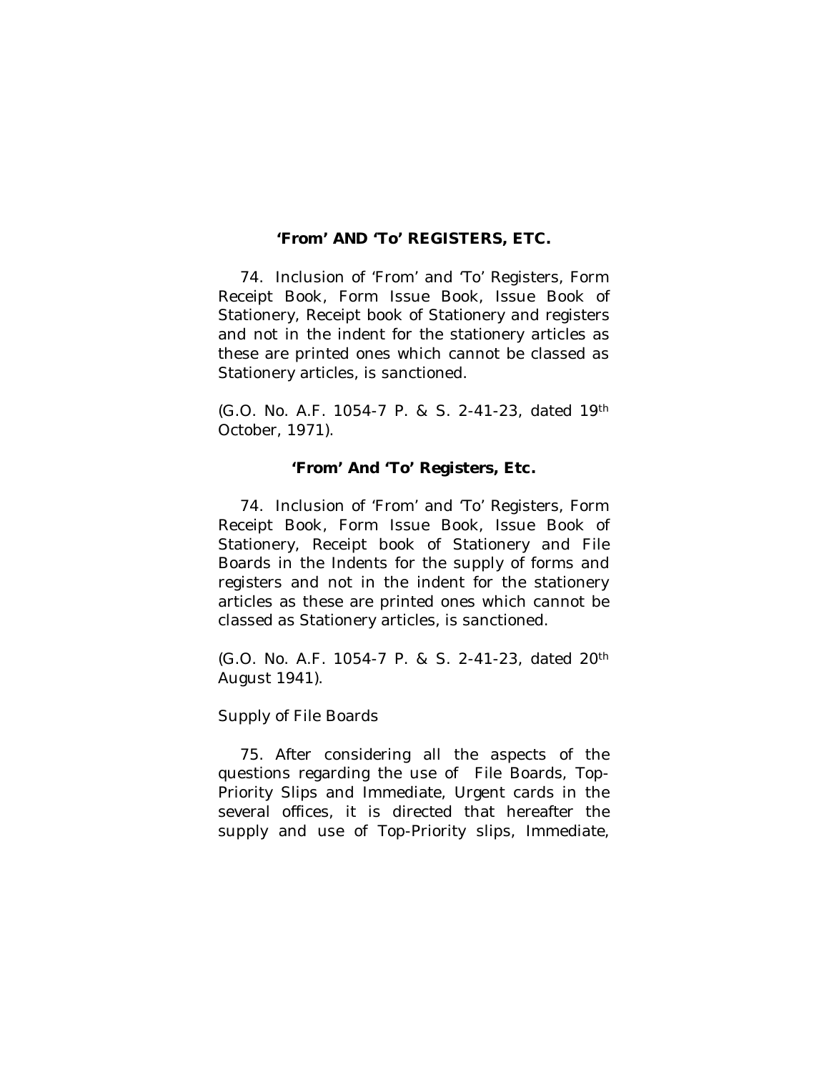### **'From' AND 'To' REGISTERS, ETC.**

74. Inclusion of 'From' and 'To' Registers, Form Receipt Book, Form Issue Book, Issue Book of Stationery, Receipt book of Stationery and registers and not in the indent for the stationery articles as these are printed ones which cannot be classed as Stationery articles, is sanctioned.

(G.O. No. A.F. 1054-7 P. & S. 2-41-23, dated 19th October, 1971).

### **'From' And 'To' Registers, Etc.**

74. Inclusion of 'From' and 'To' Registers, Form Receipt Book, Form Issue Book, Issue Book of Stationery, Receipt book of Stationery and File Boards in the Indents for the supply of forms and registers and not in the indent for the stationery articles as these are printed ones which cannot be classed as Stationery articles, is sanctioned.

(G.O. No. A.F. 1054-7 P. & S. 2-41-23, dated 20th August 1941).

Supply of File Boards

75. After considering all the aspects of the questions regarding the use of File Boards, Top-Priority Slips and Immediate, Urgent cards in the several offices, it is directed that hereafter the supply and use of Top-Priority slips, Immediate,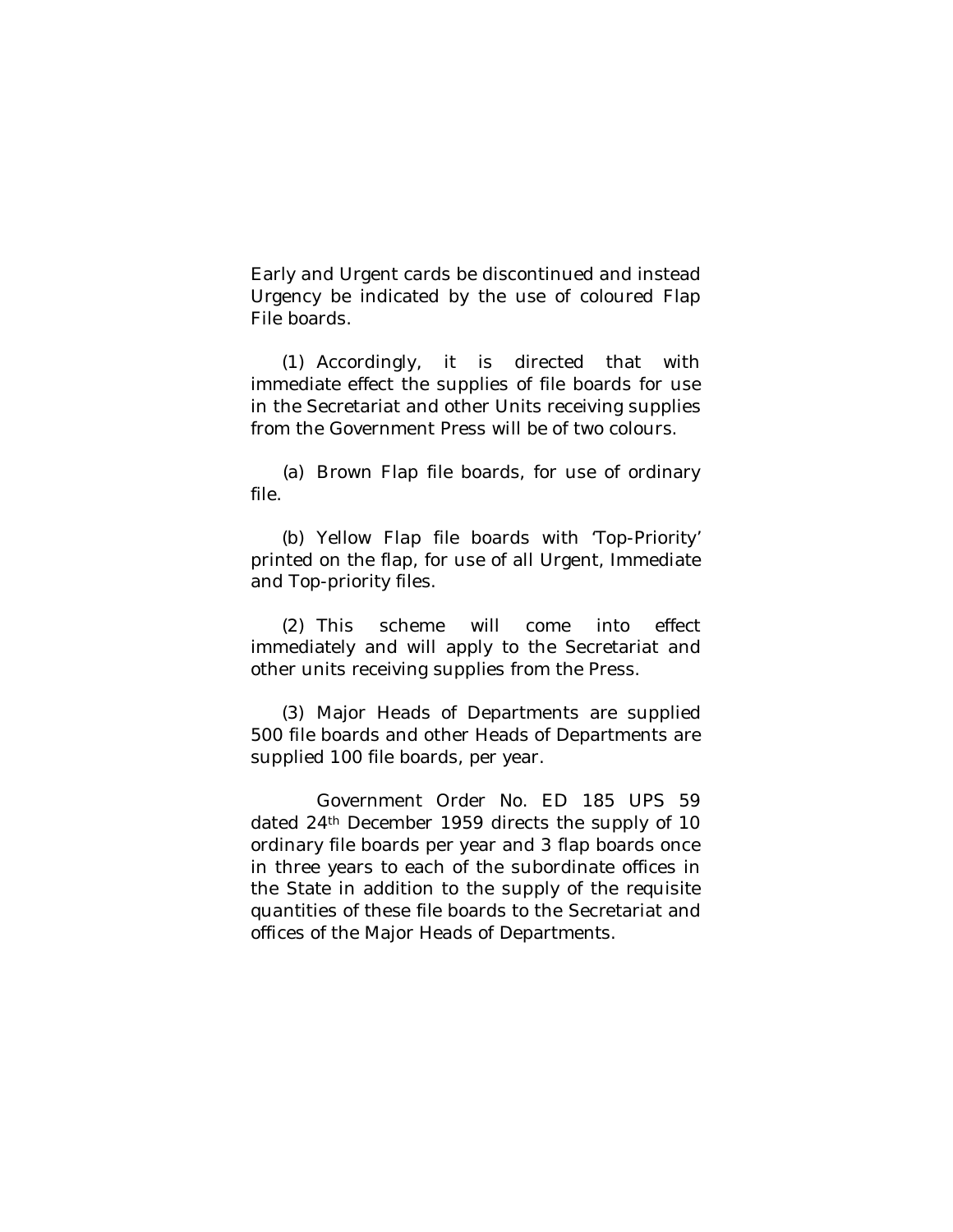Early and Urgent cards be discontinued and instead Urgency be indicated by the use of coloured Flap File boards.

(1) Accordingly, it is directed that with immediate effect the supplies of file boards for use in the Secretariat and other Units receiving supplies from the Government Press will be of two colours.

(a) Brown Flap file boards, for use of ordinary file.

(b) Yellow Flap file boards with 'Top-Priority' printed on the flap, for use of all Urgent, Immediate and Top-priority files.

(2) This scheme will come into effect immediately and will apply to the Secretariat and other units receiving supplies from the Press.

(3) Major Heads of Departments are supplied 500 file boards and other Heads of Departments are supplied 100 file boards, per year.

Government Order No. ED 185 UPS 59 dated 24th December 1959 directs the supply of 10 ordinary file boards per year and 3 flap boards once in three years to each of the subordinate offices in the State in addition to the supply of the requisite quantities of these file boards to the Secretariat and offices of the Major Heads of Departments.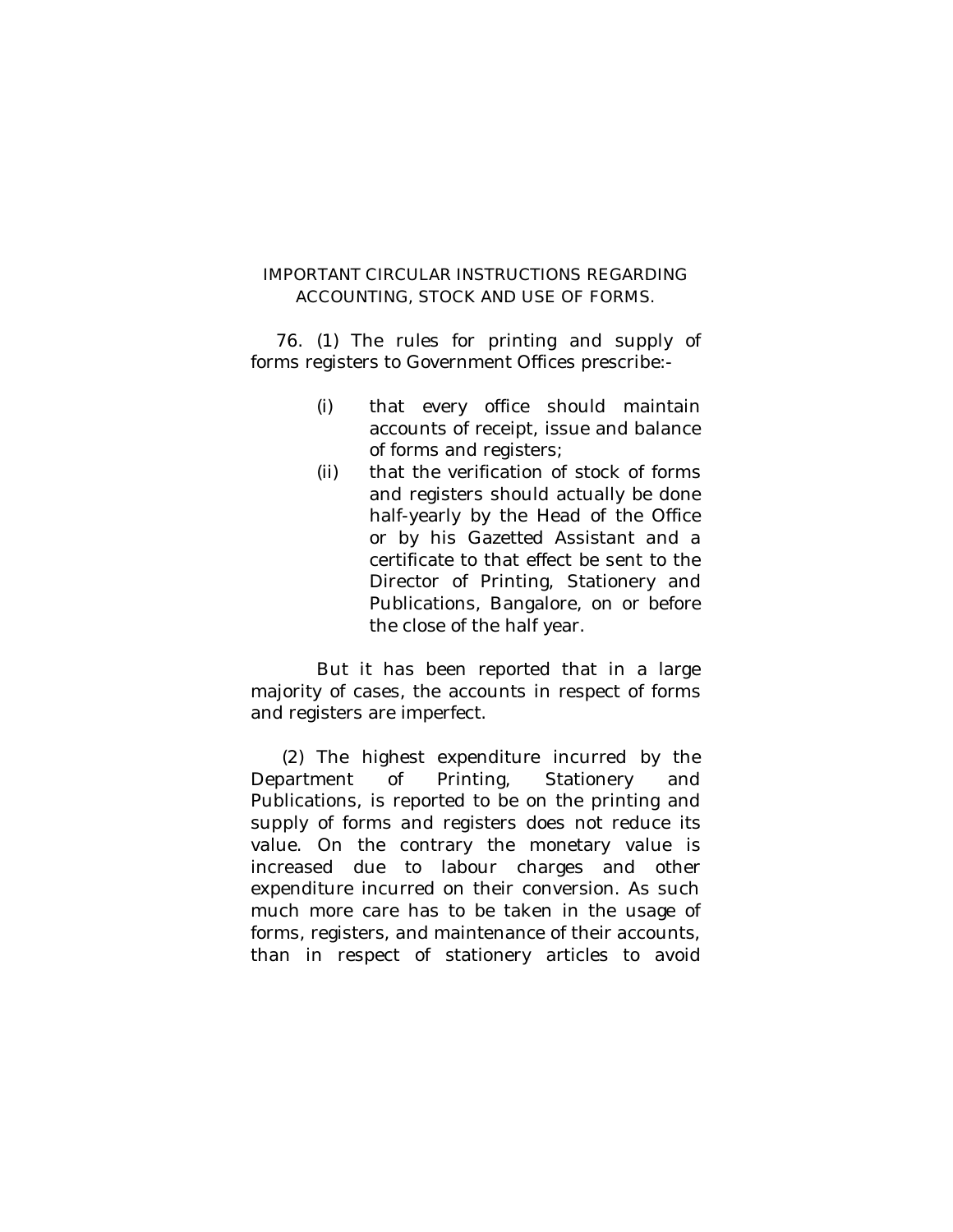## IMPORTANT CIRCULAR INSTRUCTIONS REGARDING ACCOUNTING, STOCK AND USE OF FORMS.

76. (1) The rules for printing and supply of forms registers to Government Offices prescribe:-

(i) that every office should maintain accounts of receipt, issue and balance of forms and registers;

(ii) that the verification of stock of forms and registers should actually be done half-yearly by the Head of the Office or by his Gazetted Assistant and a certificate to that effect be sent to the Director of Printing, Stationery and Publications, Bangalore, on or before the close of the half year.

But it has been reported that in a large majority of cases, the accounts in respect of forms and registers are imperfect.

(2) The highest expenditure incurred by the Department of Printing, Stationery and Publications, is reported to be on the printing and supply of forms and registers does not reduce its value. On the contrary the monetary value is increased due to labour charges and other expenditure incurred on their conversion. As such much more care has to be taken in the usage of forms, registers, and maintenance of their accounts, than in respect of stationery articles to avoid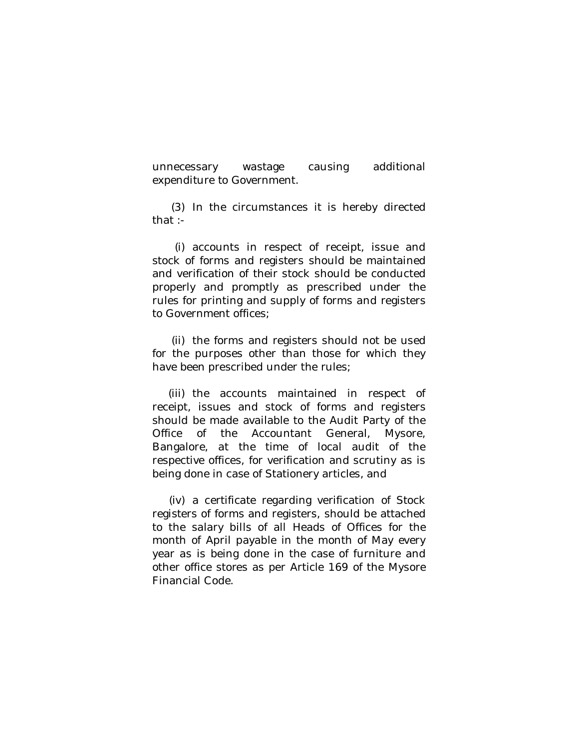unnecessary wastage causing additional expenditure to Government.

(3) In the circumstances it is hereby directed that :-

(i) accounts in respect of receipt, issue and stock of forms and registers should be maintained and verification of their stock should be conducted properly and promptly as prescribed under the rules for printing and supply of forms and registers to Government offices;

(ii) the forms and registers should not be used for the purposes other than those for which they have been prescribed under the rules;

(iii) the accounts maintained in respect of receipt, issues and stock of forms and registers should be made available to the Audit Party of the Office of the Accountant General, Mysore, Bangalore, at the time of local audit of the respective offices, for verification and scrutiny as is being done in case of Stationery articles, and

(iv) a certificate regarding verification of Stock registers of forms and registers, should be attached to the salary bills of all Heads of Offices for the month of April payable in the month of May every year as is being done in the case of furniture and other office stores as per Article 169 of the Mysore Financial Code.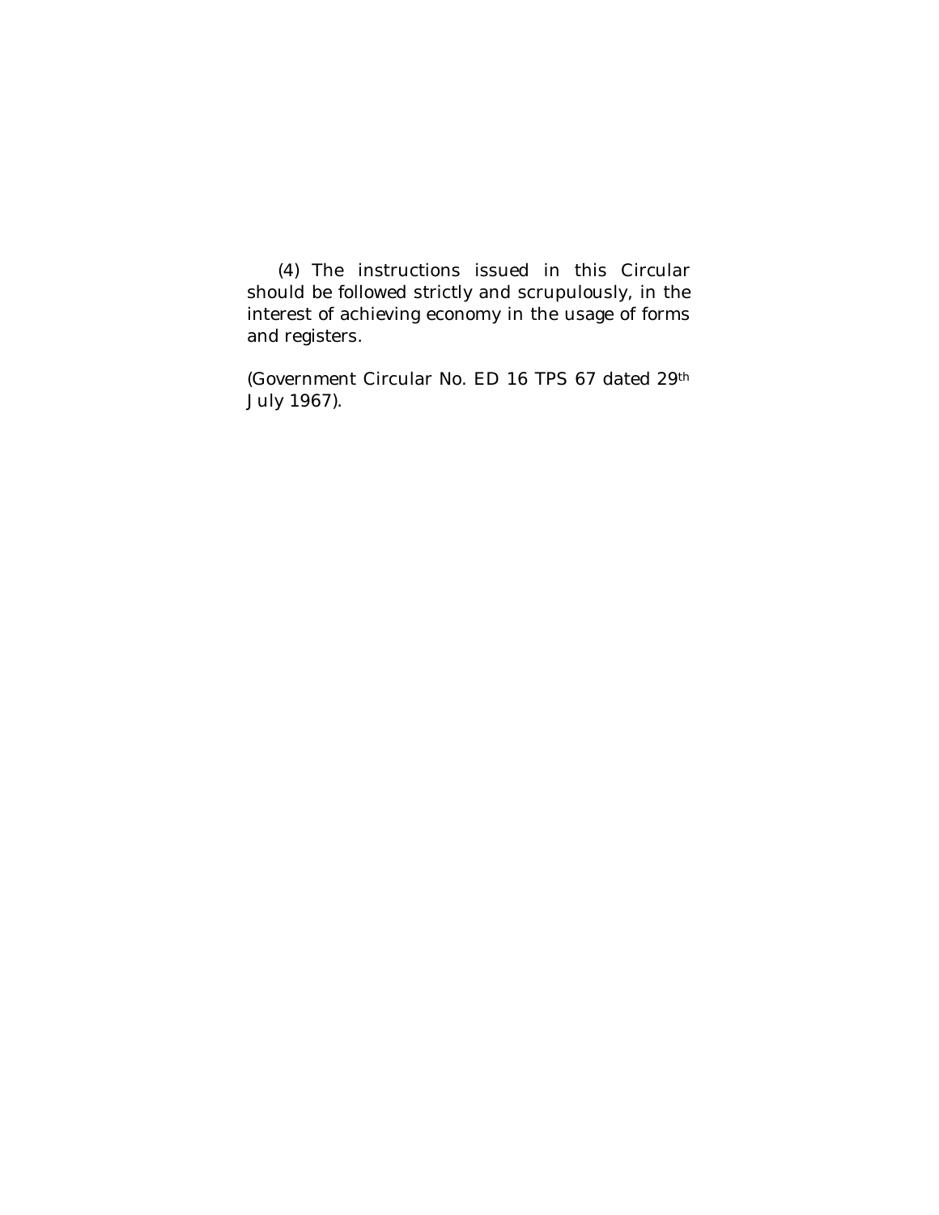(4) The instructions issued in this Circular should be followed strictly and scrupulously, in the interest of achieving economy in the usage of forms and registers.

(Government Circular No. ED 16 TPS 67 dated 29th July 1967).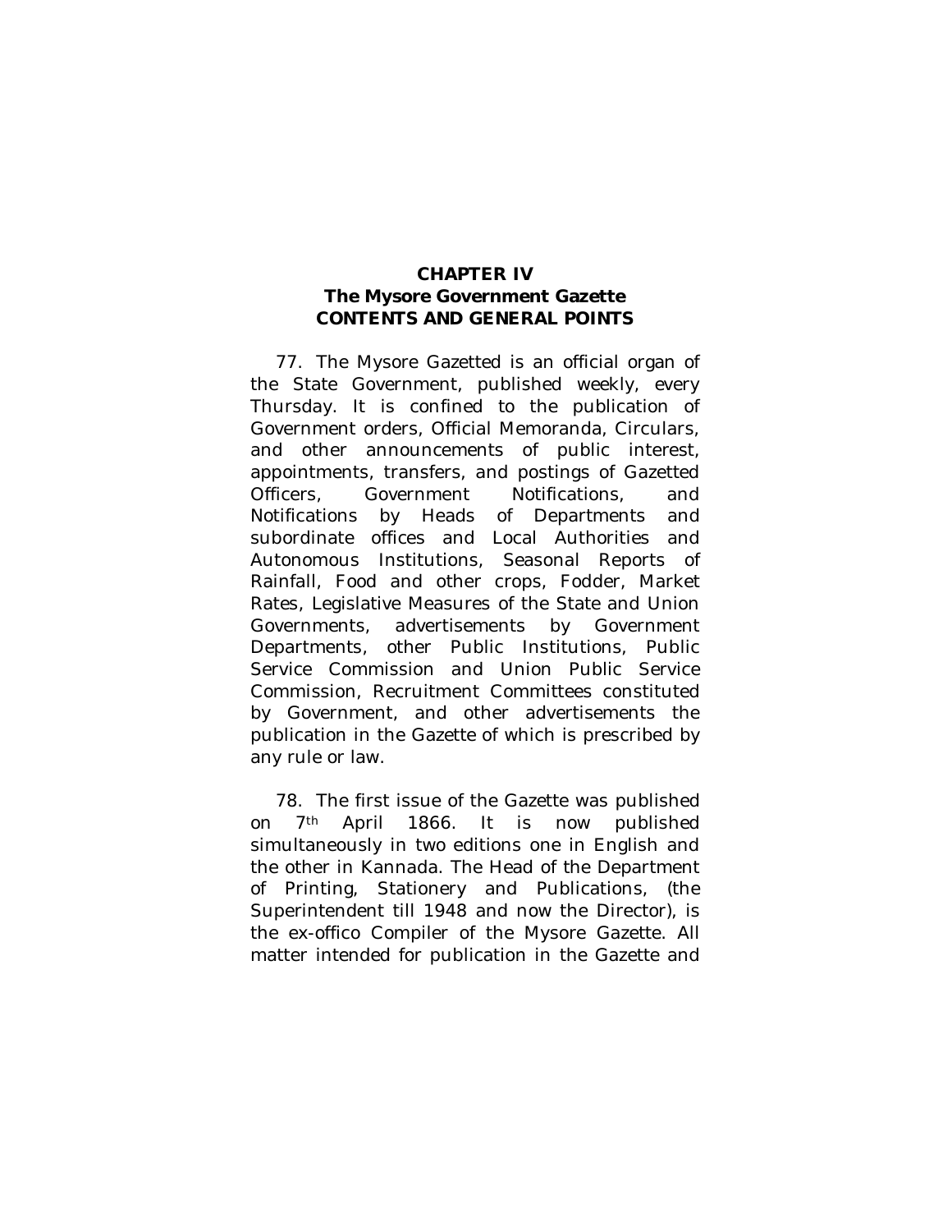# CHAPTER IV
## The Mysore Government Gazette
### CONTENTS AND GENERAL POINTS

77. The Mysore Gazetted is an official organ of the State Government, published weekly, every Thursday. It is confined to the publication of Government orders, Official Memoranda, Circulars, and other announcements of public interest, appointments, transfers, and postings of Gazetted Officers, Government Notifications, and Notifications by Heads of Departments and subordinate offices and Local Authorities and Autonomous Institutions, Seasonal Reports of Rainfall, Food and other crops, Fodder, Market Rates, Legislative Measures of the State and Union Governments, advertisements by Government Departments, other Public Institutions, Public Service Commission and Union Public Service Commission, Recruitment Committees constituted by Government, and other advertisements the publication in the Gazette of which is prescribed by any rule or law.

78. The first issue of the Gazette was published on 7th April 1866. It is now published simultaneously in two editions one in English and the other in Kannada. The Head of the Department of Printing, Stationery and Publications, (the Superintendent till 1948 and now the Director), is the ex-offico Compiler of the Mysore Gazette. All matter intended for publication in the Gazette and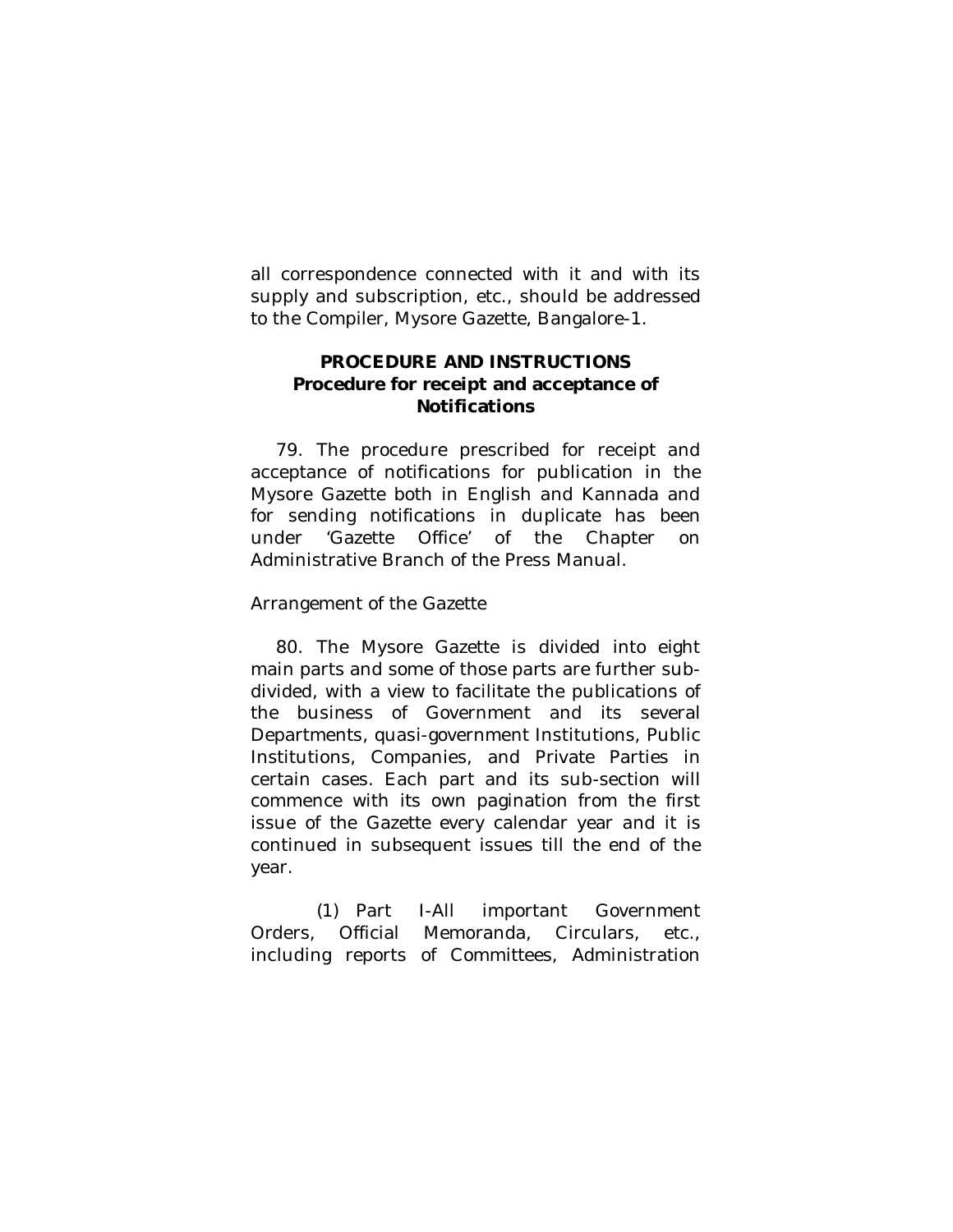all correspondence connected with it and with its supply and subscription, etc., should be addressed to the Compiler, Mysore Gazette, Bangalore-1.

## PROCEDURE AND INSTRUCTIONS
### Procedure for receipt and acceptance of Notifications

79. The procedure prescribed for receipt and acceptance of notifications for publication in the Mysore Gazette both in English and Kannada and for sending notifications in duplicate has been under 'Gazette Office' of the Chapter on Administrative Branch of the Press Manual.

Arrangement of the Gazette

80. The Mysore Gazette is divided into eight main parts and some of those parts are further sub-divided, with a view to facilitate the publications of the business of Government and its several Departments, quasi-government Institutions, Public Institutions, Companies, and Private Parties in certain cases. Each part and its sub-section will commence with its own pagination from the first issue of the Gazette every calendar year and it is continued in subsequent issues till the end of the year.

(1) Part I-All important Government Orders, Official Memoranda, Circulars, etc., including reports of Committees, Administration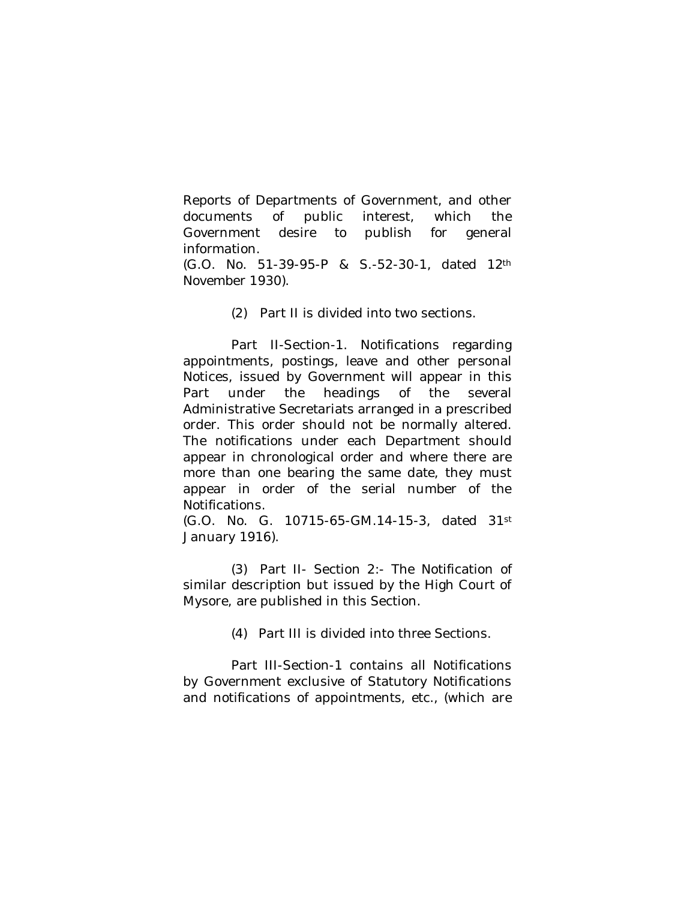Reports of Departments of Government, and other documents of public interest, which the Government desire to publish for general information.
(G.O. No. 51-39-95-P & S.-52-30-1, dated 12th November 1930).

(2) Part II is divided into two sections.

Part II-Section-1. Notifications regarding appointments, postings, leave and other personal Notices, issued by Government will appear in this Part under the headings of the several Administrative Secretariats arranged in a prescribed order. This order should not be normally altered. The notifications under each Department should appear in chronological order and where there are more than one bearing the same date, they must appear in order of the serial number of the Notifications.
(G.O. No. G. 10715-65-GM.14-15-3, dated 31st January 1916).

(3) Part II- Section 2:- The Notification of similar description but issued by the High Court of Mysore, are published in this Section.

(4) Part III is divided into three Sections.

Part III-Section-1 contains all Notifications by Government exclusive of Statutory Notifications and notifications of appointments, etc., (which are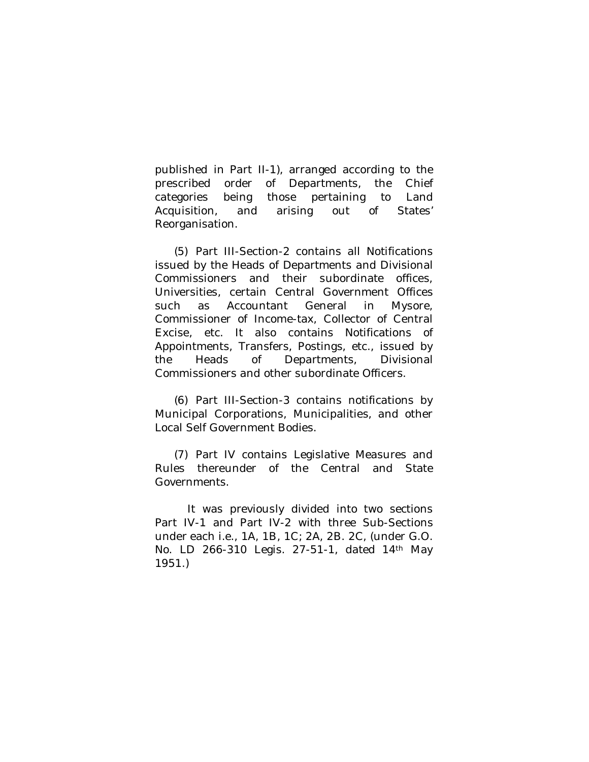published in Part II-1), arranged according to the prescribed order of Departments, the Chief categories being those pertaining to Land Acquisition, and arising out of States' Reorganisation.

(5) Part III-Section-2 contains all Notifications issued by the Heads of Departments and Divisional Commissioners and their subordinate offices, Universities, certain Central Government Offices such as Accountant General in Mysore, Commissioner of Income-tax, Collector of Central Excise, etc. It also contains Notifications of Appointments, Transfers, Postings, etc., issued by the Heads of Departments, Divisional Commissioners and other subordinate Officers.

(6) Part III-Section-3 contains notifications by Municipal Corporations, Municipalities, and other Local Self Government Bodies.

(7) Part IV contains Legislative Measures and Rules thereunder of the Central and State Governments.

It was previously divided into two sections Part IV-1 and Part IV-2 with three Sub-Sections under each i.e., 1A, 1B, 1C; 2A, 2B. 2C, (under G.O. No. LD 266-310 Legis. 27-51-1, dated 14th May 1951.)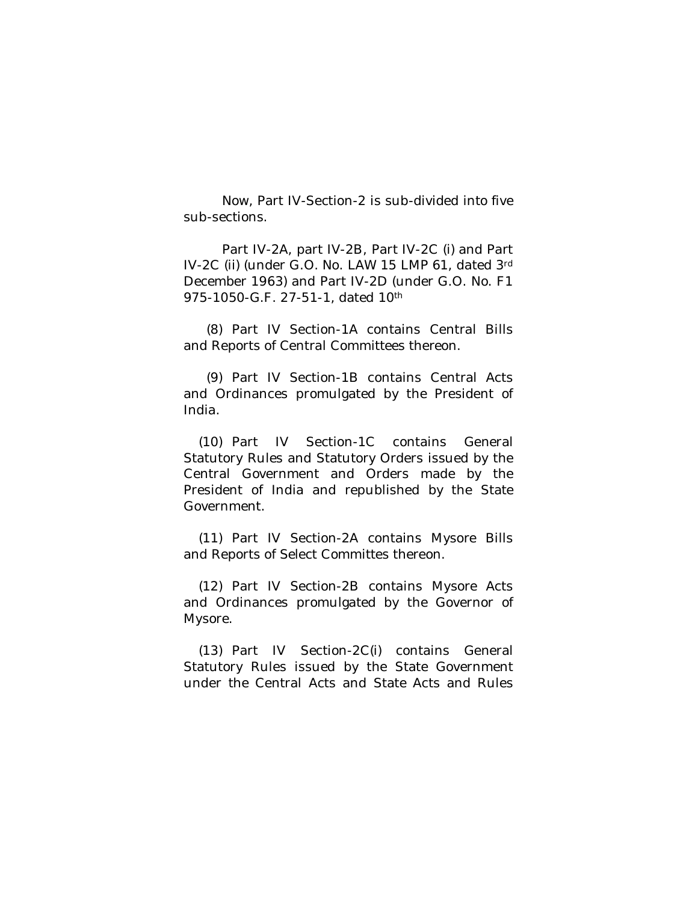Now, Part IV-Section-2 is sub-divided into five sub-sections.

Part IV-2A, part IV-2B, Part IV-2C (i) and Part IV-2C (ii) (under G.O. No. LAW 15 LMP 61, dated 3rd December 1963) and Part IV-2D (under G.O. No. F1 975-1050-G.F. 27-51-1, dated 10th

(8) Part IV Section-1A contains Central Bills and Reports of Central Committees thereon.

(9) Part IV Section-1B contains Central Acts and Ordinances promulgated by the President of India.

(10) Part IV Section-1C contains General Statutory Rules and Statutory Orders issued by the Central Government and Orders made by the President of India and republished by the State Government.

(11) Part IV Section-2A contains Mysore Bills and Reports of Select Committes thereon.

(12) Part IV Section-2B contains Mysore Acts and Ordinances promulgated by the Governor of Mysore.

(13) Part IV Section-2C(i) contains General Statutory Rules issued by the State Government under the Central Acts and State Acts and Rules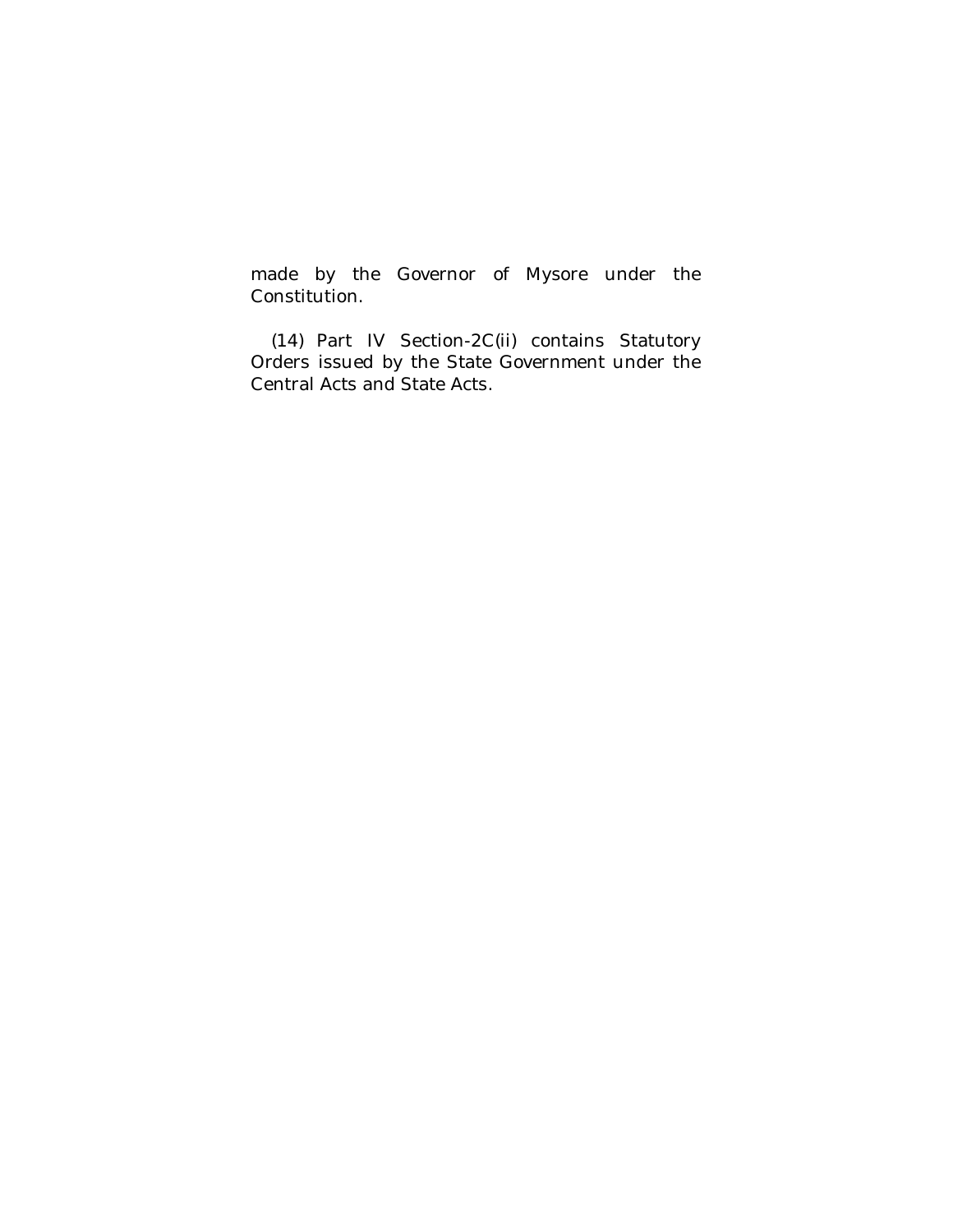made by the Governor of Mysore under the Constitution.

(14) Part IV Section-2C(ii) contains Statutory Orders issued by the State Government under the Central Acts and State Acts.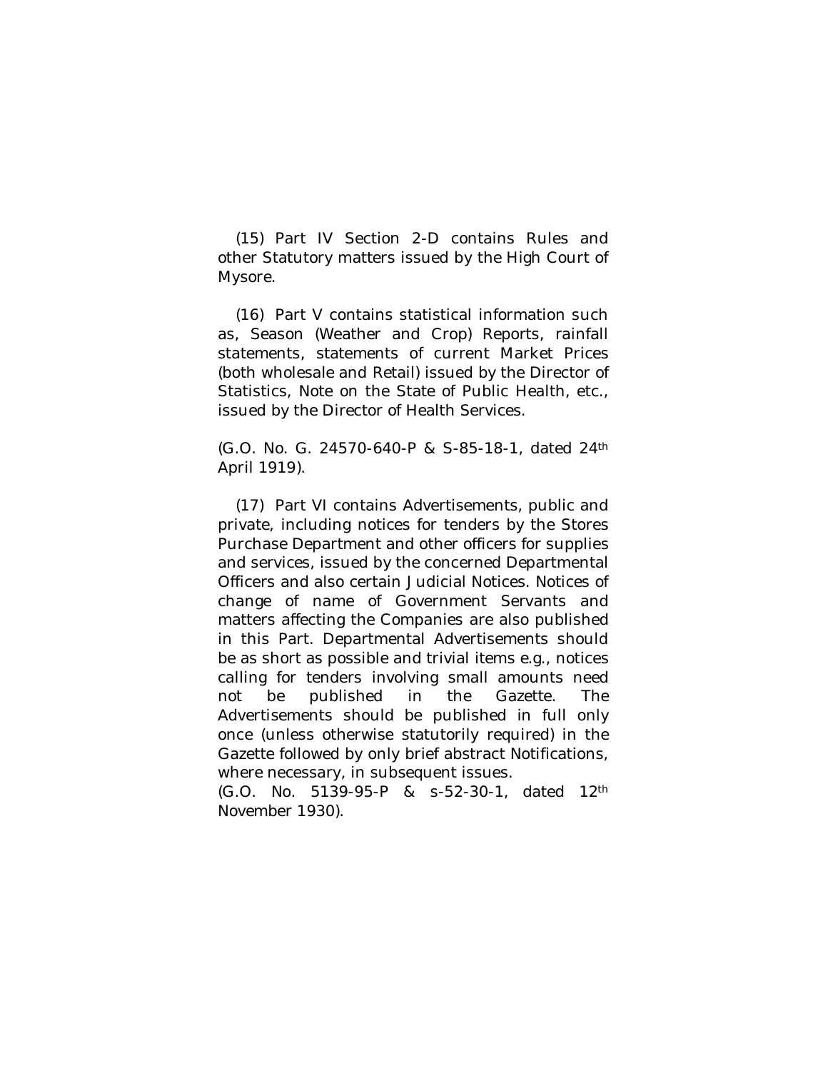(15) Part IV Section 2-D contains Rules and other Statutory matters issued by the High Court of Mysore.

(16) Part V contains statistical information such as, Season (Weather and Crop) Reports, rainfall statements, statements of current Market Prices (both wholesale and Retail) issued by the Director of Statistics, Note on the State of Public Health, etc., issued by the Director of Health Services.

(G.O. No. G. 24570-640-P & S-85-18-1, dated 24th April 1919).

(17) Part VI contains Advertisements, public and private, including notices for tenders by the Stores Purchase Department and other officers for supplies and services, issued by the concerned Departmental Officers and also certain Judicial Notices. Notices of change of name of Government Servants and matters affecting the Companies are also published in this Part. Departmental Advertisements should be as short as possible and trivial items e.g., notices calling for tenders involving small amounts need not be published in the Gazette. The Advertisements should be published in full only once (unless otherwise statutorily required) in the Gazette followed by only brief abstract Notifications, where necessary, in subsequent issues.
(G.O. No. 5139-95-P & s-52-30-1, dated 12th November 1930).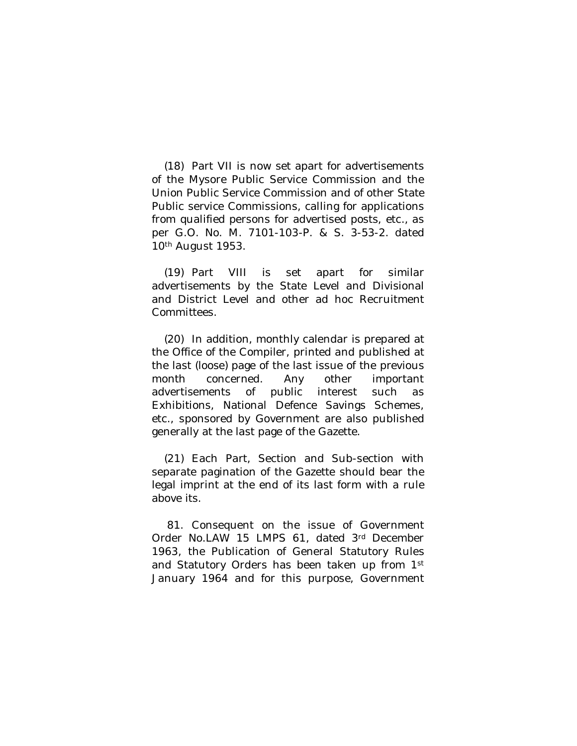(18) Part VII is now set apart for advertisements of the Mysore Public Service Commission and the Union Public Service Commission and of other State Public service Commissions, calling for applications from qualified persons for advertised posts, etc., as per G.O. No. M. 7101-103-P. & S. 3-53-2. dated 10th August 1953.

(19) Part VIII is set apart for similar advertisements by the State Level and Divisional and District Level and other ad hoc Recruitment Committees.

(20) In addition, monthly calendar is prepared at the Office of the Compiler, printed and published at the last (loose) page of the last issue of the previous month concerned. Any other important advertisements of public interest such as Exhibitions, National Defence Savings Schemes, etc., sponsored by Government are also published generally at the last page of the Gazette.

(21) Each Part, Section and Sub-section with separate pagination of the Gazette should bear the legal imprint at the end of its last form with a rule above its.

81. Consequent on the issue of Government Order No.LAW 15 LMPS 61, dated 3rd December 1963, the Publication of General Statutory Rules and Statutory Orders has been taken up from 1st January 1964 and for this purpose, Government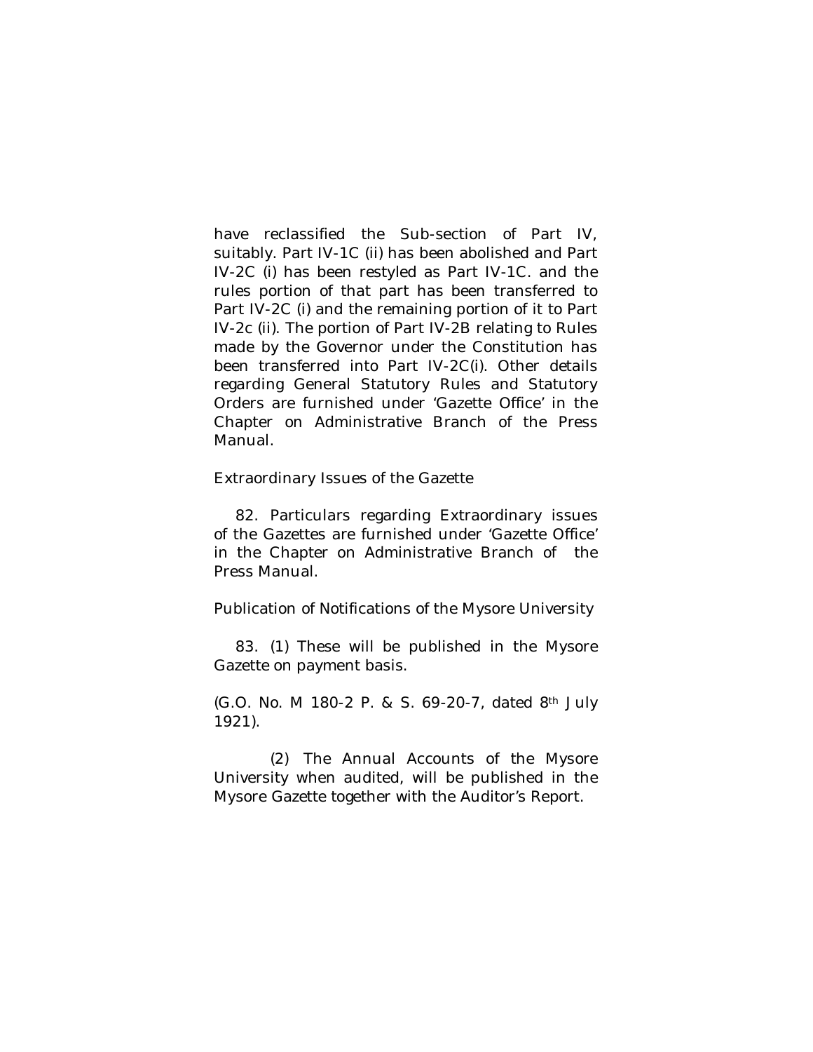have reclassified the Sub-section of Part IV, suitably. Part IV-1C (ii) has been abolished and Part IV-2C (i) has been restyled as Part IV-1C. and the rules portion of that part has been transferred to Part IV-2C (i) and the remaining portion of it to Part IV-2c (ii). The portion of Part IV-2B relating to Rules made by the Governor under the Constitution has been transferred into Part IV-2C(i). Other details regarding General Statutory Rules and Statutory Orders are furnished under 'Gazette Office' in the Chapter on Administrative Branch of the Press Manual.

Extraordinary Issues of the Gazette

82. Particulars regarding Extraordinary issues of the Gazettes are furnished under 'Gazette Office' in the Chapter on Administrative Branch of the Press Manual.

Publication of Notifications of the Mysore University

83. (1) These will be published in the Mysore Gazette on payment basis.

(G.O. No. M 180-2 P. & S. 69-20-7, dated 8th July 1921).

(2) The Annual Accounts of the Mysore University when audited, will be published in the Mysore Gazette together with the Auditor's Report.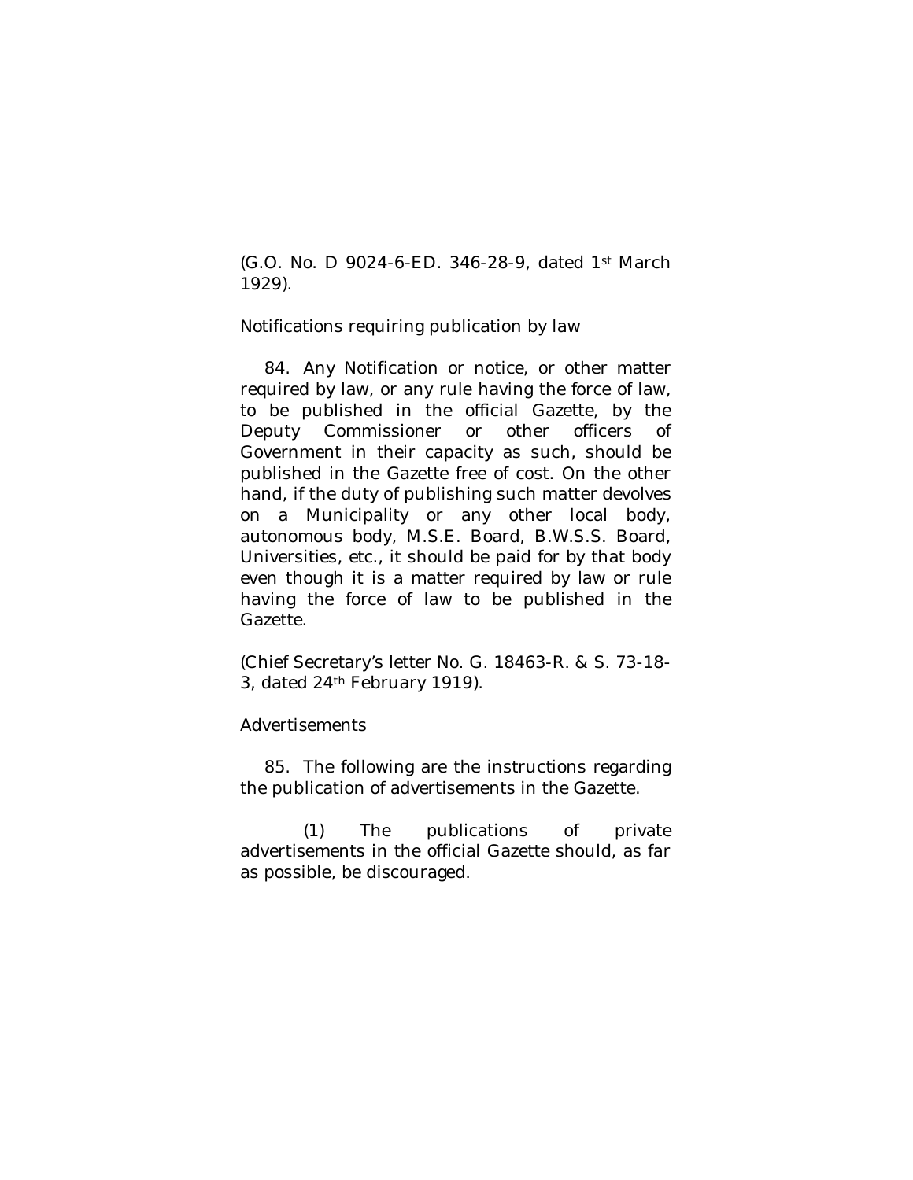(G.O. No. D 9024-6-ED. 346-28-9, dated 1st March 1929).

Notifications requiring publication by law

84. Any Notification or notice, or other matter required by law, or any rule having the force of law, to be published in the official Gazette, by the Deputy Commissioner or other officers of Government in their capacity as such, should be published in the Gazette free of cost. On the other hand, if the duty of publishing such matter devolves on a Municipality or any other local body, autonomous body, M.S.E. Board, B.W.S.S. Board, Universities, etc., it should be paid for by that body even though it is a matter required by law or rule having the force of law to be published in the Gazette.

(Chief Secretary's letter No. G. 18463-R. & S. 73-18-3, dated 24th February 1919).

Advertisements

85. The following are the instructions regarding the publication of advertisements in the Gazette.

(1) The publications of private advertisements in the official Gazette should, as far as possible, be discouraged.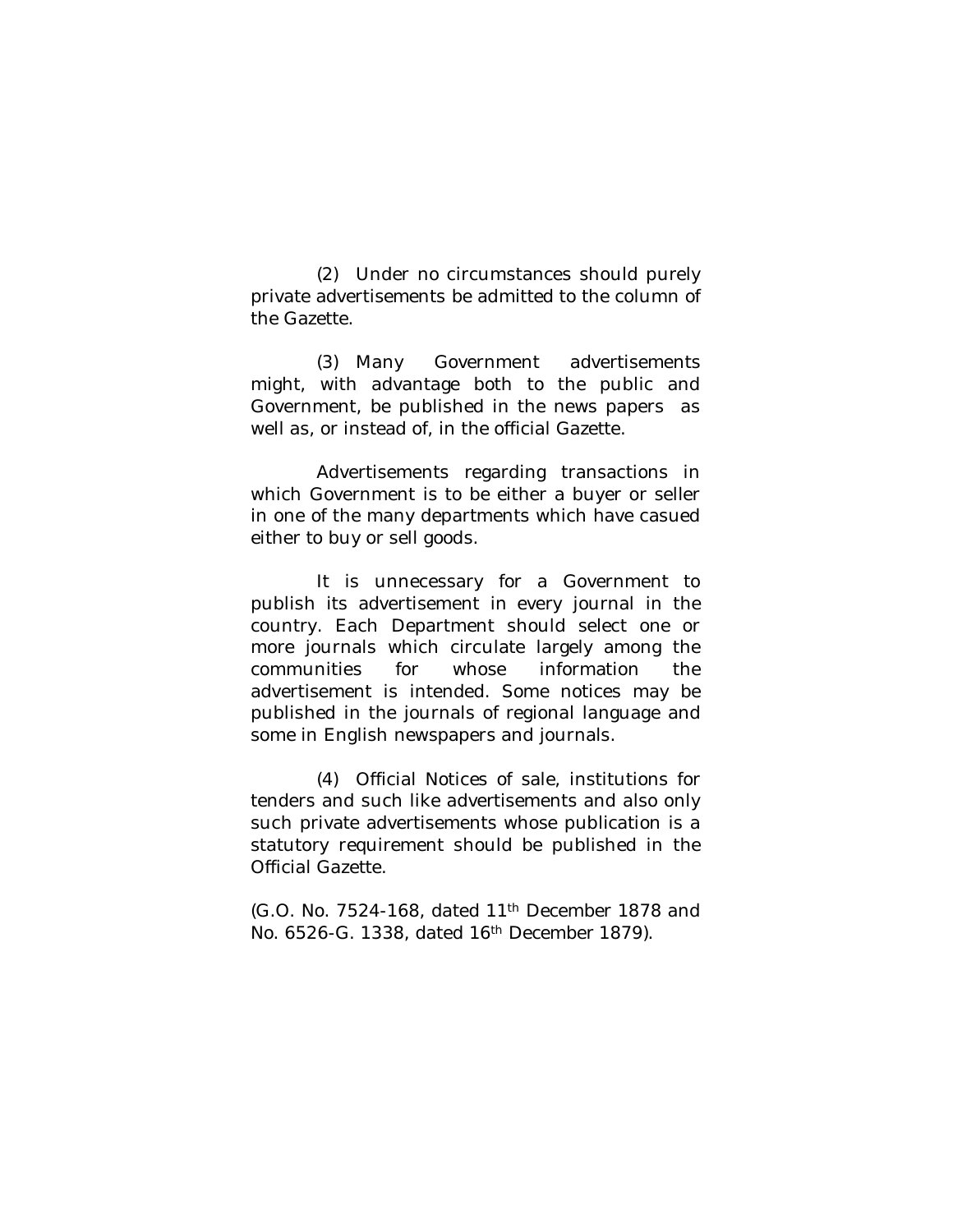(2) Under no circumstances should purely private advertisements be admitted to the column of the Gazette.

(3) Many Government advertisements might, with advantage both to the public and Government, be published in the news papers as well as, or instead of, in the official Gazette.

Advertisements regarding transactions in which Government is to be either a buyer or seller in one of the many departments which have casued either to buy or sell goods.

It is unnecessary for a Government to publish its advertisement in every journal in the country. Each Department should select one or more journals which circulate largely among the communities for whose information the advertisement is intended. Some notices may be published in the journals of regional language and some in English newspapers and journals.

(4) Official Notices of sale, institutions for tenders and such like advertisements and also only such private advertisements whose publication is a statutory requirement should be published in the Official Gazette.

(G.O. No. 7524-168, dated 11th December 1878 and No. 6526-G. 1338, dated 16th December 1879).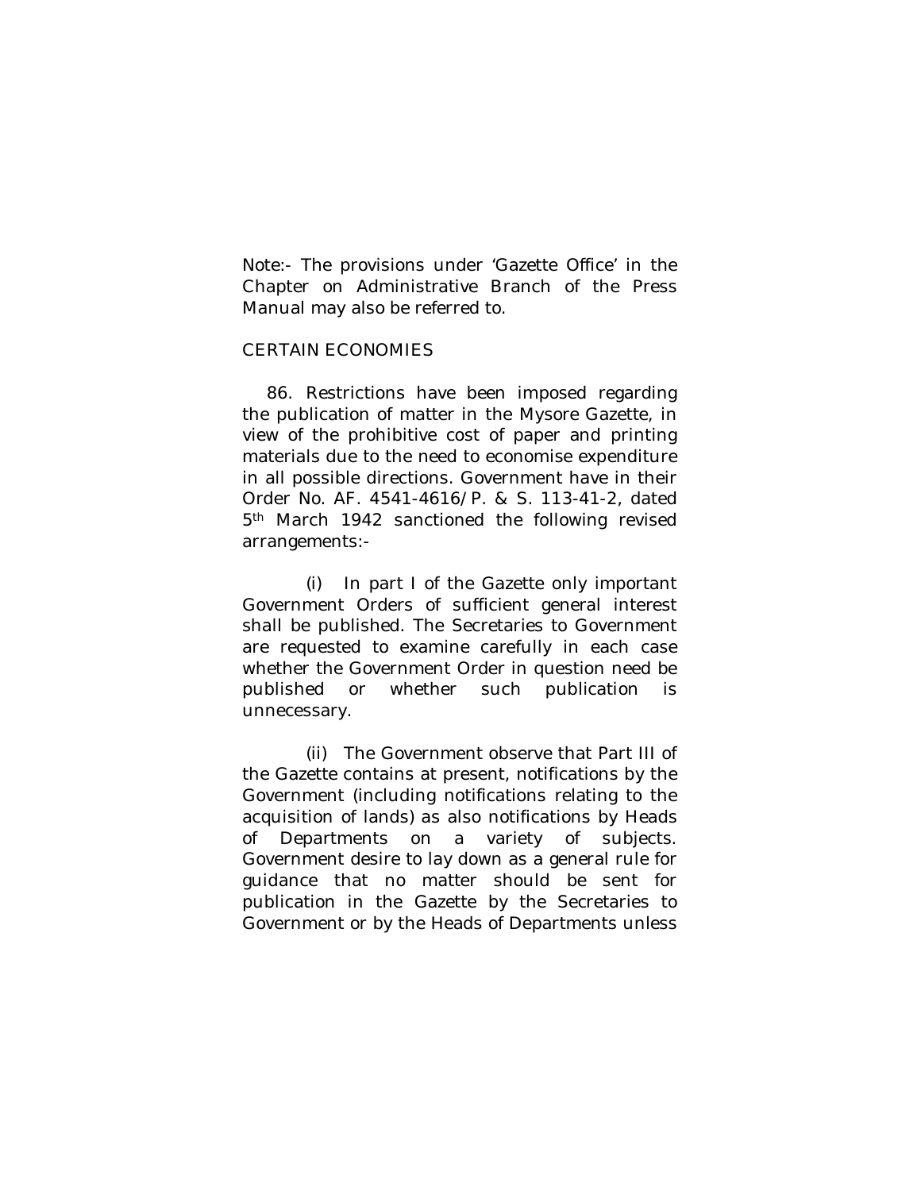Note:- The provisions under 'Gazette Office' in the Chapter on Administrative Branch of the Press Manual may also be referred to.

## CERTAIN ECONOMIES

86. Restrictions have been imposed regarding the publication of matter in the Mysore Gazette, in view of the prohibitive cost of paper and printing materials due to the need to economise expenditure in all possible directions. Government have in their Order No. AF. 4541-4616/P. & S. 113-41-2, dated 5th March 1942 sanctioned the following revised arrangements:-

(i) In part I of the Gazette only important Government Orders of sufficient general interest shall be published. The Secretaries to Government are requested to examine carefully in each case whether the Government Order in question need be published or whether such publication is unnecessary.

(ii) The Government observe that Part III of the Gazette contains at present, notifications by the Government (including notifications relating to the acquisition of lands) as also notifications by Heads of Departments on a variety of subjects. Government desire to lay down as a general rule for guidance that no matter should be sent for publication in the Gazette by the Secretaries to Government or by the Heads of Departments unless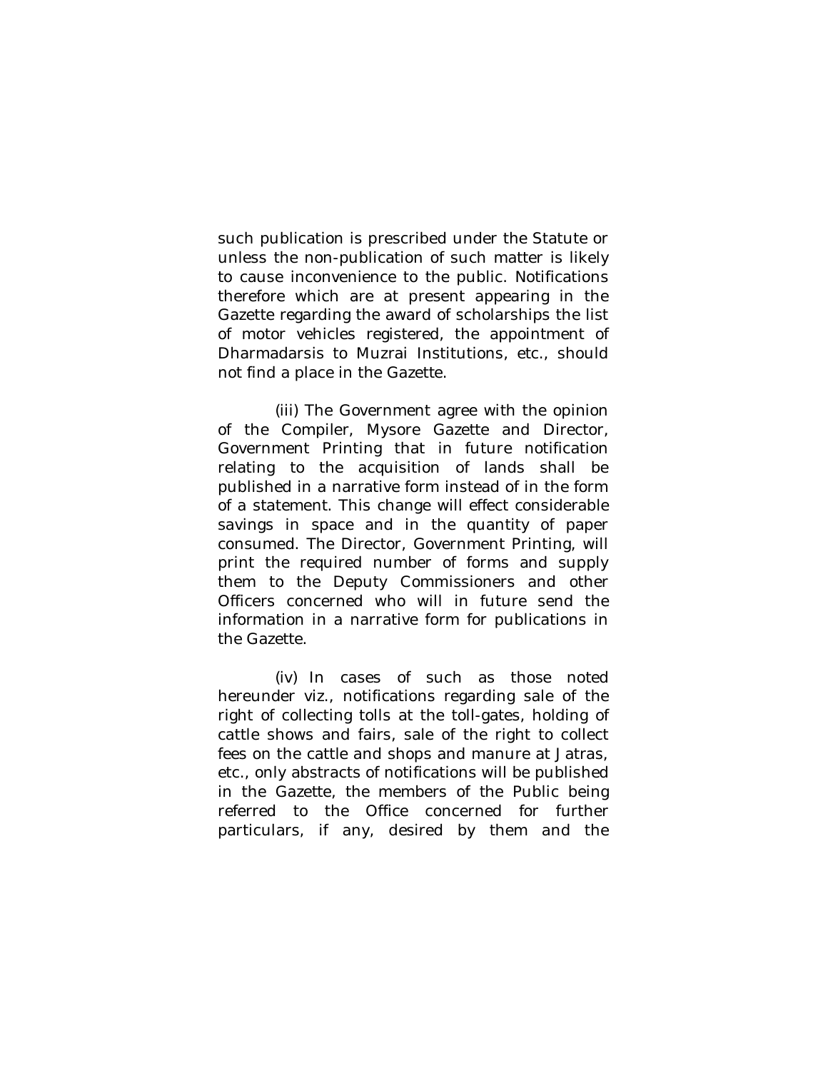such publication is prescribed under the Statute or unless the non-publication of such matter is likely to cause inconvenience to the public. Notifications therefore which are at present appearing in the Gazette regarding the award of scholarships the list of motor vehicles registered, the appointment of Dharmadarsis to Muzrai Institutions, etc., should not find a place in the Gazette.

(iii) The Government agree with the opinion of the Compiler, Mysore Gazette and Director, Government Printing that in future notification relating to the acquisition of lands shall be published in a narrative form instead of in the form of a statement. This change will effect considerable savings in space and in the quantity of paper consumed. The Director, Government Printing, will print the required number of forms and supply them to the Deputy Commissioners and other Officers concerned who will in future send the information in a narrative form for publications in the Gazette.

(iv) In cases of such as those noted hereunder viz., notifications regarding sale of the right of collecting tolls at the toll-gates, holding of cattle shows and fairs, sale of the right to collect fees on the cattle and shops and manure at Jatras, etc., only abstracts of notifications will be published in the Gazette, the members of the Public being referred to the Office concerned for further particulars, if any, desired by them and the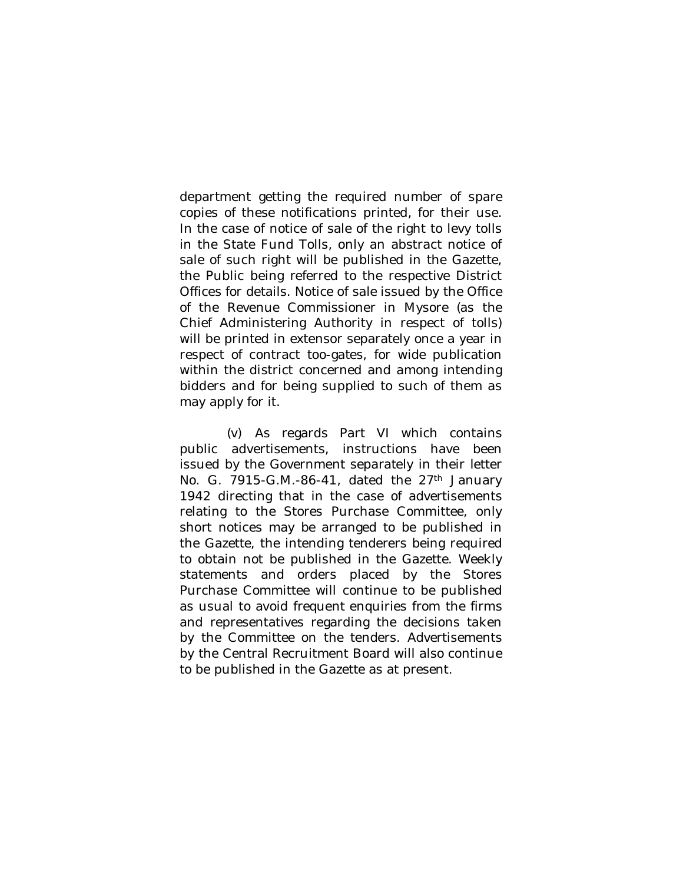department getting the required number of spare copies of these notifications printed, for their use. In the case of notice of sale of the right to levy tolls in the State Fund Tolls, only an abstract notice of sale of such right will be published in the Gazette, the Public being referred to the respective District Offices for details. Notice of sale issued by the Office of the Revenue Commissioner in Mysore (as the Chief Administering Authority in respect of tolls) will be printed in extensor separately once a year in respect of contract too-gates, for wide publication within the district concerned and among intending bidders and for being supplied to such of them as may apply for it.

(v) As regards Part VI which contains public advertisements, instructions have been issued by the Government separately in their letter No. G. 7915-G.M.-86-41, dated the 27th January 1942 directing that in the case of advertisements relating to the Stores Purchase Committee, only short notices may be arranged to be published in the Gazette, the intending tenderers being required to obtain not be published in the Gazette. Weekly statements and orders placed by the Stores Purchase Committee will continue to be published as usual to avoid frequent enquiries from the firms and representatives regarding the decisions taken by the Committee on the tenders. Advertisements by the Central Recruitment Board will also continue to be published in the Gazette as at present.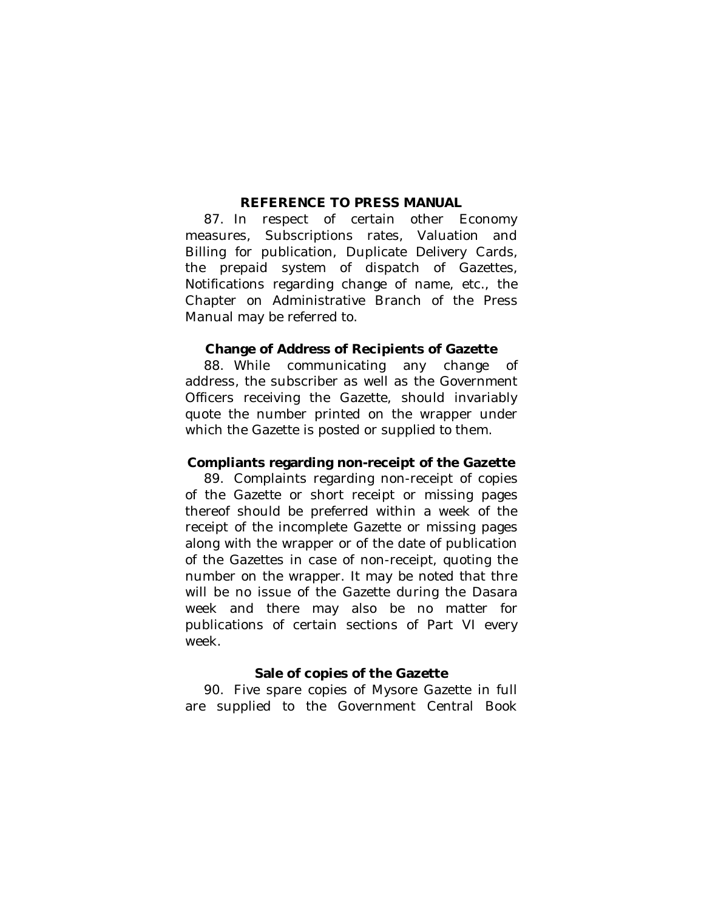### REFERENCE TO PRESS MANUAL

87. In respect of certain other Economy measures, Subscriptions rates, Valuation and Billing for publication, Duplicate Delivery Cards, the prepaid system of dispatch of Gazettes, Notifications regarding change of name, etc., the Chapter on Administrative Branch of the Press Manual may be referred to.

### Change of Address of Recipients of Gazette

88. While communicating any change of address, the subscriber as well as the Government Officers receiving the Gazette, should invariably quote the number printed on the wrapper under which the Gazette is posted or supplied to them.

### Compliants regarding non-receipt of the Gazette

89. Complaints regarding non-receipt of copies of the Gazette or short receipt or missing pages thereof should be preferred within a week of the receipt of the incomplete Gazette or missing pages along with the wrapper or of the date of publication of the Gazettes in case of non-receipt, quoting the number on the wrapper. It may be noted that thre will be no issue of the Gazette during the Dasara week and there may also be no matter for publications of certain sections of Part VI every week.

### Sale of copies of the Gazette

90. Five spare copies of Mysore Gazette in full are supplied to the Government Central Book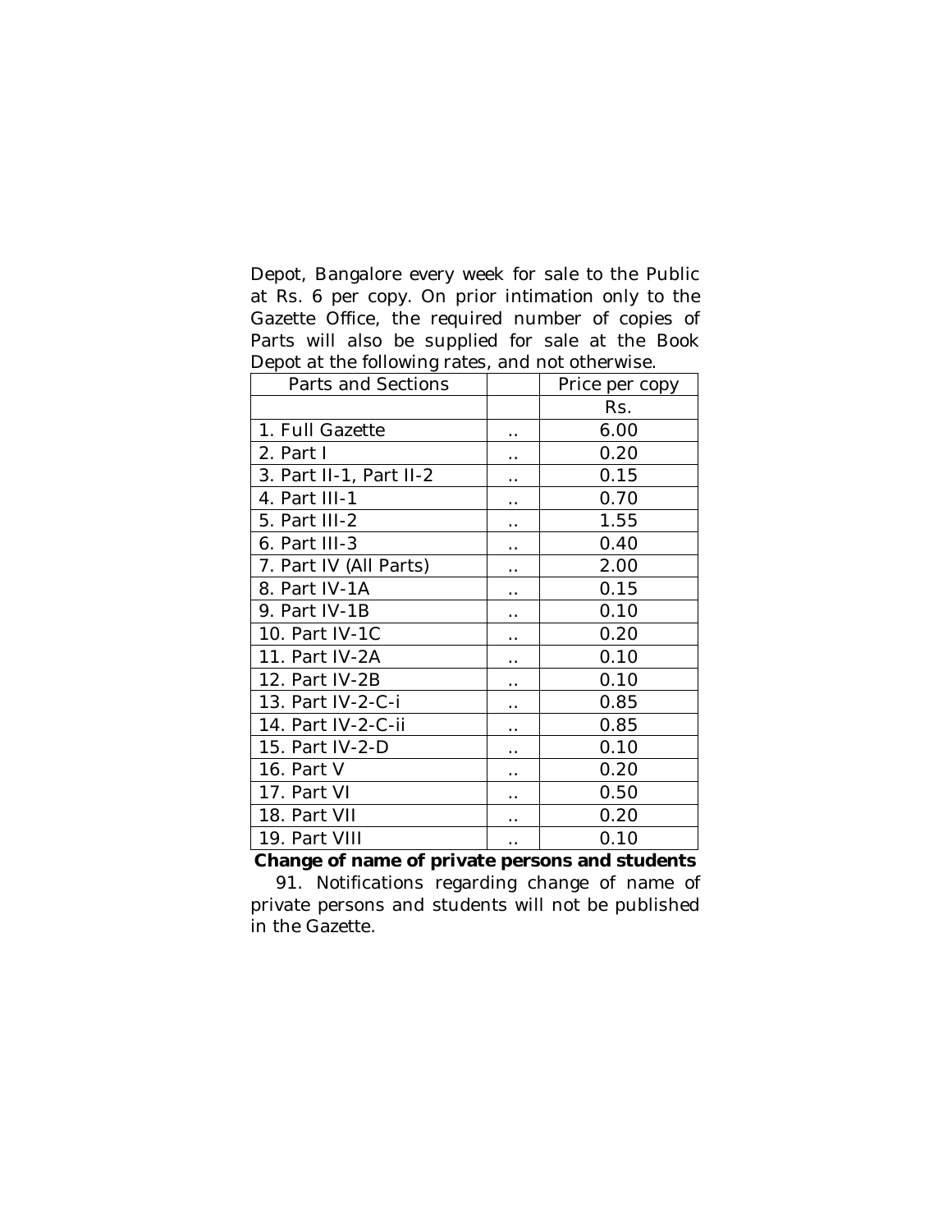Depot, Bangalore every week for sale to the Public at Rs. 6 per copy. On prior intimation only to the Gazette Office, the required number of copies of Parts will also be supplied for sale at the Book Depot at the following rates, and not otherwise.

| Parts and Sections | | Price per copy |
|---|---|---|
| | | Rs. |
| 1. Full Gazette | .. | 6.00 |
| 2. Part I | .. | 0.20 |
| 3. Part II-1, Part II-2 | .. | 0.15 |
| 4. Part III-1 | .. | 0.70 |
| 5. Part III-2 | .. | 1.55 |
| 6. Part III-3 | .. | 0.40 |
| 7. Part IV (All Parts) | .. | 2.00 |
| 8. Part IV-1A | .. | 0.15 |
| 9. Part IV-1B | .. | 0.10 |
| 10. Part IV-1C | .. | 0.20 |
| 11. Part IV-2A | .. | 0.10 |
| 12. Part IV-2B | .. | 0.10 |
| 13. Part IV-2-C-i | .. | 0.85 |
| 14. Part IV-2-C-ii | .. | 0.85 |
| 15. Part IV-2-D | .. | 0.10 |
| 16. Part V | .. | 0.20 |
| 17. Part VI | .. | 0.50 |
| 18. Part VII | .. | 0.20 |
| 19. Part VIII | .. | 0.10 |

**Change of name of private persons and students**

91. Notifications regarding change of name of private persons and students will not be published in the Gazette.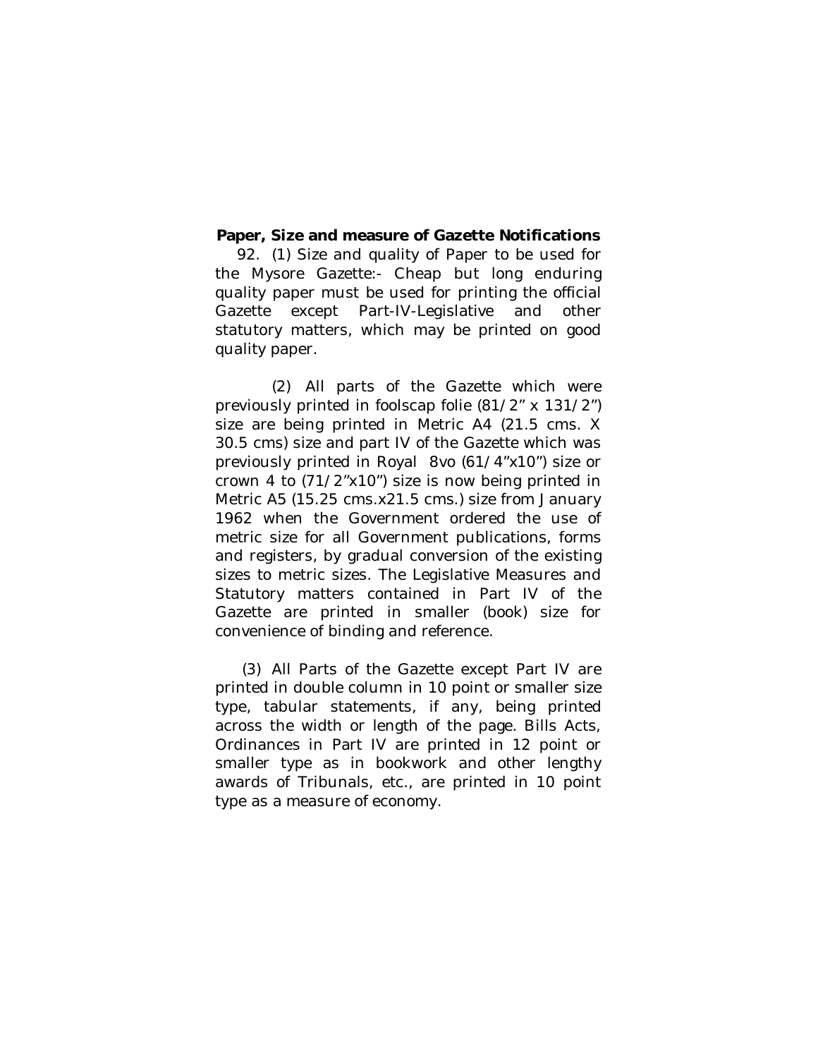**Paper, Size and measure of Gazette Notifications**

92. (1) Size and quality of Paper to be used for the Mysore Gazette:- Cheap but long enduring quality paper must be used for printing the official Gazette except Part-IV-Legislative and other statutory matters, which may be printed on good quality paper.

(2) All parts of the Gazette which were previously printed in foolscap folie (81/2" x 131/2") size are being printed in Metric A4 (21.5 cms. X 30.5 cms) size and part IV of the Gazette which was previously printed in Royal 8vo (61/4"x10") size or crown 4 to (71/2"x10") size is now being printed in Metric A5 (15.25 cms.x21.5 cms.) size from January 1962 when the Government ordered the use of metric size for all Government publications, forms and registers, by gradual conversion of the existing sizes to metric sizes. The Legislative Measures and Statutory matters contained in Part IV of the Gazette are printed in smaller (book) size for convenience of binding and reference.

(3) All Parts of the Gazette except Part IV are printed in double column in 10 point or smaller size type, tabular statements, if any, being printed across the width or length of the page. Bills Acts, Ordinances in Part IV are printed in 12 point or smaller type as in bookwork and other lengthy awards of Tribunals, etc., are printed in 10 point type as a measure of economy.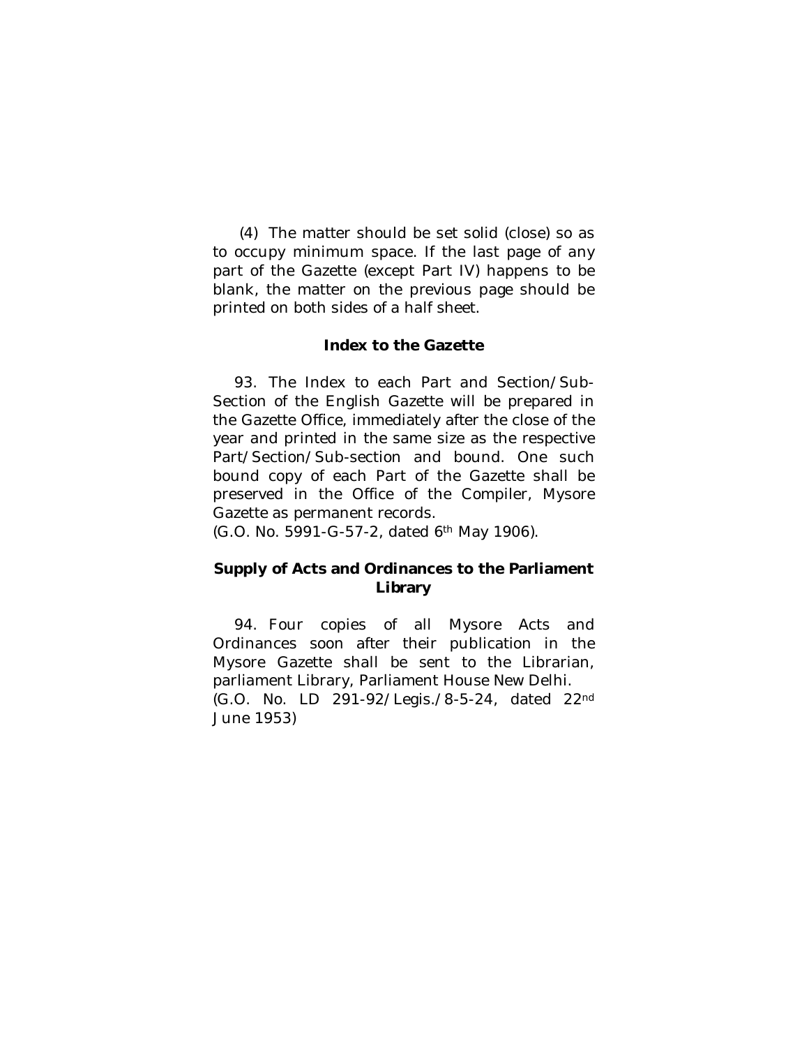(4) The matter should be set solid (close) so as to occupy minimum space. If the last page of any part of the Gazette (except Part IV) happens to be blank, the matter on the previous page should be printed on both sides of a half sheet.

### Index to the Gazette

93. The Index to each Part and Section/Sub-Section of the English Gazette will be prepared in the Gazette Office, immediately after the close of the year and printed in the same size as the respective Part/Section/Sub-section and bound. One such bound copy of each Part of the Gazette shall be preserved in the Office of the Compiler, Mysore Gazette as permanent records.
(G.O. No. 5991-G-57-2, dated 6th May 1906).

### Supply of Acts and Ordinances to the Parliament Library

94. Four copies of all Mysore Acts and Ordinances soon after their publication in the Mysore Gazette shall be sent to the Librarian, parliament Library, Parliament House New Delhi.
(G.O. No. LD 291-92/Legis./8-5-24, dated 22nd June 1953)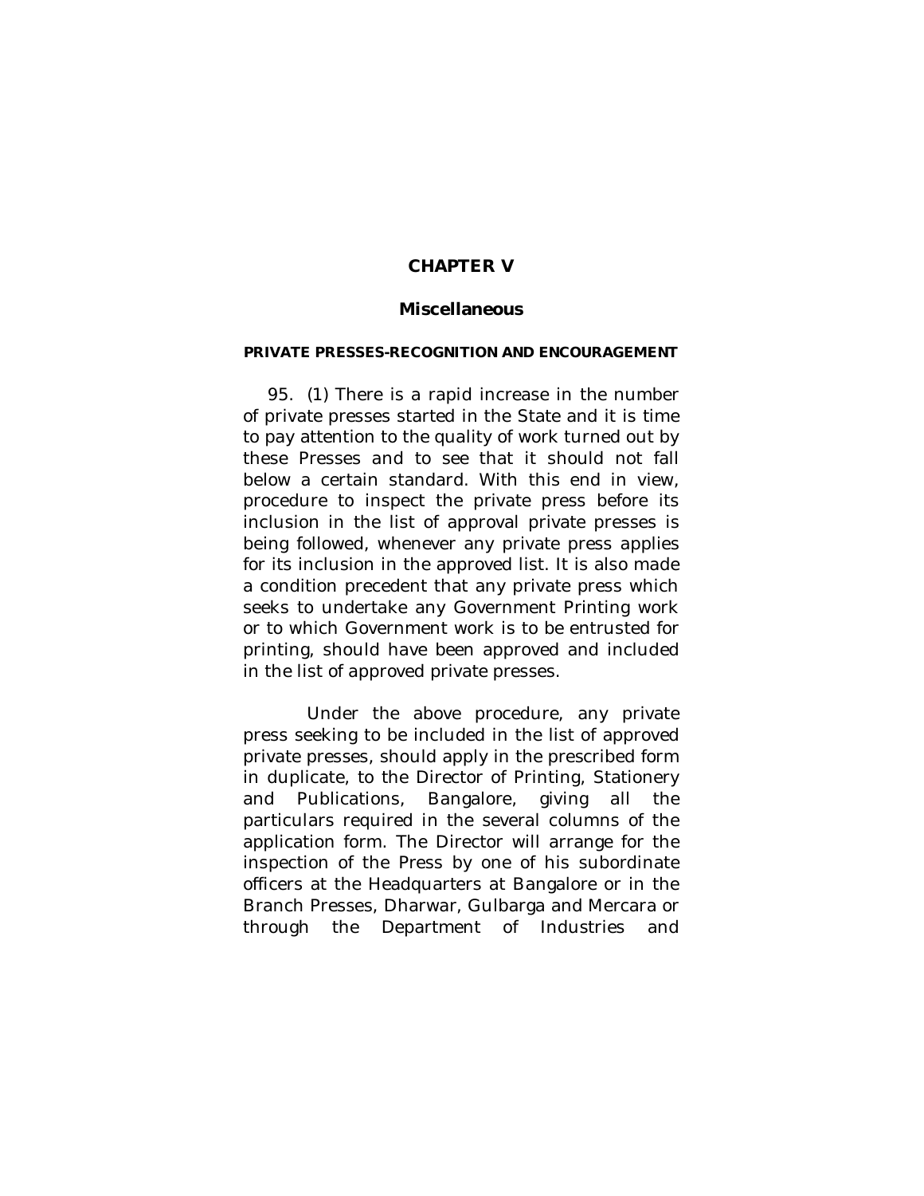# CHAPTER V

## Miscellaneous

### PRIVATE PRESSES-RECOGNITION AND ENCOURAGEMENT

95. (1) There is a rapid increase in the number of private presses started in the State and it is time to pay attention to the quality of work turned out by these Presses and to see that it should not fall below a certain standard. With this end in view, procedure to inspect the private press before its inclusion in the list of approval private presses is being followed, whenever any private press applies for its inclusion in the approved list. It is also made a condition precedent that any private press which seeks to undertake any Government Printing work or to which Government work is to be entrusted for printing, should have been approved and included in the list of approved private presses.

Under the above procedure, any private press seeking to be included in the list of approved private presses, should apply in the prescribed form in duplicate, to the Director of Printing, Stationery and Publications, Bangalore, giving all the particulars required in the several columns of the application form. The Director will arrange for the inspection of the Press by one of his subordinate officers at the Headquarters at Bangalore or in the Branch Presses, Dharwar, Gulbarga and Mercara or through the Department of Industries and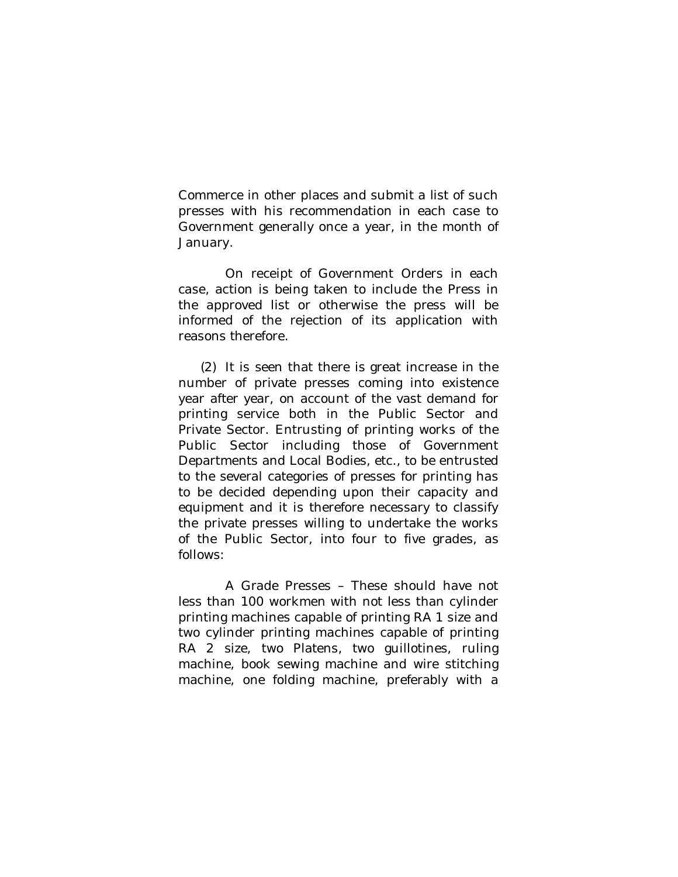Commerce in other places and submit a list of such presses with his recommendation in each case to Government generally once a year, in the month of January.

On receipt of Government Orders in each case, action is being taken to include the Press in the approved list or otherwise the press will be informed of the rejection of its application with reasons therefore.

(2) It is seen that there is great increase in the number of private presses coming into existence year after year, on account of the vast demand for printing service both in the Public Sector and Private Sector. Entrusting of printing works of the Public Sector including those of Government Departments and Local Bodies, etc., to be entrusted to the several categories of presses for printing has to be decided depending upon their capacity and equipment and it is therefore necessary to classify the private presses willing to undertake the works of the Public Sector, into four to five grades, as follows:

A Grade Presses – These should have not less than 100 workmen with not less than cylinder printing machines capable of printing RA 1 size and two cylinder printing machines capable of printing RA 2 size, two Platens, two guillotines, ruling machine, book sewing machine and wire stitching machine, one folding machine, preferably with a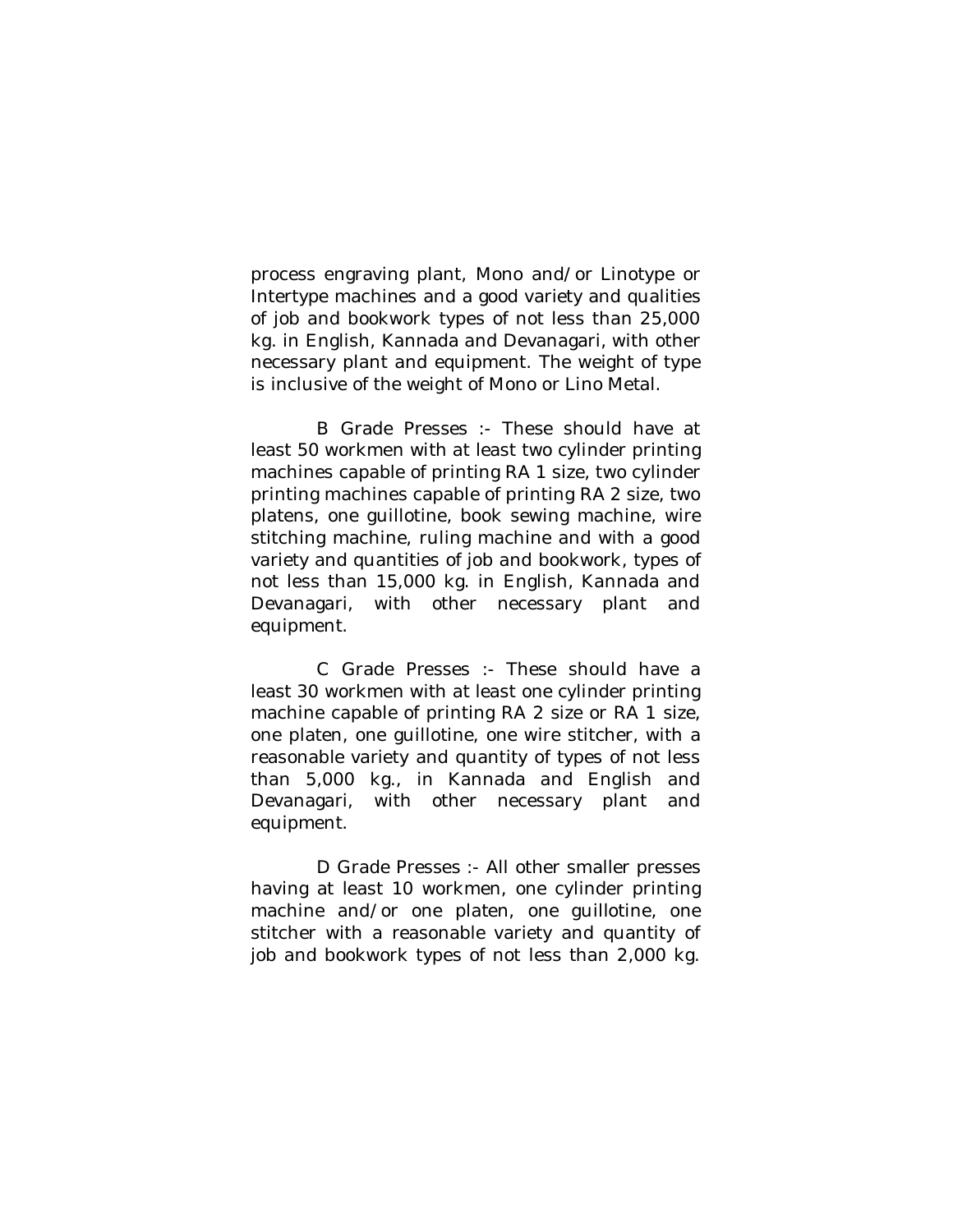process engraving plant, Mono and/or Linotype or Intertype machines and a good variety and qualities of job and bookwork types of not less than 25,000 kg. in English, Kannada and Devanagari, with other necessary plant and equipment. The weight of type is inclusive of the weight of Mono or Lino Metal.

B Grade Presses :- These should have at least 50 workmen with at least two cylinder printing machines capable of printing RA 1 size, two cylinder printing machines capable of printing RA 2 size, two platens, one guillotine, book sewing machine, wire stitching machine, ruling machine and with a good variety and quantities of job and bookwork, types of not less than 15,000 kg. in English, Kannada and Devanagari, with other necessary plant and equipment.

C Grade Presses :- These should have a least 30 workmen with at least one cylinder printing machine capable of printing RA 2 size or RA 1 size, one platen, one guillotine, one wire stitcher, with a reasonable variety and quantity of types of not less than 5,000 kg., in Kannada and English and Devanagari, with other necessary plant and equipment.

D Grade Presses :- All other smaller presses having at least 10 workmen, one cylinder printing machine and/or one platen, one guillotine, one stitcher with a reasonable variety and quantity of job and bookwork types of not less than 2,000 kg.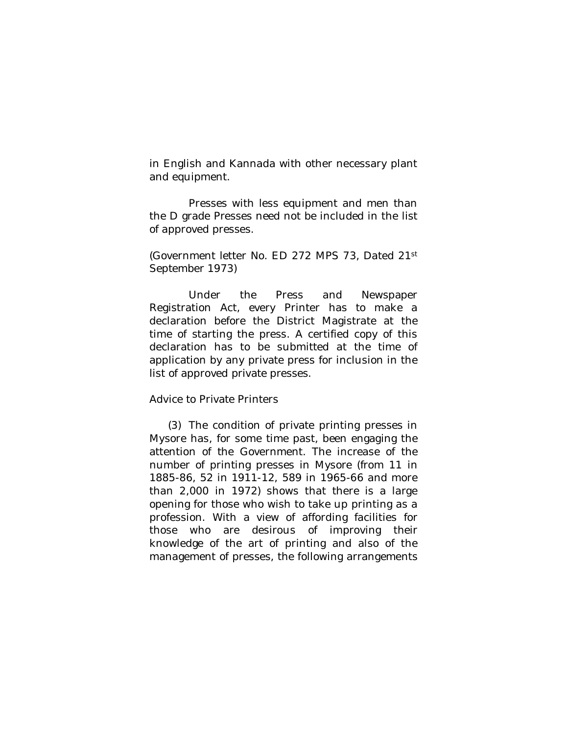in English and Kannada with other necessary plant and equipment.

Presses with less equipment and men than the D grade Presses need not be included in the list of approved presses.

(Government letter No. ED 272 MPS 73, Dated 21st September 1973)

Under the Press and Newspaper Registration Act, every Printer has to make a declaration before the District Magistrate at the time of starting the press. A certified copy of this declaration has to be submitted at the time of application by any private press for inclusion in the list of approved private presses.

Advice to Private Printers

(3) The condition of private printing presses in Mysore has, for some time past, been engaging the attention of the Government. The increase of the number of printing presses in Mysore (from 11 in 1885-86, 52 in 1911-12, 589 in 1965-66 and more than 2,000 in 1972) shows that there is a large opening for those who wish to take up printing as a profession. With a view of affording facilities for those who are desirous of improving their knowledge of the art of printing and also of the management of presses, the following arrangements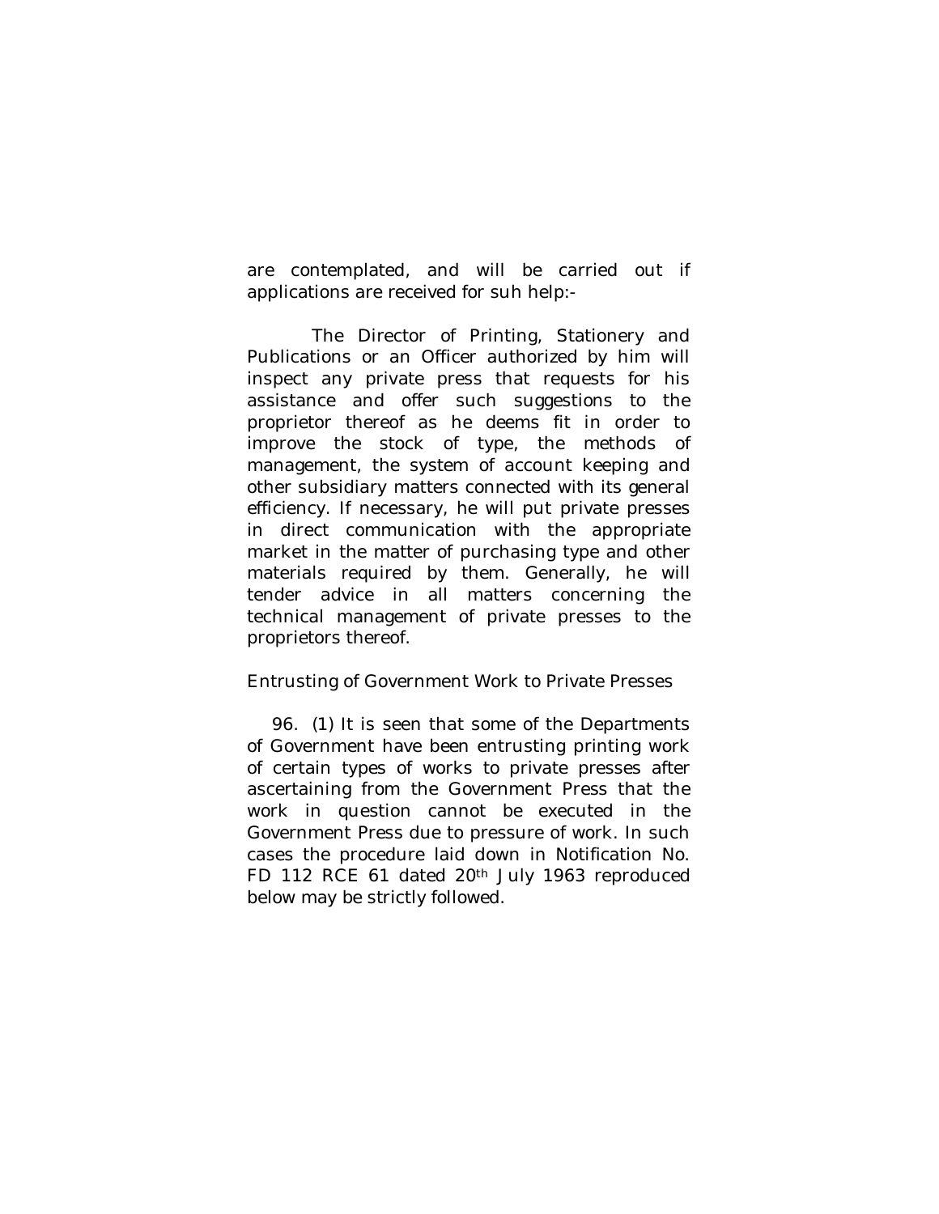are contemplated, and will be carried out if applications are received for suh help:-

The Director of Printing, Stationery and Publications or an Officer authorized by him will inspect any private press that requests for his assistance and offer such suggestions to the proprietor thereof as he deems fit in order to improve the stock of type, the methods of management, the system of account keeping and other subsidiary matters connected with its general efficiency. If necessary, he will put private presses in direct communication with the appropriate market in the matter of purchasing type and other materials required by them. Generally, he will tender advice in all matters concerning the technical management of private presses to the proprietors thereof.

Entrusting of Government Work to Private Presses

96. (1) It is seen that some of the Departments of Government have been entrusting printing work of certain types of works to private presses after ascertaining from the Government Press that the work in question cannot be executed in the Government Press due to pressure of work. In such cases the procedure laid down in Notification No. FD 112 RCE 61 dated 20th July 1963 reproduced below may be strictly followed.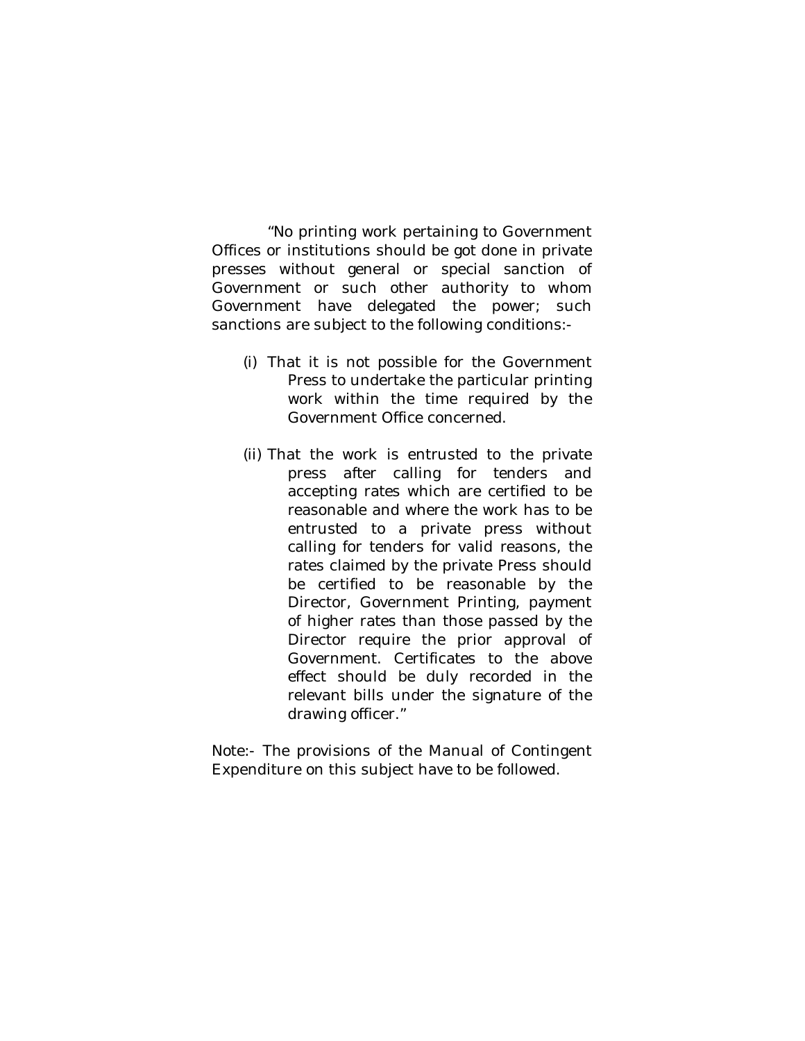"No printing work pertaining to Government Offices or institutions should be got done in private presses without general or special sanction of Government or such other authority to whom Government have delegated the power; such sanctions are subject to the following conditions:-

(i) That it is not possible for the Government Press to undertake the particular printing work within the time required by the Government Office concerned.

(ii) That the work is entrusted to the private press after calling for tenders and accepting rates which are certified to be reasonable and where the work has to be entrusted to a private press without calling for tenders for valid reasons, the rates claimed by the private Press should be certified to be reasonable by the Director, Government Printing, payment of higher rates than those passed by the Director require the prior approval of Government. Certificates to the above effect should be duly recorded in the relevant bills under the signature of the drawing officer."

Note:- The provisions of the Manual of Contingent Expenditure on this subject have to be followed.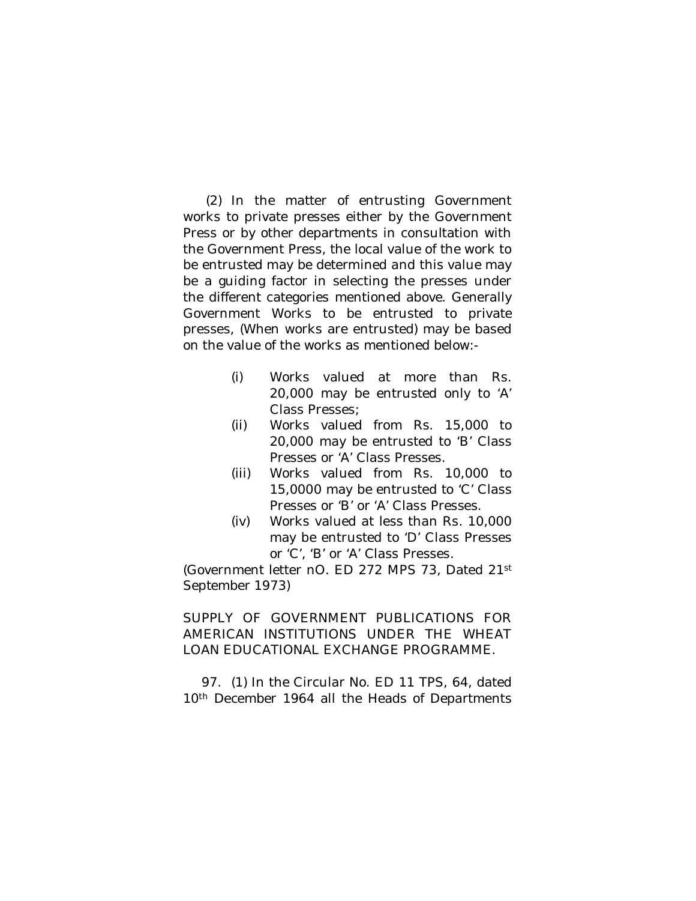(2) In the matter of entrusting Government works to private presses either by the Government Press or by other departments in consultation with the Government Press, the local value of the work to be entrusted may be determined and this value may be a guiding factor in selecting the presses under the different categories mentioned above. Generally Government Works to be entrusted to private presses, (When works are entrusted) may be based on the value of the works as mentioned below:-

- (i) Works valued at more than Rs. 20,000 may be entrusted only to 'A' Class Presses;
- (ii) Works valued from Rs. 15,000 to 20,000 may be entrusted to 'B' Class Presses or 'A' Class Presses.
- (iii) Works valued from Rs. 10,000 to 15,0000 may be entrusted to 'C' Class Presses or 'B' or 'A' Class Presses.
- (iv) Works valued at less than Rs. 10,000 may be entrusted to 'D' Class Presses or 'C', 'B' or 'A' Class Presses.

(Government letter nO. ED 272 MPS 73, Dated 21st September 1973)

SUPPLY OF GOVERNMENT PUBLICATIONS FOR AMERICAN INSTITUTIONS UNDER THE WHEAT LOAN EDUCATIONAL EXCHANGE PROGRAMME.

97. (1) In the Circular No. ED 11 TPS, 64, dated 10th December 1964 all the Heads of Departments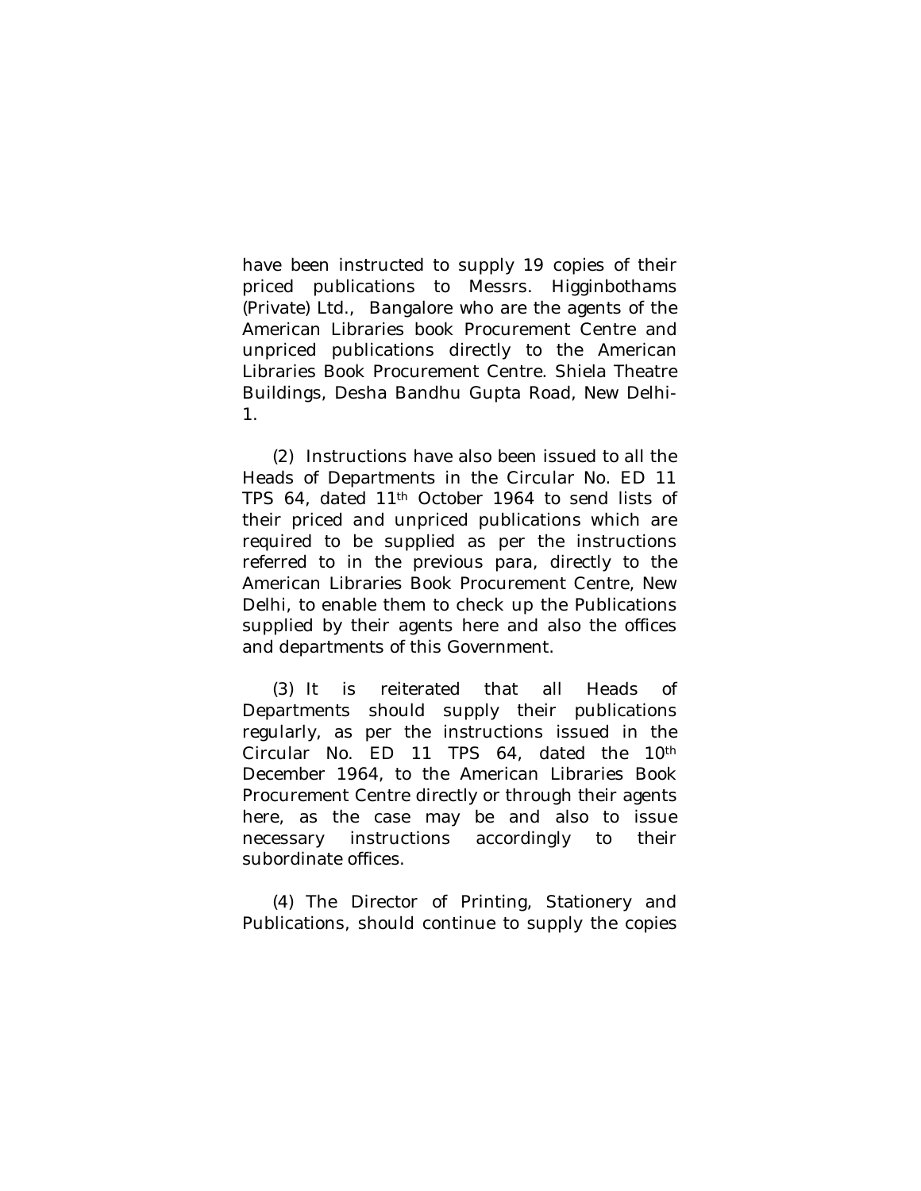have been instructed to supply 19 copies of their priced publications to Messrs. Higginbothams (Private) Ltd., Bangalore who are the agents of the American Libraries book Procurement Centre and unpriced publications directly to the American Libraries Book Procurement Centre. Shiela Theatre Buildings, Desha Bandhu Gupta Road, New Delhi-1.

(2) Instructions have also been issued to all the Heads of Departments in the Circular No. ED 11 TPS 64, dated 11th October 1964 to send lists of their priced and unpriced publications which are required to be supplied as per the instructions referred to in the previous para, directly to the American Libraries Book Procurement Centre, New Delhi, to enable them to check up the Publications supplied by their agents here and also the offices and departments of this Government.

(3) It is reiterated that all Heads of Departments should supply their publications regularly, as per the instructions issued in the Circular No. ED 11 TPS 64, dated the 10th December 1964, to the American Libraries Book Procurement Centre directly or through their agents here, as the case may be and also to issue necessary instructions accordingly to their subordinate offices.

(4) The Director of Printing, Stationery and Publications, should continue to supply the copies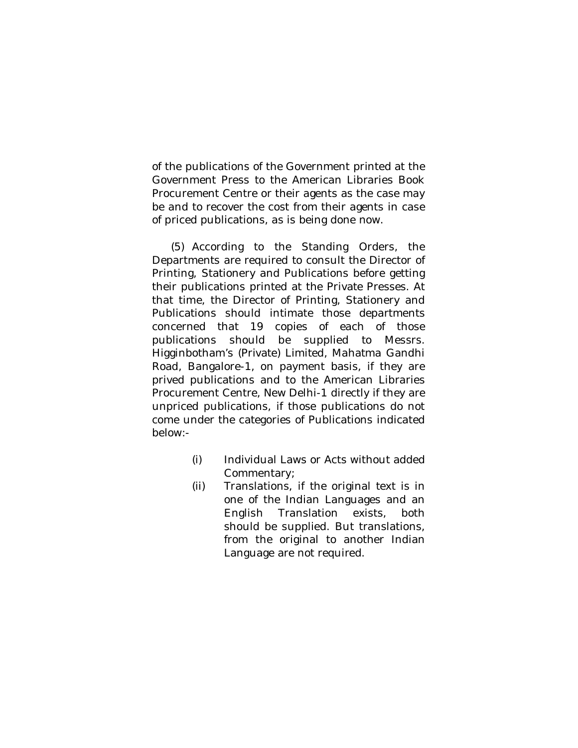of the publications of the Government printed at the Government Press to the American Libraries Book Procurement Centre or their agents as the case may be and to recover the cost from their agents in case of priced publications, as is being done now.

(5) According to the Standing Orders, the Departments are required to consult the Director of Printing, Stationery and Publications before getting their publications printed at the Private Presses. At that time, the Director of Printing, Stationery and Publications should intimate those departments concerned that 19 copies of each of those publications should be supplied to Messrs. Higginbotham's (Private) Limited, Mahatma Gandhi Road, Bangalore-1, on payment basis, if they are prived publications and to the American Libraries Procurement Centre, New Delhi-1 directly if they are unpriced publications, if those publications do not come under the categories of Publications indicated below:-

(i) Individual Laws or Acts without added Commentary;

(ii) Translations, if the original text is in one of the Indian Languages and an English Translation exists, both should be supplied. But translations, from the original to another Indian Language are not required.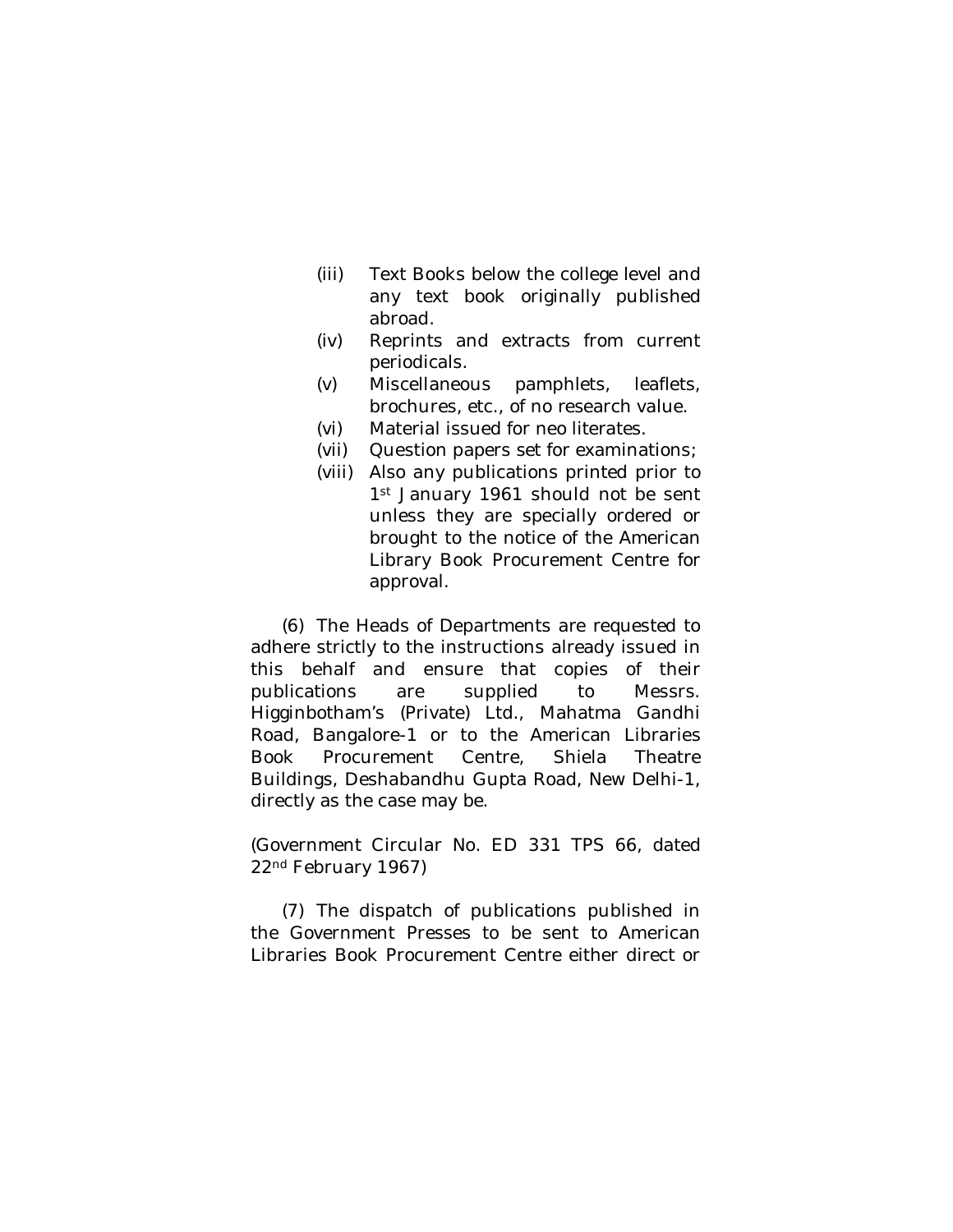(iii) Text Books below the college level and any text book originally published abroad.

(iv) Reprints and extracts from current periodicals.

(v) Miscellaneous pamphlets, leaflets, brochures, etc., of no research value.

(vi) Material issued for neo literates.

(vii) Question papers set for examinations;

(viii) Also any publications printed prior to 1st January 1961 should not be sent unless they are specially ordered or brought to the notice of the American Library Book Procurement Centre for approval.

(6) The Heads of Departments are requested to adhere strictly to the instructions already issued in this behalf and ensure that copies of their publications are supplied to Messrs. Higginbotham's (Private) Ltd., Mahatma Gandhi Road, Bangalore-1 or to the American Libraries Book Procurement Centre, Shiela Theatre Buildings, Deshabandhu Gupta Road, New Delhi-1, directly as the case may be.

(Government Circular No. ED 331 TPS 66, dated 22nd February 1967)

(7) The dispatch of publications published in the Government Presses to be sent to American Libraries Book Procurement Centre either direct or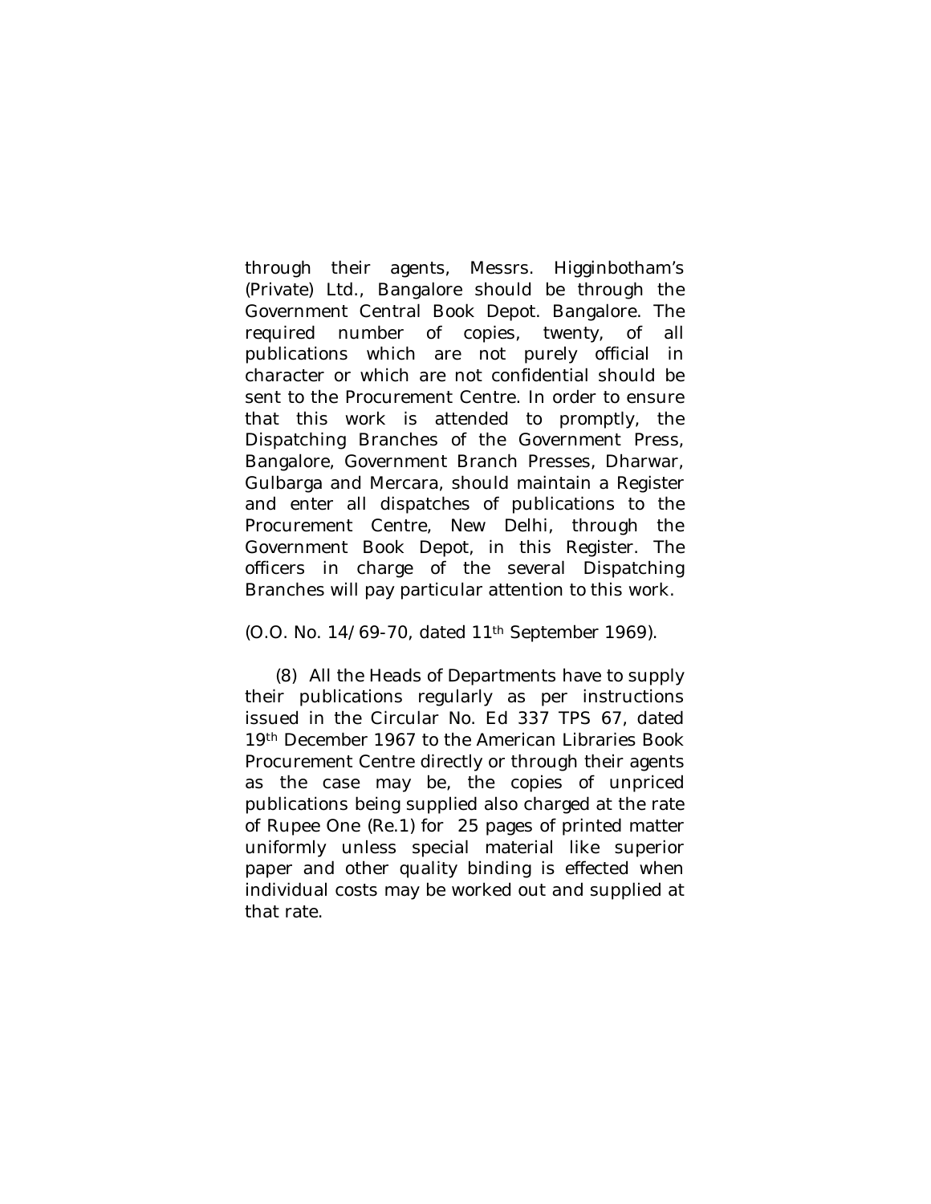through their agents, Messrs. Higginbotham's (Private) Ltd., Bangalore should be through the Government Central Book Depot. Bangalore. The required number of copies, twenty, of all publications which are not purely official in character or which are not confidential should be sent to the Procurement Centre. In order to ensure that this work is attended to promptly, the Dispatching Branches of the Government Press, Bangalore, Government Branch Presses, Dharwar, Gulbarga and Mercara, should maintain a Register and enter all dispatches of publications to the Procurement Centre, New Delhi, through the Government Book Depot, in this Register. The officers in charge of the several Dispatching Branches will pay particular attention to this work.

(O.O. No. 14/69-70, dated 11th September 1969).

(8) All the Heads of Departments have to supply their publications regularly as per instructions issued in the Circular No. Ed 337 TPS 67, dated 19th December 1967 to the American Libraries Book Procurement Centre directly or through their agents as the case may be, the copies of unpriced publications being supplied also charged at the rate of Rupee One (Re.1) for 25 pages of printed matter uniformly unless special material like superior paper and other quality binding is effected when individual costs may be worked out and supplied at that rate.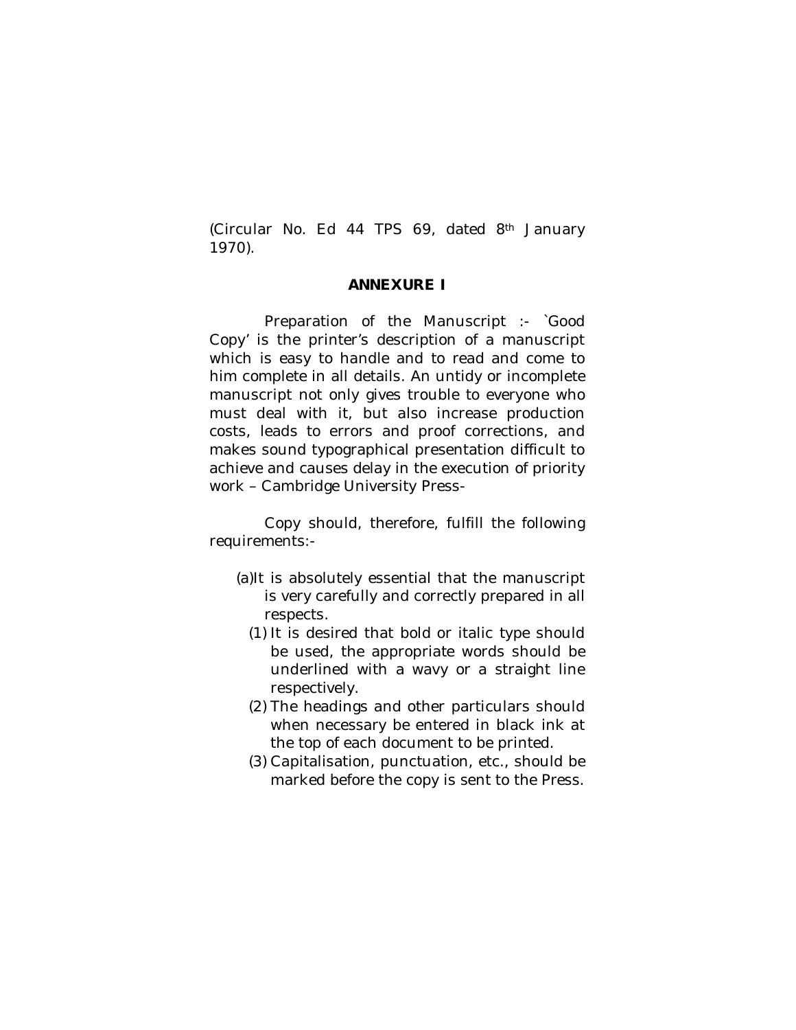(Circular No. Ed 44 TPS 69, dated 8th January 1970).

## ANNEXURE I

Preparation of the Manuscript :- `Good Copy' is the printer's description of a manuscript which is easy to handle and to read and come to him complete in all details. An untidy or incomplete manuscript not only gives trouble to everyone who must deal with it, but also increase production costs, leads to errors and proof corrections, and makes sound typographical presentation difficult to achieve and causes delay in the execution of priority work – Cambridge University Press-

Copy should, therefore, fulfill the following requirements:-

(a) It is absolutely essential that the manuscript is very carefully and correctly prepared in all respects.

   (1) It is desired that bold or italic type should be used, the appropriate words should be underlined with a wavy or a straight line respectively.

   (2) The headings and other particulars should when necessary be entered in black ink at the top of each document to be printed.

   (3) Capitalisation, punctuation, etc., should be marked before the copy is sent to the Press.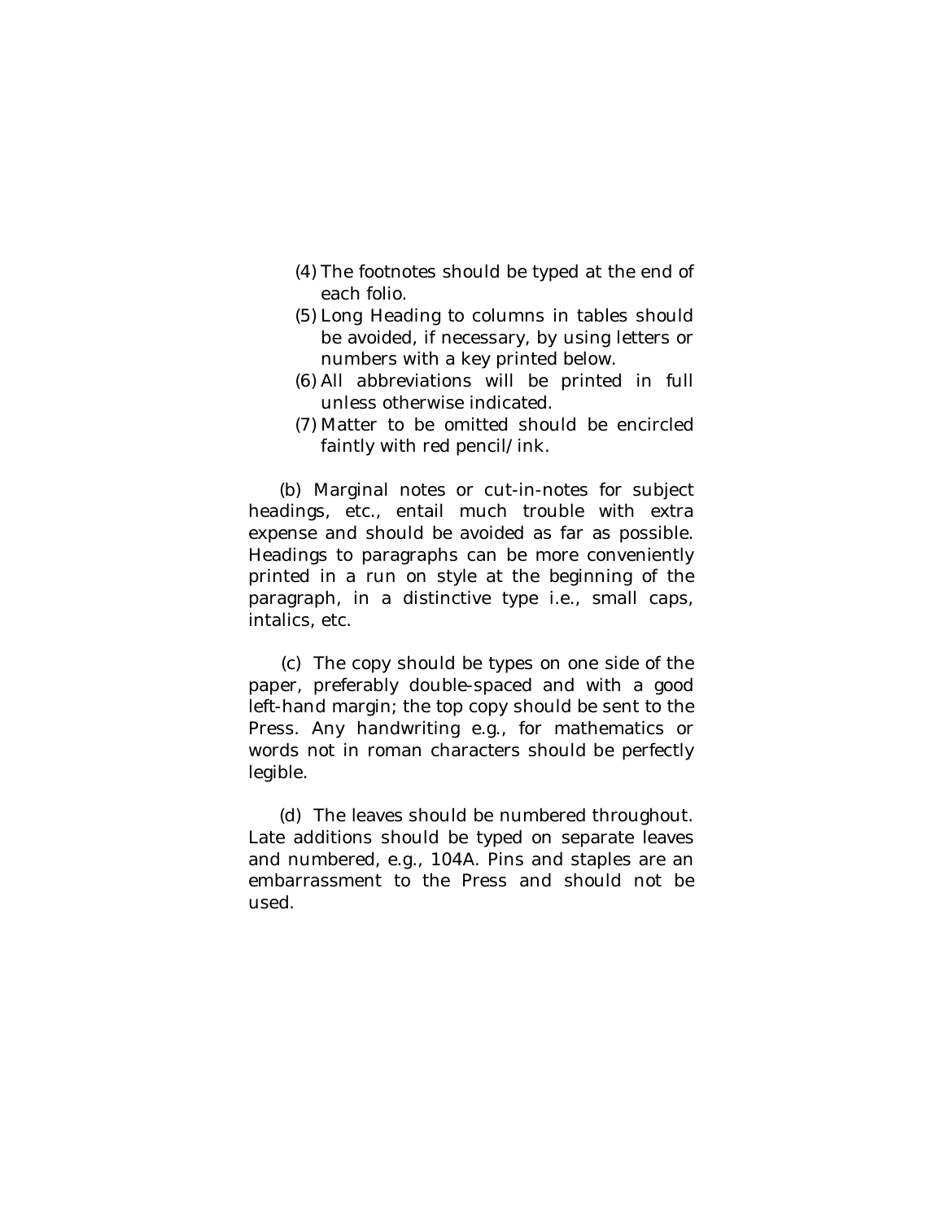(4) The footnotes should be typed at the end of each folio.

(5) Long Heading to columns in tables should be avoided, if necessary, by using letters or numbers with a key printed below.

(6) All abbreviations will be printed in full unless otherwise indicated.

(7) Matter to be omitted should be encircled faintly with red pencil/ink.

(b) Marginal notes or cut-in-notes for subject headings, etc., entail much trouble with extra expense and should be avoided as far as possible. Headings to paragraphs can be more conveniently printed in a run on style at the beginning of the paragraph, in a distinctive type i.e., small caps, intalics, etc.

(c) The copy should be types on one side of the paper, preferably double-spaced and with a good left-hand margin; the top copy should be sent to the Press. Any handwriting e.g., for mathematics or words not in roman characters should be perfectly legible.

(d) The leaves should be numbered throughout. Late additions should be typed on separate leaves and numbered, e.g., 104A. Pins and staples are an embarrassment to the Press and should not be used.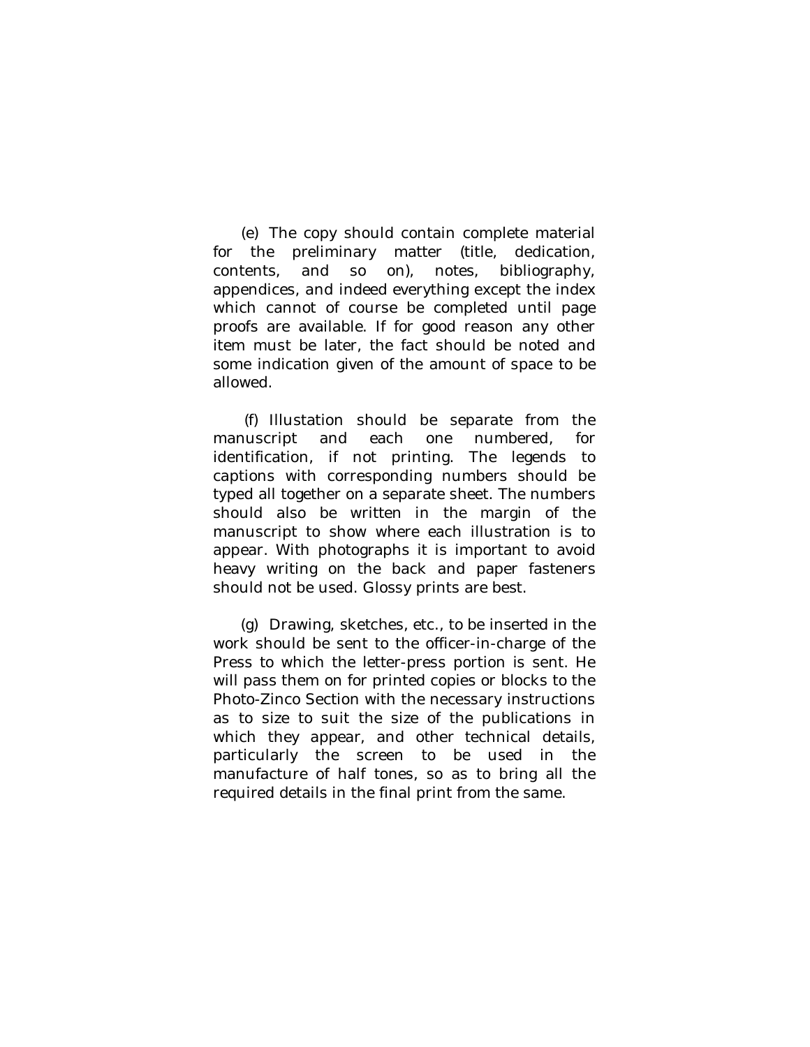(e) The copy should contain complete material for the preliminary matter (title, dedication, contents, and so on), notes, bibliography, appendices, and indeed everything except the index which cannot of course be completed until page proofs are available. If for good reason any other item must be later, the fact should be noted and some indication given of the amount of space to be allowed.

(f) Illustation should be separate from the manuscript and each one numbered, for identification, if not printing. The legends to captions with corresponding numbers should be typed all together on a separate sheet. The numbers should also be written in the margin of the manuscript to show where each illustration is to appear. With photographs it is important to avoid heavy writing on the back and paper fasteners should not be used. Glossy prints are best.

(g) Drawing, sketches, etc., to be inserted in the work should be sent to the officer-in-charge of the Press to which the letter-press portion is sent. He will pass them on for printed copies or blocks to the Photo-Zinco Section with the necessary instructions as to size to suit the size of the publications in which they appear, and other technical details, particularly the screen to be used in the manufacture of half tones, so as to bring all the required details in the final print from the same.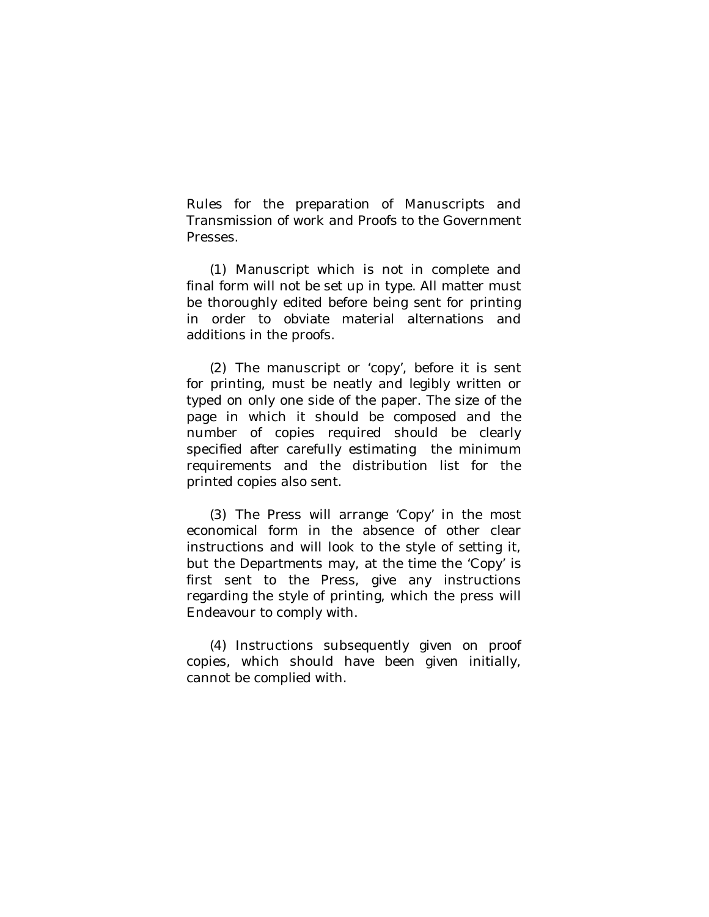Rules for the preparation of Manuscripts and Transmission of work and Proofs to the Government Presses.

(1) Manuscript which is not in complete and final form will not be set up in type. All matter must be thoroughly edited before being sent for printing in order to obviate material alternations and additions in the proofs.

(2) The manuscript or 'copy', before it is sent for printing, must be neatly and legibly written or typed on only one side of the paper. The size of the page in which it should be composed and the number of copies required should be clearly specified after carefully estimating the minimum requirements and the distribution list for the printed copies also sent.

(3) The Press will arrange 'Copy' in the most economical form in the absence of other clear instructions and will look to the style of setting it, but the Departments may, at the time the 'Copy' is first sent to the Press, give any instructions regarding the style of printing, which the press will Endeavour to comply with.

(4) Instructions subsequently given on proof copies, which should have been given initially, cannot be complied with.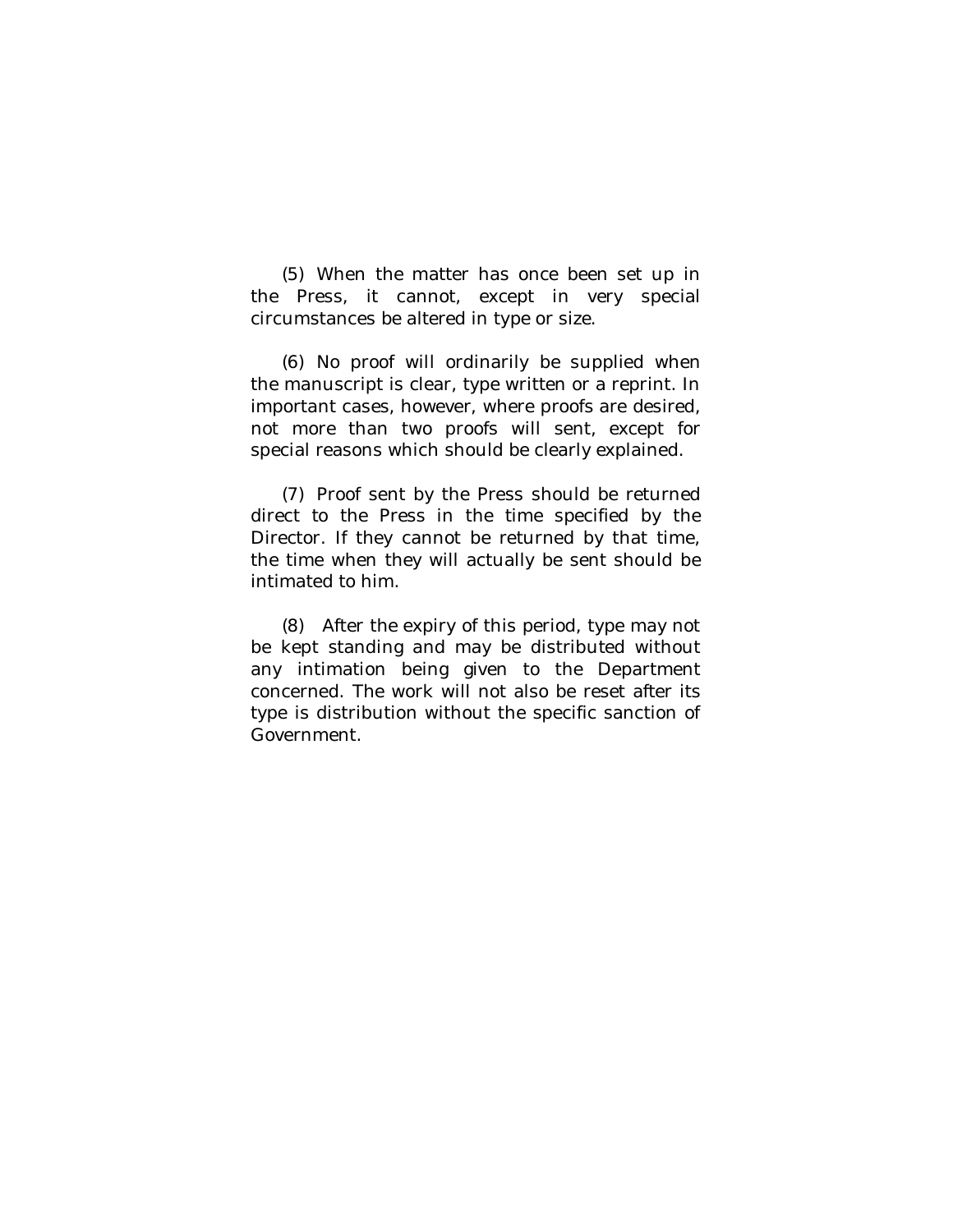(5) When the matter has once been set up in the Press, it cannot, except in very special circumstances be altered in type or size.

(6) No proof will ordinarily be supplied when the manuscript is clear, type written or a reprint. In important cases, however, where proofs are desired, not more than two proofs will sent, except for special reasons which should be clearly explained.

(7) Proof sent by the Press should be returned direct to the Press in the time specified by the Director. If they cannot be returned by that time, the time when they will actually be sent should be intimated to him.

(8) After the expiry of this period, type may not be kept standing and may be distributed without any intimation being given to the Department concerned. The work will not also be reset after its type is distribution without the specific sanction of Government.